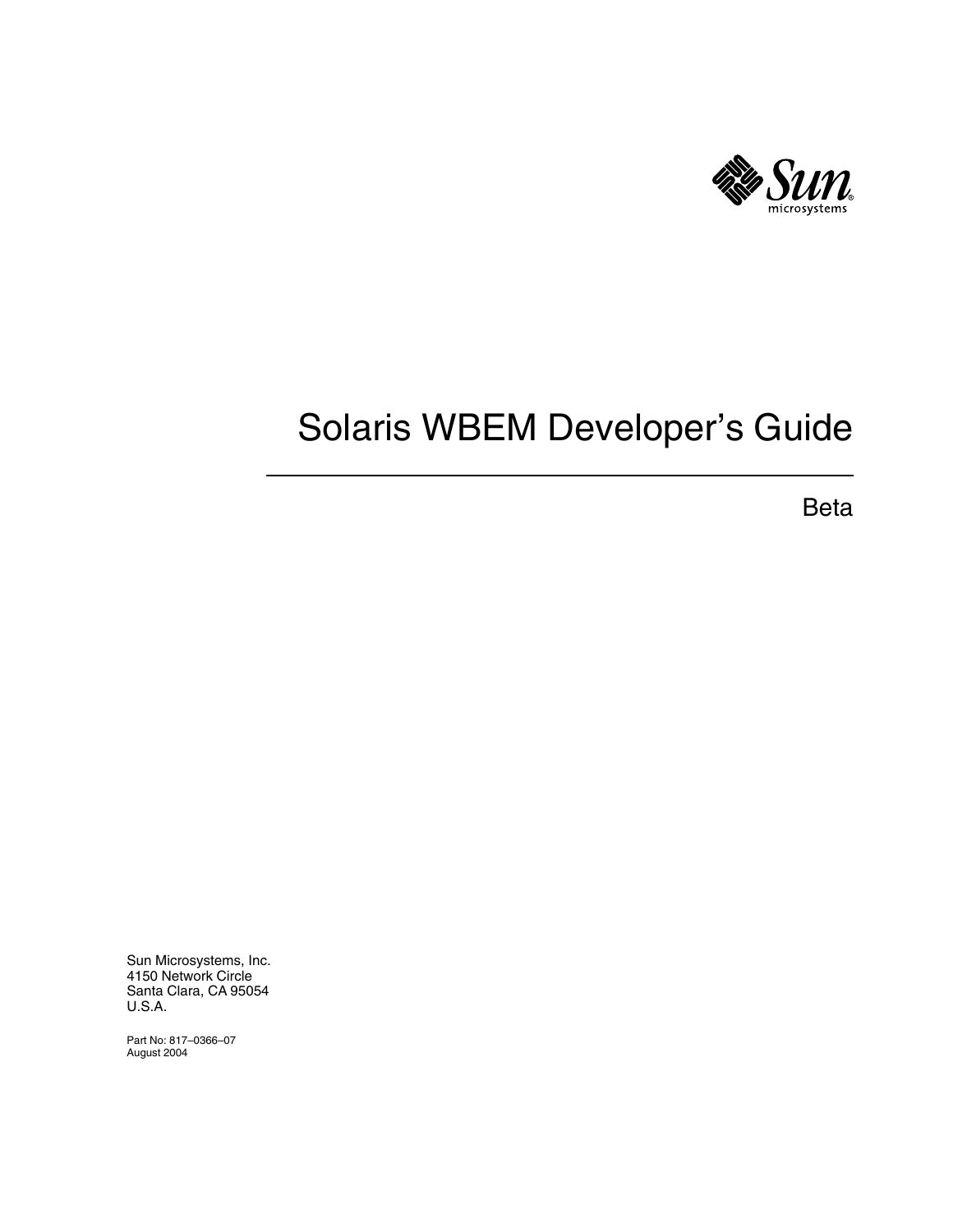# Solaris WBEM Developer's Guide

Beta

Sun Microsystems, Inc.
4150 Network Circle
Santa Clara, CA 95054
U.S.A.

Part No: 817–0366–07
August 2004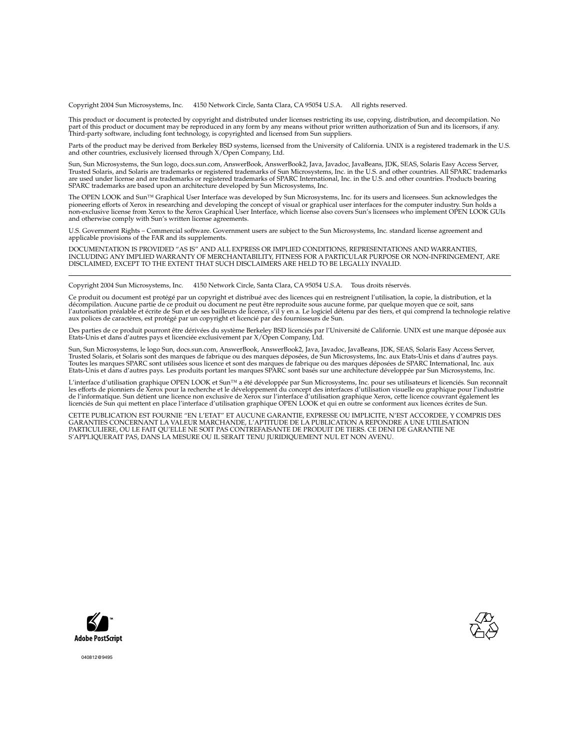Copyright 2004 Sun Microsystems, Inc. 4150 Network Circle, Santa Clara, CA 95054 U.S.A. All rights reserved.

This product or document is protected by copyright and distributed under licenses restricting its use, copying, distribution, and decompilation. No part of this product or document may be reproduced in any form by any means without prior written authorization of Sun and its licensors, if any. Third-party software, including font technology, is copyrighted and licensed from Sun suppliers.

Parts of the product may be derived from Berkeley BSD systems, licensed from the University of California. UNIX is a registered trademark in the U.S. and other countries, exclusively licensed through X/Open Company, Ltd.

Sun, Sun Microsystems, the Sun logo, docs.sun.com, AnswerBook, AnswerBook2, Java, Javadoc, JavaBeans, JDK, SEAS, Solaris Easy Access Server, Trusted Solaris, and Solaris are trademarks or registered trademarks of Sun Microsystems, Inc. in the U.S. and other countries. All SPARC trademarks are used under license and are trademarks or registered trademarks of SPARC International, Inc. in the U.S. and other countries. Products bearing SPARC trademarks are based upon an architecture developed by Sun Microsystems, Inc.

The OPEN LOOK and Sun™ Graphical User Interface was developed by Sun Microsystems, Inc. for its users and licensees. Sun acknowledges the pioneering efforts of Xerox in researching and developing the concept of visual or graphical user interfaces for the computer industry. Sun holds a non-exclusive license from Xerox to the Xerox Graphical User Interface, which license also covers Sun's licensees who implement OPEN LOOK GUIs and otherwise comply with Sun's written license agreements.

U.S. Government Rights – Commercial software. Government users are subject to the Sun Microsystems, Inc. standard license agreement and applicable provisions of the FAR and its supplements.

DOCUMENTATION IS PROVIDED "AS IS" AND ALL EXPRESS OR IMPLIED CONDITIONS, REPRESENTATIONS AND WARRANTIES, INCLUDING ANY IMPLIED WARRANTY OF MERCHANTABILITY, FITNESS FOR A PARTICULAR PURPOSE OR NON-INFRINGEMENT, ARE DISCLAIMED, EXCEPT TO THE EXTENT THAT SUCH DISCLAIMERS ARE HELD TO BE LEGALLY INVALID.

---

Copyright 2004 Sun Microsystems, Inc. 4150 Network Circle, Santa Clara, CA 95054 U.S.A. Tous droits réservés.

Ce produit ou document est protégé par un copyright et distribué avec des licences qui en restreignent l'utilisation, la copie, la distribution, et la décompilation. Aucune partie de ce produit ou document ne peut être reproduite sous aucune forme, par quelque moyen que ce soit, sans l'autorisation préalable et écrite de Sun et de ses bailleurs de licence, s'il y en a. Le logiciel détenu par des tiers, et qui comprend la technologie relative aux polices de caractères, est protégé par un copyright et licencié par des fournisseurs de Sun.

Des parties de ce produit pourront être dérivées du système Berkeley BSD licenciés par l'Université de Californie. UNIX est une marque déposée aux Etats-Unis et dans d'autres pays et licenciée exclusivement par X/Open Company, Ltd.

Sun, Sun Microsystems, le logo Sun, docs.sun.com, AnswerBook, AnswerBook2, Java, Javadoc, JavaBeans, JDK, SEAS, Solaris Easy Access Server, Trusted Solaris, et Solaris sont des marques de fabrique ou des marques déposées, de Sun Microsystems, Inc. aux Etats-Unis et dans d'autres pays. Toutes les marques SPARC sont utilisées sous licence et sont des marques de fabrique ou des marques déposées de SPARC International, Inc. aux Etats-Unis et dans d'autres pays. Les produits portant les marques SPARC sont basés sur une architecture développée par Sun Microsystems, Inc.

L'interface d'utilisation graphique OPEN LOOK et Sun™ a été développée par Sun Microsystems, Inc. pour ses utilisateurs et licenciés. Sun reconnaît les efforts de pionniers de Xerox pour la recherche et le développement du concept des interfaces d'utilisation visuelle ou graphique pour l'industrie de l'informatique. Sun détient une licence non exclusive de Xerox sur l'interface d'utilisation graphique Xerox, cette licence couvrant également les licenciés de Sun qui mettent en place l'interface d'utilisation graphique OPEN LOOK et qui en outre se conforment aux licences écrites de Sun.

CETTE PUBLICATION EST FOURNIE "EN L'ETAT" ET AUCUNE GARANTIE, EXPRESSE OU IMPLICITE, N'EST ACCORDEE, Y COMPRIS DES GARANTIES CONCERNANT LA VALEUR MARCHANDE, L'APTITUDE DE LA PUBLICATION A REPONDRE A UNE UTILISATION PARTICULIERE, OU LE FAIT QU'ELLE NE SOIT PAS CONTREFAISANTE DE PRODUIT DE TIERS. CE DENI DE GARANTIE NE S'APPLIQUERAIT PAS, DANS LA MESURE OU IL SERAIT TENU JURIDIQUEMENT NUL ET NON AVENU.

Adobe PostScript

040812@9495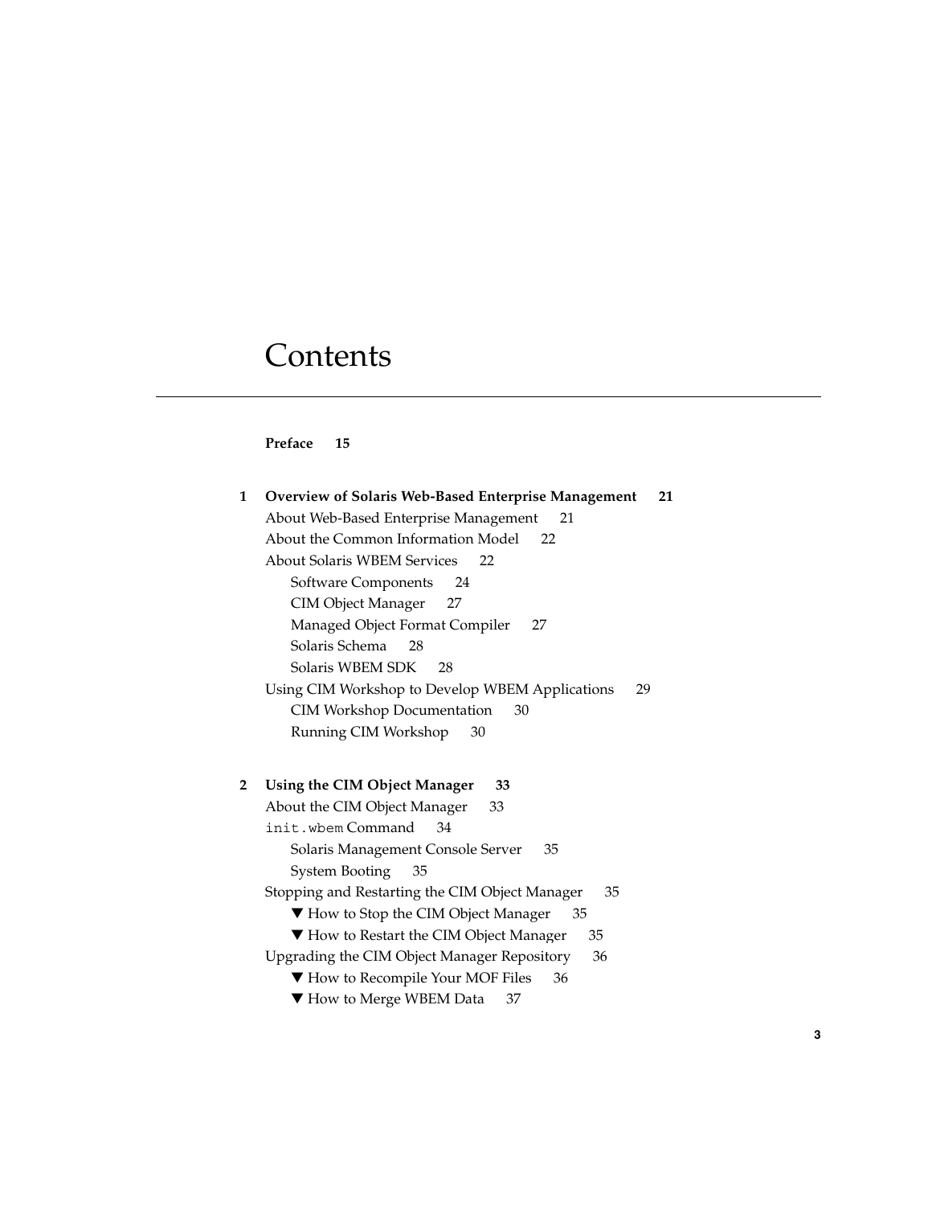# Contents

**Preface 15**

**1 Overview of Solaris Web-Based Enterprise Management 21**

About Web-Based Enterprise Management 21

About the Common Information Model 22

About Solaris WBEM Services 22

- Software Components 24
- CIM Object Manager 27
- Managed Object Format Compiler 27
- Solaris Schema 28
- Solaris WBEM SDK 28

Using CIM Workshop to Develop WBEM Applications 29

- CIM Workshop Documentation 30
- Running CIM Workshop 30

**2 Using the CIM Object Manager 33**

About the CIM Object Manager 33

`init.wbem` Command 34

- Solaris Management Console Server 35
- System Booting 35

Stopping and Restarting the CIM Object Manager 35

- ▼ How to Stop the CIM Object Manager 35
- ▼ How to Restart the CIM Object Manager 35

Upgrading the CIM Object Manager Repository 36

- ▼ How to Recompile Your MOF Files 36
- ▼ How to Merge WBEM Data 37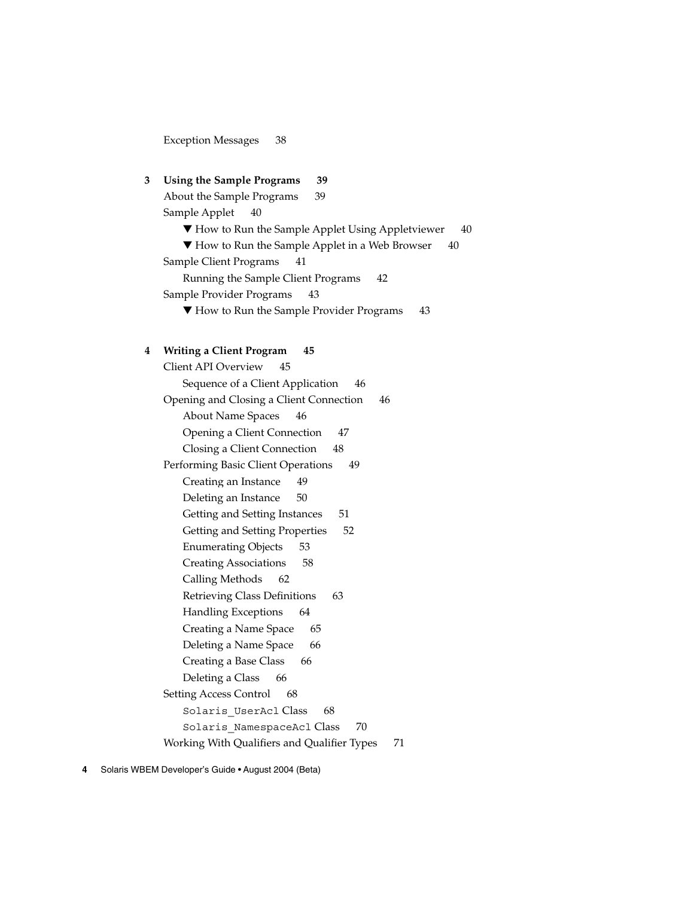Exception Messages 38

**3 Using the Sample Programs 39**

About the Sample Programs 39

Sample Applet 40

- ▼ How to Run the Sample Applet Using Appletviewer 40
- ▼ How to Run the Sample Applet in a Web Browser 40

Sample Client Programs 41

- Running the Sample Client Programs 42

Sample Provider Programs 43

- ▼ How to Run the Sample Provider Programs 43

**4 Writing a Client Program 45**

Client API Overview 45

- Sequence of a Client Application 46

Opening and Closing a Client Connection 46

- About Name Spaces 46
- Opening a Client Connection 47
- Closing a Client Connection 48

Performing Basic Client Operations 49

- Creating an Instance 49
- Deleting an Instance 50
- Getting and Setting Instances 51
- Getting and Setting Properties 52
- Enumerating Objects 53
- Creating Associations 58
- Calling Methods 62
- Retrieving Class Definitions 63
- Handling Exceptions 64
- Creating a Name Space 65
- Deleting a Name Space 66
- Creating a Base Class 66
- Deleting a Class 66

Setting Access Control 68

- `Solaris_UserAcl` Class 68
- `Solaris_NamespaceAcl` Class 70

Working With Qualifiers and Qualifier Types 71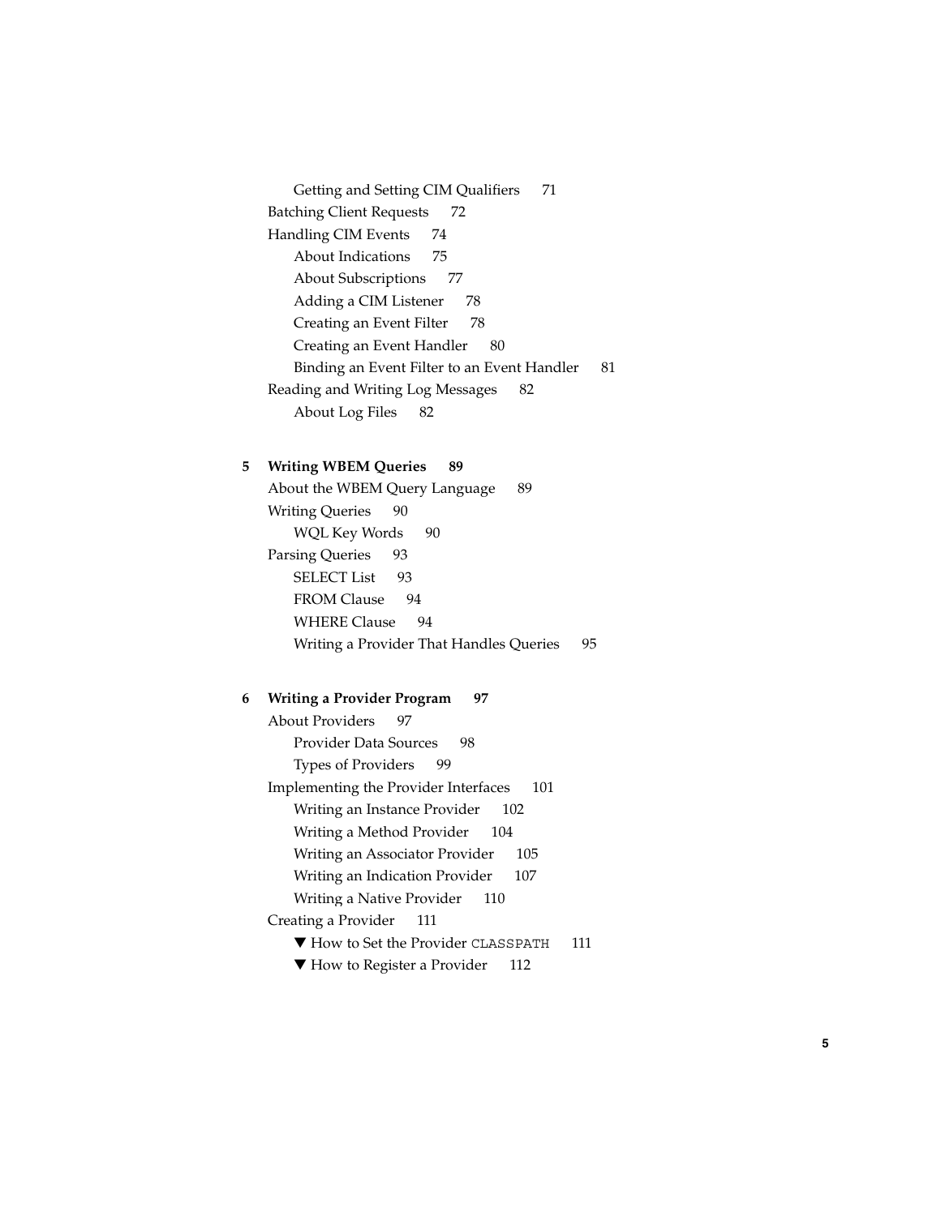Getting and Setting CIM Qualifiers 71

Batching Client Requests 72

Handling CIM Events 74

About Indications 75

About Subscriptions 77

Adding a CIM Listener 78

Creating an Event Filter 78

Creating an Event Handler 80

Binding an Event Filter to an Event Handler 81

Reading and Writing Log Messages 82

About Log Files 82

**5 Writing WBEM Queries 89**

About the WBEM Query Language 89

Writing Queries 90

WQL Key Words 90

Parsing Queries 93

SELECT List 93

FROM Clause 94

WHERE Clause 94

Writing a Provider That Handles Queries 95

**6 Writing a Provider Program 97**

About Providers 97

Provider Data Sources 98

Types of Providers 99

Implementing the Provider Interfaces 101

Writing an Instance Provider 102

Writing a Method Provider 104

Writing an Associator Provider 105

Writing an Indication Provider 107

Writing a Native Provider 110

Creating a Provider 111

▼ How to Set the Provider `CLASSPATH` 111

▼ How to Register a Provider 112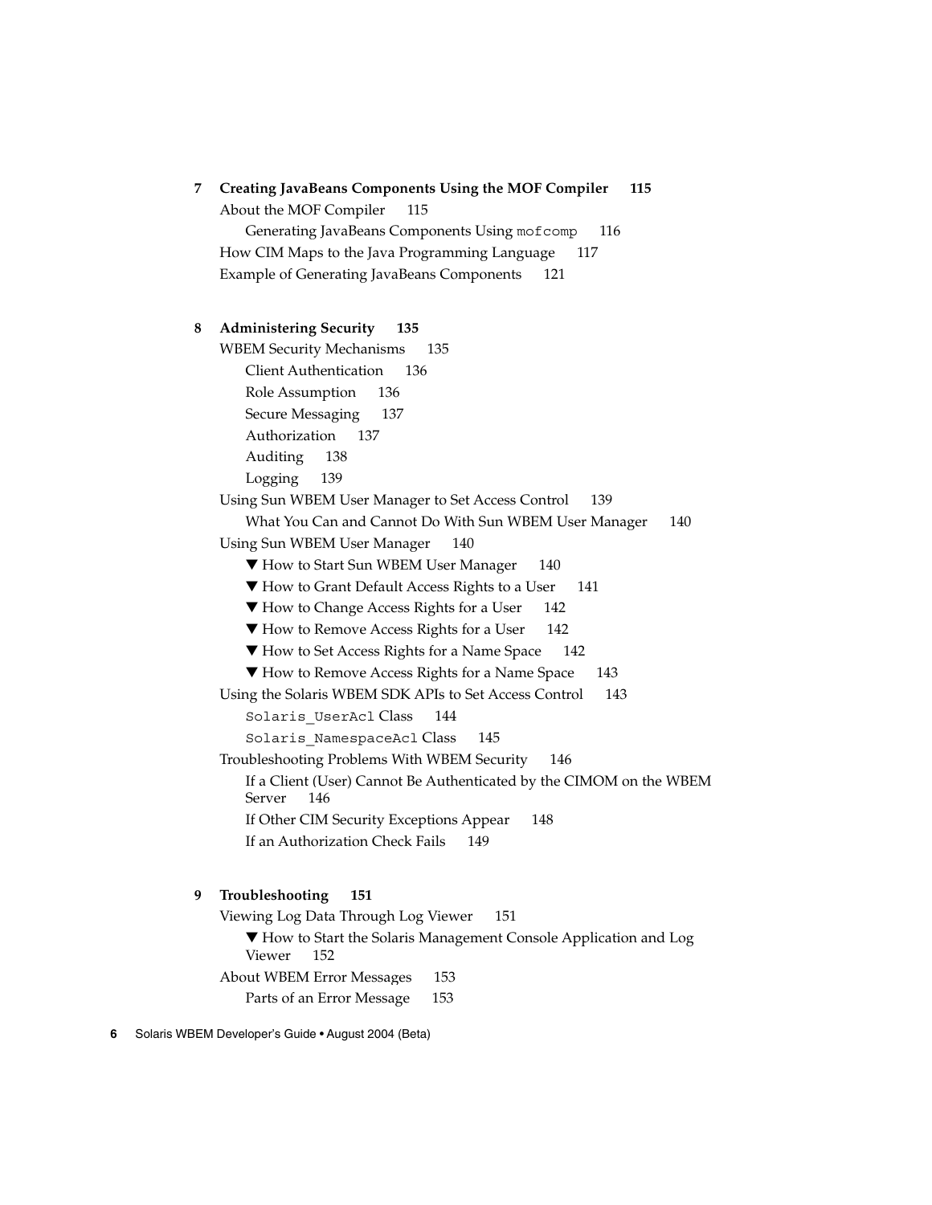**7 Creating JavaBeans Components Using the MOF Compiler 115**

About the MOF Compiler 115

- Generating JavaBeans Components Using `mofcomp` 116

How CIM Maps to the Java Programming Language 117

Example of Generating JavaBeans Components 121

**8 Administering Security 135**

WBEM Security Mechanisms 135

- Client Authentication 136
- Role Assumption 136
- Secure Messaging 137
- Authorization 137
- Auditing 138
- Logging 139

Using Sun WBEM User Manager to Set Access Control 139

- What You Can and Cannot Do With Sun WBEM User Manager 140

Using Sun WBEM User Manager 140

- ▼ How to Start Sun WBEM User Manager 140
- ▼ How to Grant Default Access Rights to a User 141
- ▼ How to Change Access Rights for a User 142
- ▼ How to Remove Access Rights for a User 142
- ▼ How to Set Access Rights for a Name Space 142
- ▼ How to Remove Access Rights for a Name Space 143

Using the Solaris WBEM SDK APIs to Set Access Control 143

- `Solaris_UserAcl` Class 144
- `Solaris_NamespaceAcl` Class 145

Troubleshooting Problems With WBEM Security 146

- If a Client (User) Cannot Be Authenticated by the CIMOM on the WBEM Server 146
- If Other CIM Security Exceptions Appear 148
- If an Authorization Check Fails 149

**9 Troubleshooting 151**

Viewing Log Data Through Log Viewer 151

- ▼ How to Start the Solaris Management Console Application and Log Viewer 152

About WBEM Error Messages 153

- Parts of an Error Message 153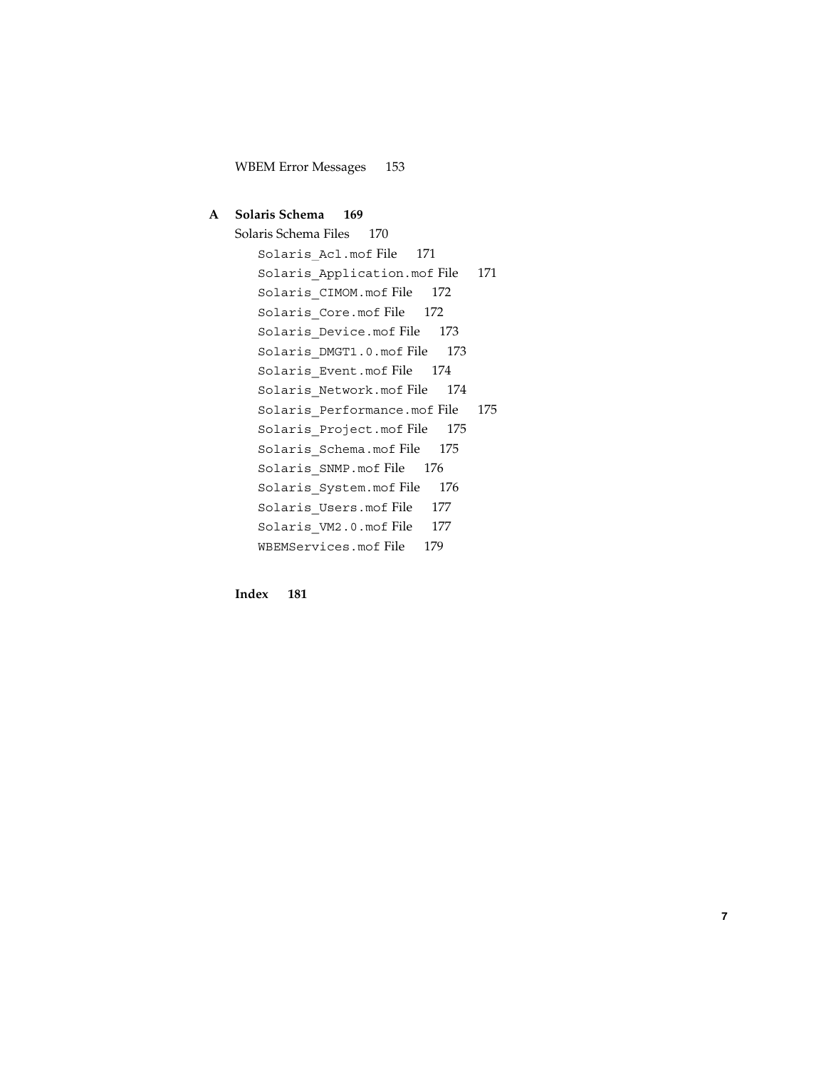WBEM Error Messages 153

**A Solaris Schema 169**

Solaris Schema Files 170

- `Solaris_Acl.mof` File 171
- `Solaris_Application.mof` File 171
- `Solaris_CIMOM.mof` File 172
- `Solaris_Core.mof` File 172
- `Solaris_Device.mof` File 173
- `Solaris_DMGT1.0.mof` File 173
- `Solaris_Event.mof` File 174
- `Solaris_Network.mof` File 174
- `Solaris_Performance.mof` File 175
- `Solaris_Project.mof` File 175
- `Solaris_Schema.mof` File 175
- `Solaris_SNMP.mof` File 176
- `Solaris_System.mof` File 176
- `Solaris_Users.mof` File 177
- `Solaris_VM2.0.mof` File 177
- `WBEMServices.mof` File 179

**Index 181**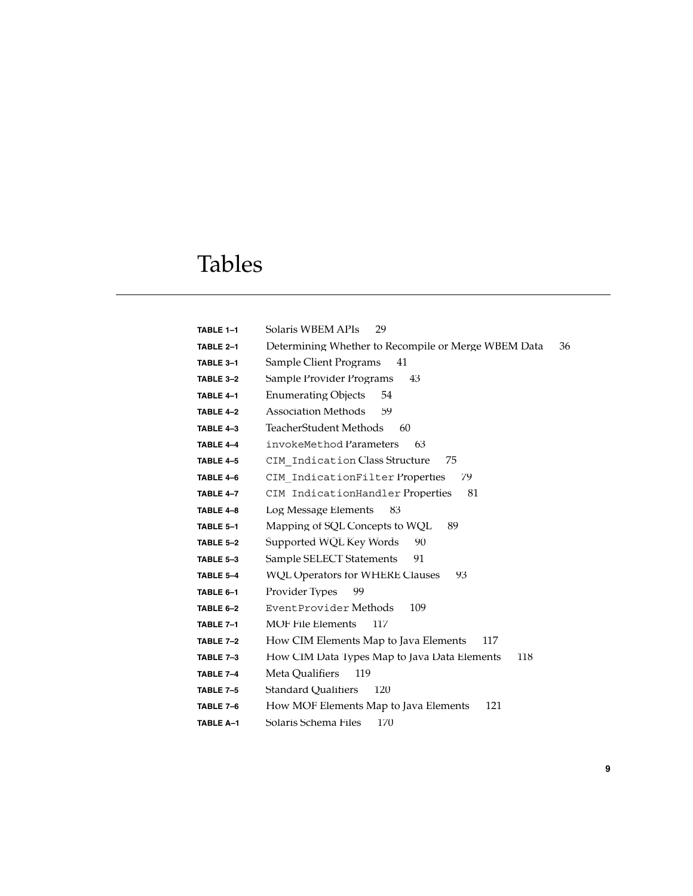# Tables

| | | |
|---|---|---|
| **TABLE 1–1** | Solaris WBEM APIs | 29 |
| **TABLE 2–1** | Determining Whether to Recompile or Merge WBEM Data | 36 |
| **TABLE 3–1** | Sample Client Programs | 41 |
| **TABLE 3–2** | Sample Provider Programs | 43 |
| **TABLE 4–1** | Enumerating Objects | 54 |
| **TABLE 4–2** | Association Methods | 59 |
| **TABLE 4–3** | TeacherStudent Methods | 60 |
| **TABLE 4–4** | `invokeMethod` Parameters | 63 |
| **TABLE 4–5** | `CIM_Indication` Class Structure | 75 |
| **TABLE 4–6** | `CIM_IndicationFilter` Properties | 79 |
| **TABLE 4–7** | `CIM_IndicationHandler` Properties | 81 |
| **TABLE 4–8** | Log Message Elements | 83 |
| **TABLE 5–1** | Mapping of SQL Concepts to WQL | 89 |
| **TABLE 5–2** | Supported WQL Key Words | 90 |
| **TABLE 5–3** | Sample SELECT Statements | 91 |
| **TABLE 5–4** | WQL Operators for WHERE Clauses | 93 |
| **TABLE 6–1** | Provider Types | 99 |
| **TABLE 6–2** | `EventProvider` Methods | 109 |
| **TABLE 7–1** | MOF File Elements | 117 |
| **TABLE 7–2** | How CIM Elements Map to Java Elements | 117 |
| **TABLE 7–3** | How CIM Data Types Map to Java Data Elements | 118 |
| **TABLE 7–4** | Meta Qualifiers | 119 |
| **TABLE 7–5** | Standard Qualifiers | 120 |
| **TABLE 7–6** | How MOF Elements Map to Java Elements | 121 |
| **TABLE A–1** | Solaris Schema Files | 170 |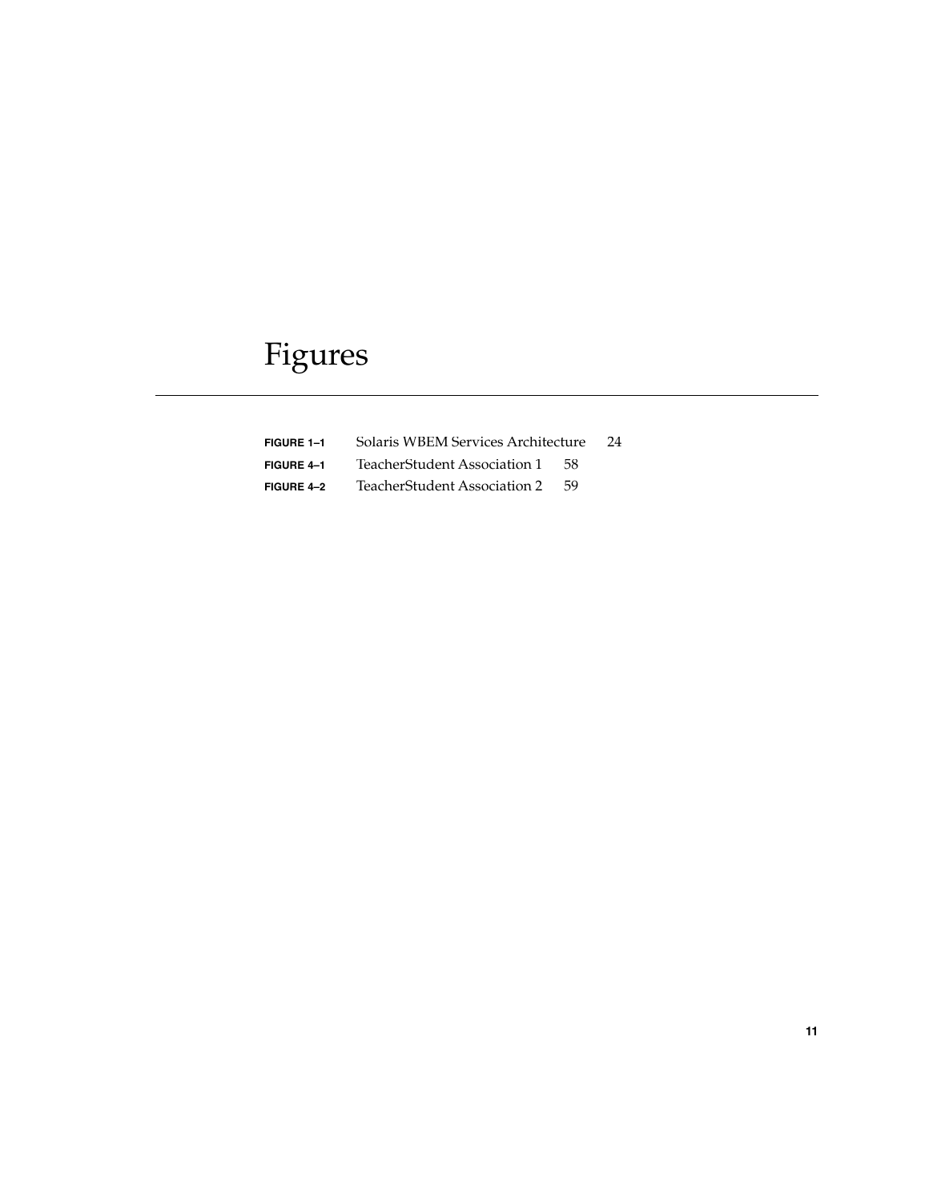# Figures

**FIGURE 1–1** Solaris WBEM Services Architecture 24

**FIGURE 4–1** TeacherStudent Association 1 58

**FIGURE 4–2** TeacherStudent Association 2 59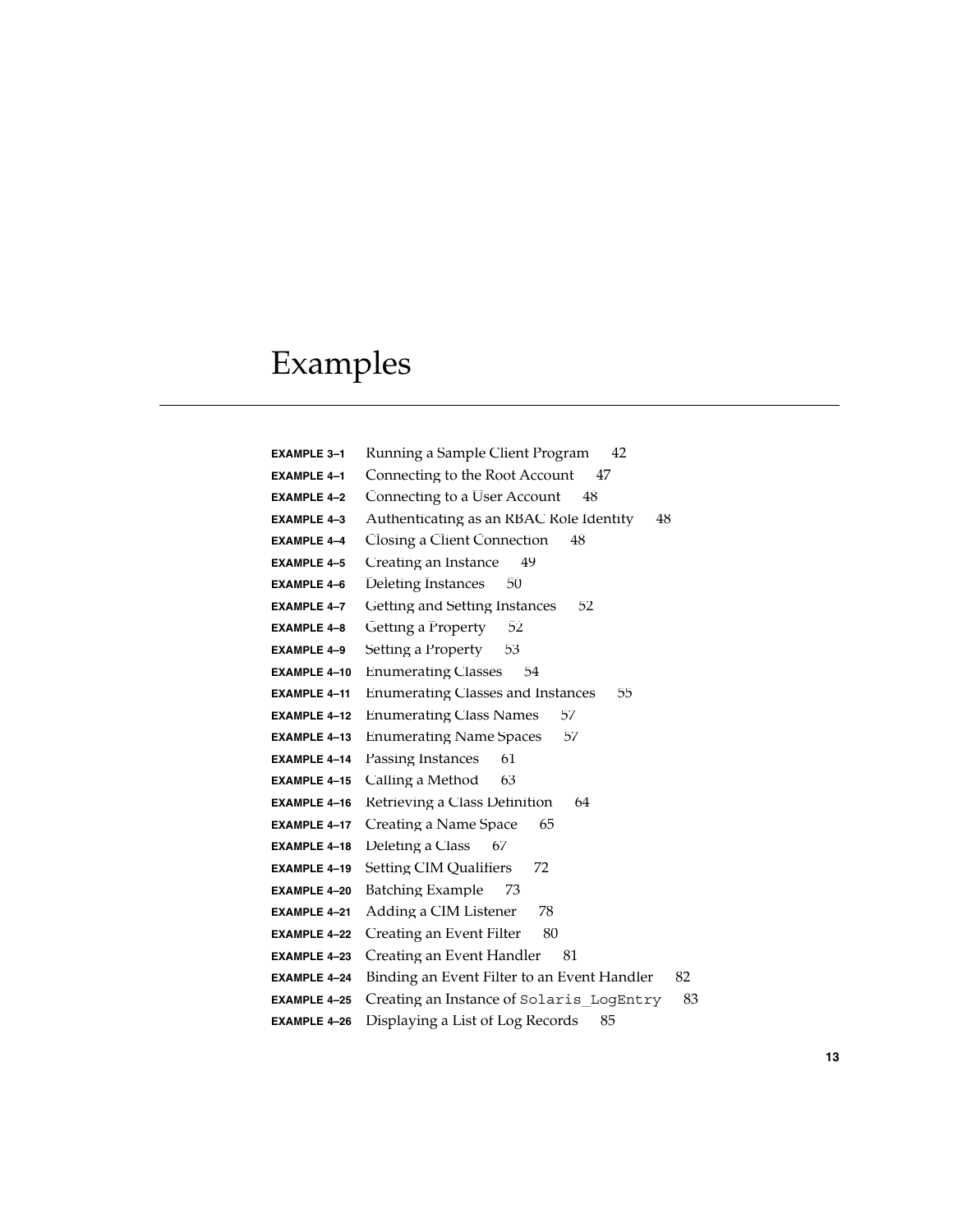# Examples

| | | |
|---|---|---|
| **EXAMPLE 3–1** | Running a Sample Client Program | 42 |
| **EXAMPLE 4–1** | Connecting to the Root Account | 47 |
| **EXAMPLE 4–2** | Connecting to a User Account | 48 |
| **EXAMPLE 4–3** | Authenticating as an RBAC Role Identity | 48 |
| **EXAMPLE 4–4** | Closing a Client Connection | 48 |
| **EXAMPLE 4–5** | Creating an Instance | 49 |
| **EXAMPLE 4–6** | Deleting Instances | 50 |
| **EXAMPLE 4–7** | Getting and Setting Instances | 52 |
| **EXAMPLE 4–8** | Getting a Property | 52 |
| **EXAMPLE 4–9** | Setting a Property | 53 |
| **EXAMPLE 4–10** | Enumerating Classes | 54 |
| **EXAMPLE 4–11** | Enumerating Classes and Instances | 55 |
| **EXAMPLE 4–12** | Enumerating Class Names | 57 |
| **EXAMPLE 4–13** | Enumerating Name Spaces | 57 |
| **EXAMPLE 4–14** | Passing Instances | 61 |
| **EXAMPLE 4–15** | Calling a Method | 63 |
| **EXAMPLE 4–16** | Retrieving a Class Definition | 64 |
| **EXAMPLE 4–17** | Creating a Name Space | 65 |
| **EXAMPLE 4–18** | Deleting a Class | 67 |
| **EXAMPLE 4–19** | Setting CIM Qualifiers | 72 |
| **EXAMPLE 4–20** | Batching Example | 73 |
| **EXAMPLE 4–21** | Adding a CIM Listener | 78 |
| **EXAMPLE 4–22** | Creating an Event Filter | 80 |
| **EXAMPLE 4–23** | Creating an Event Handler | 81 |
| **EXAMPLE 4–24** | Binding an Event Filter to an Event Handler | 82 |
| **EXAMPLE 4–25** | Creating an Instance of `Solaris_LogEntry` | 83 |
| **EXAMPLE 4–26** | Displaying a List of Log Records | 85 |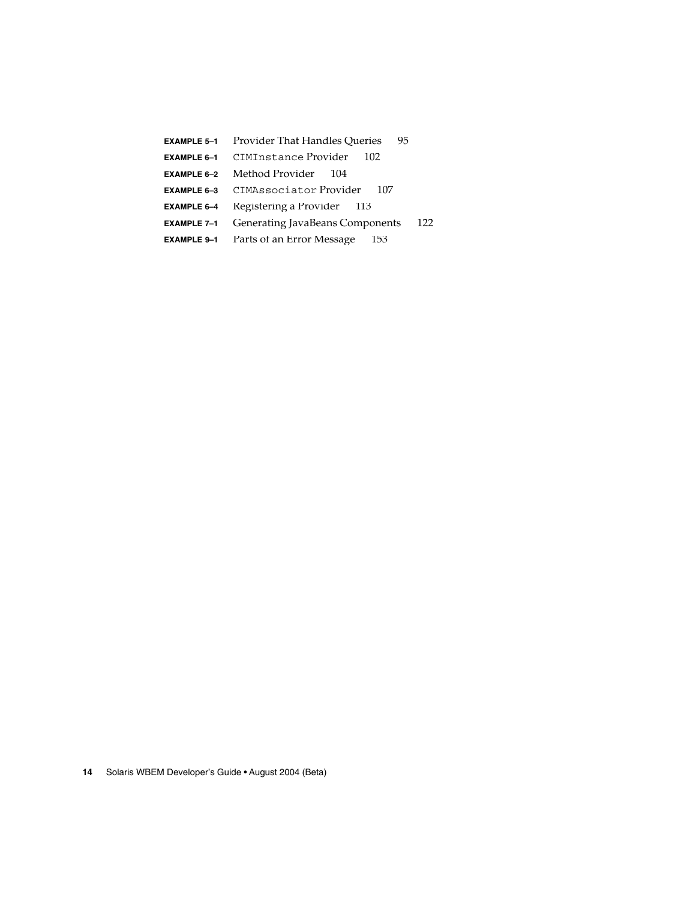**EXAMPLE 5–1** Provider That Handles Queries 95

**EXAMPLE 6–1** `CIMInstance` Provider 102

**EXAMPLE 6–2** Method Provider 104

**EXAMPLE 6–3** `CIMAssociator` Provider 107

**EXAMPLE 6–4** Registering a Provider 113

**EXAMPLE 7–1** Generating JavaBeans Components 122

**EXAMPLE 9–1** Parts of an Error Message 153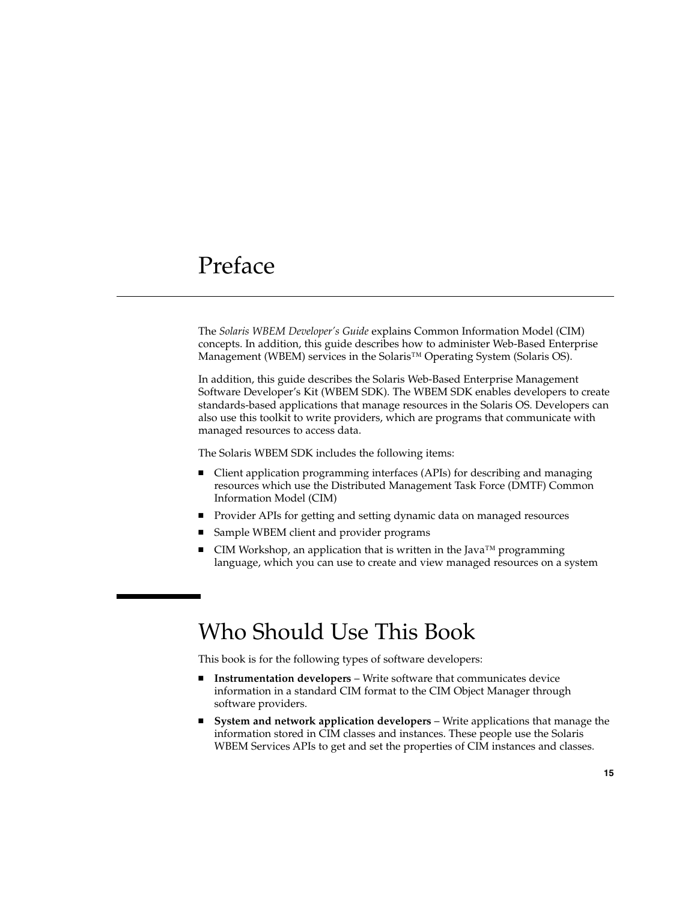# Preface

The *Solaris WBEM Developer's Guide* explains Common Information Model (CIM) concepts. In addition, this guide describes how to administer Web-Based Enterprise Management (WBEM) services in the Solaris™ Operating System (Solaris OS).

In addition, this guide describes the Solaris Web-Based Enterprise Management Software Developer's Kit (WBEM SDK). The WBEM SDK enables developers to create standards-based applications that manage resources in the Solaris OS. Developers can also use this toolkit to write providers, which are programs that communicate with managed resources to access data.

The Solaris WBEM SDK includes the following items:

- Client application programming interfaces (APIs) for describing and managing resources which use the Distributed Management Task Force (DMTF) Common Information Model (CIM)
- Provider APIs for getting and setting dynamic data on managed resources
- Sample WBEM client and provider programs
- CIM Workshop, an application that is written in the Java™ programming language, which you can use to create and view managed resources on a system

## Who Should Use This Book

This book is for the following types of software developers:

- **Instrumentation developers** – Write software that communicates device information in a standard CIM format to the CIM Object Manager through software providers.
- **System and network application developers** – Write applications that manage the information stored in CIM classes and instances. These people use the Solaris WBEM Services APIs to get and set the properties of CIM instances and classes.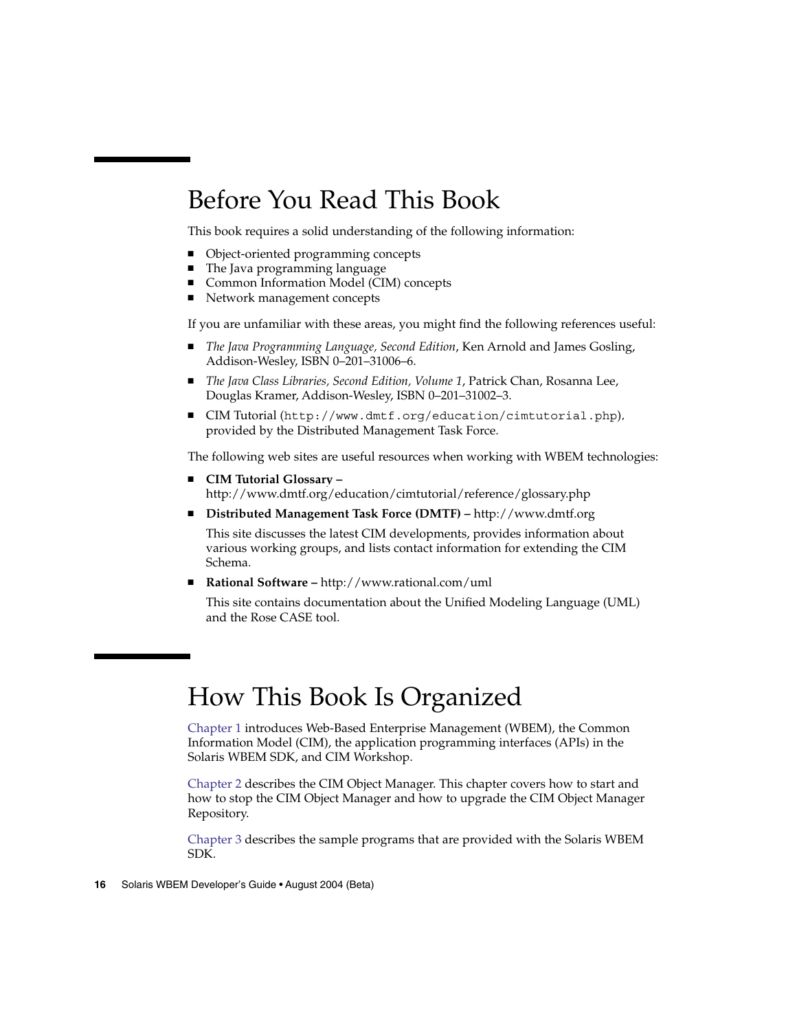## Before You Read This Book

This book requires a solid understanding of the following information:

- Object-oriented programming concepts
- The Java programming language
- Common Information Model (CIM) concepts
- Network management concepts

If you are unfamiliar with these areas, you might find the following references useful:

- *The Java Programming Language, Second Edition*, Ken Arnold and James Gosling, Addison-Wesley, ISBN 0–201–31006–6.
- *The Java Class Libraries, Second Edition, Volume 1*, Patrick Chan, Rosanna Lee, Douglas Kramer, Addison-Wesley, ISBN 0–201–31002–3.
- CIM Tutorial (`http://www.dmtf.org/education/cimtutorial.php`), provided by the Distributed Management Task Force.

The following web sites are useful resources when working with WBEM technologies:

- **CIM Tutorial Glossary –** http://www.dmtf.org/education/cimtutorial/reference/glossary.php
- **Distributed Management Task Force (DMTF) –** http://www.dmtf.org

  This site discusses the latest CIM developments, provides information about various working groups, and lists contact information for extending the CIM Schema.
- **Rational Software –** http://www.rational.com/uml

  This site contains documentation about the Unified Modeling Language (UML) and the Rose CASE tool.

## How This Book Is Organized

Chapter 1 introduces Web-Based Enterprise Management (WBEM), the Common Information Model (CIM), the application programming interfaces (APIs) in the Solaris WBEM SDK, and CIM Workshop.

Chapter 2 describes the CIM Object Manager. This chapter covers how to start and how to stop the CIM Object Manager and how to upgrade the CIM Object Manager Repository.

Chapter 3 describes the sample programs that are provided with the Solaris WBEM SDK.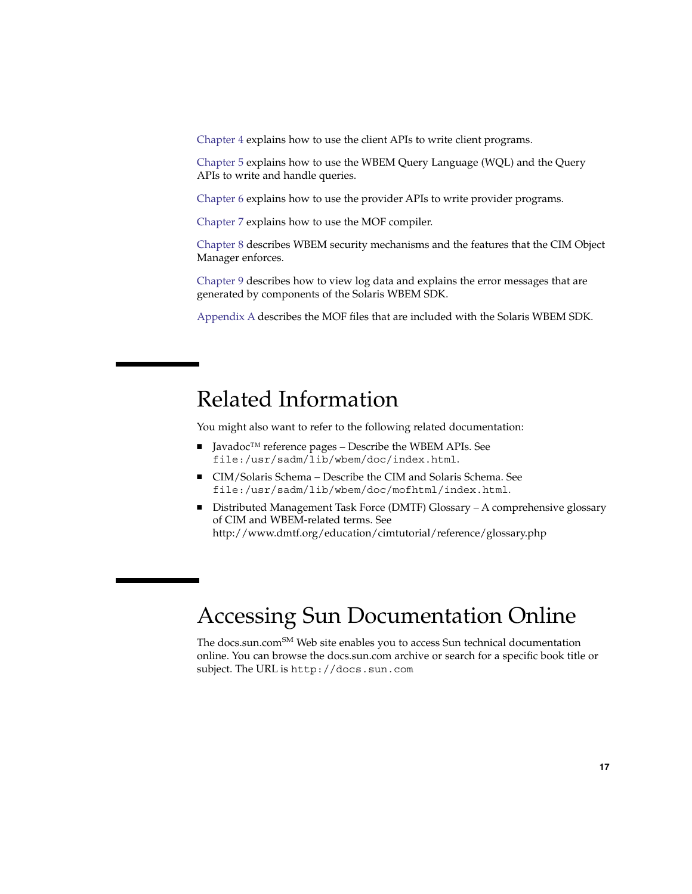Chapter 4 explains how to use the client APIs to write client programs.

Chapter 5 explains how to use the WBEM Query Language (WQL) and the Query APIs to write and handle queries.

Chapter 6 explains how to use the provider APIs to write provider programs.

Chapter 7 explains how to use the MOF compiler.

Chapter 8 describes WBEM security mechanisms and the features that the CIM Object Manager enforces.

Chapter 9 describes how to view log data and explains the error messages that are generated by components of the Solaris WBEM SDK.

Appendix A describes the MOF files that are included with the Solaris WBEM SDK.

# Related Information

You might also want to refer to the following related documentation:

- Javadoc™ reference pages – Describe the WBEM APIs. See `file:/usr/sadm/lib/wbem/doc/index.html`.
- CIM/Solaris Schema – Describe the CIM and Solaris Schema. See `file:/usr/sadm/lib/wbem/doc/mofhtml/index.html`.
- Distributed Management Task Force (DMTF) Glossary – A comprehensive glossary of CIM and WBEM-related terms. See http://www.dmtf.org/education/cimtutorial/reference/glossary.php

# Accessing Sun Documentation Online

The docs.sun.com℠ Web site enables you to access Sun technical documentation online. You can browse the docs.sun.com archive or search for a specific book title or subject. The URL is `http://docs.sun.com`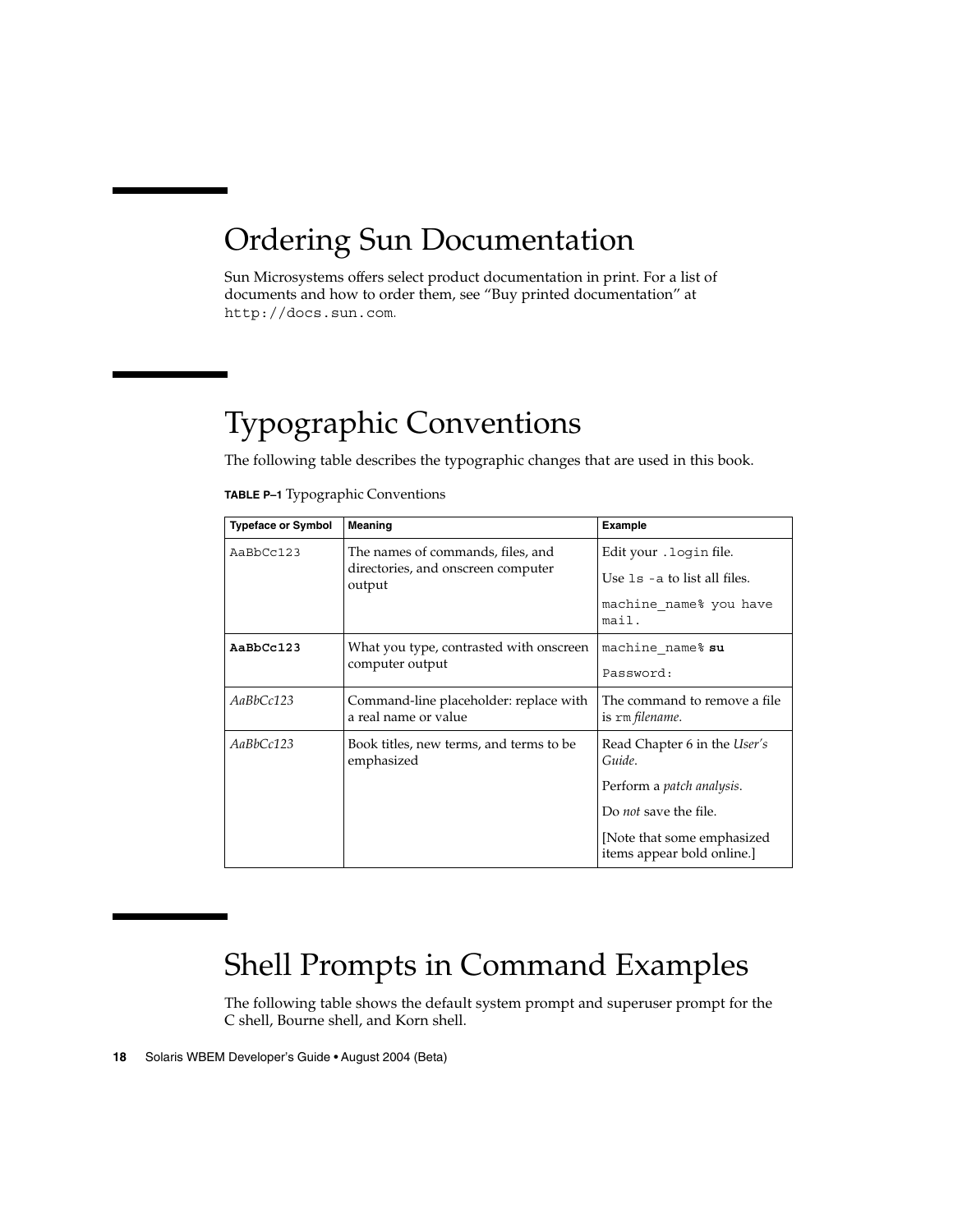## Ordering Sun Documentation

Sun Microsystems offers select product documentation in print. For a list of documents and how to order them, see "Buy printed documentation" at `http://docs.sun.com`.

## Typographic Conventions

The following table describes the typographic changes that are used in this book.

**TABLE P–1** Typographic Conventions

| Typeface or Symbol | Meaning | Example |
| --- | --- | --- |
| `AaBbCc123` | The names of commands, files, and directories, and onscreen computer output | Edit your `.login` file.<br>Use `ls -a` to list all files.<br>`machine_name% you have mail.` |
| **`AaBbCc123`** | What you type, contrasted with onscreen computer output | `machine_name%` **`su`**<br>`Password:` |
| *AaBbCc123* | Command-line placeholder: replace with a real name or value | The command to remove a file is `rm` *filename*. |
| *AaBbCc123* | Book titles, new terms, and terms to be emphasized | Read Chapter 6 in the *User's Guide*.<br>Perform a *patch analysis*.<br>Do *not* save the file.<br>[Note that some emphasized items appear bold online.] |

## Shell Prompts in Command Examples

The following table shows the default system prompt and superuser prompt for the C shell, Bourne shell, and Korn shell.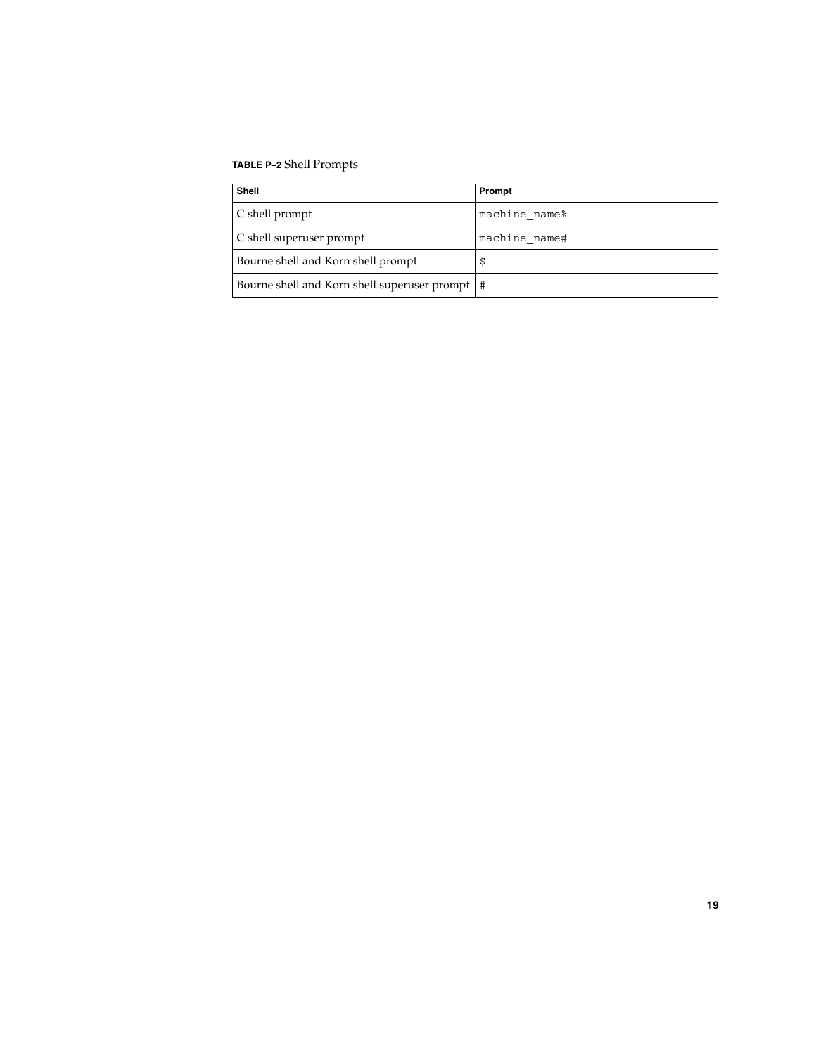**TABLE P–2** Shell Prompts

| Shell | Prompt |
| --- | --- |
| C shell prompt | machine_name% |
| C shell superuser prompt | machine_name# |
| Bourne shell and Korn shell prompt | $ |
| Bourne shell and Korn shell superuser prompt | # |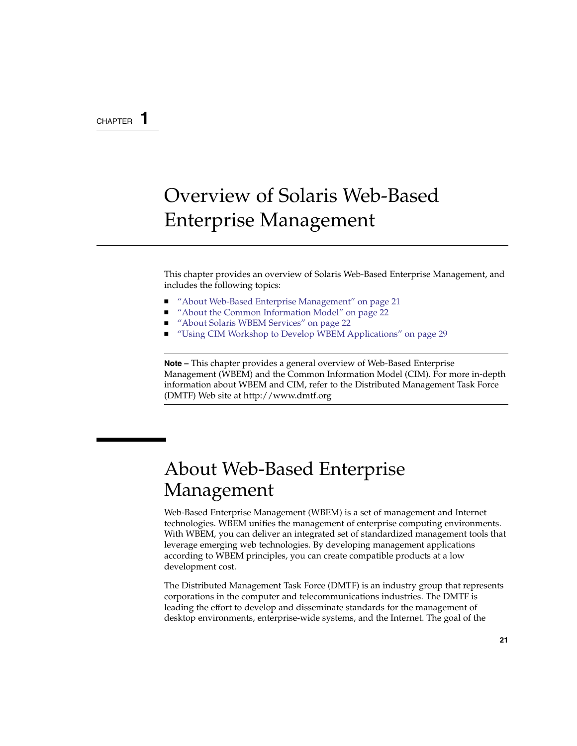CHAPTER 1

# Overview of Solaris Web-Based Enterprise Management

This chapter provides an overview of Solaris Web-Based Enterprise Management, and includes the following topics:

- "About Web-Based Enterprise Management" on page 21
- "About the Common Information Model" on page 22
- "About Solaris WBEM Services" on page 22
- "Using CIM Workshop to Develop WBEM Applications" on page 29

---

**Note –** This chapter provides a general overview of Web-Based Enterprise Management (WBEM) and the Common Information Model (CIM). For more in-depth information about WBEM and CIM, refer to the Distributed Management Task Force (DMTF) Web site at http://www.dmtf.org

---

## About Web-Based Enterprise Management

Web-Based Enterprise Management (WBEM) is a set of management and Internet technologies. WBEM unifies the management of enterprise computing environments. With WBEM, you can deliver an integrated set of standardized management tools that leverage emerging web technologies. By developing management applications according to WBEM principles, you can create compatible products at a low development cost.

The Distributed Management Task Force (DMTF) is an industry group that represents corporations in the computer and telecommunications industries. The DMTF is leading the effort to develop and disseminate standards for the management of desktop environments, enterprise-wide systems, and the Internet. The goal of the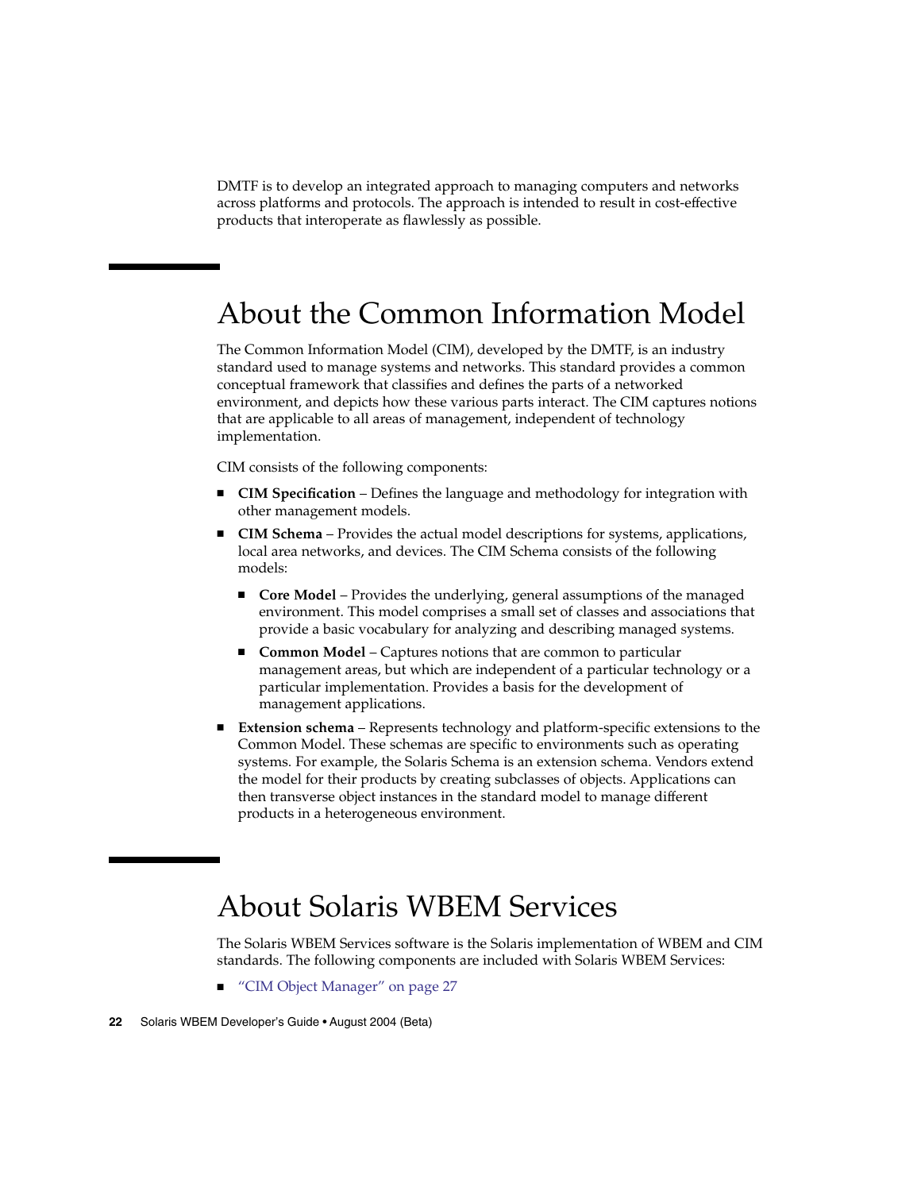DMTF is to develop an integrated approach to managing computers and networks across platforms and protocols. The approach is intended to result in cost-effective products that interoperate as flawlessly as possible.

## About the Common Information Model

The Common Information Model (CIM), developed by the DMTF, is an industry standard used to manage systems and networks. This standard provides a common conceptual framework that classifies and defines the parts of a networked environment, and depicts how these various parts interact. The CIM captures notions that are applicable to all areas of management, independent of technology implementation.

CIM consists of the following components:

- **CIM Specification** – Defines the language and methodology for integration with other management models.
- **CIM Schema** – Provides the actual model descriptions for systems, applications, local area networks, and devices. The CIM Schema consists of the following models:
  - **Core Model** – Provides the underlying, general assumptions of the managed environment. This model comprises a small set of classes and associations that provide a basic vocabulary for analyzing and describing managed systems.
  - **Common Model** – Captures notions that are common to particular management areas, but which are independent of a particular technology or a particular implementation. Provides a basis for the development of management applications.
- **Extension schema** – Represents technology and platform-specific extensions to the Common Model. These schemas are specific to environments such as operating systems. For example, the Solaris Schema is an extension schema. Vendors extend the model for their products by creating subclasses of objects. Applications can then transverse object instances in the standard model to manage different products in a heterogeneous environment.

## About Solaris WBEM Services

The Solaris WBEM Services software is the Solaris implementation of WBEM and CIM standards. The following components are included with Solaris WBEM Services:

- "CIM Object Manager" on page 27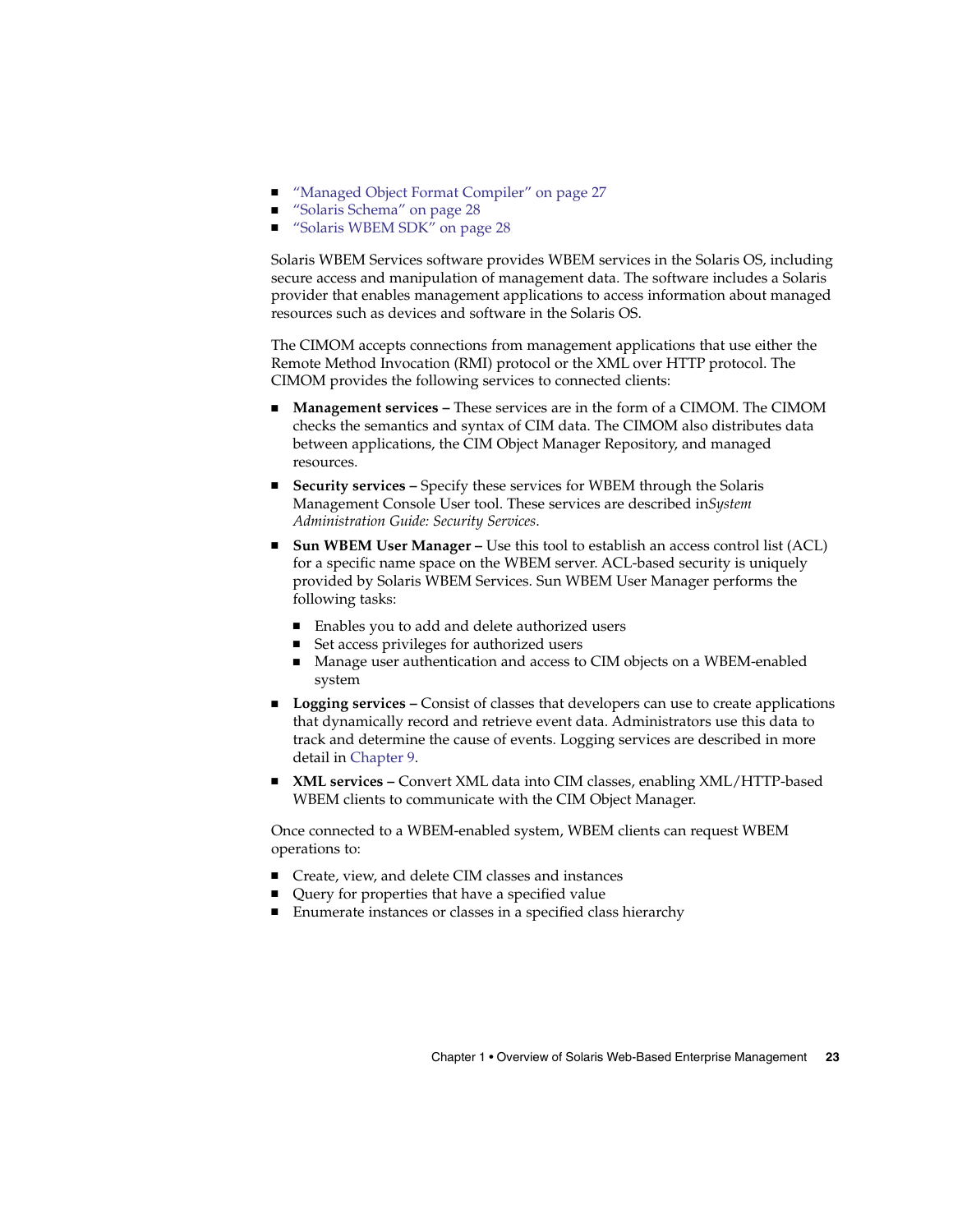- "Managed Object Format Compiler" on page 27
- "Solaris Schema" on page 28
- "Solaris WBEM SDK" on page 28

Solaris WBEM Services software provides WBEM services in the Solaris OS, including secure access and manipulation of management data. The software includes a Solaris provider that enables management applications to access information about managed resources such as devices and software in the Solaris OS.

The CIMOM accepts connections from management applications that use either the Remote Method Invocation (RMI) protocol or the XML over HTTP protocol. The CIMOM provides the following services to connected clients:

- **Management services –** These services are in the form of a CIMOM. The CIMOM checks the semantics and syntax of CIM data. The CIMOM also distributes data between applications, the CIM Object Manager Repository, and managed resources.
- **Security services –** Specify these services for WBEM through the Solaris Management Console User tool. These services are described in*System Administration Guide: Security Services*.
- **Sun WBEM User Manager –** Use this tool to establish an access control list (ACL) for a specific name space on the WBEM server. ACL-based security is uniquely provided by Solaris WBEM Services. Sun WBEM User Manager performs the following tasks:
  - Enables you to add and delete authorized users
  - Set access privileges for authorized users
  - Manage user authentication and access to CIM objects on a WBEM-enabled system
- **Logging services –** Consist of classes that developers can use to create applications that dynamically record and retrieve event data. Administrators use this data to track and determine the cause of events. Logging services are described in more detail in Chapter 9.
- **XML services –** Convert XML data into CIM classes, enabling XML/HTTP-based WBEM clients to communicate with the CIM Object Manager.

Once connected to a WBEM-enabled system, WBEM clients can request WBEM operations to:

- Create, view, and delete CIM classes and instances
- Query for properties that have a specified value
- Enumerate instances or classes in a specified class hierarchy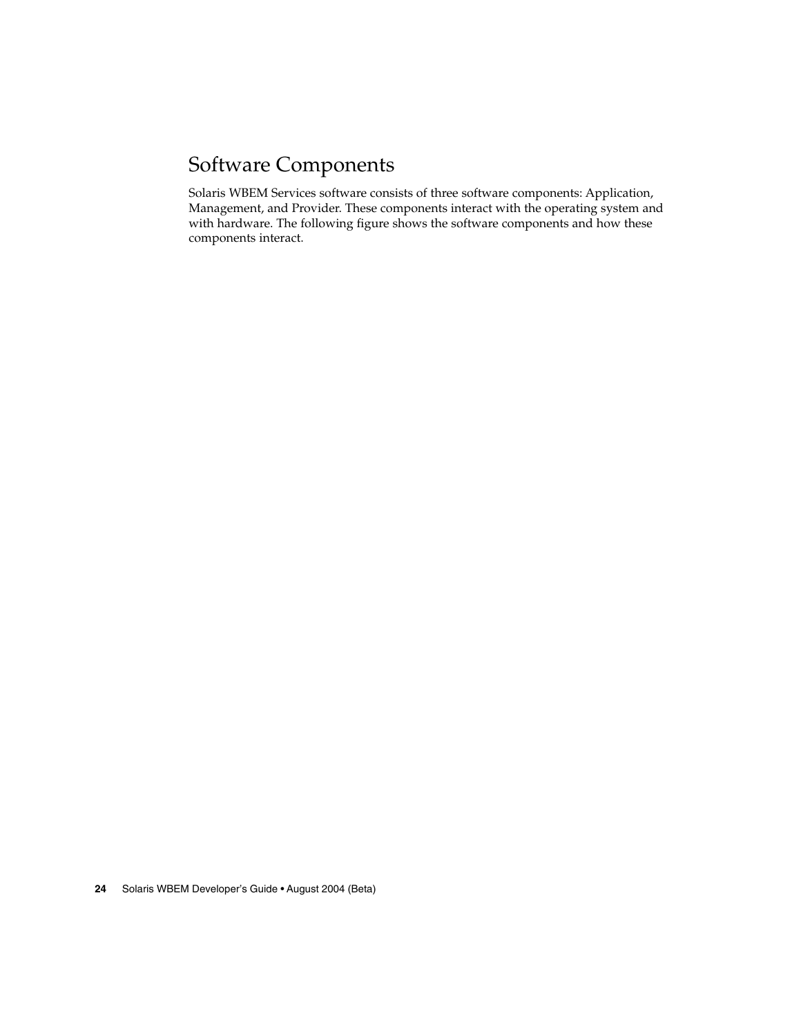## Software Components

Solaris WBEM Services software consists of three software components: Application, Management, and Provider. These components interact with the operating system and with hardware. The following figure shows the software components and how these components interact.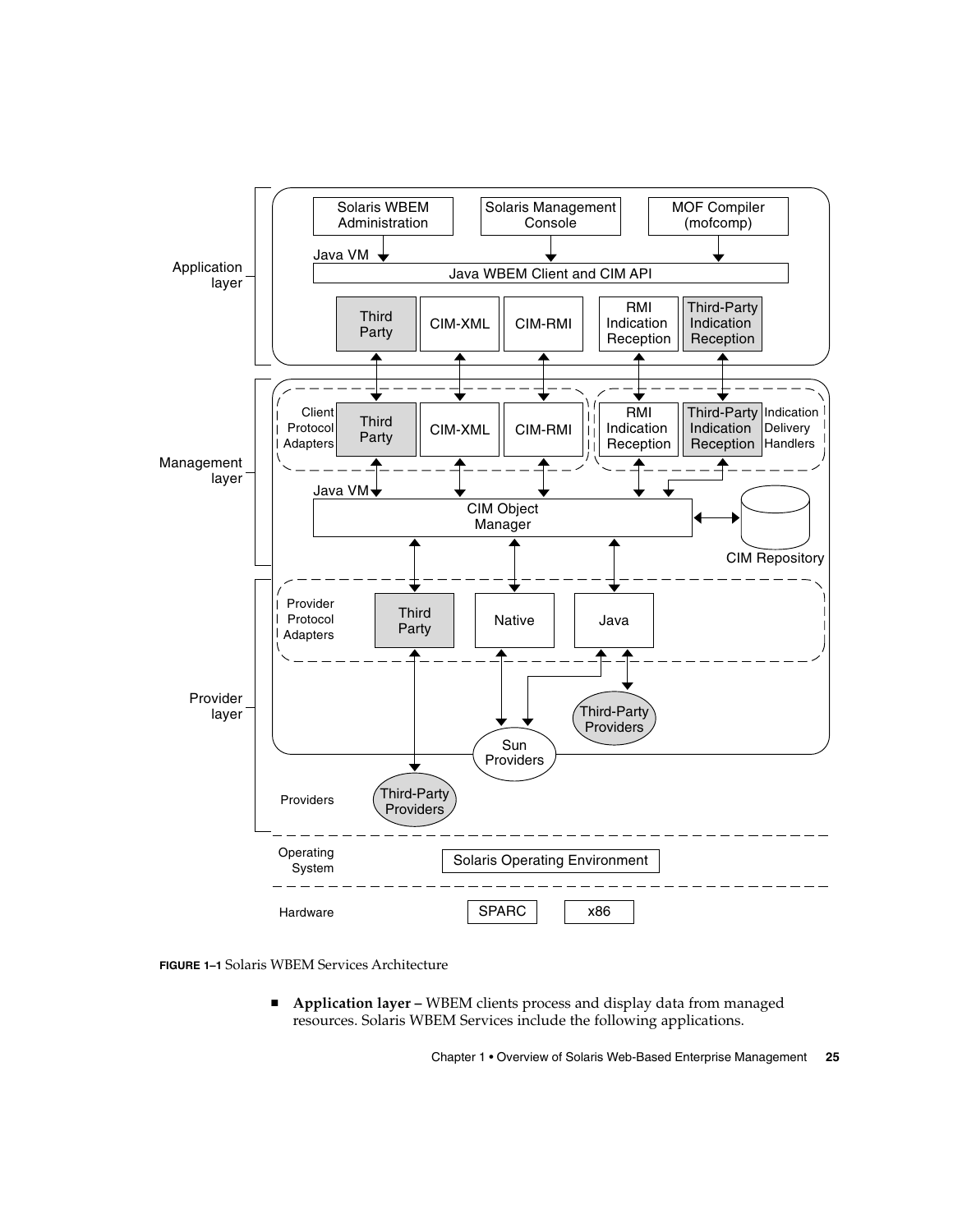**FIGURE 1–1** Solaris WBEM Services Architecture

- **Application layer –** WBEM clients process and display data from managed resources. Solaris WBEM Services include the following applications.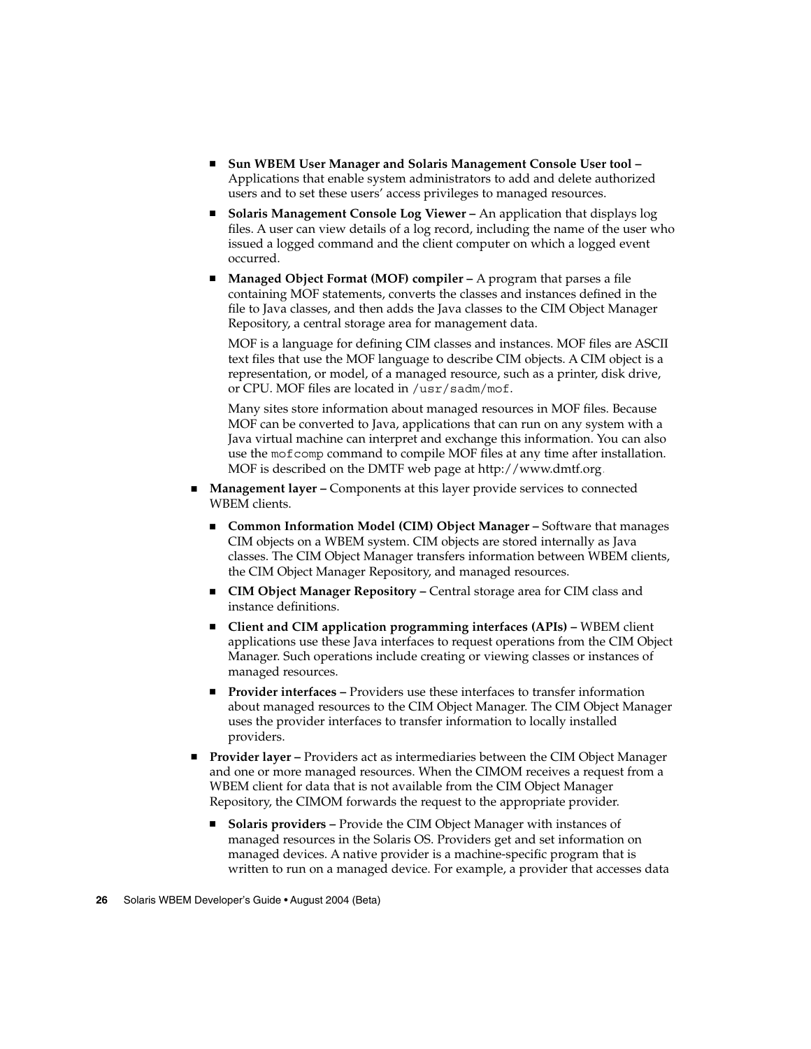- **Sun WBEM User Manager and Solaris Management Console User tool –** Applications that enable system administrators to add and delete authorized users and to set these users' access privileges to managed resources.

- **Solaris Management Console Log Viewer –** An application that displays log files. A user can view details of a log record, including the name of the user who issued a logged command and the client computer on which a logged event occurred.

- **Managed Object Format (MOF) compiler –** A program that parses a file containing MOF statements, converts the classes and instances defined in the file to Java classes, and then adds the Java classes to the CIM Object Manager Repository, a central storage area for management data.

  MOF is a language for defining CIM classes and instances. MOF files are ASCII text files that use the MOF language to describe CIM objects. A CIM object is a representation, or model, of a managed resource, such as a printer, disk drive, or CPU. MOF files are located in `/usr/sadm/mof`.

  Many sites store information about managed resources in MOF files. Because MOF can be converted to Java, applications that can run on any system with a Java virtual machine can interpret and exchange this information. You can also use the `mofcomp` command to compile MOF files at any time after installation. MOF is described on the DMTF web page at http://www.dmtf.org.

- **Management layer –** Components at this layer provide services to connected WBEM clients.

  - **Common Information Model (CIM) Object Manager –** Software that manages CIM objects on a WBEM system. CIM objects are stored internally as Java classes. The CIM Object Manager transfers information between WBEM clients, the CIM Object Manager Repository, and managed resources.

  - **CIM Object Manager Repository –** Central storage area for CIM class and instance definitions.

  - **Client and CIM application programming interfaces (APIs) –** WBEM client applications use these Java interfaces to request operations from the CIM Object Manager. Such operations include creating or viewing classes or instances of managed resources.

  - **Provider interfaces –** Providers use these interfaces to transfer information about managed resources to the CIM Object Manager. The CIM Object Manager uses the provider interfaces to transfer information to locally installed providers.

- **Provider layer –** Providers act as intermediaries between the CIM Object Manager and one or more managed resources. When the CIMOM receives a request from a WBEM client for data that is not available from the CIM Object Manager Repository, the CIMOM forwards the request to the appropriate provider.

  - **Solaris providers –** Provide the CIM Object Manager with instances of managed resources in the Solaris OS. Providers get and set information on managed devices. A native provider is a machine-specific program that is written to run on a managed device. For example, a provider that accesses data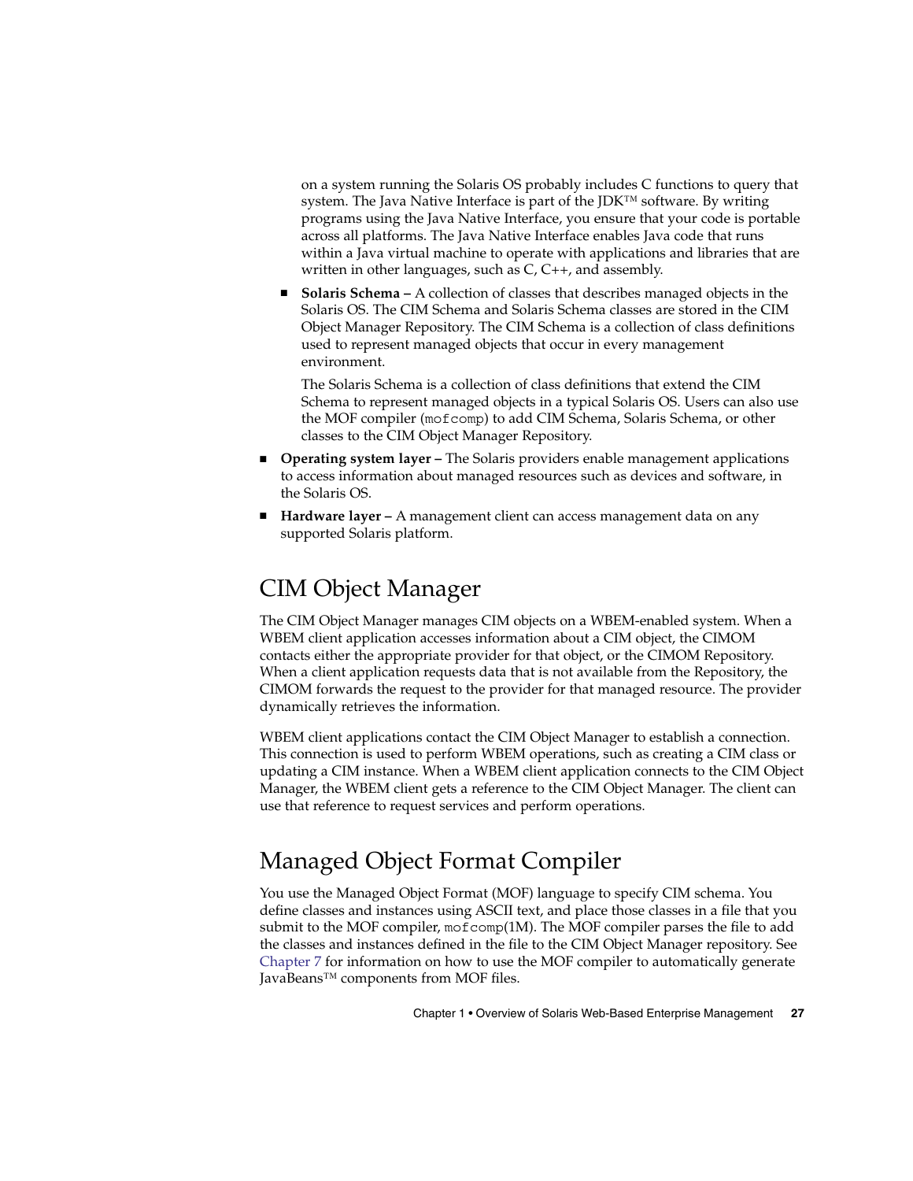on a system running the Solaris OS probably includes C functions to query that system. The Java Native Interface is part of the JDK™ software. By writing programs using the Java Native Interface, you ensure that your code is portable across all platforms. The Java Native Interface enables Java code that runs within a Java virtual machine to operate with applications and libraries that are written in other languages, such as C, C++, and assembly.

  - **Solaris Schema –** A collection of classes that describes managed objects in the Solaris OS. The CIM Schema and Solaris Schema classes are stored in the CIM Object Manager Repository. The CIM Schema is a collection of class definitions used to represent managed objects that occur in every management environment.

    The Solaris Schema is a collection of class definitions that extend the CIM Schema to represent managed objects in a typical Solaris OS. Users can also use the MOF compiler (`mofcomp`) to add CIM Schema, Solaris Schema, or other classes to the CIM Object Manager Repository.

- **Operating system layer –** The Solaris providers enable management applications to access information about managed resources such as devices and software, in the Solaris OS.
- **Hardware layer –** A management client can access management data on any supported Solaris platform.

## CIM Object Manager

The CIM Object Manager manages CIM objects on a WBEM-enabled system. When a WBEM client application accesses information about a CIM object, the CIMOM contacts either the appropriate provider for that object, or the CIMOM Repository. When a client application requests data that is not available from the Repository, the CIMOM forwards the request to the provider for that managed resource. The provider dynamically retrieves the information.

WBEM client applications contact the CIM Object Manager to establish a connection. This connection is used to perform WBEM operations, such as creating a CIM class or updating a CIM instance. When a WBEM client application connects to the CIM Object Manager, the WBEM client gets a reference to the CIM Object Manager. The client can use that reference to request services and perform operations.

## Managed Object Format Compiler

You use the Managed Object Format (MOF) language to specify CIM schema. You define classes and instances using ASCII text, and place those classes in a file that you submit to the MOF compiler, `mofcomp`(1M). The MOF compiler parses the file to add the classes and instances defined in the file to the CIM Object Manager repository. See Chapter 7 for information on how to use the MOF compiler to automatically generate JavaBeans™ components from MOF files.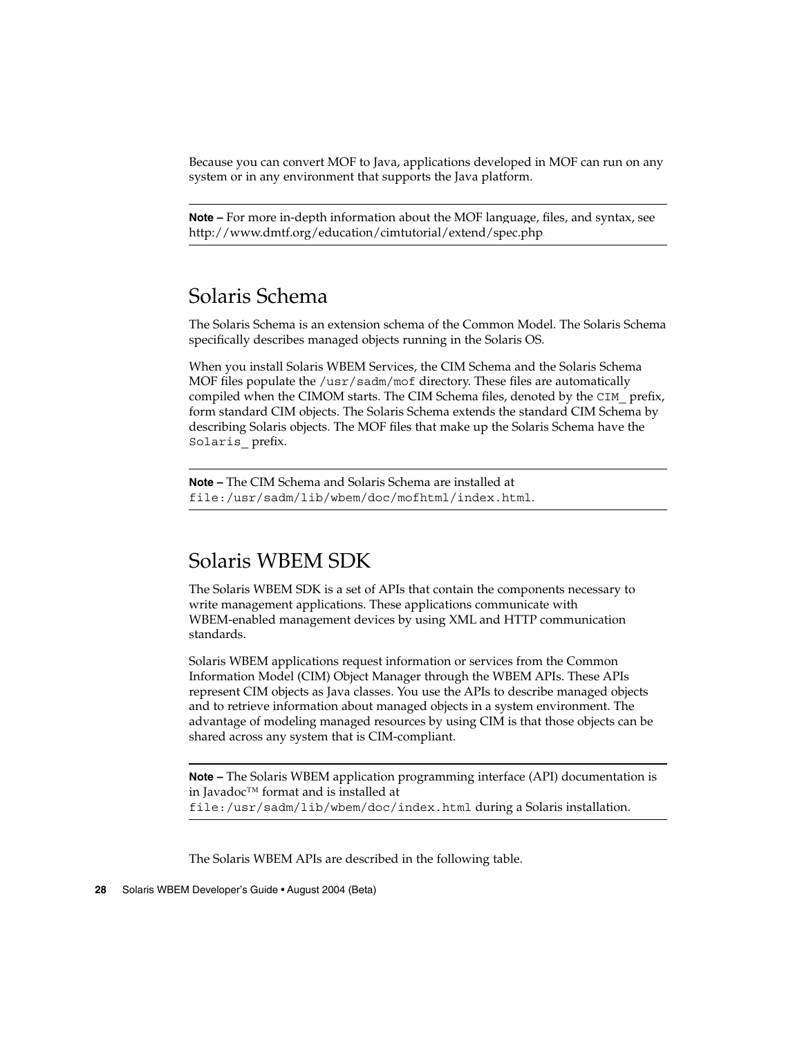Because you can convert MOF to Java, applications developed in MOF can run on any system or in any environment that supports the Java platform.

---

**Note –** For more in-depth information about the MOF language, files, and syntax, see http://www.dmtf.org/education/cimtutorial/extend/spec.php.

---

## Solaris Schema

The Solaris Schema is an extension schema of the Common Model. The Solaris Schema specifically describes managed objects running in the Solaris OS.

When you install Solaris WBEM Services, the CIM Schema and the Solaris Schema MOF files populate the `/usr/sadm/mof` directory. These files are automatically compiled when the CIMOM starts. The CIM Schema files, denoted by the `CIM_` prefix, form standard CIM objects. The Solaris Schema extends the standard CIM Schema by describing Solaris objects. The MOF files that make up the Solaris Schema have the `Solaris_` prefix.

---

**Note –** The CIM Schema and Solaris Schema are installed at `file:/usr/sadm/lib/wbem/doc/mofhtml/index.html`.

---

## Solaris WBEM SDK

The Solaris WBEM SDK is a set of APIs that contain the components necessary to write management applications. These applications communicate with WBEM-enabled management devices by using XML and HTTP communication standards.

Solaris WBEM applications request information or services from the Common Information Model (CIM) Object Manager through the WBEM APIs. These APIs represent CIM objects as Java classes. You use the APIs to describe managed objects and to retrieve information about managed objects in a system environment. The advantage of modeling managed resources by using CIM is that those objects can be shared across any system that is CIM-compliant.

---

**Note –** The Solaris WBEM application programming interface (API) documentation is in Javadoc™ format and is installed at `file:/usr/sadm/lib/wbem/doc/index.html` during a Solaris installation.

---

The Solaris WBEM APIs are described in the following table.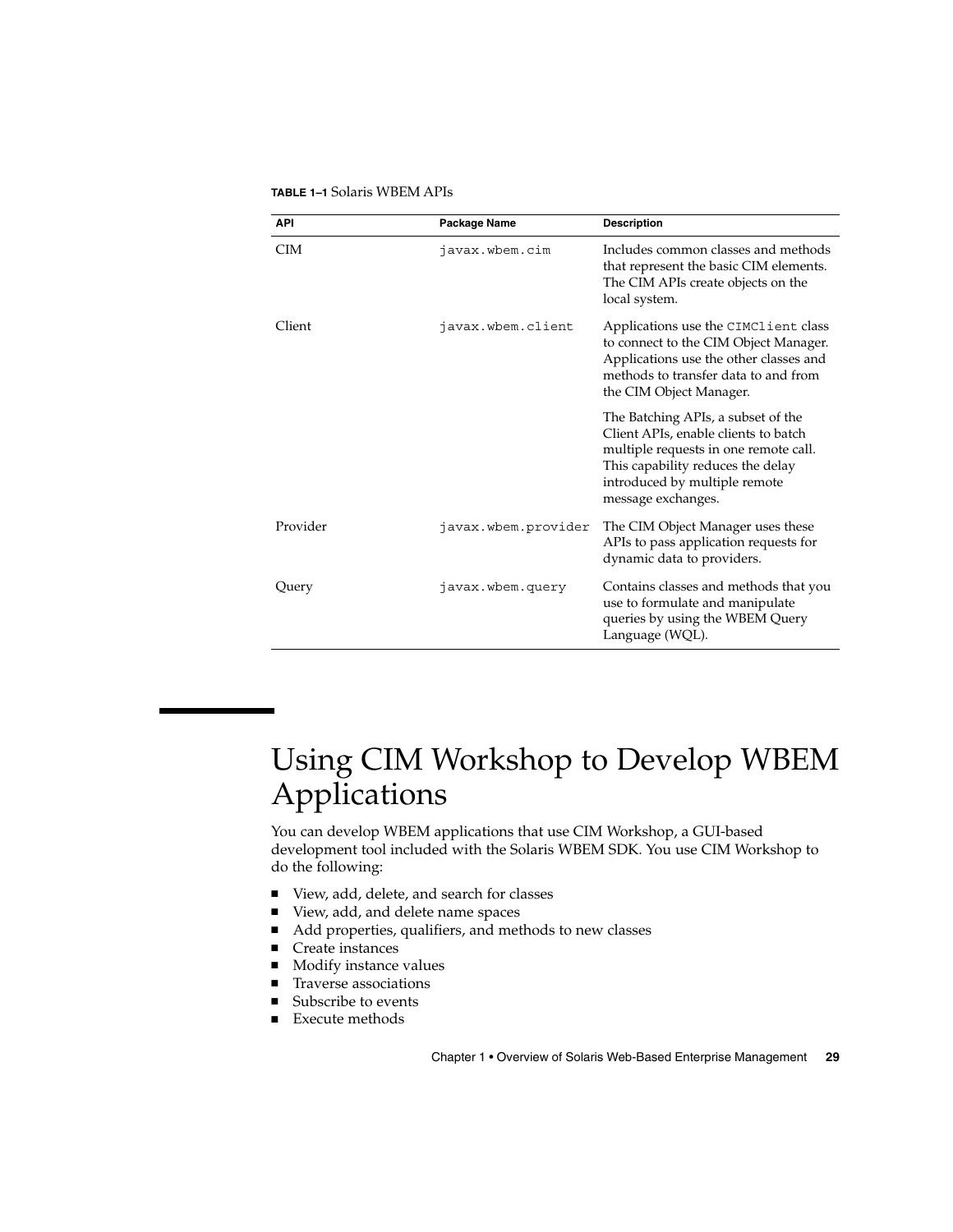**TABLE 1–1** Solaris WBEM APIs

| API | Package Name | Description |
| --- | --- | --- |
| CIM | `javax.wbem.cim` | Includes common classes and methods that represent the basic CIM elements. The CIM APIs create objects on the local system. |
| Client | `javax.wbem.client` | Applications use the `CIMClient` class to connect to the CIM Object Manager. Applications use the other classes and methods to transfer data to and from the CIM Object Manager. |
| | | The Batching APIs, a subset of the Client APIs, enable clients to batch multiple requests in one remote call. This capability reduces the delay introduced by multiple remote message exchanges. |
| Provider | `javax.wbem.provider` | The CIM Object Manager uses these APIs to pass application requests for dynamic data to providers. |
| Query | `javax.wbem.query` | Contains classes and methods that you use to formulate and manipulate queries by using the WBEM Query Language (WQL). |

## Using CIM Workshop to Develop WBEM Applications

You can develop WBEM applications that use CIM Workshop, a GUI-based development tool included with the Solaris WBEM SDK. You use CIM Workshop to do the following:

- View, add, delete, and search for classes
- View, add, and delete name spaces
- Add properties, qualifiers, and methods to new classes
- Create instances
- Modify instance values
- Traverse associations
- Subscribe to events
- Execute methods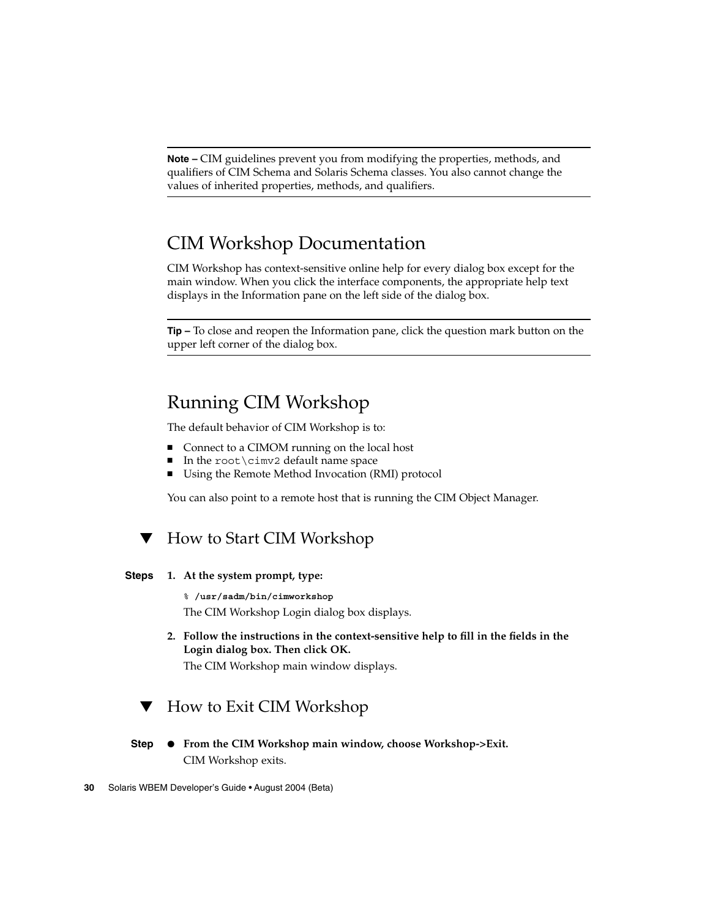**Note –** CIM guidelines prevent you from modifying the properties, methods, and qualifiers of CIM Schema and Solaris Schema classes. You also cannot change the values of inherited properties, methods, and qualifiers.

## CIM Workshop Documentation

CIM Workshop has context-sensitive online help for every dialog box except for the main window. When you click the interface components, the appropriate help text displays in the Information pane on the left side of the dialog box.

**Tip –** To close and reopen the Information pane, click the question mark button on the upper left corner of the dialog box.

## Running CIM Workshop

The default behavior of CIM Workshop is to:

- Connect to a CIMOM running on the local host
- In the `root\cimv2` default name space
- Using the Remote Method Invocation (RMI) protocol

You can also point to a remote host that is running the CIM Object Manager.

### ▼ How to Start CIM Workshop

**Steps**

1. **At the system prompt, type:**

   ```
   % /usr/sadm/bin/cimworkshop
   ```

   The CIM Workshop Login dialog box displays.

2. **Follow the instructions in the context-sensitive help to fill in the fields in the Login dialog box. Then click OK.**

   The CIM Workshop main window displays.

### ▼ How to Exit CIM Workshop

**Step**

- **From the CIM Workshop main window, choose Workshop->Exit.**

  CIM Workshop exits.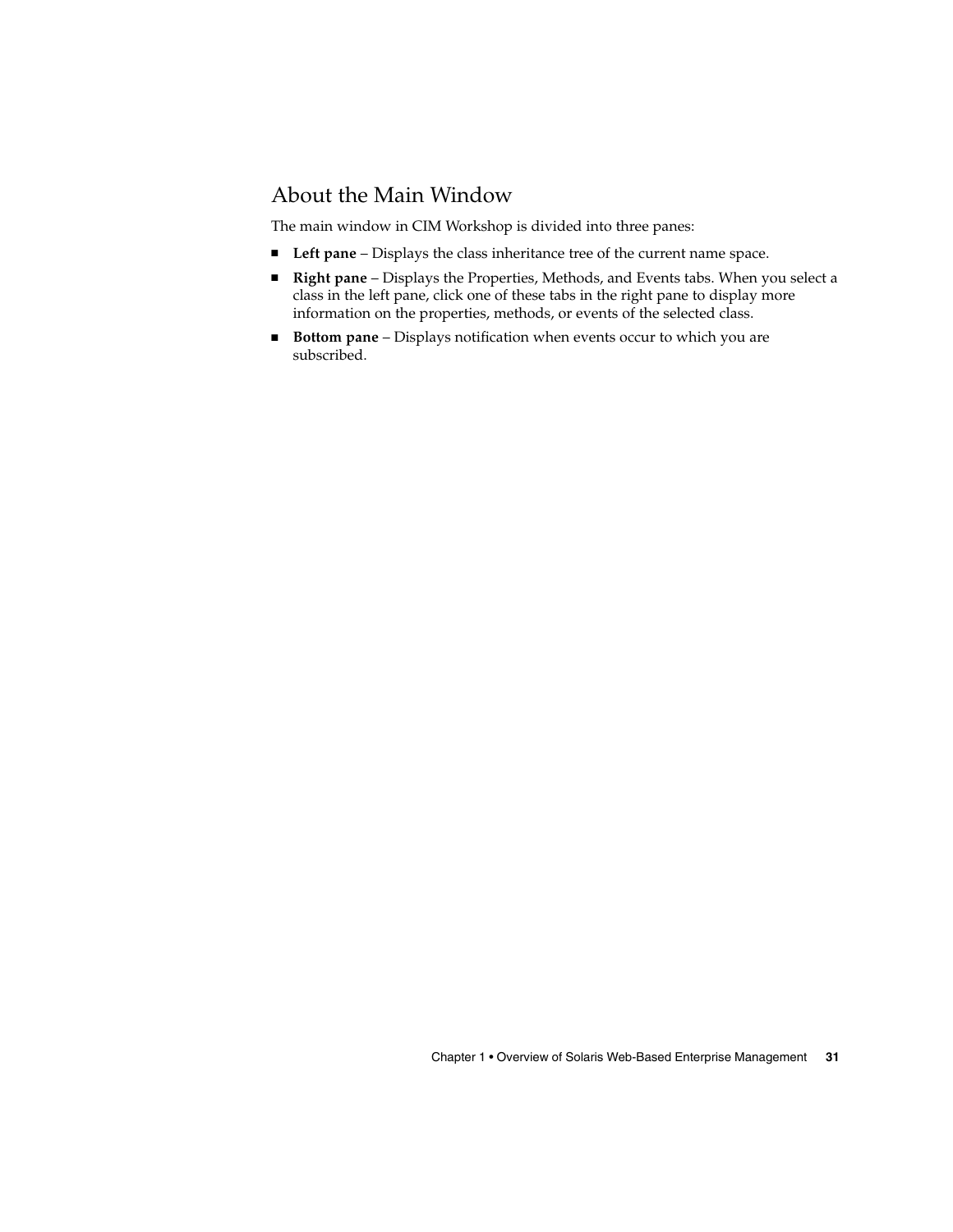## About the Main Window

The main window in CIM Workshop is divided into three panes:

- **Left pane** – Displays the class inheritance tree of the current name space.
- **Right pane** – Displays the Properties, Methods, and Events tabs. When you select a class in the left pane, click one of these tabs in the right pane to display more information on the properties, methods, or events of the selected class.
- **Bottom pane** – Displays notification when events occur to which you are subscribed.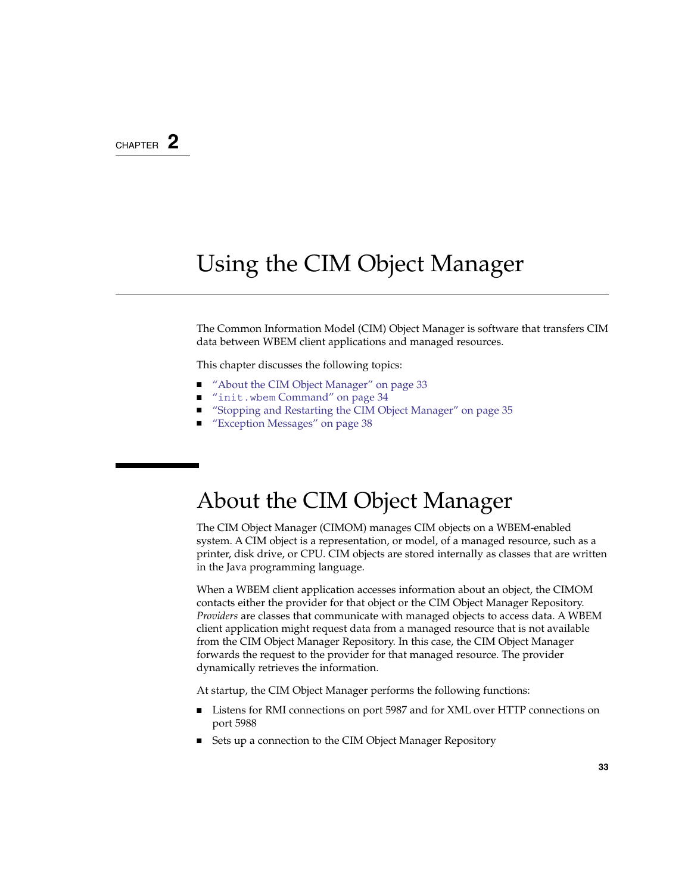CHAPTER 2

# Using the CIM Object Manager

The Common Information Model (CIM) Object Manager is software that transfers CIM data between WBEM client applications and managed resources.

This chapter discusses the following topics:

- "About the CIM Object Manager" on page 33
- "`init.wbem` Command" on page 34
- "Stopping and Restarting the CIM Object Manager" on page 35
- "Exception Messages" on page 38

## About the CIM Object Manager

The CIM Object Manager (CIMOM) manages CIM objects on a WBEM-enabled system. A CIM object is a representation, or model, of a managed resource, such as a printer, disk drive, or CPU. CIM objects are stored internally as classes that are written in the Java programming language.

When a WBEM client application accesses information about an object, the CIMOM contacts either the provider for that object or the CIM Object Manager Repository. *Providers* are classes that communicate with managed objects to access data. A WBEM client application might request data from a managed resource that is not available from the CIM Object Manager Repository. In this case, the CIM Object Manager forwards the request to the provider for that managed resource. The provider dynamically retrieves the information.

At startup, the CIM Object Manager performs the following functions:

- Listens for RMI connections on port 5987 and for XML over HTTP connections on port 5988
- Sets up a connection to the CIM Object Manager Repository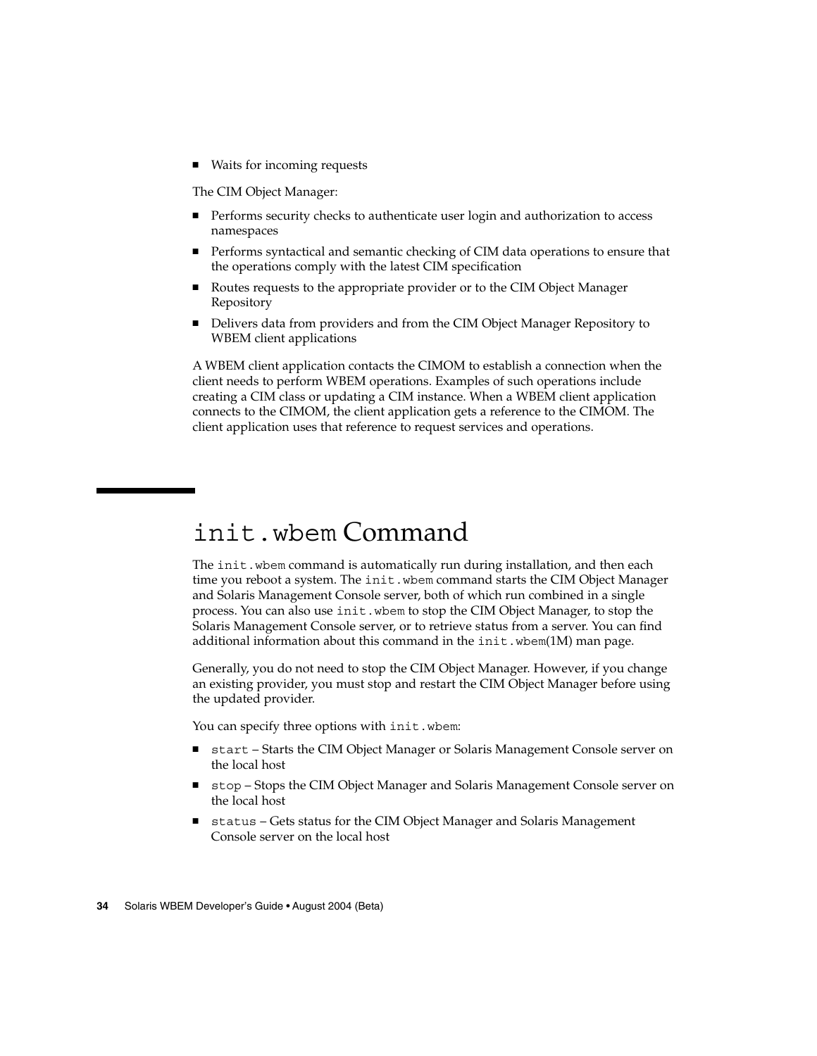- Waits for incoming requests

The CIM Object Manager:

- Performs security checks to authenticate user login and authorization to access namespaces
- Performs syntactical and semantic checking of CIM data operations to ensure that the operations comply with the latest CIM specification
- Routes requests to the appropriate provider or to the CIM Object Manager Repository
- Delivers data from providers and from the CIM Object Manager Repository to WBEM client applications

A WBEM client application contacts the CIMOM to establish a connection when the client needs to perform WBEM operations. Examples of such operations include creating a CIM class or updating a CIM instance. When a WBEM client application connects to the CIMOM, the client application gets a reference to the CIMOM. The client application uses that reference to request services and operations.

# `init.wbem` Command

The `init.wbem` command is automatically run during installation, and then each time you reboot a system. The `init.wbem` command starts the CIM Object Manager and Solaris Management Console server, both of which run combined in a single process. You can also use `init.wbem` to stop the CIM Object Manager, to stop the Solaris Management Console server, or to retrieve status from a server. You can find additional information about this command in the `init.wbem`(1M) man page.

Generally, you do not need to stop the CIM Object Manager. However, if you change an existing provider, you must stop and restart the CIM Object Manager before using the updated provider.

You can specify three options with `init.wbem`:

- `start` – Starts the CIM Object Manager or Solaris Management Console server on the local host
- `stop` – Stops the CIM Object Manager and Solaris Management Console server on the local host
- `status` – Gets status for the CIM Object Manager and Solaris Management Console server on the local host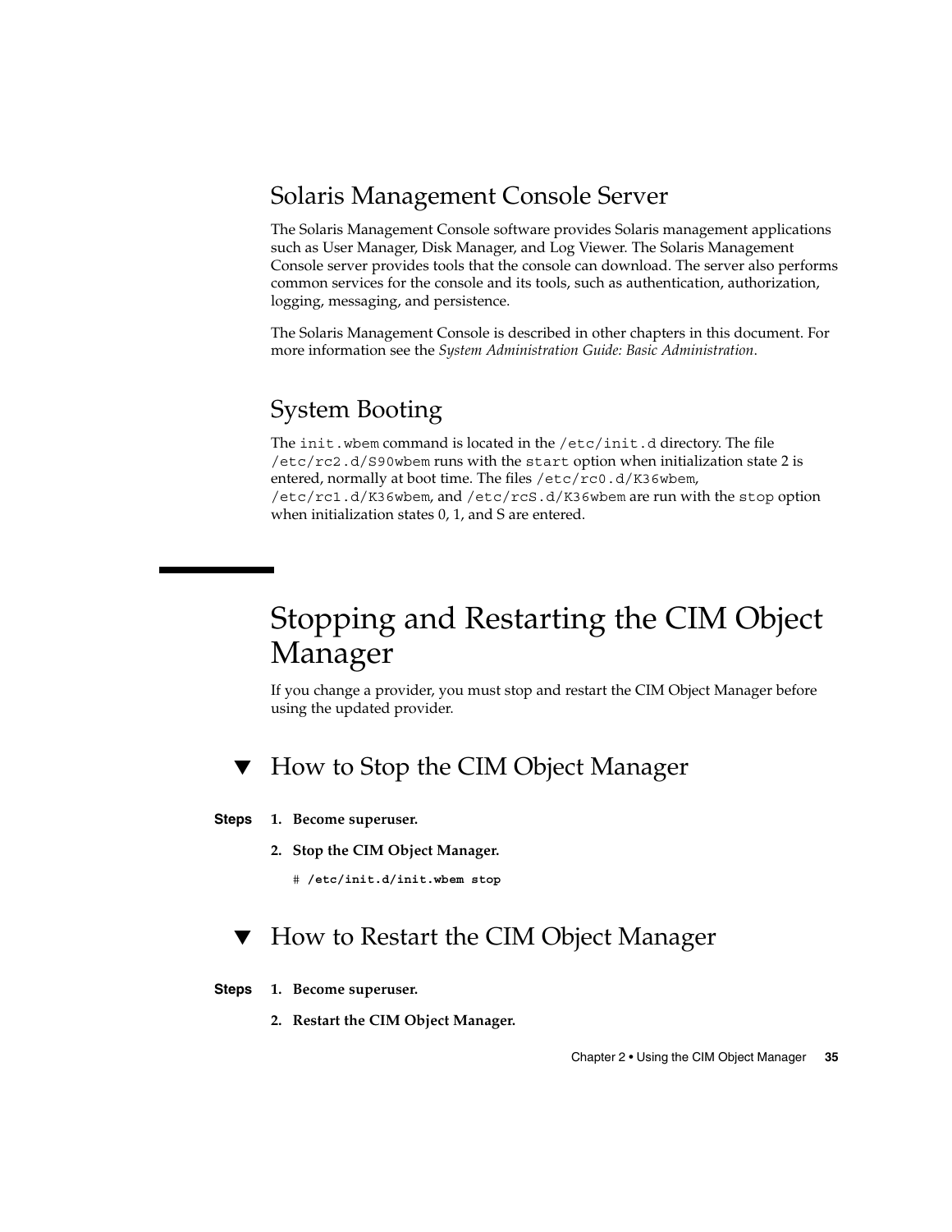### Solaris Management Console Server

The Solaris Management Console software provides Solaris management applications such as User Manager, Disk Manager, and Log Viewer. The Solaris Management Console server provides tools that the console can download. The server also performs common services for the console and its tools, such as authentication, authorization, logging, messaging, and persistence.

The Solaris Management Console is described in other chapters in this document. For more information see the *System Administration Guide: Basic Administration*.

### System Booting

The `init.wbem` command is located in the `/etc/init.d` directory. The file `/etc/rc2.d/S90wbem` runs with the `start` option when initialization state 2 is entered, normally at boot time. The files `/etc/rc0.d/K36wbem`, `/etc/rc1.d/K36wbem`, and `/etc/rcS.d/K36wbem` are run with the `stop` option when initialization states 0, 1, and S are entered.

## Stopping and Restarting the CIM Object Manager

If you change a provider, you must stop and restart the CIM Object Manager before using the updated provider.

### ▼ How to Stop the CIM Object Manager

**Steps**

1. **Become superuser.**
2. **Stop the CIM Object Manager.**

```
# /etc/init.d/init.wbem stop
```

### ▼ How to Restart the CIM Object Manager

**Steps**

1. **Become superuser.**
2. **Restart the CIM Object Manager.**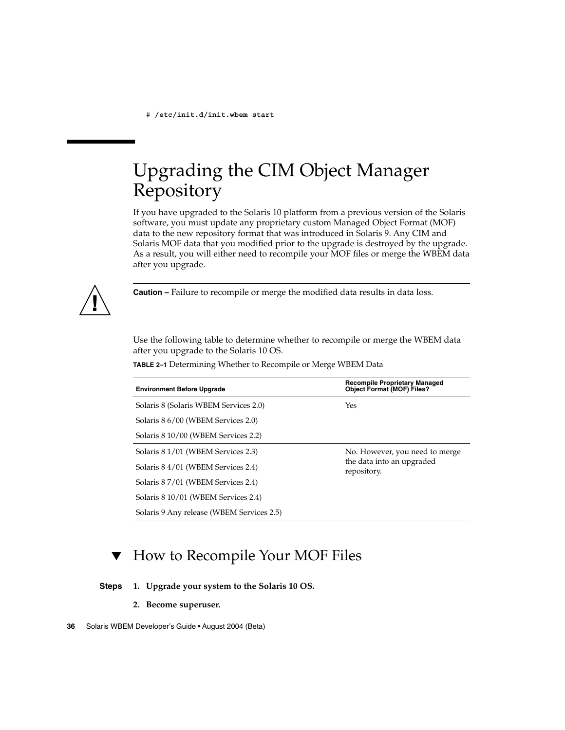```
# /etc/init.d/init.wbem start
```

## Upgrading the CIM Object Manager Repository

If you have upgraded to the Solaris 10 platform from a previous version of the Solaris software, you must update any proprietary custom Managed Object Format (MOF) data to the new repository format that was introduced in Solaris 9. Any CIM and Solaris MOF data that you modified prior to the upgrade is destroyed by the upgrade. As a result, you will either need to recompile your MOF files or merge the WBEM data after you upgrade.

**Caution –** Failure to recompile or merge the modified data results in data loss.

Use the following table to determine whether to recompile or merge the WBEM data after you upgrade to the Solaris 10 OS.

**TABLE 2–1** Determining Whether to Recompile or Merge WBEM Data

| Environment Before Upgrade | Recompile Proprietary Managed Object Format (MOF) Files? |
| --- | --- |
| Solaris 8 (Solaris WBEM Services 2.0) | Yes |
| Solaris 8 6/00 (WBEM Services 2.0) | |
| Solaris 8 10/00 (WBEM Services 2.2) | |
| Solaris 8 1/01 (WBEM Services 2.3) | No. However, you need to merge the data into an upgraded repository. |
| Solaris 8 4/01 (WBEM Services 2.4) | |
| Solaris 8 7/01 (WBEM Services 2.4) | |
| Solaris 8 10/01 (WBEM Services 2.4) | |
| Solaris 9 Any release (WBEM Services 2.5) | |

### ▼ How to Recompile Your MOF Files

**Steps**

1. **Upgrade your system to the Solaris 10 OS.**
2. **Become superuser.**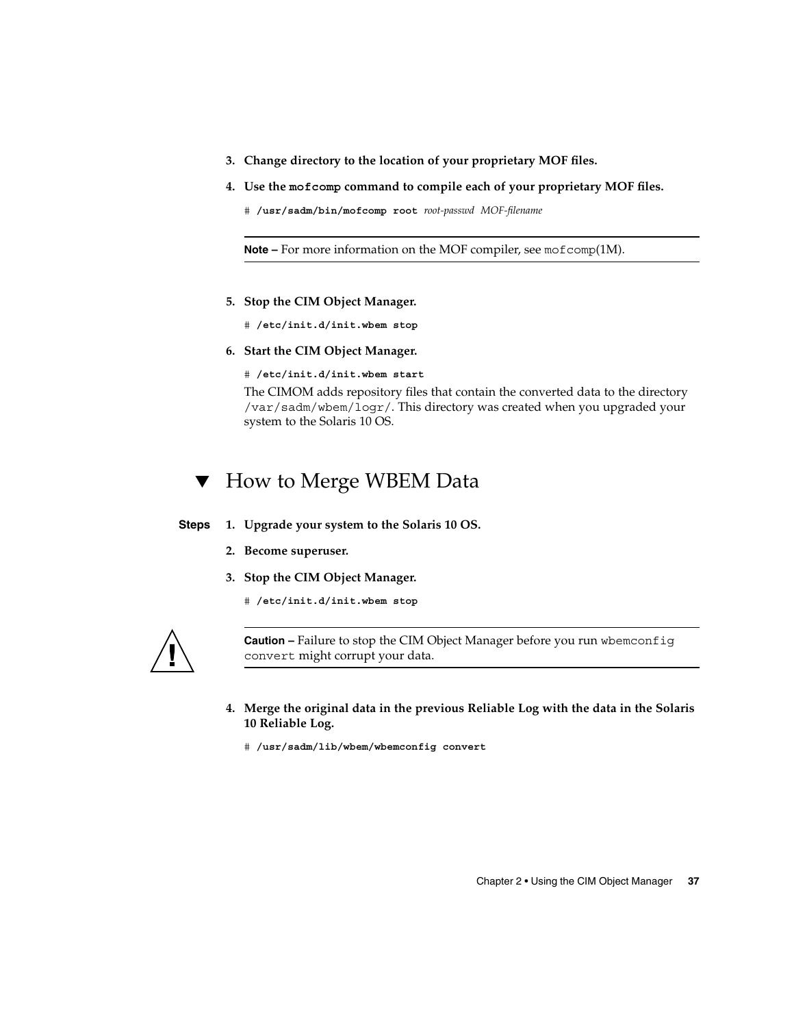3. **Change directory to the location of your proprietary MOF files.**

4. **Use the `mofcomp` command to compile each of your proprietary MOF files.**

```
# /usr/sadm/bin/mofcomp root root-passwd MOF-filename
```

**Note –** For more information on the MOF compiler, see `mofcomp`(1M).

5. **Stop the CIM Object Manager.**

```
# /etc/init.d/init.wbem stop
```

6. **Start the CIM Object Manager.**

```
# /etc/init.d/init.wbem start
```

The CIMOM adds repository files that contain the converted data to the directory `/var/sadm/wbem/logr/`. This directory was created when you upgraded your system to the Solaris 10 OS.

## ▼ How to Merge WBEM Data

**Steps**

1. **Upgrade your system to the Solaris 10 OS.**

2. **Become superuser.**

3. **Stop the CIM Object Manager.**

```
# /etc/init.d/init.wbem stop
```

**Caution –** Failure to stop the CIM Object Manager before you run `wbemconfig convert` might corrupt your data.

4. **Merge the original data in the previous Reliable Log with the data in the Solaris 10 Reliable Log.**

```
# /usr/sadm/lib/wbem/wbemconfig convert
```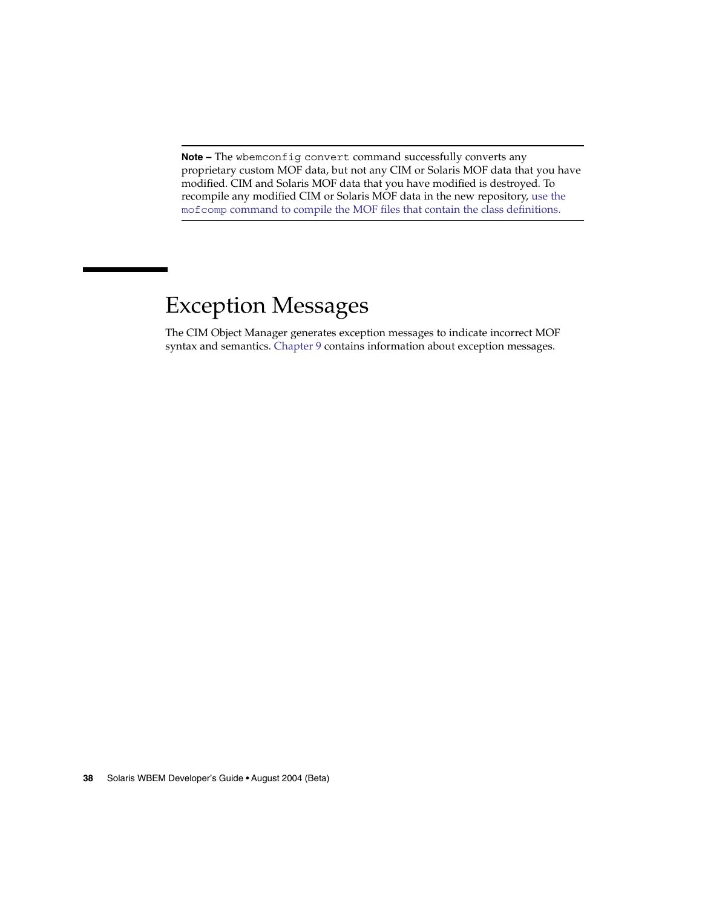**Note –** The `wbemconfig convert` command successfully converts any proprietary custom MOF data, but not any CIM or Solaris MOF data that you have modified. CIM and Solaris MOF data that you have modified is destroyed. To recompile any modified CIM or Solaris MOF data in the new repository, use the `mofcomp` command to compile the MOF files that contain the class definitions.

## Exception Messages

The CIM Object Manager generates exception messages to indicate incorrect MOF syntax and semantics. Chapter 9 contains information about exception messages.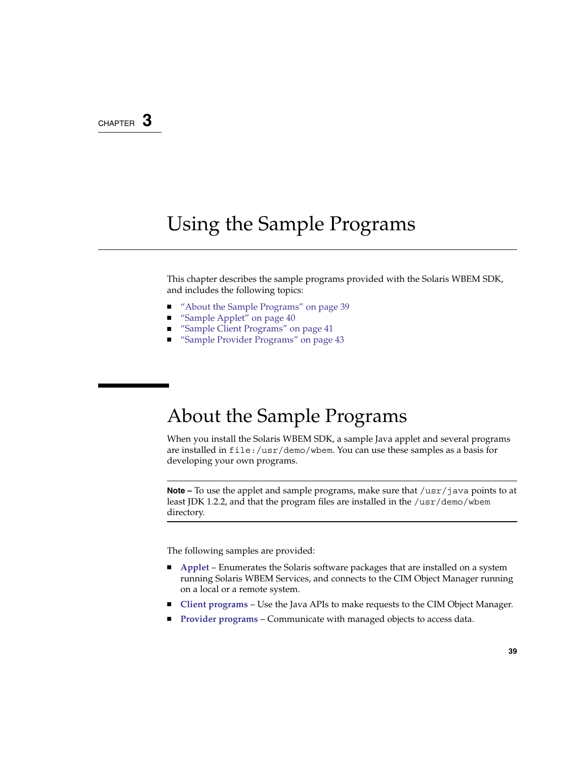CHAPTER 3

# Using the Sample Programs

This chapter describes the sample programs provided with the Solaris WBEM SDK, and includes the following topics:

- "About the Sample Programs" on page 39
- "Sample Applet" on page 40
- "Sample Client Programs" on page 41
- "Sample Provider Programs" on page 43

## About the Sample Programs

When you install the Solaris WBEM SDK, a sample Java applet and several programs are installed in `file:/usr/demo/wbem`. You can use these samples as a basis for developing your own programs.

---

**Note –** To use the applet and sample programs, make sure that `/usr/java` points to at least JDK 1.2.2, and that the program files are installed in the `/usr/demo/wbem` directory.

---

The following samples are provided:

- **Applet** – Enumerates the Solaris software packages that are installed on a system running Solaris WBEM Services, and connects to the CIM Object Manager running on a local or a remote system.
- **Client programs** – Use the Java APIs to make requests to the CIM Object Manager.
- **Provider programs** – Communicate with managed objects to access data.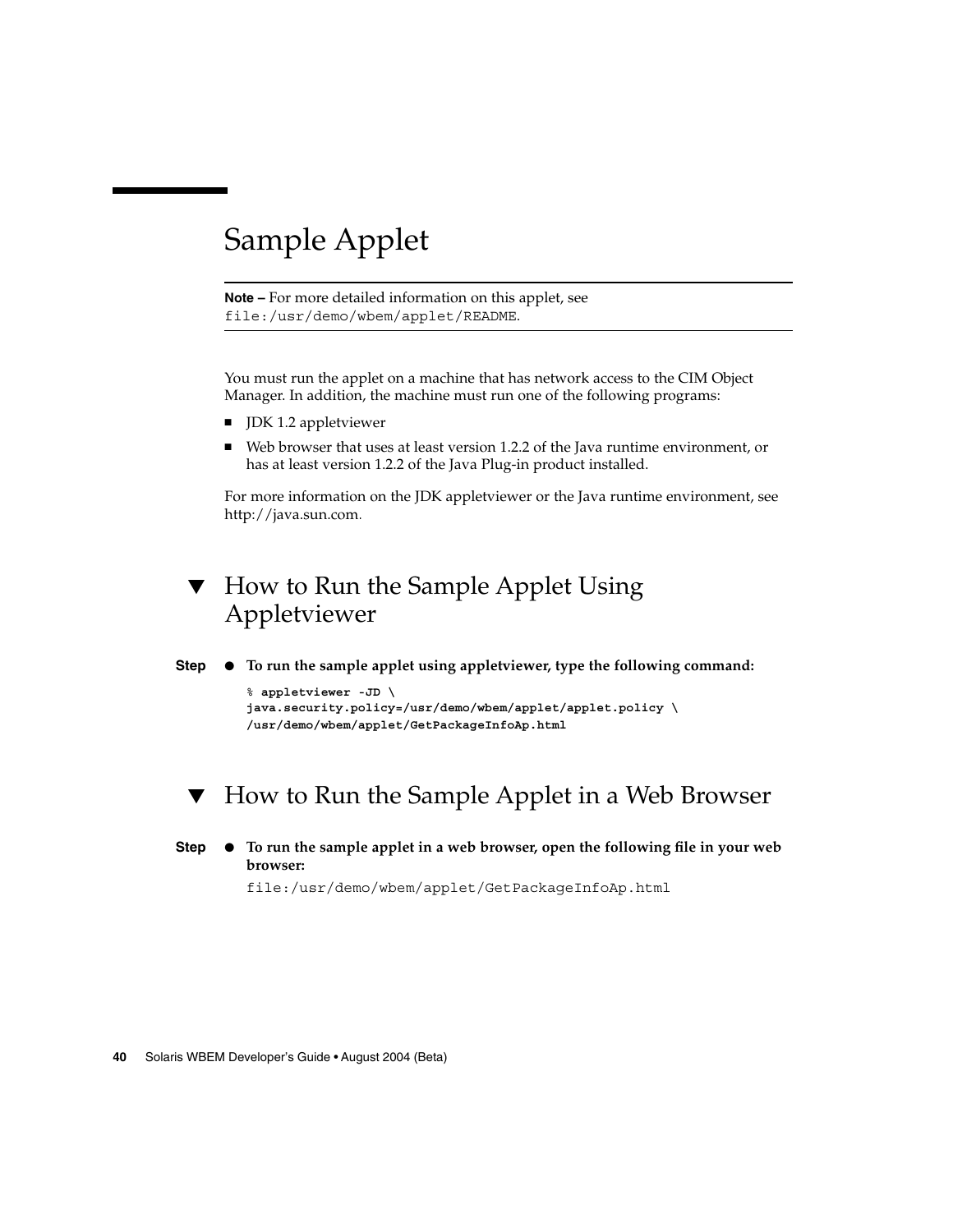# Sample Applet

**Note –** For more detailed information on this applet, see `file:/usr/demo/wbem/applet/README`.

You must run the applet on a machine that has network access to the CIM Object Manager. In addition, the machine must run one of the following programs:

- JDK 1.2 appletviewer
- Web browser that uses at least version 1.2.2 of the Java runtime environment, or has at least version 1.2.2 of the Java Plug-in product installed.

For more information on the JDK appletviewer or the Java runtime environment, see http://java.sun.com.

## ▼ How to Run the Sample Applet Using Appletviewer

**Step** ● **To run the sample applet using appletviewer, type the following command:**

```
% appletviewer -JD \
java.security.policy=/usr/demo/wbem/applet/applet.policy \
/usr/demo/wbem/applet/GetPackageInfoAp.html
```

## ▼ How to Run the Sample Applet in a Web Browser

**Step** ● **To run the sample applet in a web browser, open the following file in your web browser:**

`file:/usr/demo/wbem/applet/GetPackageInfoAp.html`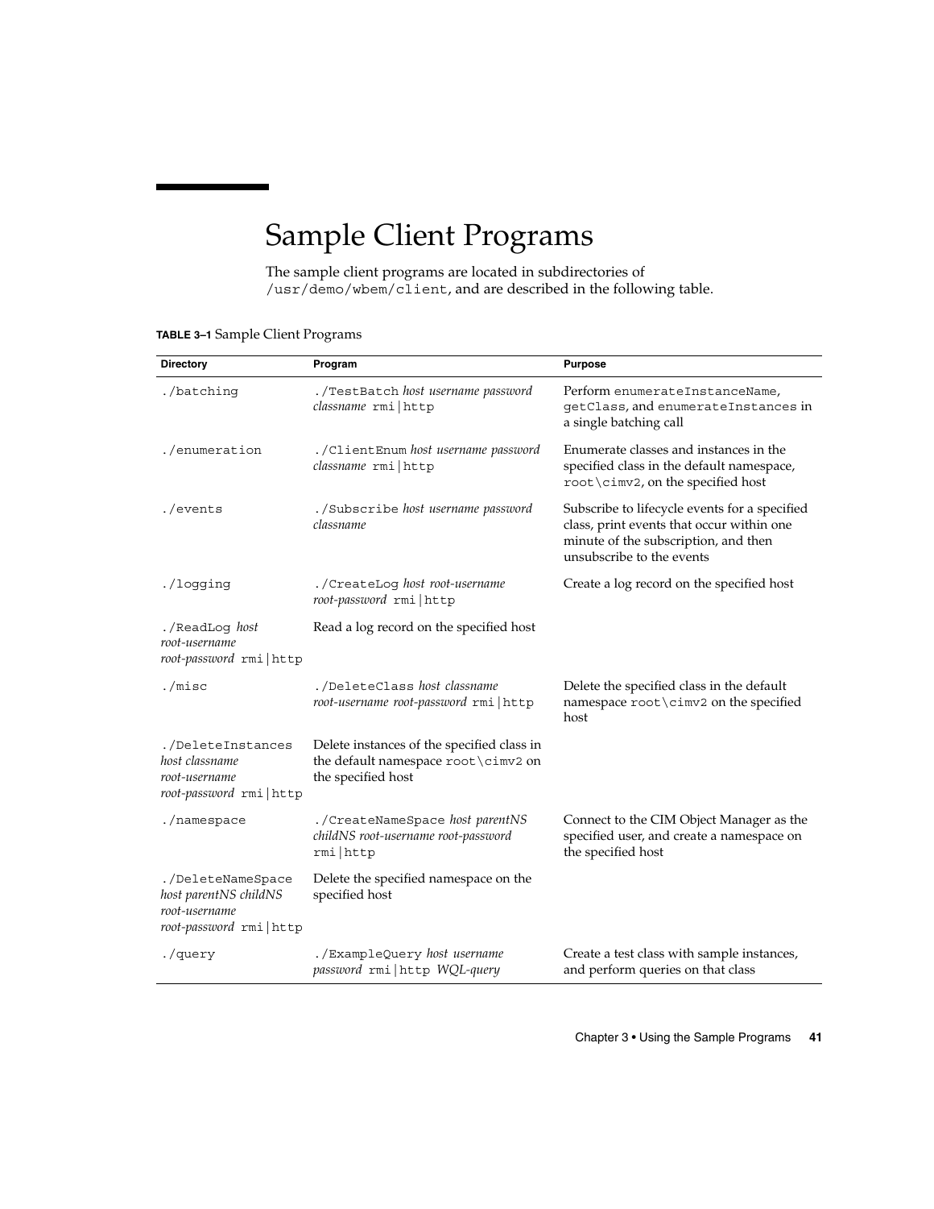# Sample Client Programs

The sample client programs are located in subdirectories of `/usr/demo/wbem/client`, and are described in the following table.

**TABLE 3–1** Sample Client Programs

| Directory | Program | Purpose |
| --- | --- | --- |
| `./batching` | `./TestBatch` *host username password classname* `rmi|http` | Perform `enumerateInstanceName`, `getClass`, and `enumerateInstances` in a single batching call |
| `./enumeration` | `./ClientEnum` *host username password classname* `rmi|http` | Enumerate classes and instances in the specified class in the default namespace, `root\cimv2`, on the specified host |
| `./events` | `./Subscribe` *host username password classname* | Subscribe to lifecycle events for a specified class, print events that occur within one minute of the subscription, and then unsubscribe to the events |
| `./logging` | `./CreateLog` *host root-username root-password* `rmi|http` | Create a log record on the specified host |
| `./ReadLog` *host root-username root-password* `rmi|http` | Read a log record on the specified host | |
| `./misc` | `./DeleteClass` *host classname root-username root-password* `rmi|http` | Delete the specified class in the default namespace `root\cimv2` on the specified host |
| `./DeleteInstances` *host classname root-username root-password* `rmi|http` | Delete instances of the specified class in the default namespace `root\cimv2` on the specified host | |
| `./namespace` | `./CreateNameSpace` *host parentNS childNS root-username root-password* `rmi|http` | Connect to the CIM Object Manager as the specified user, and create a namespace on the specified host |
| `./DeleteNameSpace` *host parentNS childNS root-username root-password* `rmi|http` | Delete the specified namespace on the specified host | |
| `./query` | `./ExampleQuery` *host username password* `rmi|http` *WQL-query* | Create a test class with sample instances, and perform queries on that class |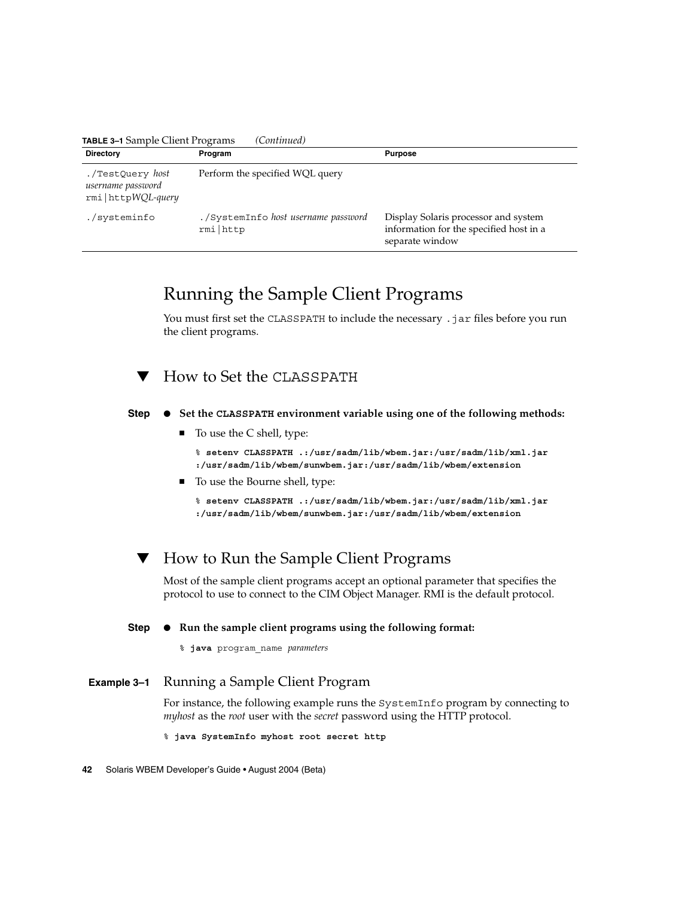**TABLE 3–1** Sample Client Programs *(Continued)*

| Directory | Program | Purpose |
| --- | --- | --- |
| `./TestQuery` *host username password* `rmi|http`*WQL-query* | Perform the specified WQL query | |
| `./systeminfo` | `./SystemInfo` *host username password* `rmi|http` | Display Solaris processor and system information for the specified host in a separate window |

## Running the Sample Client Programs

You must first set the `CLASSPATH` to include the necessary `.jar` files before you run the client programs.

### ▼ How to Set the `CLASSPATH`

**Step** ● **Set the `CLASSPATH` environment variable using one of the following methods:**

- To use the C shell, type:

```
% setenv CLASSPATH .:/usr/sadm/lib/wbem.jar:/usr/sadm/lib/xml.jar
:/usr/sadm/lib/wbem/sunwbem.jar:/usr/sadm/lib/wbem/extension
```

- To use the Bourne shell, type:

```
% setenv CLASSPATH .:/usr/sadm/lib/wbem.jar:/usr/sadm/lib/xml.jar
:/usr/sadm/lib/wbem/sunwbem.jar:/usr/sadm/lib/wbem/extension
```

### ▼ How to Run the Sample Client Programs

Most of the sample client programs accept an optional parameter that specifies the protocol to use to connect to the CIM Object Manager. RMI is the default protocol.

**Step** ● **Run the sample client programs using the following format:**

```
% java program_name parameters
```

**Example 3–1** Running a Sample Client Program

For instance, the following example runs the `SystemInfo` program by connecting to *myhost* as the *root* user with the *secret* password using the HTTP protocol.

```
% java SystemInfo myhost root secret http
```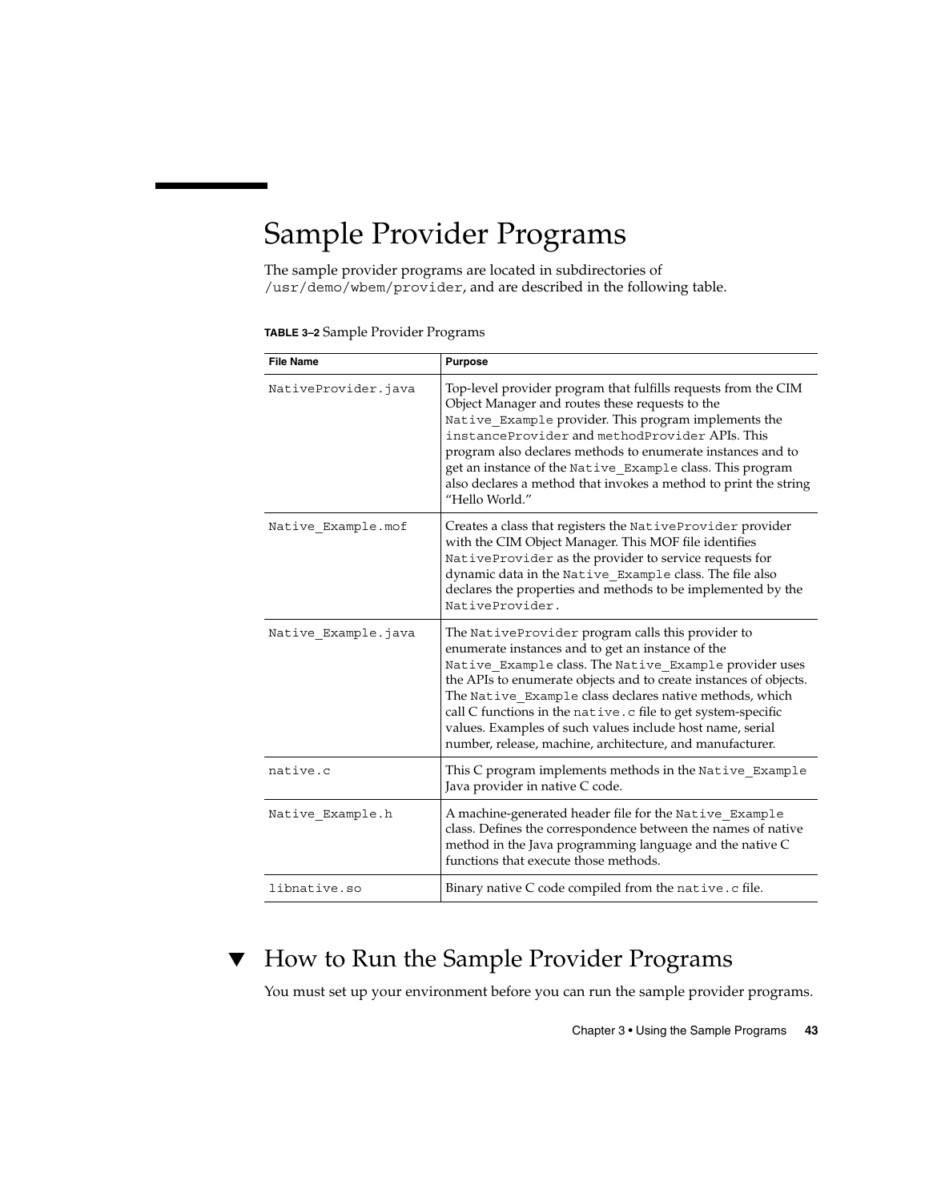# Sample Provider Programs

The sample provider programs are located in subdirectories of `/usr/demo/wbem/provider`, and are described in the following table.

**TABLE 3–2** Sample Provider Programs

| File Name | Purpose |
|---|---|
| `NativeProvider.java` | Top-level provider program that fulfills requests from the CIM Object Manager and routes these requests to the `Native_Example` provider. This program implements the `instanceProvider` and `methodProvider` APIs. This program also declares methods to enumerate instances and to get an instance of the `Native_Example` class. This program also declares a method that invokes a method to print the string "Hello World." |
| `Native_Example.mof` | Creates a class that registers the `NativeProvider` provider with the CIM Object Manager. This MOF file identifies `NativeProvider` as the provider to service requests for dynamic data in the `Native_Example` class. The file also declares the properties and methods to be implemented by the `NativeProvider.` |
| `Native_Example.java` | The `NativeProvider` program calls this provider to enumerate instances and to get an instance of the `Native_Example` class. The `Native_Example` provider uses the APIs to enumerate objects and to create instances of objects. The `Native_Example` class declares native methods, which call C functions in the `native.c` file to get system-specific values. Examples of such values include host name, serial number, release, machine, architecture, and manufacturer. |
| `native.c` | This C program implements methods in the `Native_Example` Java provider in native C code. |
| `Native_Example.h` | A machine-generated header file for the `Native_Example` class. Defines the correspondence between the names of native method in the Java programming language and the native C functions that execute those methods. |
| `libnative.so` | Binary native C code compiled from the `native.c` file. |

## ▼ How to Run the Sample Provider Programs

You must set up your environment before you can run the sample provider programs.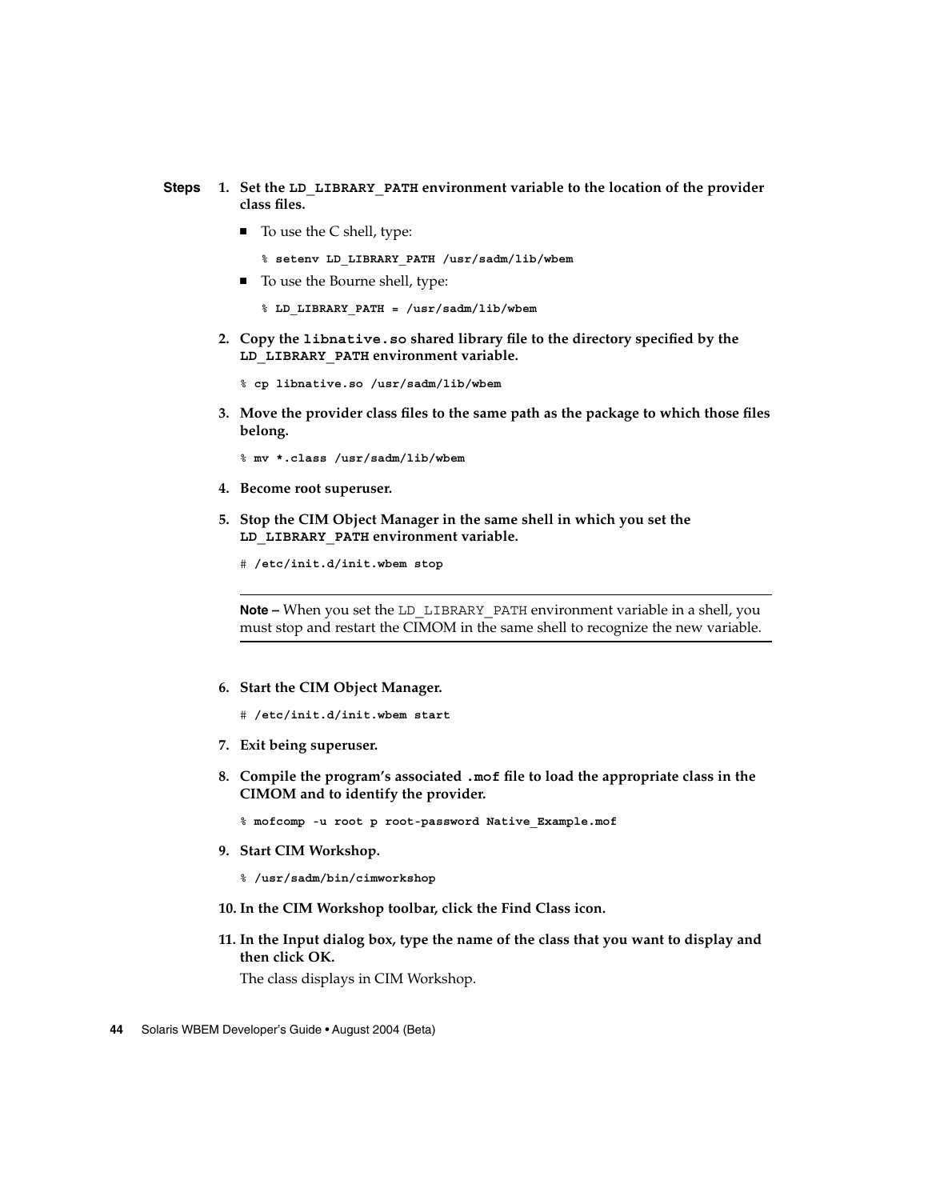**Steps**

1. **Set the `LD_LIBRARY_PATH` environment variable to the location of the provider class files.**

   - To use the C shell, type:

     ```
     % setenv LD_LIBRARY_PATH /usr/sadm/lib/wbem
     ```

   - To use the Bourne shell, type:

     ```
     % LD_LIBRARY_PATH = /usr/sadm/lib/wbem
     ```

2. **Copy the `libnative.so` shared library file to the directory specified by the `LD_LIBRARY_PATH` environment variable.**

   ```
   % cp libnative.so /usr/sadm/lib/wbem
   ```

3. **Move the provider class files to the same path as the package to which those files belong.**

   ```
   % mv *.class /usr/sadm/lib/wbem
   ```

4. **Become root superuser.**

5. **Stop the CIM Object Manager in the same shell in which you set the `LD_LIBRARY_PATH` environment variable.**

   ```
   # /etc/init.d/init.wbem stop
   ```

   ---

   **Note –** When you set the `LD_LIBRARY_PATH` environment variable in a shell, you must stop and restart the CIMOM in the same shell to recognize the new variable.

   ---

6. **Start the CIM Object Manager.**

   ```
   # /etc/init.d/init.wbem start
   ```

7. **Exit being superuser.**

8. **Compile the program's associated `.mof` file to load the appropriate class in the CIMOM and to identify the provider.**

   ```
   % mofcomp -u root p root-password Native_Example.mof
   ```

9. **Start CIM Workshop.**

   ```
   % /usr/sadm/bin/cimworkshop
   ```

10. **In the CIM Workshop toolbar, click the Find Class icon.**

11. **In the Input dialog box, type the name of the class that you want to display and then click OK.**

    The class displays in CIM Workshop.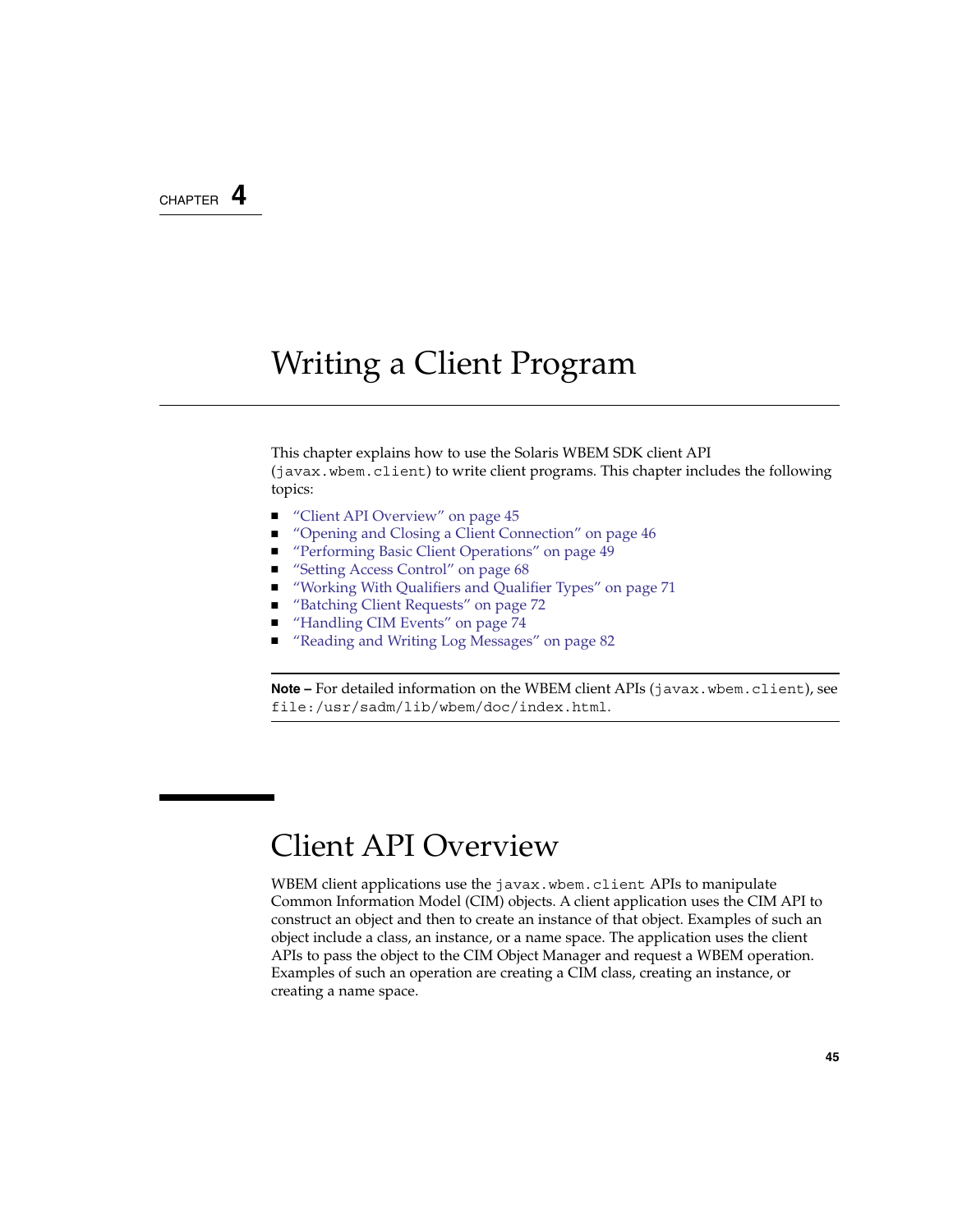CHAPTER 4

# Writing a Client Program

This chapter explains how to use the Solaris WBEM SDK client API (`javax.wbem.client`) to write client programs. This chapter includes the following topics:

- "Client API Overview" on page 45
- "Opening and Closing a Client Connection" on page 46
- "Performing Basic Client Operations" on page 49
- "Setting Access Control" on page 68
- "Working With Qualifiers and Qualifier Types" on page 71
- "Batching Client Requests" on page 72
- "Handling CIM Events" on page 74
- "Reading and Writing Log Messages" on page 82

---

**Note –** For detailed information on the WBEM client APIs (`javax.wbem.client`), see `file:/usr/sadm/lib/wbem/doc/index.html`.

---

## Client API Overview

WBEM client applications use the `javax.wbem.client` APIs to manipulate Common Information Model (CIM) objects. A client application uses the CIM API to construct an object and then to create an instance of that object. Examples of such an object include a class, an instance, or a name space. The application uses the client APIs to pass the object to the CIM Object Manager and request a WBEM operation. Examples of such an operation are creating a CIM class, creating an instance, or creating a name space.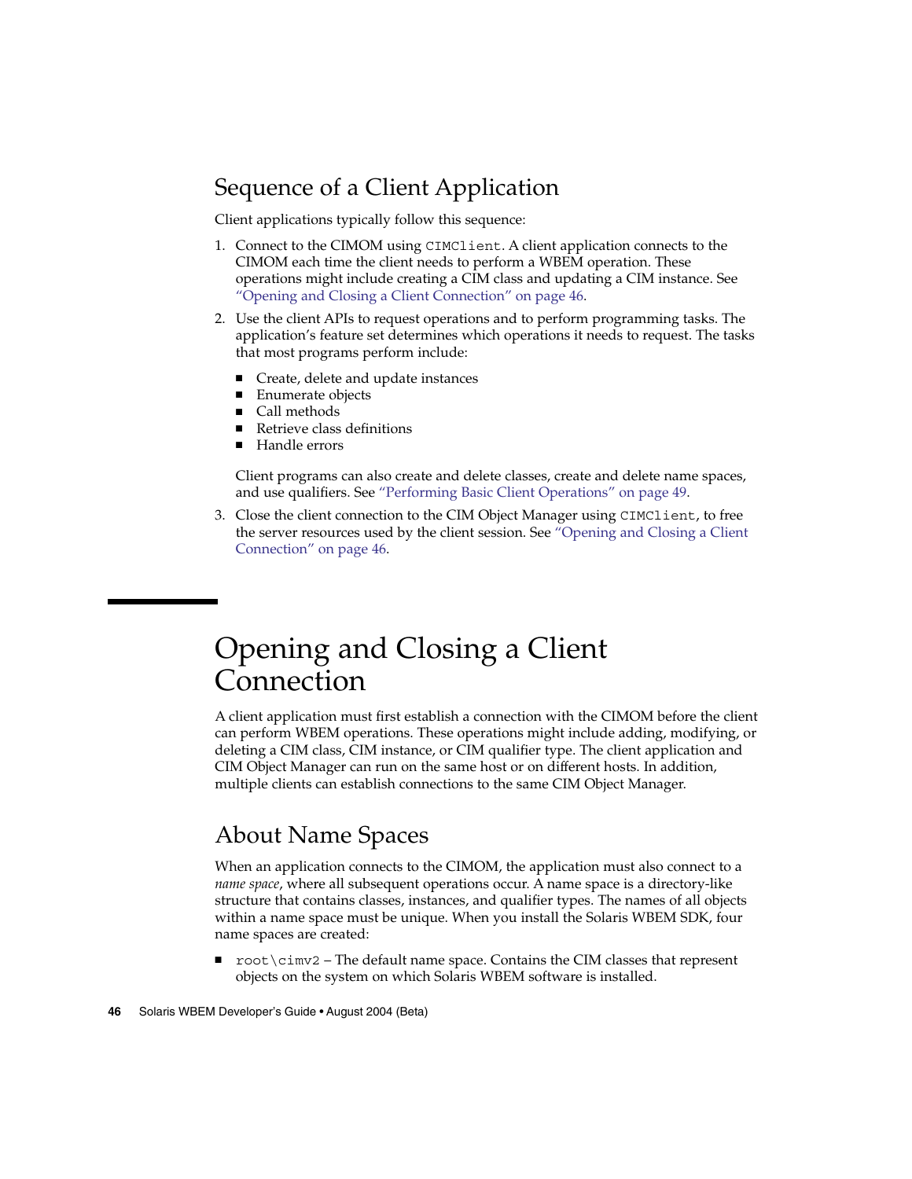## Sequence of a Client Application

Client applications typically follow this sequence:

1. Connect to the CIMOM using `CIMClient`. A client application connects to the CIMOM each time the client needs to perform a WBEM operation. These operations might include creating a CIM class and updating a CIM instance. See "Opening and Closing a Client Connection" on page 46.

2. Use the client APIs to request operations and to perform programming tasks. The application's feature set determines which operations it needs to request. The tasks that most programs perform include:

   - Create, delete and update instances
   - Enumerate objects
   - Call methods
   - Retrieve class definitions
   - Handle errors

   Client programs can also create and delete classes, create and delete name spaces, and use qualifiers. See "Performing Basic Client Operations" on page 49.

3. Close the client connection to the CIM Object Manager using `CIMClient`, to free the server resources used by the client session. See "Opening and Closing a Client Connection" on page 46.

# Opening and Closing a Client Connection

A client application must first establish a connection with the CIMOM before the client can perform WBEM operations. These operations might include adding, modifying, or deleting a CIM class, CIM instance, or CIM qualifier type. The client application and CIM Object Manager can run on the same host or on different hosts. In addition, multiple clients can establish connections to the same CIM Object Manager.

## About Name Spaces

When an application connects to the CIMOM, the application must also connect to a *name space*, where all subsequent operations occur. A name space is a directory-like structure that contains classes, instances, and qualifier types. The names of all objects within a name space must be unique. When you install the Solaris WBEM SDK, four name spaces are created:

- `root\cimv2` – The default name space. Contains the CIM classes that represent objects on the system on which Solaris WBEM software is installed.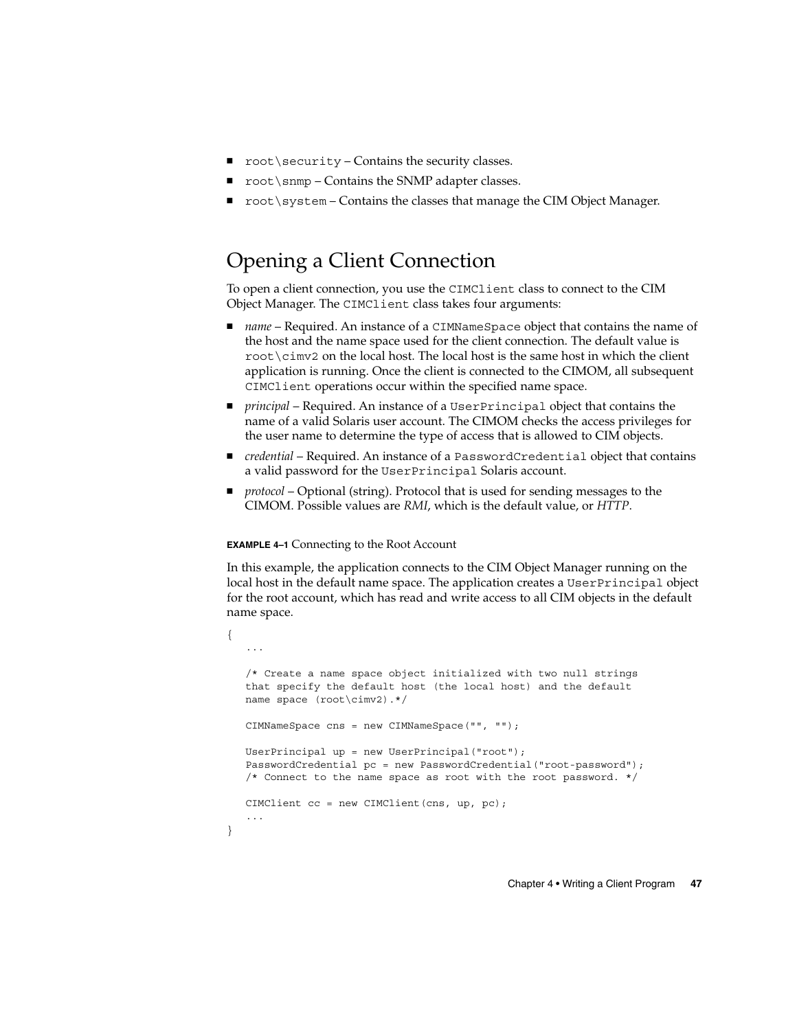- `root\security` – Contains the security classes.
- `root\snmp` – Contains the SNMP adapter classes.
- `root\system` – Contains the classes that manage the CIM Object Manager.

## Opening a Client Connection

To open a client connection, you use the `CIMClient` class to connect to the CIM Object Manager. The `CIMClient` class takes four arguments:

- *name* – Required. An instance of a `CIMNameSpace` object that contains the name of the host and the name space used for the client connection. The default value is `root\cimv2` on the local host. The local host is the same host in which the client application is running. Once the client is connected to the CIMOM, all subsequent `CIMClient` operations occur within the specified name space.
- *principal* – Required. An instance of a `UserPrincipal` object that contains the name of a valid Solaris user account. The CIMOM checks the access privileges for the user name to determine the type of access that is allowed to CIM objects.
- *credential* – Required. An instance of a `PasswordCredential` object that contains a valid password for the `UserPrincipal` Solaris account.
- *protocol* – Optional (string). Protocol that is used for sending messages to the CIMOM. Possible values are *RMI*, which is the default value, or *HTTP*.

**EXAMPLE 4–1** Connecting to the Root Account

In this example, the application connects to the CIM Object Manager running on the local host in the default name space. The application creates a `UserPrincipal` object for the root account, which has read and write access to all CIM objects in the default name space.

```
{
   ...

   /* Create a name space object initialized with two null strings
   that specify the default host (the local host) and the default
   name space (root\cimv2).*/

   CIMNameSpace cns = new CIMNameSpace("", "");

   UserPrincipal up = new UserPrincipal("root");
   PasswordCredential pc = new PasswordCredential("root-password");
   /* Connect to the name space as root with the root password. */

   CIMClient cc = new CIMClient(cns, up, pc);
   ...
}
```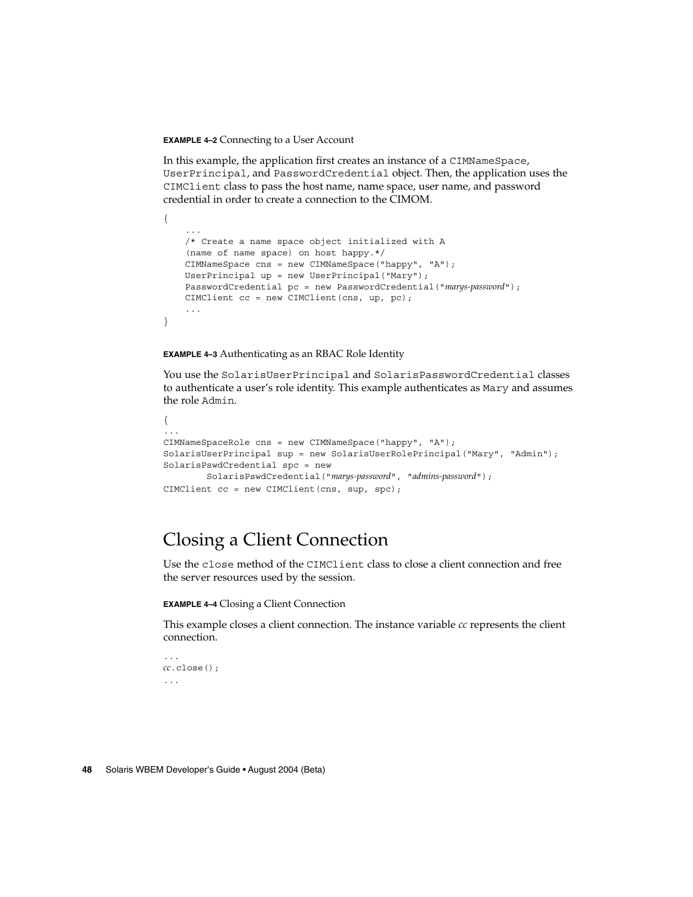**EXAMPLE 4–2** Connecting to a User Account

In this example, the application first creates an instance of a `CIMNameSpace`, `UserPrincipal`, and `PasswordCredential` object. Then, the application uses the `CIMClient` class to pass the host name, name space, user name, and password credential in order to create a connection to the CIMOM.

```
{
    ...
    /* Create a name space object initialized with A
    (name of name space) on host happy.*/
    CIMNameSpace cns = new CIMNameSpace("happy", "A");
    UserPrincipal up = new UserPrincipal("Mary");
    PasswordCredential pc = new PasswordCredential("marys-password");
    CIMClient cc = new CIMClient(cns, up, pc);
    ...
}
```

**EXAMPLE 4–3** Authenticating as an RBAC Role Identity

You use the `SolarisUserPrincipal` and `SolarisPasswordCredential` classes to authenticate a user's role identity. This example authenticates as `Mary` and assumes the role `Admin`.

```
{
...
CIMNameSpaceRole cns = new CIMNameSpace("happy", "A");
SolarisUserPrincipal sup = new SolarisUserRolePrincipal("Mary", "Admin");
SolarisPswdCredential spc = new
        SolarisPswdCredential("marys-password", "admins-password");
CIMClient cc = new CIMClient(cns, sup, spc);
```

## Closing a Client Connection

Use the `close` method of the `CIMClient` class to close a client connection and free the server resources used by the session.

**EXAMPLE 4–4** Closing a Client Connection

This example closes a client connection. The instance variable *cc* represents the client connection.

```
...
cc.close();
...
```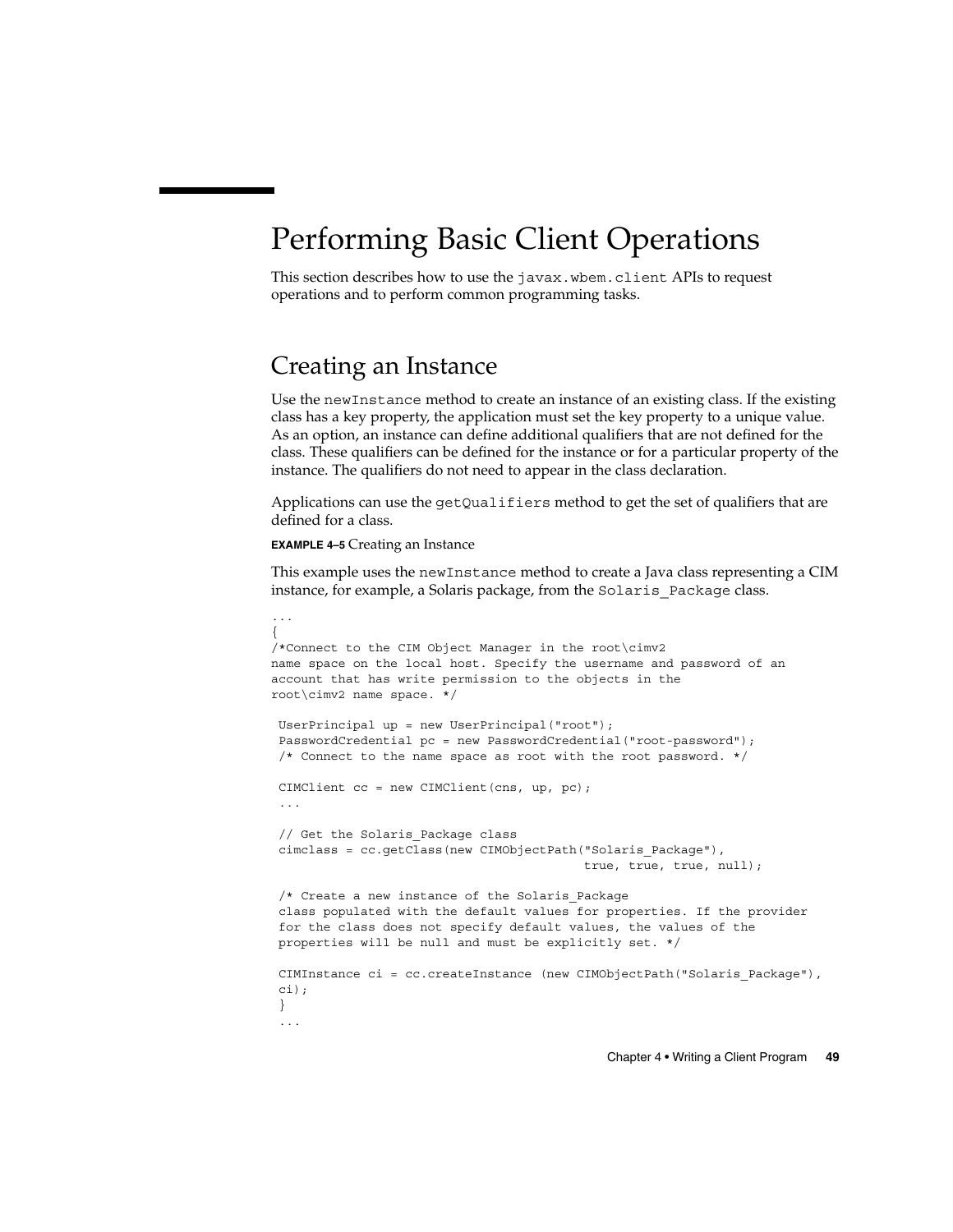# Performing Basic Client Operations

This section describes how to use the `javax.wbem.client` APIs to request operations and to perform common programming tasks.

## Creating an Instance

Use the `newInstance` method to create an instance of an existing class. If the existing class has a key property, the application must set the key property to a unique value. As an option, an instance can define additional qualifiers that are not defined for the class. These qualifiers can be defined for the instance or for a particular property of the instance. The qualifiers do not need to appear in the class declaration.

Applications can use the `getQualifiers` method to get the set of qualifiers that are defined for a class.

**EXAMPLE 4–5** Creating an Instance

This example uses the `newInstance` method to create a Java class representing a CIM instance, for example, a Solaris package, from the `Solaris_Package` class.

```
...
{
/*Connect to the CIM Object Manager in the root\cimv2
name space on the local host. Specify the username and password of an
account that has write permission to the objects in the
root\cimv2 name space. */

 UserPrincipal up = new UserPrincipal("root");
 PasswordCredential pc = new PasswordCredential("root-password");
 /* Connect to the name space as root with the root password. */

 CIMClient cc = new CIMClient(cns, up, pc);
 ...

 // Get the Solaris_Package class
 cimclass = cc.getClass(new CIMObjectPath("Solaris_Package"),
                                         true, true, true, null);

 /* Create a new instance of the Solaris_Package
 class populated with the default values for properties. If the provider
 for the class does not specify default values, the values of the
 properties will be null and must be explicitly set. */

 CIMInstance ci = cc.createInstance (new CIMObjectPath("Solaris_Package"),
 ci);
 }
 ...
```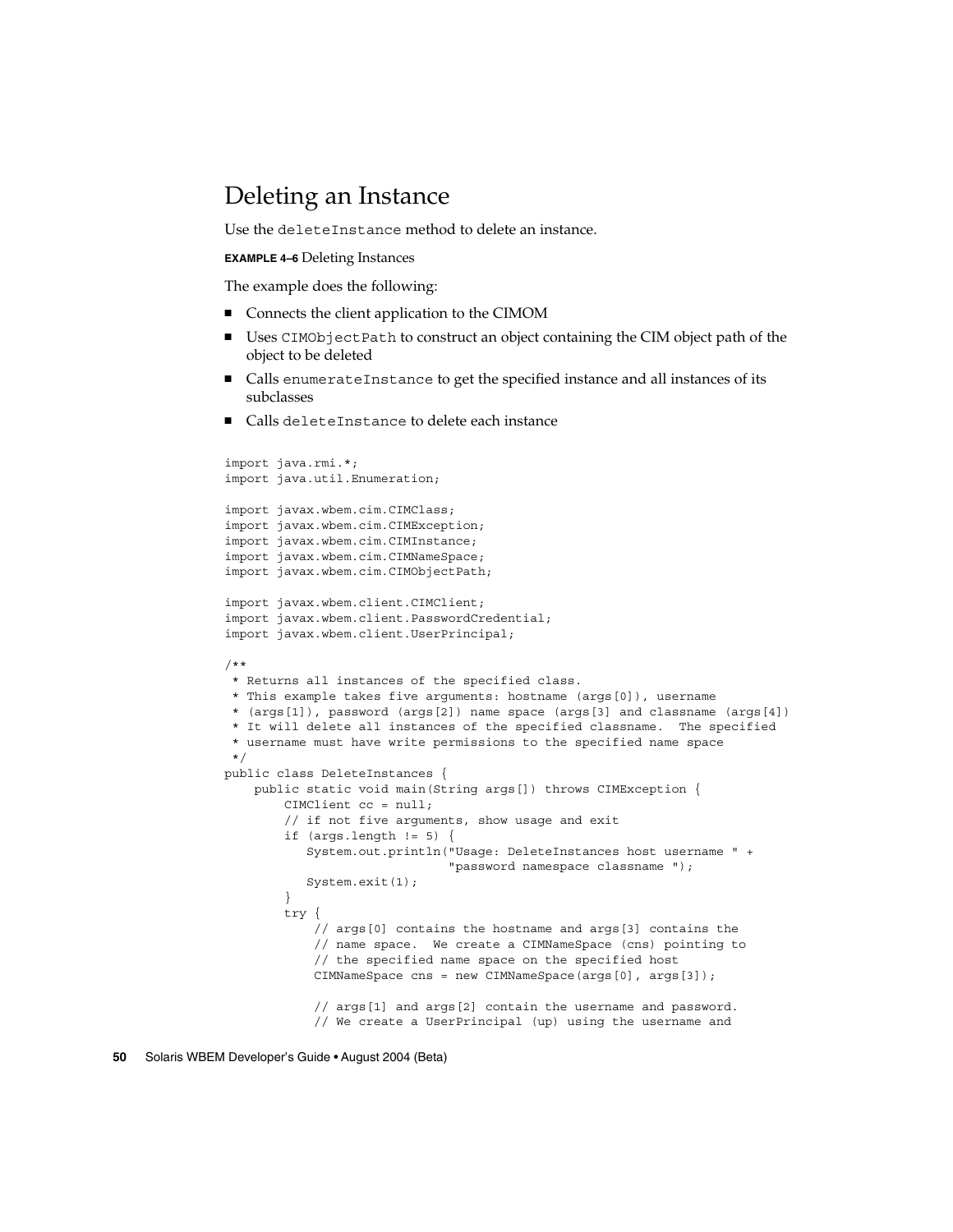## Deleting an Instance

Use the `deleteInstance` method to delete an instance.

**EXAMPLE 4–6** Deleting Instances

The example does the following:

- Connects the client application to the CIMOM
- Uses `CIMObjectPath` to construct an object containing the CIM object path of the object to be deleted
- Calls `enumerateInstance` to get the specified instance and all instances of its subclasses
- Calls `deleteInstance` to delete each instance

```
import java.rmi.*;
import java.util.Enumeration;

import javax.wbem.cim.CIMClass;
import javax.wbem.cim.CIMException;
import javax.wbem.cim.CIMInstance;
import javax.wbem.cim.CIMNameSpace;
import javax.wbem.cim.CIMObjectPath;

import javax.wbem.client.CIMClient;
import javax.wbem.client.PasswordCredential;
import javax.wbem.client.UserPrincipal;

/**
 * Returns all instances of the specified class.
 * This example takes five arguments: hostname (args[0]), username
 * (args[1]), password (args[2]) name space (args[3] and classname (args[4])
 * It will delete all instances of the specified classname.  The specified
 * username must have write permissions to the specified name space
 */
public class DeleteInstances {
    public static void main(String args[]) throws CIMException {
        CIMClient cc = null;
        // if not five arguments, show usage and exit
        if (args.length != 5) {
           System.out.println("Usage: DeleteInstances host username " +
                              "password namespace classname ");
           System.exit(1);
        }
        try {
            // args[0] contains the hostname and args[3] contains the
            // name space.  We create a CIMNameSpace (cns) pointing to
            // the specified name space on the specified host
            CIMNameSpace cns = new CIMNameSpace(args[0], args[3]);

            // args[1] and args[2] contain the username and password.
            // We create a UserPrincipal (up) using the username and
```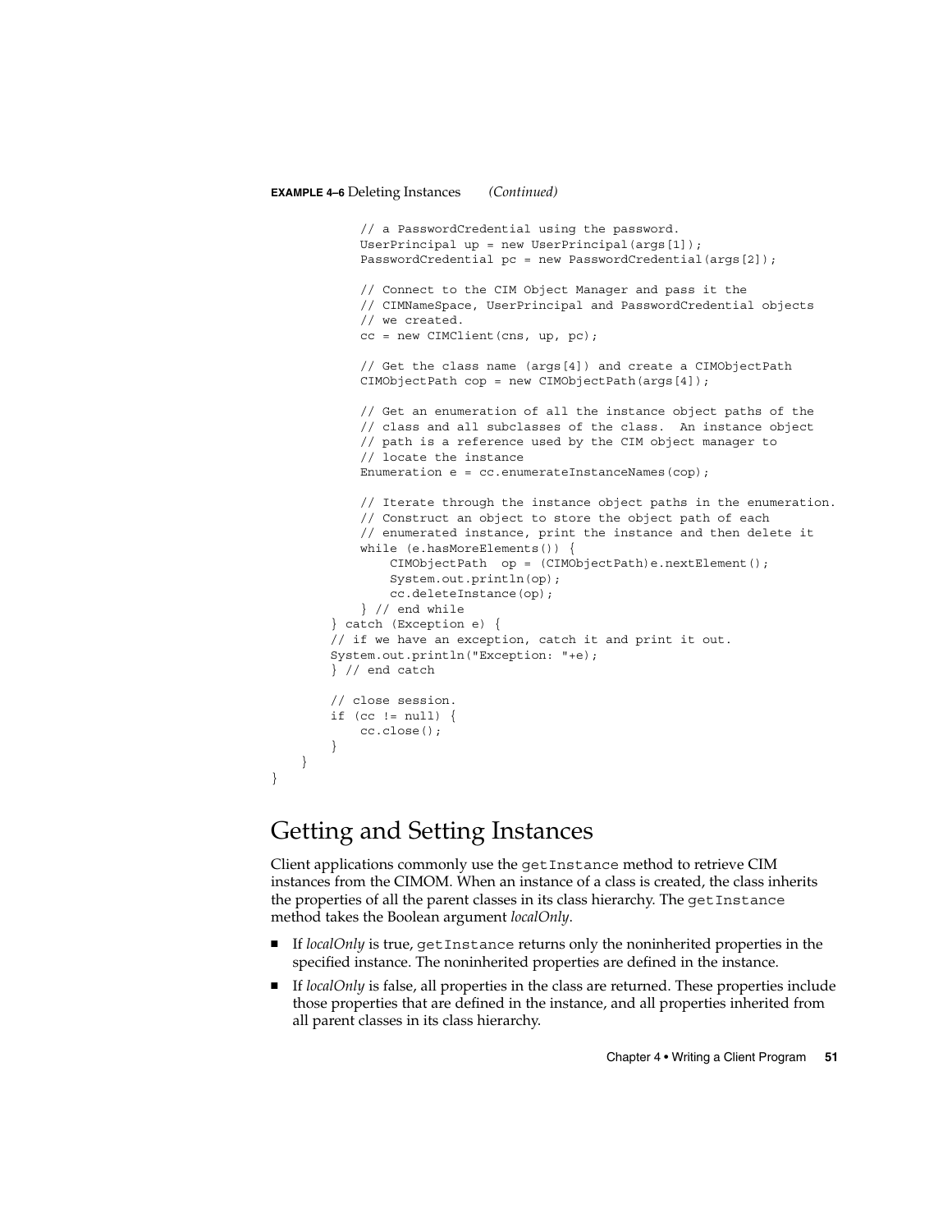**EXAMPLE 4–6** Deleting Instances *(Continued)*

```
            // a PasswordCredential using the password.
            UserPrincipal up = new UserPrincipal(args[1]);
            PasswordCredential pc = new PasswordCredential(args[2]);

            // Connect to the CIM Object Manager and pass it the
            // CIMNameSpace, UserPrincipal and PasswordCredential objects
            // we created.
            cc = new CIMClient(cns, up, pc);

            // Get the class name (args[4]) and create a CIMObjectPath
            CIMObjectPath cop = new CIMObjectPath(args[4]);

            // Get an enumeration of all the instance object paths of the
            // class and all subclasses of the class.  An instance object
            // path is a reference used by the CIM object manager to
            // locate the instance
            Enumeration e = cc.enumerateInstanceNames(cop);

            // Iterate through the instance object paths in the enumeration.
            // Construct an object to store the object path of each
            // enumerated instance, print the instance and then delete it
            while (e.hasMoreElements()) {
                CIMObjectPath  op = (CIMObjectPath)e.nextElement();
                System.out.println(op);
                cc.deleteInstance(op);
            } // end while
        } catch (Exception e) {
        // if we have an exception, catch it and print it out.
        System.out.println("Exception: "+e);
        } // end catch

        // close session.
        if (cc != null) {
            cc.close();
        }
    }
}
```

## Getting and Setting Instances

Client applications commonly use the `getInstance` method to retrieve CIM instances from the CIMOM. When an instance of a class is created, the class inherits the properties of all the parent classes in its class hierarchy. The `getInstance` method takes the Boolean argument *localOnly*.

- If *localOnly* is true, `getInstance` returns only the noninherited properties in the specified instance. The noninherited properties are defined in the instance.
- If *localOnly* is false, all properties in the class are returned. These properties include those properties that are defined in the instance, and all properties inherited from all parent classes in its class hierarchy.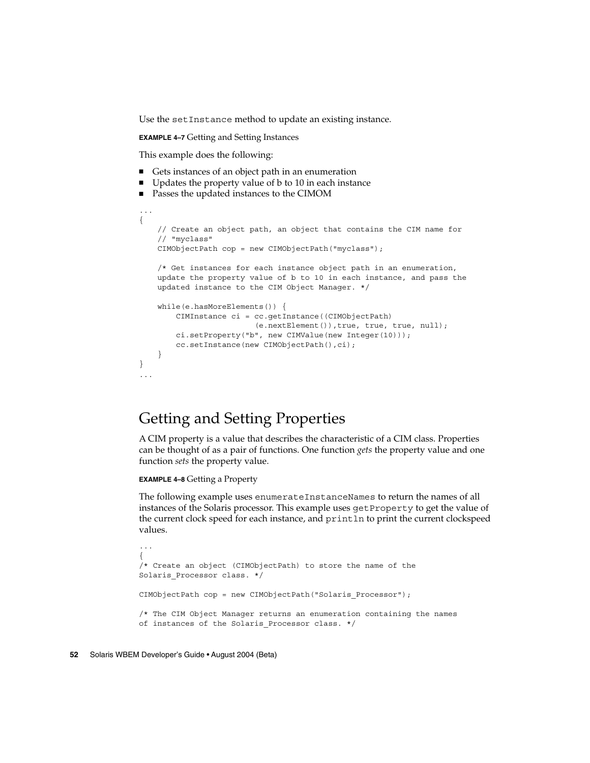Use the `setInstance` method to update an existing instance.

**EXAMPLE 4–7** Getting and Setting Instances

This example does the following:

- Gets instances of an object path in an enumeration
- Updates the property value of b to 10 in each instance
- Passes the updated instances to the CIMOM

```
...
{
    // Create an object path, an object that contains the CIM name for
    // "myclass"
    CIMObjectPath cop = new CIMObjectPath("myclass");

    /* Get instances for each instance object path in an enumeration,
    update the property value of b to 10 in each instance, and pass the
    updated instance to the CIM Object Manager. */

    while(e.hasMoreElements()) {
        CIMInstance ci = cc.getInstance((CIMObjectPath)
                        (e.nextElement()),true, true, true, null);
        ci.setProperty("b", new CIMValue(new Integer(10)));
        cc.setInstance(new CIMObjectPath(),ci);
    }
}
...
```

## Getting and Setting Properties

A CIM property is a value that describes the characteristic of a CIM class. Properties can be thought of as a pair of functions. One function *gets* the property value and one function *sets* the property value.

**EXAMPLE 4–8** Getting a Property

The following example uses `enumerateInstanceNames` to return the names of all instances of the Solaris processor. This example uses `getProperty` to get the value of the current clock speed for each instance, and `println` to print the current clockspeed values.

```
...
{
/* Create an object (CIMObjectPath) to store the name of the
Solaris_Processor class. */

CIMObjectPath cop = new CIMObjectPath("Solaris_Processor");

/* The CIM Object Manager returns an enumeration containing the names
of instances of the Solaris_Processor class. */
```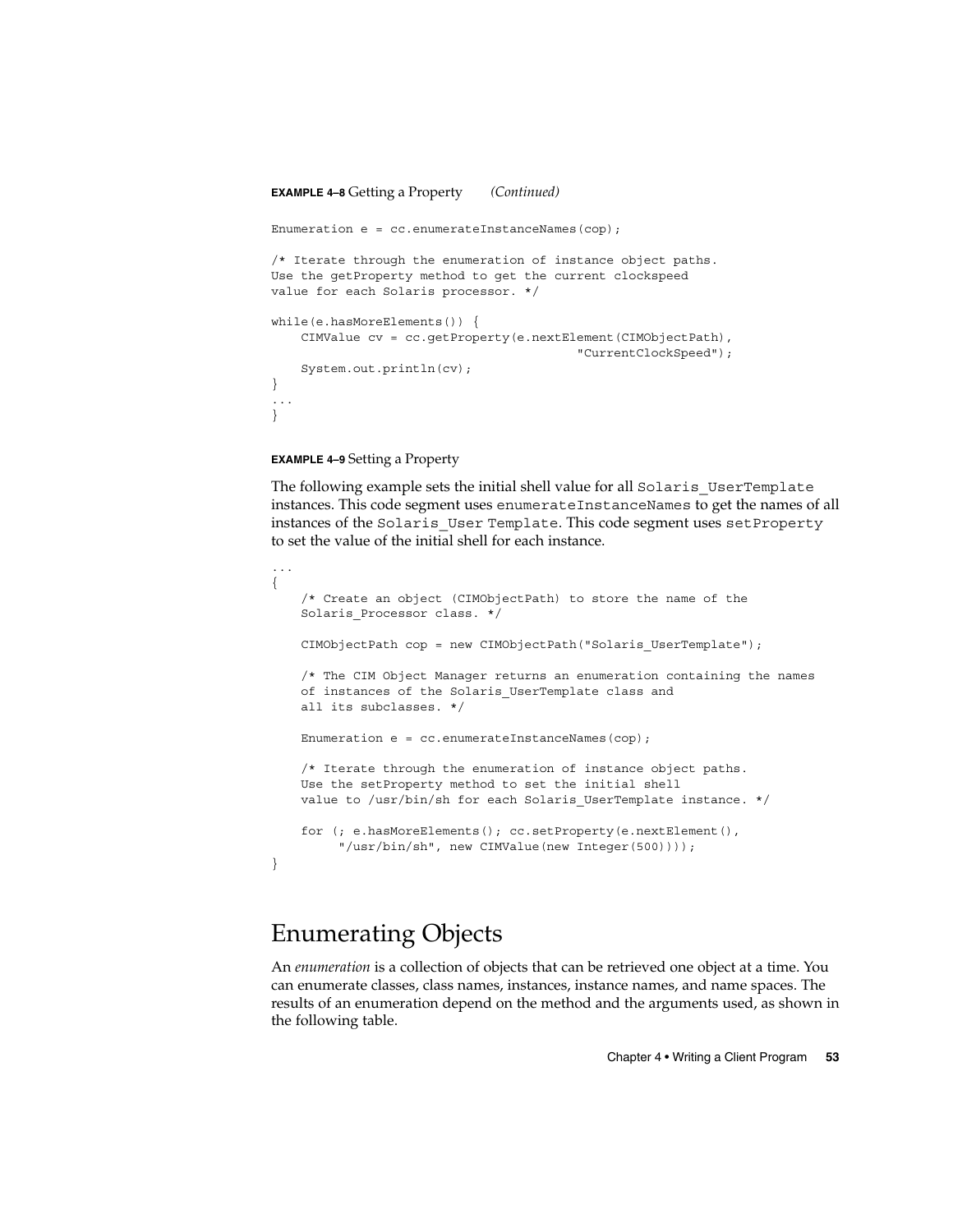**EXAMPLE 4–8** Getting a Property *(Continued)*

```
Enumeration e = cc.enumerateInstanceNames(cop);

/* Iterate through the enumeration of instance object paths.
Use the getProperty method to get the current clockspeed
value for each Solaris processor. */

while(e.hasMoreElements()) {
    CIMValue cv = cc.getProperty(e.nextElement(CIMObjectPath),
                                        "CurrentClockSpeed");
    System.out.println(cv);
}
...
}
```

**EXAMPLE 4–9** Setting a Property

The following example sets the initial shell value for all `Solaris_UserTemplate` instances. This code segment uses `enumerateInstanceNames` to get the names of all instances of the `Solaris_User Template`. This code segment uses `setProperty` to set the value of the initial shell for each instance.

```
...
{
    /* Create an object (CIMObjectPath) to store the name of the
    Solaris_Processor class. */

    CIMObjectPath cop = new CIMObjectPath("Solaris_UserTemplate");

    /* The CIM Object Manager returns an enumeration containing the names
    of instances of the Solaris_UserTemplate class and
    all its subclasses. */

    Enumeration e = cc.enumerateInstanceNames(cop);

    /* Iterate through the enumeration of instance object paths.
    Use the setProperty method to set the initial shell
    value to /usr/bin/sh for each Solaris_UserTemplate instance. */

    for (; e.hasMoreElements(); cc.setProperty(e.nextElement(),
         "/usr/bin/sh", new CIMValue(new Integer(500))));
}
```

## Enumerating Objects

An *enumeration* is a collection of objects that can be retrieved one object at a time. You can enumerate classes, class names, instances, instance names, and name spaces. The results of an enumeration depend on the method and the arguments used, as shown in the following table.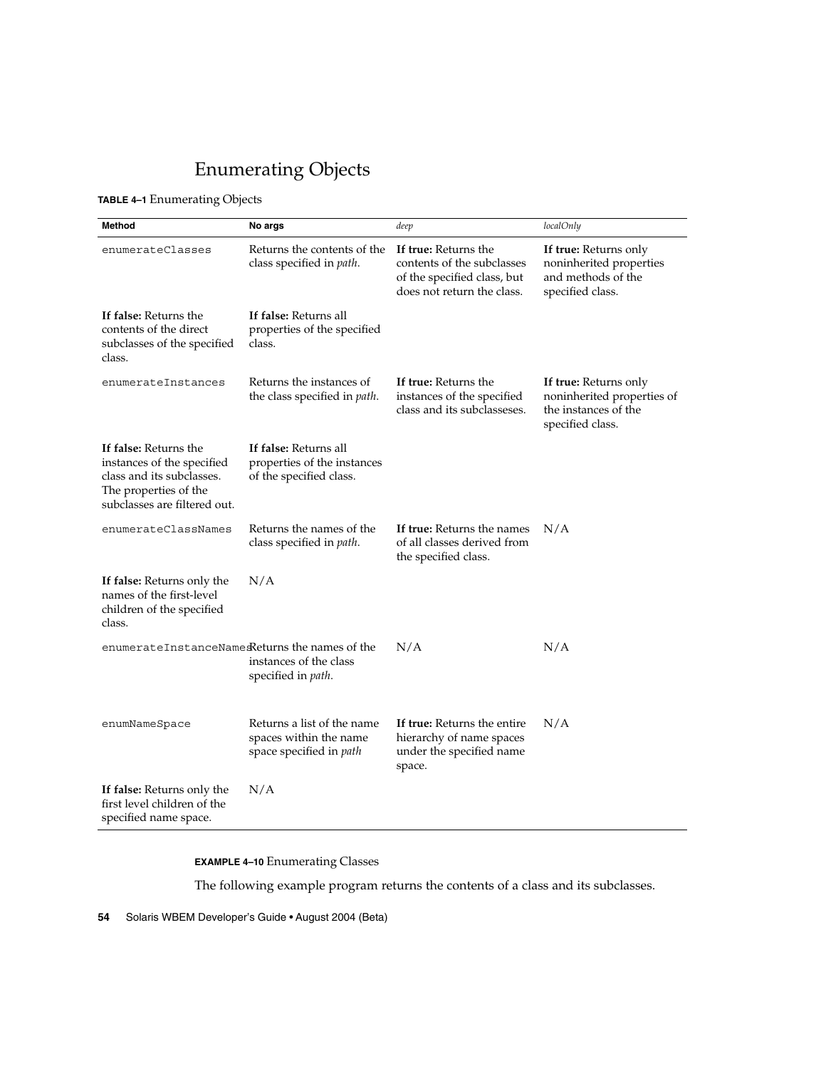## Enumerating Objects

**TABLE 4–1** Enumerating Objects

| Method | No args | *deep* | *localOnly* |
| --- | --- | --- | --- |
| `enumerateClasses` | Returns the contents of the class specified in *path*. | **If true:** Returns the contents of the subclasses of the specified class, but does not return the class. | **If true:** Returns only noninherited properties and methods of the specified class. |
| **If false:** Returns the contents of the direct subclasses of the specified class. | **If false:** Returns all properties of the specified class. | | |
| `enumerateInstances` | Returns the instances of the class specified in *path*. | **If true:** Returns the instances of the specified class and its subclasseses. | **If true:** Returns only noninherited properties of the instances of the specified class. |
| **If false:** Returns the instances of the specified class and its subclasses. The properties of the subclasses are filtered out. | **If false:** Returns all properties of the instances of the specified class. | | |
| `enumerateClassNames` | Returns the names of the class specified in *path*. | **If true:** Returns the names of all classes derived from the specified class. | N/A |
| **If false:** Returns only the names of the first-level children of the specified class. | N/A | | |
| `enumerateInstanceNames` | Returns the names of the instances of the class specified in *path*. | N/A | N/A |
| `enumNameSpace` | Returns a list of the name spaces within the name space specified in *path* | **If true:** Returns the entire hierarchy of name spaces under the specified name space. | N/A |
| **If false:** Returns only the first level children of the specified name space. | N/A | | |

**EXAMPLE 4–10** Enumerating Classes

The following example program returns the contents of a class and its subclasses.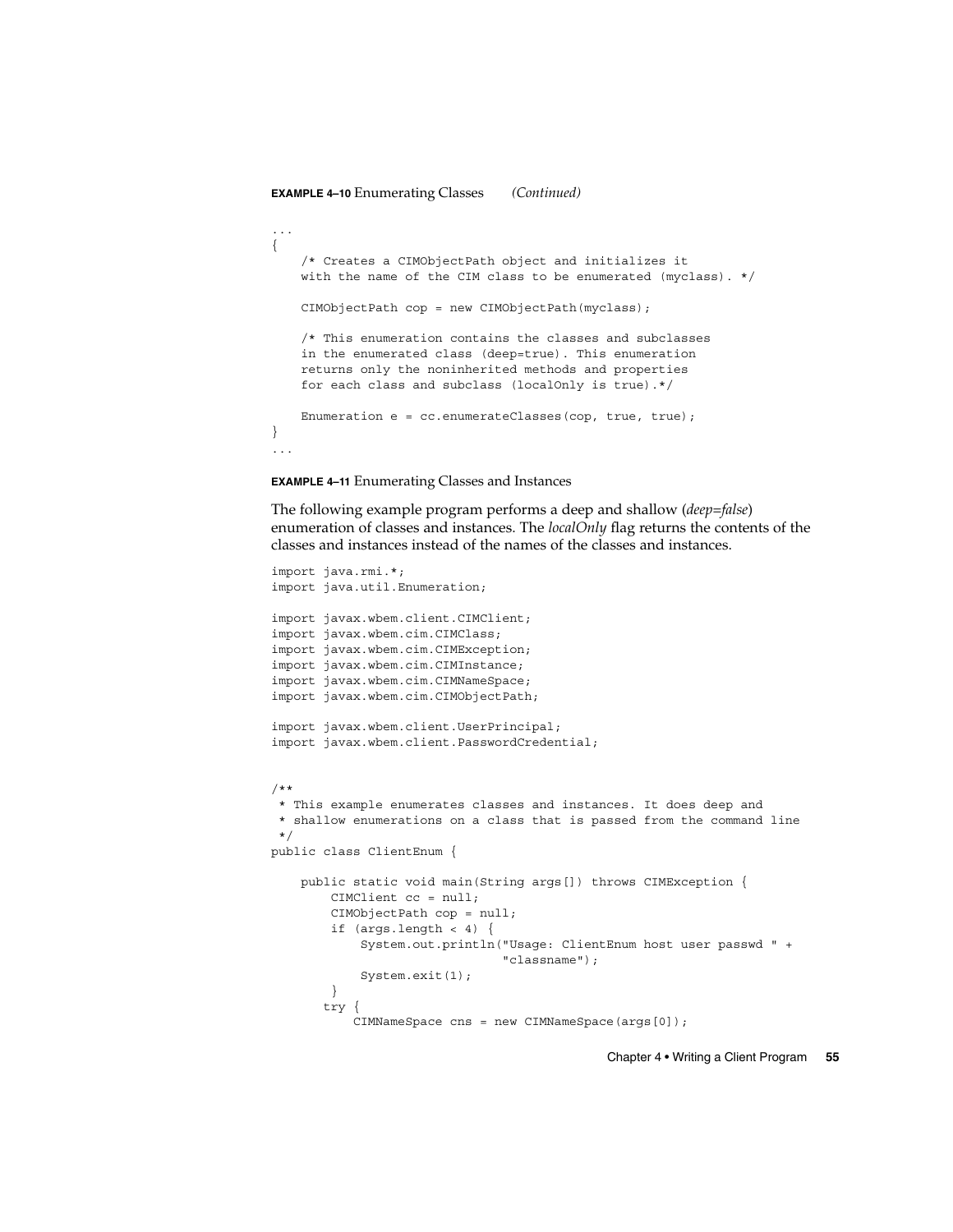**EXAMPLE 4–10** Enumerating Classes *(Continued)*

```
...
{
    /* Creates a CIMObjectPath object and initializes it
    with the name of the CIM class to be enumerated (myclass). */

    CIMObjectPath cop = new CIMObjectPath(myclass);

    /* This enumeration contains the classes and subclasses
    in the enumerated class (deep=true). This enumeration
    returns only the noninherited methods and properties
    for each class and subclass (localOnly is true).*/

    Enumeration e = cc.enumerateClasses(cop, true, true);
}
...
```

**EXAMPLE 4–11** Enumerating Classes and Instances

The following example program performs a deep and shallow (*deep=false*) enumeration of classes and instances. The *localOnly* flag returns the contents of the classes and instances instead of the names of the classes and instances.

```
import java.rmi.*;
import java.util.Enumeration;

import javax.wbem.client.CIMClient;
import javax.wbem.cim.CIMClass;
import javax.wbem.cim.CIMException;
import javax.wbem.cim.CIMInstance;
import javax.wbem.cim.CIMNameSpace;
import javax.wbem.cim.CIMObjectPath;

import javax.wbem.client.UserPrincipal;
import javax.wbem.client.PasswordCredential;


/**
 * This example enumerates classes and instances. It does deep and
 * shallow enumerations on a class that is passed from the command line
 */
public class ClientEnum {

    public static void main(String args[]) throws CIMException {
        CIMClient cc = null;
        CIMObjectPath cop = null;
        if (args.length < 4) {
            System.out.println("Usage: ClientEnum host user passwd " +
                               "classname");
            System.exit(1);
        }
       try {
           CIMNameSpace cns = new CIMNameSpace(args[0]);
```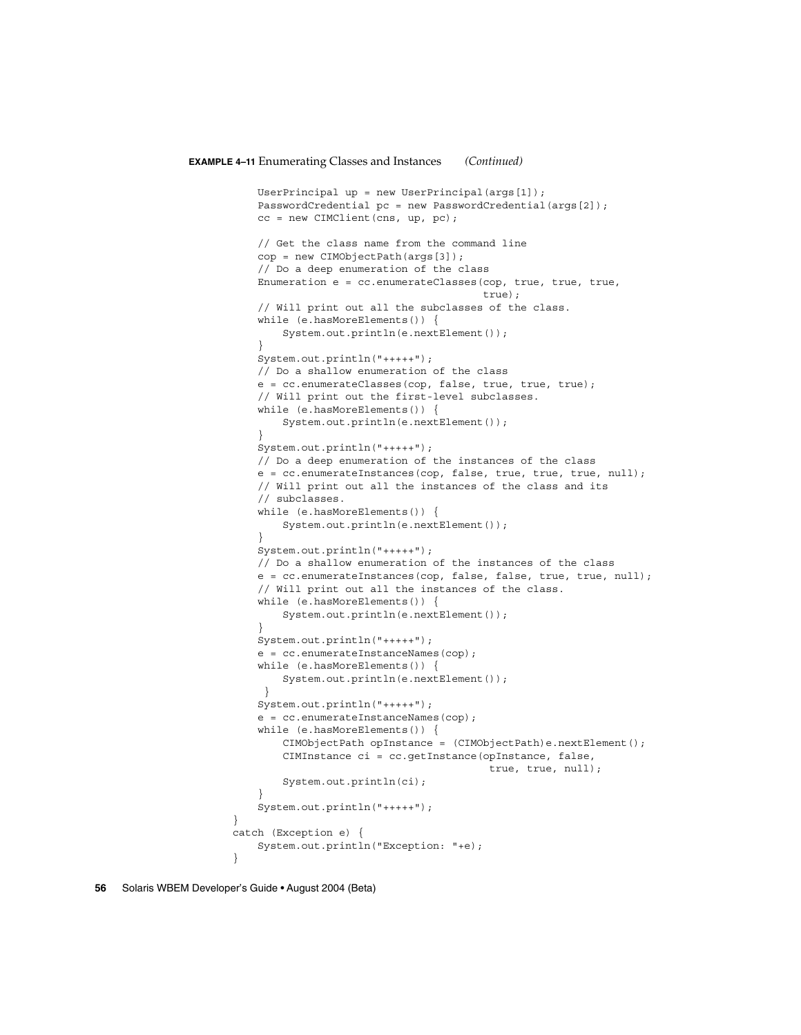**EXAMPLE 4–11** Enumerating Classes and Instances *(Continued)*

```
        UserPrincipal up = new UserPrincipal(args[1]);
        PasswordCredential pc = new PasswordCredential(args[2]);
        cc = new CIMClient(cns, up, pc);

        // Get the class name from the command line
        cop = new CIMObjectPath(args[3]);
        // Do a deep enumeration of the class
        Enumeration e = cc.enumerateClasses(cop, true, true, true,
                                            true);
        // Will print out all the subclasses of the class.
        while (e.hasMoreElements()) {
            System.out.println(e.nextElement());
        }
        System.out.println("+++++");
        // Do a shallow enumeration of the class
        e = cc.enumerateClasses(cop, false, true, true, true);
        // Will print out the first-level subclasses.
        while (e.hasMoreElements()) {
            System.out.println(e.nextElement());
        }
        System.out.println("+++++");
        // Do a deep enumeration of the instances of the class
        e = cc.enumerateInstances(cop, false, true, true, true, null);
        // Will print out all the instances of the class and its
        // subclasses.
        while (e.hasMoreElements()) {
            System.out.println(e.nextElement());
        }
        System.out.println("+++++");
        // Do a shallow enumeration of the instances of the class
        e = cc.enumerateInstances(cop, false, false, true, true, null);
        // Will print out all the instances of the class.
        while (e.hasMoreElements()) {
            System.out.println(e.nextElement());
        }
        System.out.println("+++++");
        e = cc.enumerateInstanceNames(cop);
        while (e.hasMoreElements()) {
            System.out.println(e.nextElement());
         }
        System.out.println("+++++");
        e = cc.enumerateInstanceNames(cop);
        while (e.hasMoreElements()) {
            CIMObjectPath opInstance = (CIMObjectPath)e.nextElement();
            CIMInstance ci = cc.getInstance(opInstance, false,
                                            true, true, null);
            System.out.println(ci);
        }
        System.out.println("+++++");
    }
    catch (Exception e) {
        System.out.println("Exception: "+e);
    }
```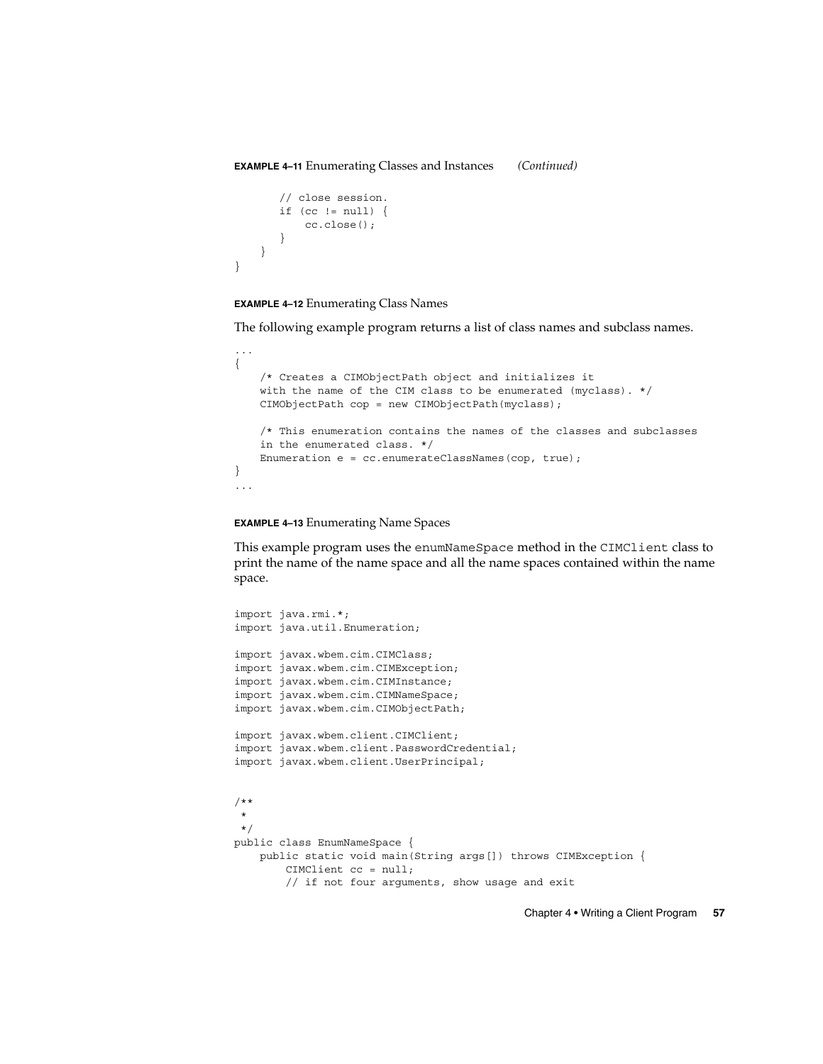**EXAMPLE 4–11** Enumerating Classes and Instances *(Continued)*

```
        // close session.
        if (cc != null) {
            cc.close();
        }
    }
}
```

**EXAMPLE 4–12** Enumerating Class Names

The following example program returns a list of class names and subclass names.

```
...
{
    /* Creates a CIMObjectPath object and initializes it
    with the name of the CIM class to be enumerated (myclass). */
    CIMObjectPath cop = new CIMObjectPath(myclass);

    /* This enumeration contains the names of the classes and subclasses
    in the enumerated class. */
    Enumeration e = cc.enumerateClassNames(cop, true);
}
...
```

**EXAMPLE 4–13** Enumerating Name Spaces

This example program uses the `enumNameSpace` method in the `CIMClient` class to print the name of the name space and all the name spaces contained within the name space.

```
import java.rmi.*;
import java.util.Enumeration;

import javax.wbem.cim.CIMClass;
import javax.wbem.cim.CIMException;
import javax.wbem.cim.CIMInstance;
import javax.wbem.cim.CIMNameSpace;
import javax.wbem.cim.CIMObjectPath;

import javax.wbem.client.CIMClient;
import javax.wbem.client.PasswordCredential;
import javax.wbem.client.UserPrincipal;


/**
 *
 */
public class EnumNameSpace {
    public static void main(String args[]) throws CIMException {
        CIMClient cc = null;
        // if not four arguments, show usage and exit
```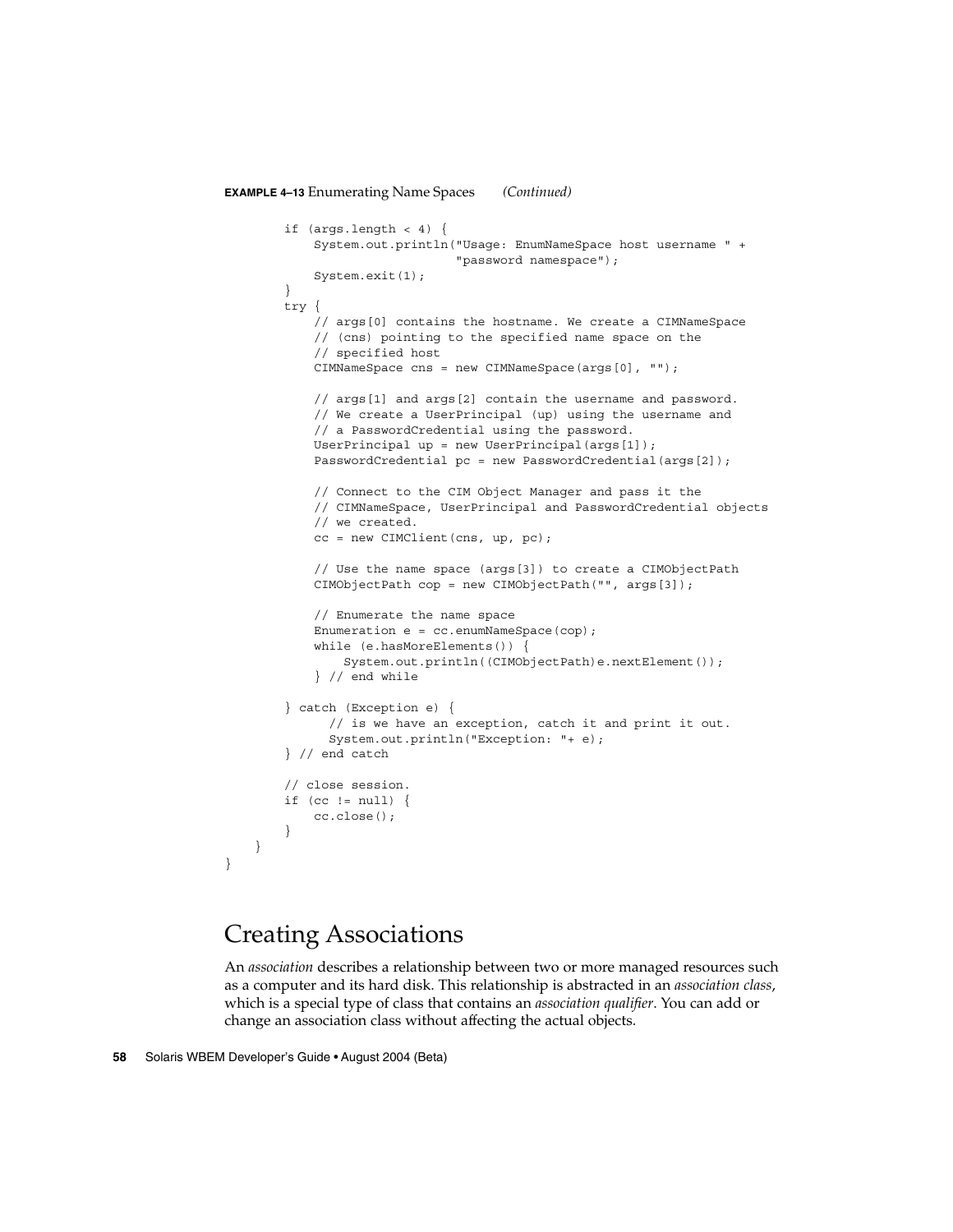**EXAMPLE 4–13** Enumerating Name Spaces *(Continued)*

```
        if (args.length < 4) {
            System.out.println("Usage: EnumNameSpace host username " +
                               "password namespace");
            System.exit(1);
        }
        try {
            // args[0] contains the hostname. We create a CIMNameSpace
            // (cns) pointing to the specified name space on the
            // specified host
            CIMNameSpace cns = new CIMNameSpace(args[0], "");

            // args[1] and args[2] contain the username and password.
            // We create a UserPrincipal (up) using the username and
            // a PasswordCredential using the password.
            UserPrincipal up = new UserPrincipal(args[1]);
            PasswordCredential pc = new PasswordCredential(args[2]);

            // Connect to the CIM Object Manager and pass it the
            // CIMNameSpace, UserPrincipal and PasswordCredential objects
            // we created.
            cc = new CIMClient(cns, up, pc);

            // Use the name space (args[3]) to create a CIMObjectPath
            CIMObjectPath cop = new CIMObjectPath("", args[3]);

            // Enumerate the name space
            Enumeration e = cc.enumNameSpace(cop);
            while (e.hasMoreElements()) {
                System.out.println((CIMObjectPath)e.nextElement());
            } // end while

        } catch (Exception e) {
              // is we have an exception, catch it and print it out.
              System.out.println("Exception: "+ e);
        } // end catch

        // close session.
        if (cc != null) {
            cc.close();
        }
    }
}
```

## Creating Associations

An *association* describes a relationship between two or more managed resources such as a computer and its hard disk. This relationship is abstracted in an *association class*, which is a special type of class that contains an *association qualifier*. You can add or change an association class without affecting the actual objects.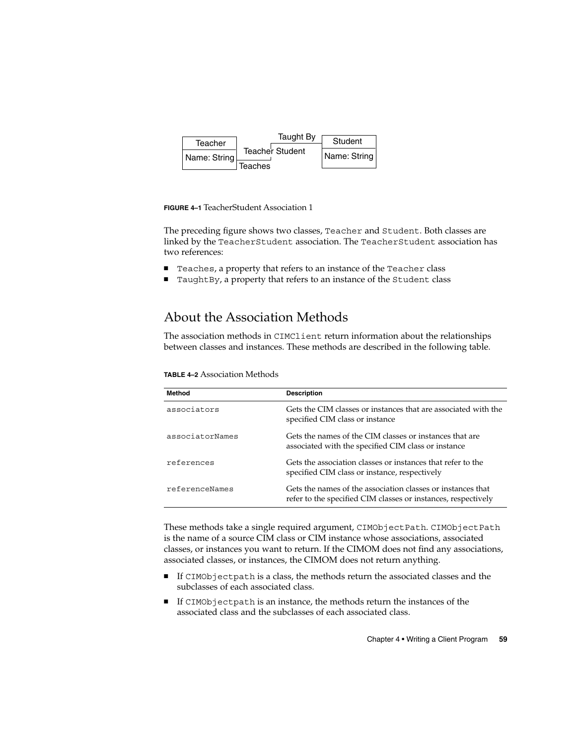**FIGURE 4–1** TeacherStudent Association 1

The preceding figure shows two classes, `Teacher` and `Student`. Both classes are linked by the `TeacherStudent` association. The `TeacherStudent` association has two references:

- `Teaches`, a property that refers to an instance of the `Teacher` class
- `TaughtBy`, a property that refers to an instance of the `Student` class

## About the Association Methods

The association methods in `CIMClient` return information about the relationships between classes and instances. These methods are described in the following table.

**TABLE 4–2** Association Methods

| Method | Description |
| --- | --- |
| `associators` | Gets the CIM classes or instances that are associated with the specified CIM class or instance |
| `associatorNames` | Gets the names of the CIM classes or instances that are associated with the specified CIM class or instance |
| `references` | Gets the association classes or instances that refer to the specified CIM class or instance, respectively |
| `referenceNames` | Gets the names of the association classes or instances that refer to the specified CIM classes or instances, respectively |

These methods take a single required argument, `CIMObjectPath`. `CIMObjectPath` is the name of a source CIM class or CIM instance whose associations, associated classes, or instances you want to return. If the CIMOM does not find any associations, associated classes, or instances, the CIMOM does not return anything.

- If `CIMObjectpath` is a class, the methods return the associated classes and the subclasses of each associated class.
- If `CIMObjectpath` is an instance, the methods return the instances of the associated class and the subclasses of each associated class.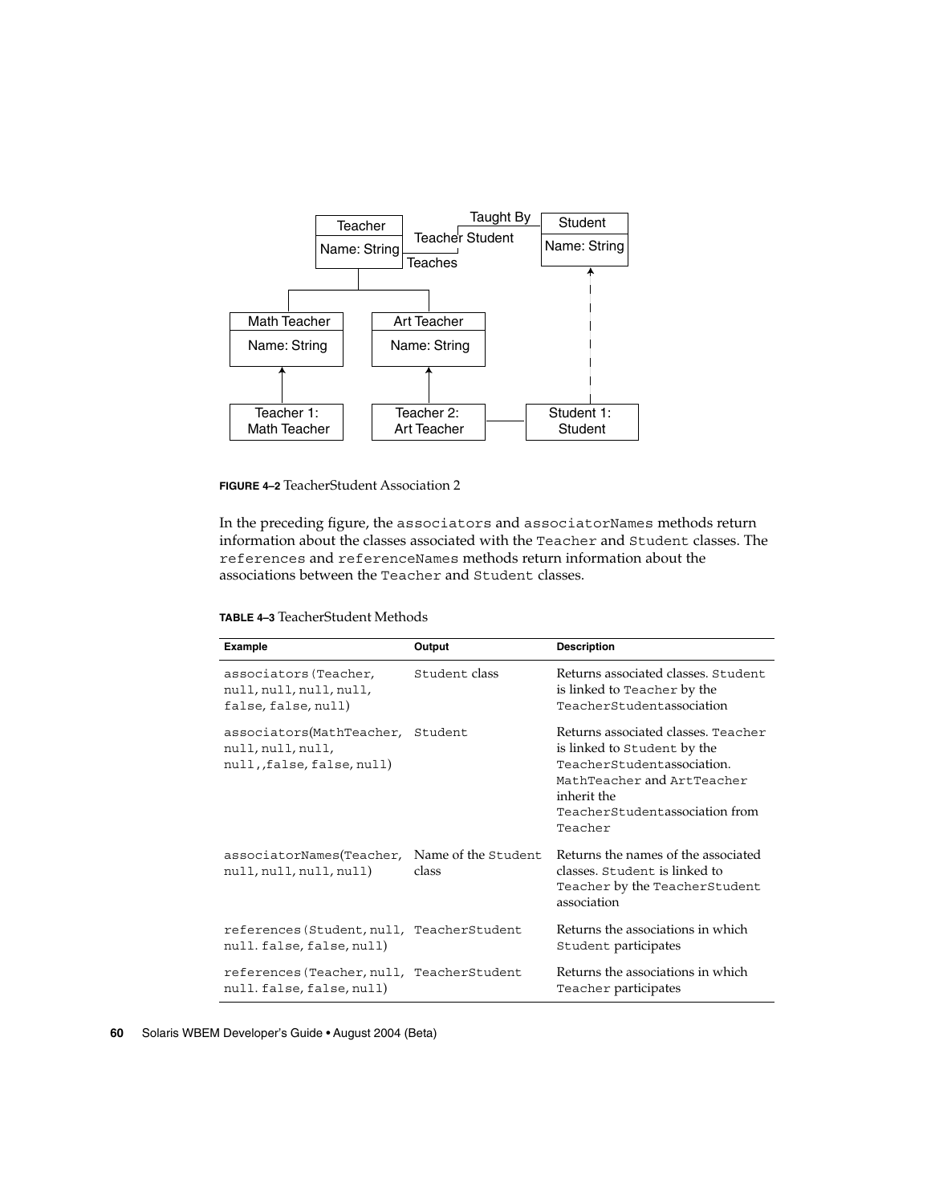**FIGURE 4–2** TeacherStudent Association 2

In the preceding figure, the `associators` and `associatorNames` methods return information about the classes associated with the `Teacher` and `Student` classes. The `references` and `referenceNames` methods return information about the associations between the `Teacher` and `Student` classes.

**TABLE 4–3** TeacherStudent Methods

| Example | Output | Description |
| --- | --- | --- |
| `associators(Teacher, null, null, null, null, false, false, null)` | `Student` class | Returns associated classes. `Student` is linked to `Teacher` by the `TeacherStudent`association |
| `associators(MathTeacher, null, null, null, null,,false, false, null)` | `Student` | Returns associated classes. `Teacher` is linked to `Student` by the `TeacherStudent`association. `MathTeacher` and `ArtTeacher` inherit the `TeacherStudent`association from `Teacher` |
| `associatorNames(Teacher, null, null, null, null)` | Name of the `Student` class | Returns the names of the associated classes. `Student` is linked to `Teacher` by the `TeacherStudent` association |
| `references(Student, null, null. false, false, null)` | `TeacherStudent` | Returns the associations in which `Student` participates |
| `references(Teacher, null, null. false, false, null)` | `TeacherStudent` | Returns the associations in which `Teacher` participates |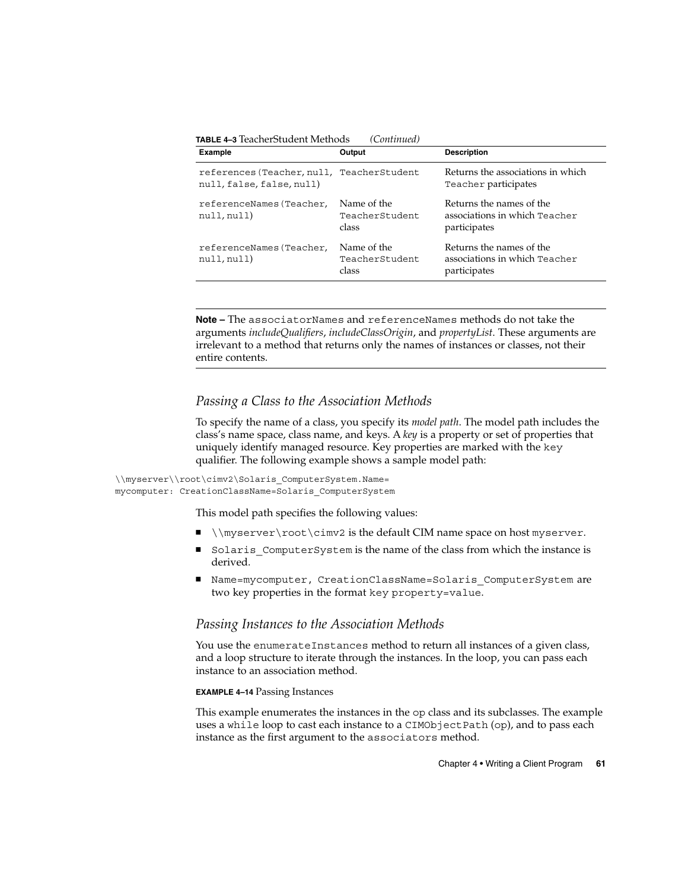**TABLE 4–3** TeacherStudent Methods *(Continued)*

| Example | Output | Description |
| --- | --- | --- |
| `references(Teacher,null, null,false,false,null)` | `TeacherStudent` | Returns the associations in which `Teacher` participates |
| `referenceNames(Teacher, null,null)` | Name of the `TeacherStudent` class | Returns the names of the associations in which `Teacher` participates |
| `referenceNames(Teacher, null,null)` | Name of the `TeacherStudent` class | Returns the names of the associations in which `Teacher` participates |

---

**Note –** The `associatorNames` and `referenceNames` methods do not take the arguments *includeQualifiers*, *includeClassOrigin*, and *propertyList*. These arguments are irrelevant to a method that returns only the names of instances or classes, not their entire contents.

---

### *Passing a Class to the Association Methods*

To specify the name of a class, you specify its *model path*. The model path includes the class's name space, class name, and keys. A *key* is a property or set of properties that uniquely identify managed resource. Key properties are marked with the `key` qualifier. The following example shows a sample model path:

```
\\myserver\\root\cimv2\Solaris_ComputerSystem.Name=
mycomputer: CreationClassName=Solaris_ComputerSystem
```

This model path specifies the following values:

- `\\myserver\root\cimv2` is the default CIM name space on host `myserver`.
- `Solaris_ComputerSystem` is the name of the class from which the instance is derived.
- `Name=mycomputer, CreationClassName=Solaris_ComputerSystem` are two key properties in the format `key property=value`.

### *Passing Instances to the Association Methods*

You use the `enumerateInstances` method to return all instances of a given class, and a loop structure to iterate through the instances. In the loop, you can pass each instance to an association method.

**EXAMPLE 4–14** Passing Instances

This example enumerates the instances in the `op` class and its subclasses. The example uses a `while` loop to cast each instance to a `CIMObjectPath` (`op`), and to pass each instance as the first argument to the `associators` method.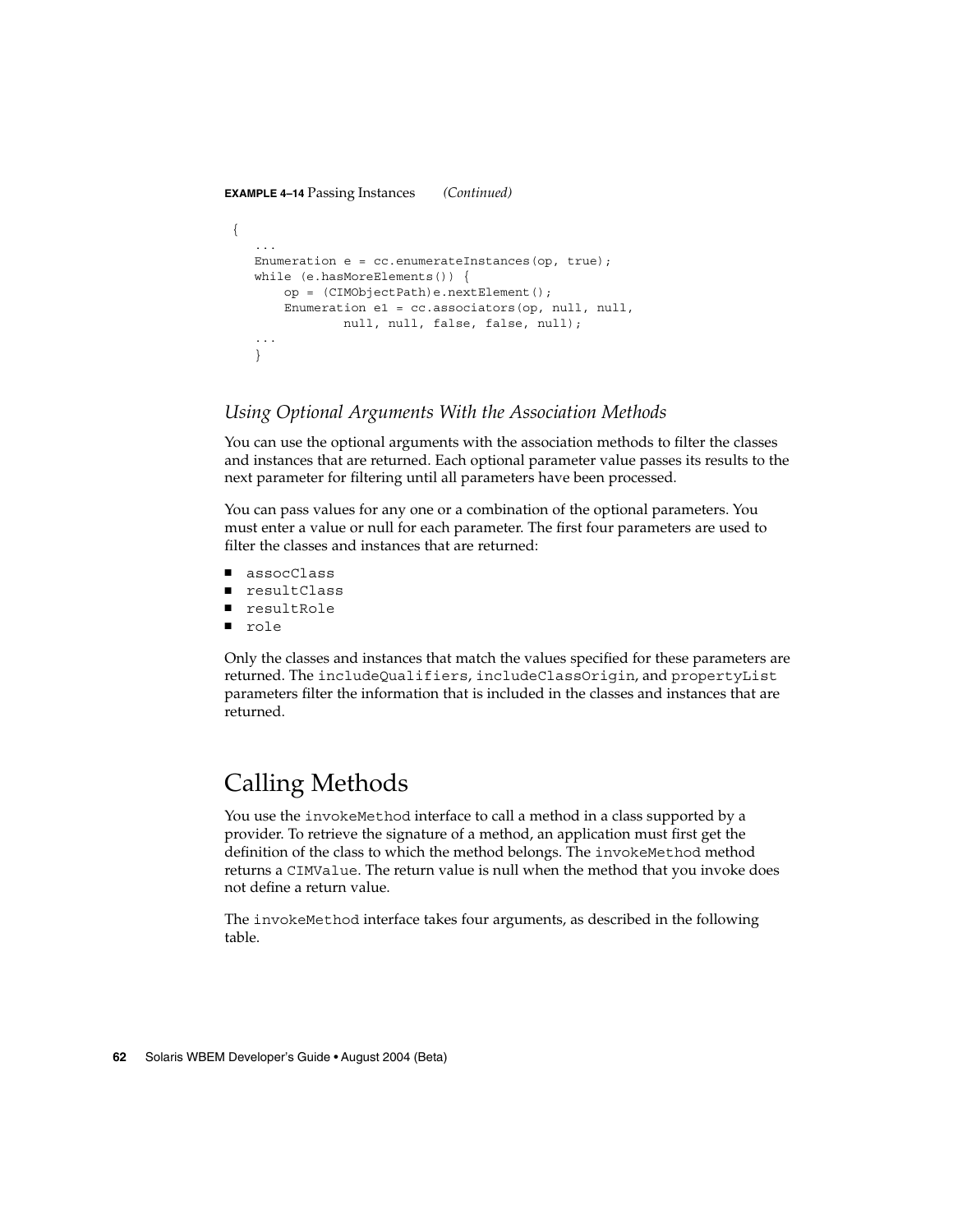**EXAMPLE 4–14** Passing Instances *(Continued)*

```
{
   ...
   Enumeration e = cc.enumerateInstances(op, true);
   while (e.hasMoreElements()) {
       op = (CIMObjectPath)e.nextElement();
       Enumeration e1 = cc.associators(op, null, null,
               null, null, false, false, null);
   ...
   }
```

### *Using Optional Arguments With the Association Methods*

You can use the optional arguments with the association methods to filter the classes and instances that are returned. Each optional parameter value passes its results to the next parameter for filtering until all parameters have been processed.

You can pass values for any one or a combination of the optional parameters. You must enter a value or null for each parameter. The first four parameters are used to filter the classes and instances that are returned:

- `assocClass`
- `resultClass`
- `resultRole`
- `role`

Only the classes and instances that match the values specified for these parameters are returned. The `includeQualifiers`, `includeClassOrigin`, and `propertyList` parameters filter the information that is included in the classes and instances that are returned.

## Calling Methods

You use the `invokeMethod` interface to call a method in a class supported by a provider. To retrieve the signature of a method, an application must first get the definition of the class to which the method belongs. The `invokeMethod` method returns a `CIMValue`. The return value is null when the method that you invoke does not define a return value.

The `invokeMethod` interface takes four arguments, as described in the following table.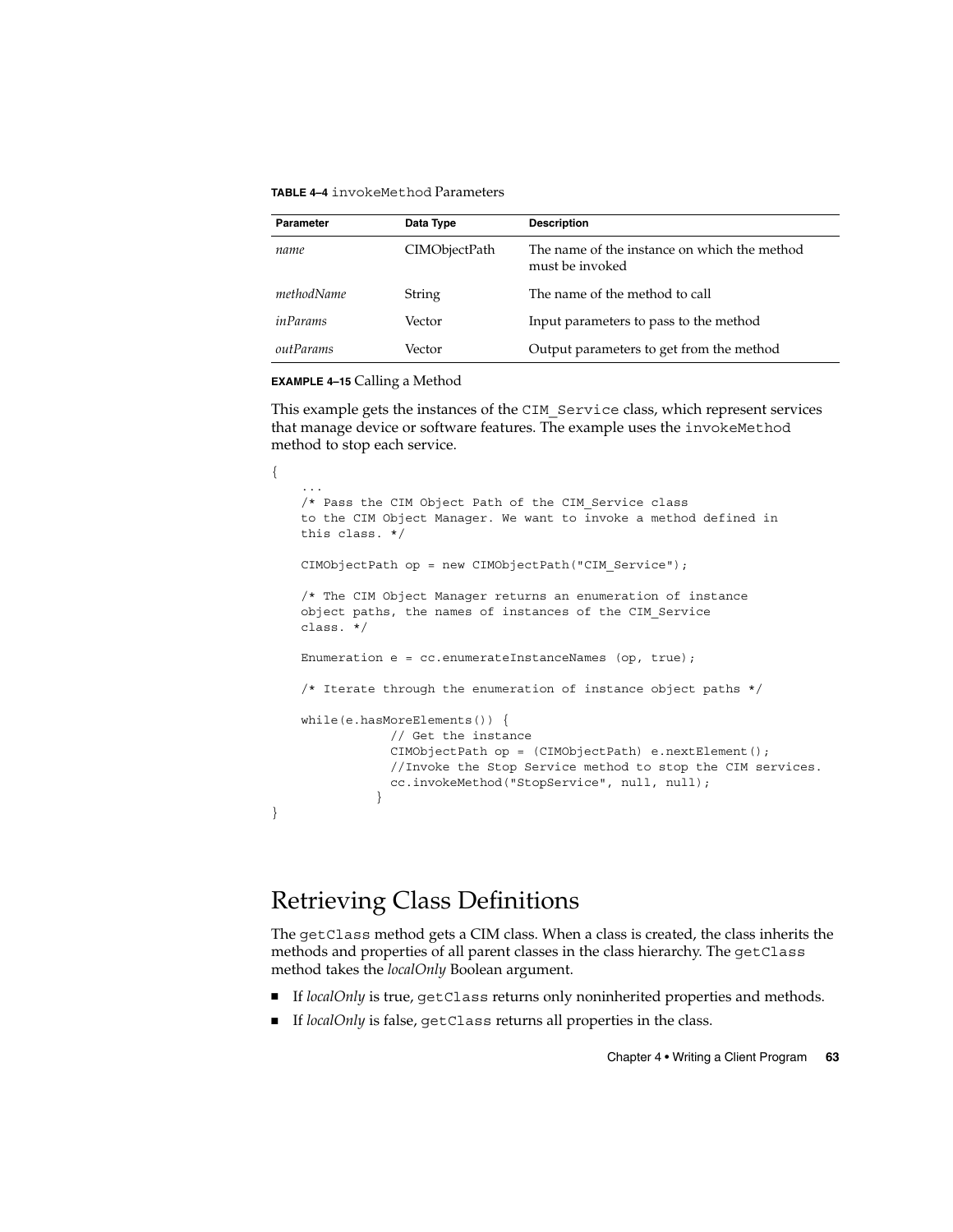**TABLE 4–4** `invokeMethod` Parameters

| Parameter | Data Type | Description |
| --- | --- | --- |
| *name* | CIMObjectPath | The name of the instance on which the method must be invoked |
| *methodName* | String | The name of the method to call |
| *inParams* | Vector | Input parameters to pass to the method |
| *outParams* | Vector | Output parameters to get from the method |

**EXAMPLE 4–15** Calling a Method

This example gets the instances of the `CIM_Service` class, which represent services that manage device or software features. The example uses the `invokeMethod` method to stop each service.

```
{
    ...
    /* Pass the CIM Object Path of the CIM_Service class
    to the CIM Object Manager. We want to invoke a method defined in
    this class. */

    CIMObjectPath op = new CIMObjectPath("CIM_Service");

    /* The CIM Object Manager returns an enumeration of instance
    object paths, the names of instances of the CIM_Service
    class. */

    Enumeration e = cc.enumerateInstanceNames (op, true);

    /* Iterate through the enumeration of instance object paths */

    while(e.hasMoreElements()) {
                // Get the instance
                CIMObjectPath op = (CIMObjectPath) e.nextElement();
                //Invoke the Stop Service method to stop the CIM services.
                cc.invokeMethod("StopService", null, null);
              }
}
```

## Retrieving Class Definitions

The `getClass` method gets a CIM class. When a class is created, the class inherits the methods and properties of all parent classes in the class hierarchy. The `getClass` method takes the *localOnly* Boolean argument.

- If *localOnly* is true, `getClass` returns only noninherited properties and methods.
- If *localOnly* is false, `getClass` returns all properties in the class.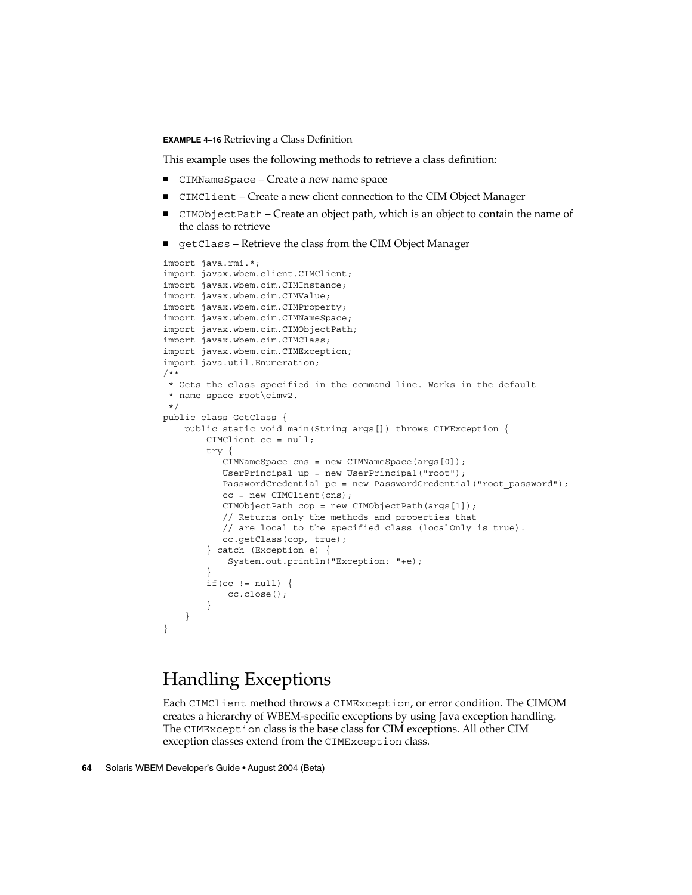**EXAMPLE 4–16** Retrieving a Class Definition

This example uses the following methods to retrieve a class definition:

- `CIMNameSpace` – Create a new name space
- `CIMClient` – Create a new client connection to the CIM Object Manager
- `CIMObjectPath` – Create an object path, which is an object to contain the name of the class to retrieve
- `getClass` – Retrieve the class from the CIM Object Manager

```
import java.rmi.*;
import javax.wbem.client.CIMClient;
import javax.wbem.cim.CIMInstance;
import javax.wbem.cim.CIMValue;
import javax.wbem.cim.CIMProperty;
import javax.wbem.cim.CIMNameSpace;
import javax.wbem.cim.CIMObjectPath;
import javax.wbem.cim.CIMClass;
import javax.wbem.cim.CIMException;
import java.util.Enumeration;
/**
 * Gets the class specified in the command line. Works in the default
 * name space root\cimv2.
 */
public class GetClass {
    public static void main(String args[]) throws CIMException {
        CIMClient cc = null;
        try {
           CIMNameSpace cns = new CIMNameSpace(args[0]);
           UserPrincipal up = new UserPrincipal("root");
           PasswordCredential pc = new PasswordCredential("root_password");
           cc = new CIMClient(cns);
           CIMObjectPath cop = new CIMObjectPath(args[1]);
           // Returns only the methods and properties that
           // are local to the specified class (localOnly is true).
           cc.getClass(cop, true);
        } catch (Exception e) {
            System.out.println("Exception: "+e);
        }
        if(cc != null) {
            cc.close();
        }
    }
}
```

## Handling Exceptions

Each `CIMClient` method throws a `CIMException`, or error condition. The CIMOM creates a hierarchy of WBEM-specific exceptions by using Java exception handling. The `CIMException` class is the base class for CIM exceptions. All other CIM exception classes extend from the `CIMException` class.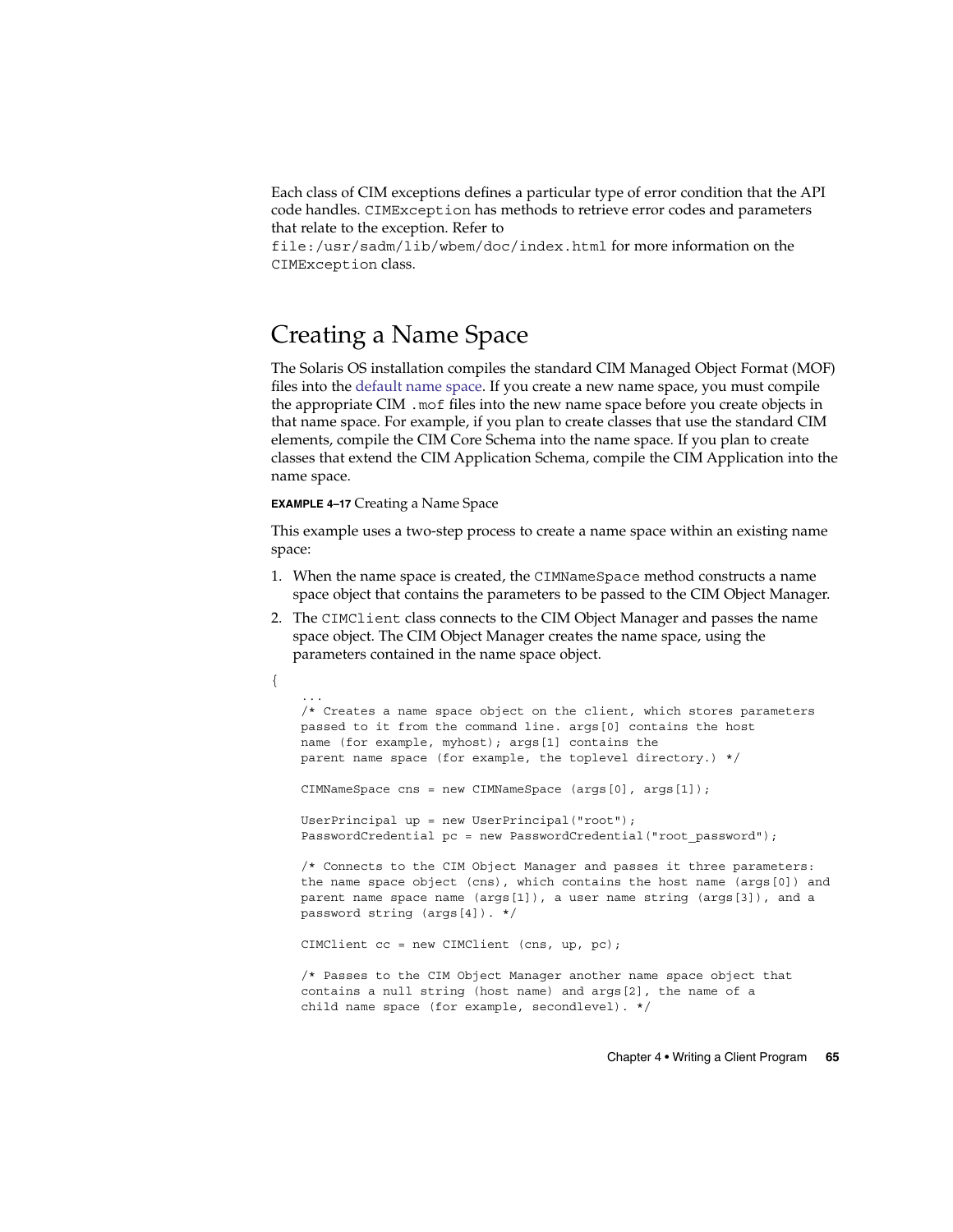Each class of CIM exceptions defines a particular type of error condition that the API code handles. `CIMException` has methods to retrieve error codes and parameters that relate to the exception. Refer to `file:/usr/sadm/lib/wbem/doc/index.html` for more information on the `CIMException` class.

## Creating a Name Space

The Solaris OS installation compiles the standard CIM Managed Object Format (MOF) files into the default name space. If you create a new name space, you must compile the appropriate CIM `.mof` files into the new name space before you create objects in that name space. For example, if you plan to create classes that use the standard CIM elements, compile the CIM Core Schema into the name space. If you plan to create classes that extend the CIM Application Schema, compile the CIM Application into the name space.

**EXAMPLE 4–17** Creating a Name Space

This example uses a two-step process to create a name space within an existing name space:

1. When the name space is created, the `CIMNameSpace` method constructs a name space object that contains the parameters to be passed to the CIM Object Manager.
2. The `CIMClient` class connects to the CIM Object Manager and passes the name space object. The CIM Object Manager creates the name space, using the parameters contained in the name space object.

```
{
    ...
    /* Creates a name space object on the client, which stores parameters
    passed to it from the command line. args[0] contains the host
    name (for example, myhost); args[1] contains the
    parent name space (for example, the toplevel directory.) */

    CIMNameSpace cns = new CIMNameSpace (args[0], args[1]);

    UserPrincipal up = new UserPrincipal("root");
    PasswordCredential pc = new PasswordCredential("root_password");

    /* Connects to the CIM Object Manager and passes it three parameters:
    the name space object (cns), which contains the host name (args[0]) and
    parent name space name (args[1]), a user name string (args[3]), and a
    password string (args[4]). */

    CIMClient cc = new CIMClient (cns, up, pc);

    /* Passes to the CIM Object Manager another name space object that
    contains a null string (host name) and args[2], the name of a
    child name space (for example, secondlevel). */
```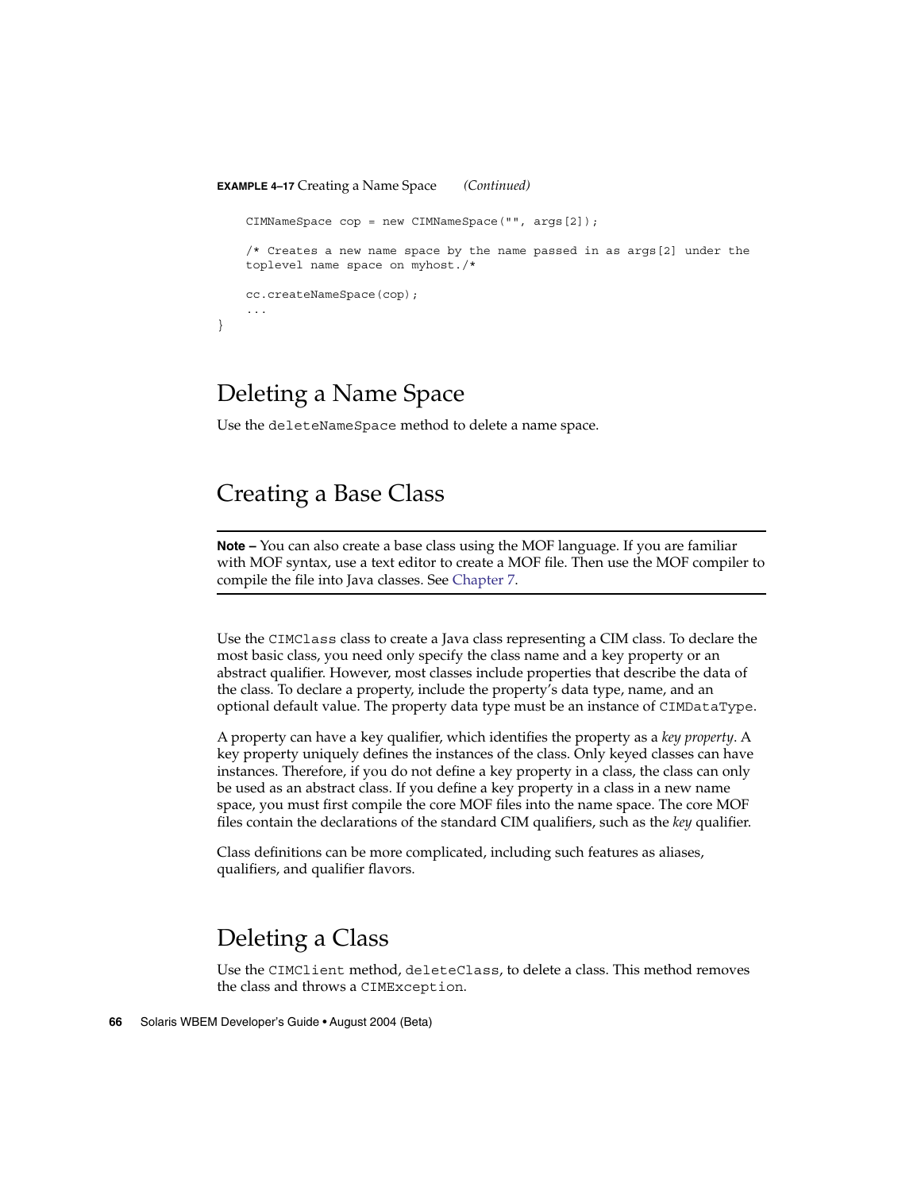**EXAMPLE 4–17** Creating a Name Space *(Continued)*

```
    CIMNameSpace cop = new CIMNameSpace("", args[2]);

    /* Creates a new name space by the name passed in as args[2] under the
    toplevel name space on myhost./*

    cc.createNameSpace(cop);
    ...
}
```

## Deleting a Name Space

Use the `deleteNameSpace` method to delete a name space.

## Creating a Base Class

---

**Note –** You can also create a base class using the MOF language. If you are familiar with MOF syntax, use a text editor to create a MOF file. Then use the MOF compiler to compile the file into Java classes. See Chapter 7.

---

Use the `CIMClass` class to create a Java class representing a CIM class. To declare the most basic class, you need only specify the class name and a key property or an abstract qualifier. However, most classes include properties that describe the data of the class. To declare a property, include the property's data type, name, and an optional default value. The property data type must be an instance of `CIMDataType`.

A property can have a key qualifier, which identifies the property as a *key property*. A key property uniquely defines the instances of the class. Only keyed classes can have instances. Therefore, if you do not define a key property in a class, the class can only be used as an abstract class. If you define a key property in a class in a new name space, you must first compile the core MOF files into the name space. The core MOF files contain the declarations of the standard CIM qualifiers, such as the *key* qualifier.

Class definitions can be more complicated, including such features as aliases, qualifiers, and qualifier flavors.

## Deleting a Class

Use the `CIMClient` method, `deleteClass`, to delete a class. This method removes the class and throws a `CIMException`.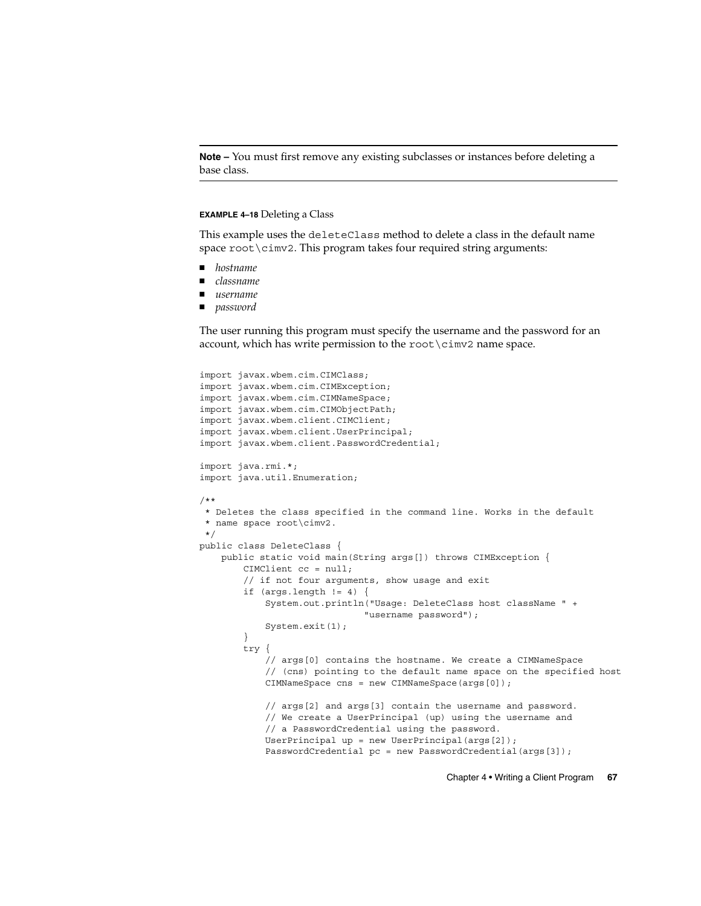**Note –** You must first remove any existing subclasses or instances before deleting a base class.

**EXAMPLE 4–18** Deleting a Class

This example uses the `deleteClass` method to delete a class in the default name space `root\cimv2`. This program takes four required string arguments:

- *hostname*
- *classname*
- *username*
- *password*

The user running this program must specify the username and the password for an account, which has write permission to the `root\cimv2` name space.

```
import javax.wbem.cim.CIMClass;
import javax.wbem.cim.CIMException;
import javax.wbem.cim.CIMNameSpace;
import javax.wbem.cim.CIMObjectPath;
import javax.wbem.client.CIMClient;
import javax.wbem.client.UserPrincipal;
import javax.wbem.client.PasswordCredential;

import java.rmi.*;
import java.util.Enumeration;

/**
 * Deletes the class specified in the command line. Works in the default
 * name space root\cimv2.
 */
public class DeleteClass {
    public static void main(String args[]) throws CIMException {
        CIMClient cc = null;
        // if not four arguments, show usage and exit
        if (args.length != 4) {
            System.out.println("Usage: DeleteClass host className " +
                               "username password");
            System.exit(1);
        }
        try {
            // args[0] contains the hostname. We create a CIMNameSpace
            // (cns) pointing to the default name space on the specified host
            CIMNameSpace cns = new CIMNameSpace(args[0]);

            // args[2] and args[3] contain the username and password.
            // We create a UserPrincipal (up) using the username and
            // a PasswordCredential using the password.
            UserPrincipal up = new UserPrincipal(args[2]);
            PasswordCredential pc = new PasswordCredential(args[3]);
```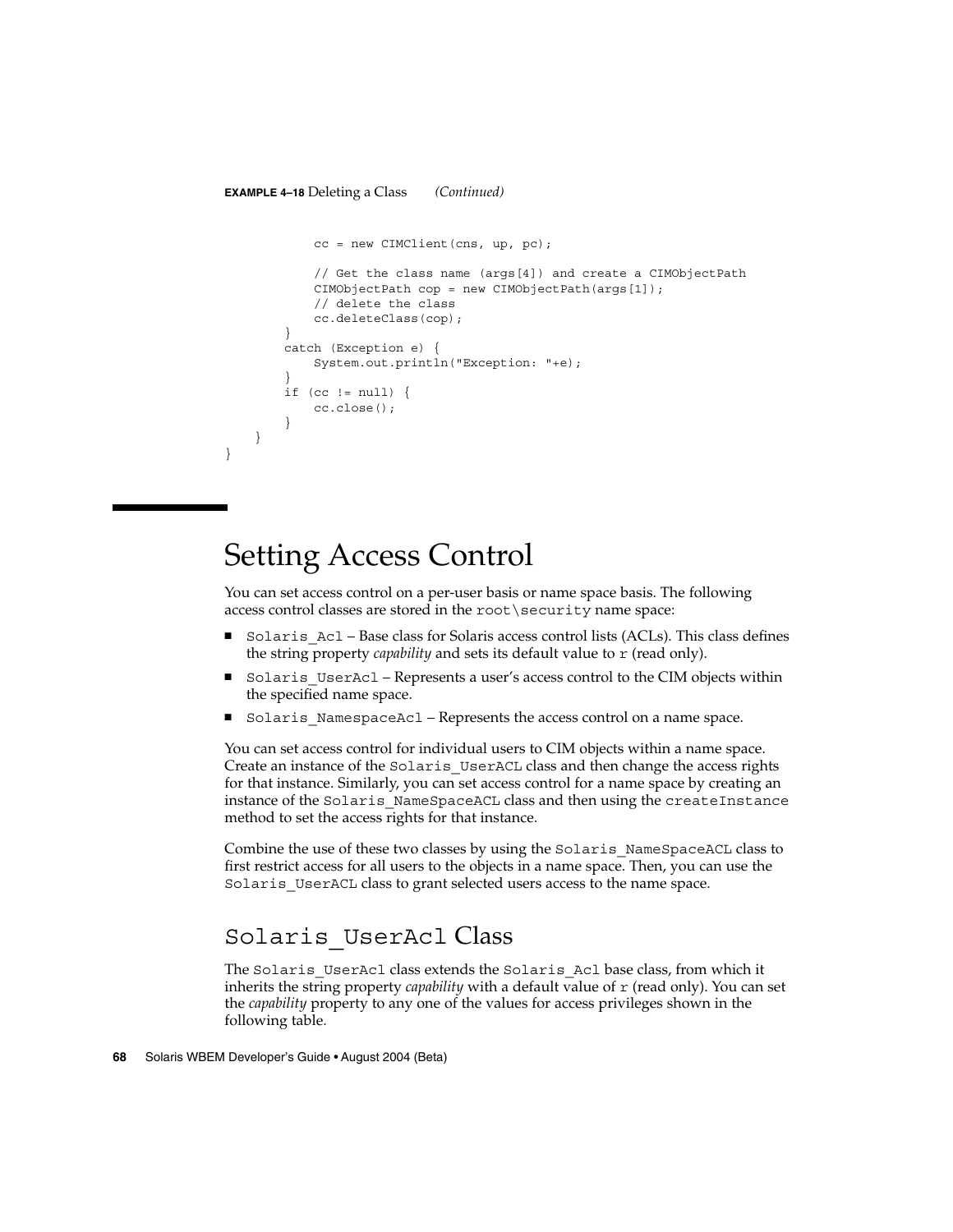**EXAMPLE 4–18** Deleting a Class *(Continued)*

```
            cc = new CIMClient(cns, up, pc);

            // Get the class name (args[4]) and create a CIMObjectPath
            CIMObjectPath cop = new CIMObjectPath(args[1]);
            // delete the class
            cc.deleteClass(cop);
        }
        catch (Exception e) {
            System.out.println("Exception: "+e);
        }
        if (cc != null) {
            cc.close();
        }
    }
}
```

# Setting Access Control

You can set access control on a per-user basis or name space basis. The following access control classes are stored in the `root\security` name space:

- `Solaris_Acl` – Base class for Solaris access control lists (ACLs). This class defines the string property *capability* and sets its default value to `r` (read only).
- `Solaris_UserAcl` – Represents a user's access control to the CIM objects within the specified name space.
- `Solaris_NamespaceAcl` – Represents the access control on a name space.

You can set access control for individual users to CIM objects within a name space. Create an instance of the `Solaris_UserACL` class and then change the access rights for that instance. Similarly, you can set access control for a name space by creating an instance of the `Solaris_NameSpaceACL` class and then using the `createInstance` method to set the access rights for that instance.

Combine the use of these two classes by using the `Solaris_NameSpaceACL` class to first restrict access for all users to the objects in a name space. Then, you can use the `Solaris_UserACL` class to grant selected users access to the name space.

## `Solaris_UserAcl` Class

The `Solaris_UserAcl` class extends the `Solaris_Acl` base class, from which it inherits the string property *capability* with a default value of `r` (read only). You can set the *capability* property to any one of the values for access privileges shown in the following table.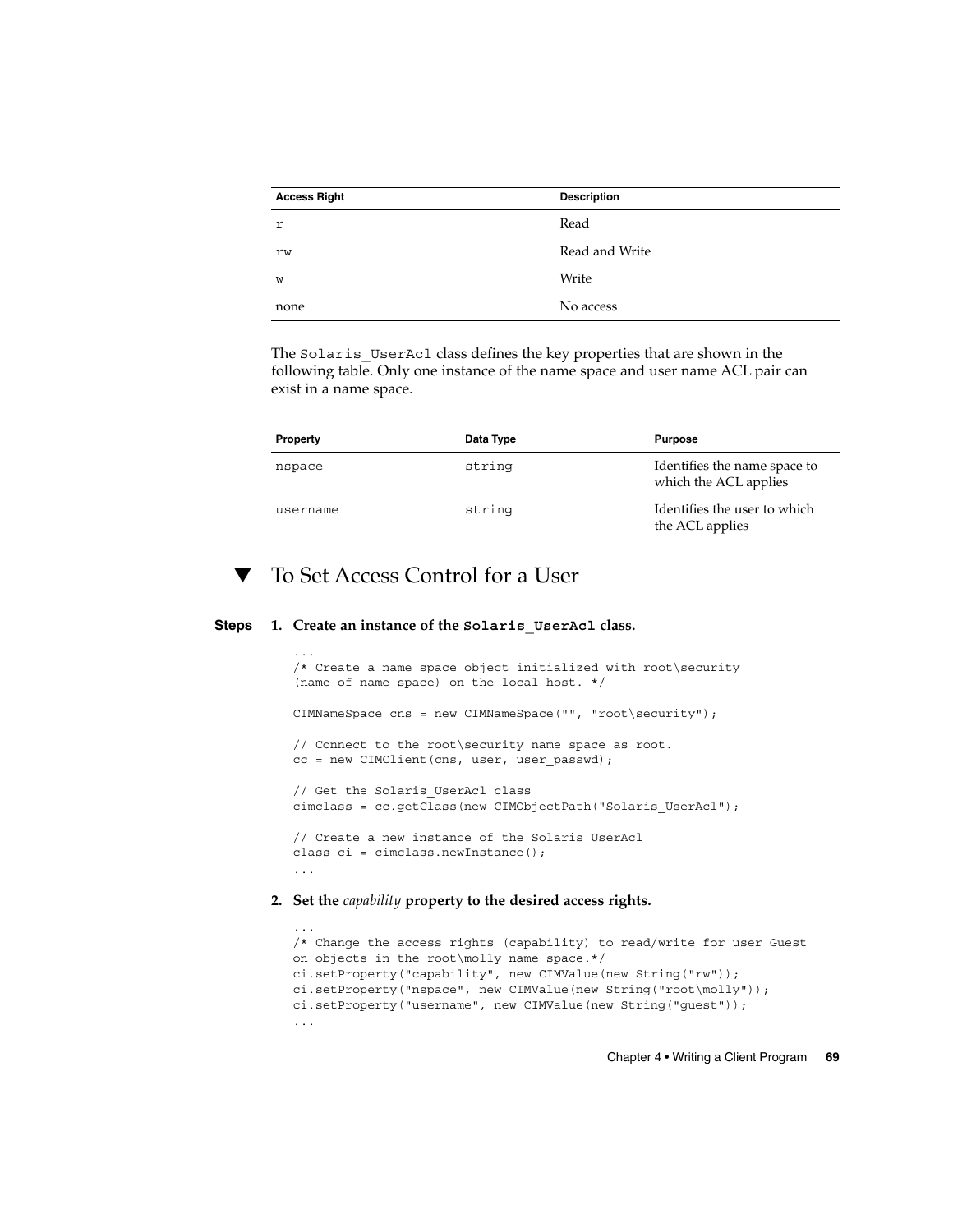| Access Right | Description |
| --- | --- |
| r | Read |
| rw | Read and Write |
| w | Write |
| none | No access |

The `Solaris_UserAcl` class defines the key properties that are shown in the following table. Only one instance of the name space and user name ACL pair can exist in a name space.

| Property | Data Type | Purpose |
| --- | --- | --- |
| nspace | string | Identifies the name space to which the ACL applies |
| username | string | Identifies the user to which the ACL applies |

## ▼ To Set Access Control for a User

**Steps**

1. **Create an instance of the `Solaris_UserAcl` class.**

```
...
/* Create a name space object initialized with root\security
(name of name space) on the local host. */

CIMNameSpace cns = new CIMNameSpace("", "root\security");

// Connect to the root\security name space as root.
cc = new CIMClient(cns, user, user_passwd);

// Get the Solaris_UserAcl class
cimclass = cc.getClass(new CIMObjectPath("Solaris_UserAcl");

// Create a new instance of the Solaris_UserAcl
class ci = cimclass.newInstance();
...
```

2. **Set the *capability* property to the desired access rights.**

```
...
/* Change the access rights (capability) to read/write for user Guest
on objects in the root\molly name space.*/
ci.setProperty("capability", new CIMValue(new String("rw"));
ci.setProperty("nspace", new CIMValue(new String("root\molly"));
ci.setProperty("username", new CIMValue(new String("guest"));
...
```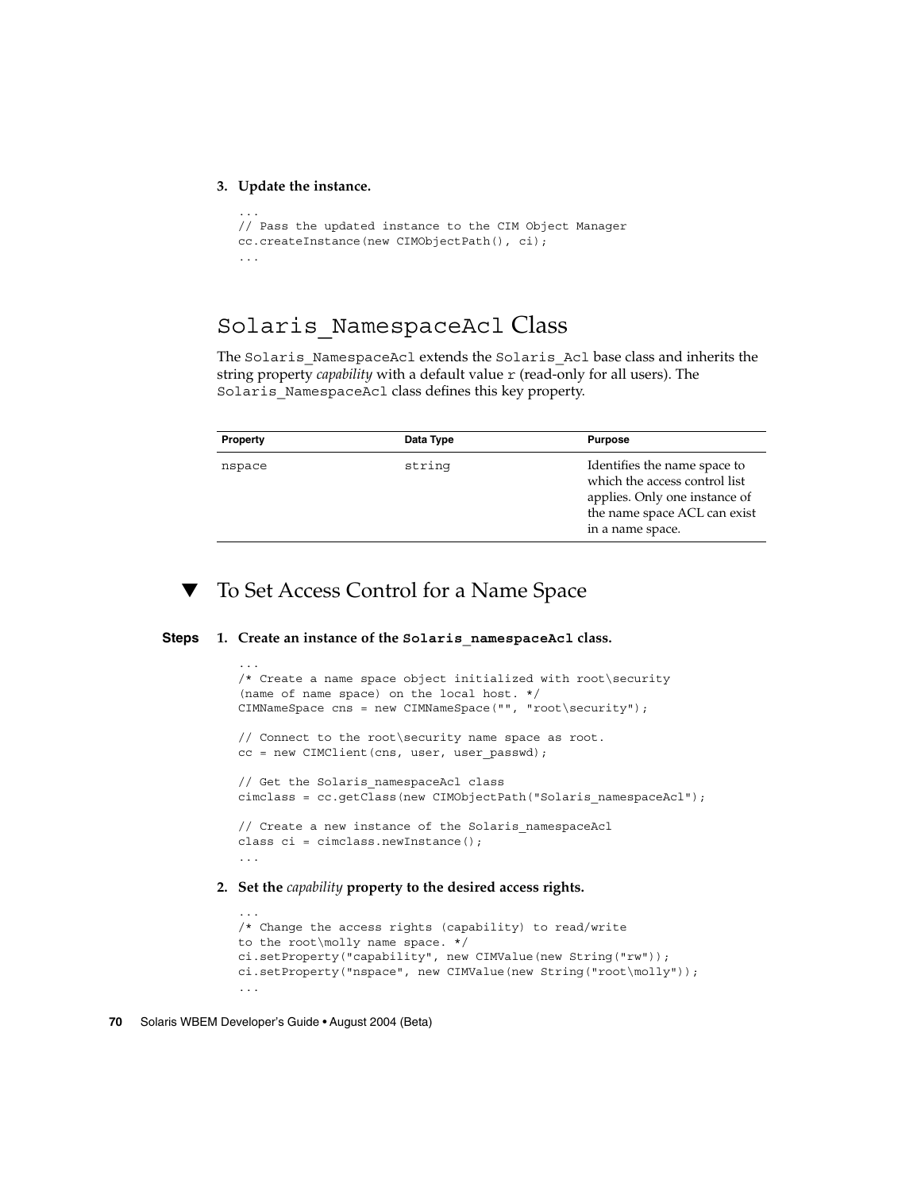3. **Update the instance.**

```
...
// Pass the updated instance to the CIM Object Manager
cc.createInstance(new CIMObjectPath(), ci);
...
```

## Solaris_NamespaceAcl Class

The Solaris_NamespaceAcl extends the Solaris_Acl base class and inherits the string property *capability* with a default value r (read-only for all users). The Solaris_NamespaceAcl class defines this key property.

| Property | Data Type | Purpose |
|---|---|---|
| nspace | string | Identifies the name space to which the access control list applies. Only one instance of the name space ACL can exist in a name space. |

## ▼ To Set Access Control for a Name Space

**Steps**

1. **Create an instance of the Solaris_namespaceAcl class.**

```
...
/* Create a name space object initialized with root\security
(name of name space) on the local host. */
CIMNameSpace cns = new CIMNameSpace("", "root\security");

// Connect to the root\security name space as root.
cc = new CIMClient(cns, user, user_passwd);

// Get the Solaris_namespaceAcl class
cimclass = cc.getClass(new CIMObjectPath("Solaris_namespaceAcl");

// Create a new instance of the Solaris_namespaceAcl
class ci = cimclass.newInstance();
...
```

2. **Set the *capability* property to the desired access rights.**

```
...
/* Change the access rights (capability) to read/write
to the root\molly name space. */
ci.setProperty("capability", new CIMValue(new String("rw"));
ci.setProperty("nspace", new CIMValue(new String("root\molly"));
...
```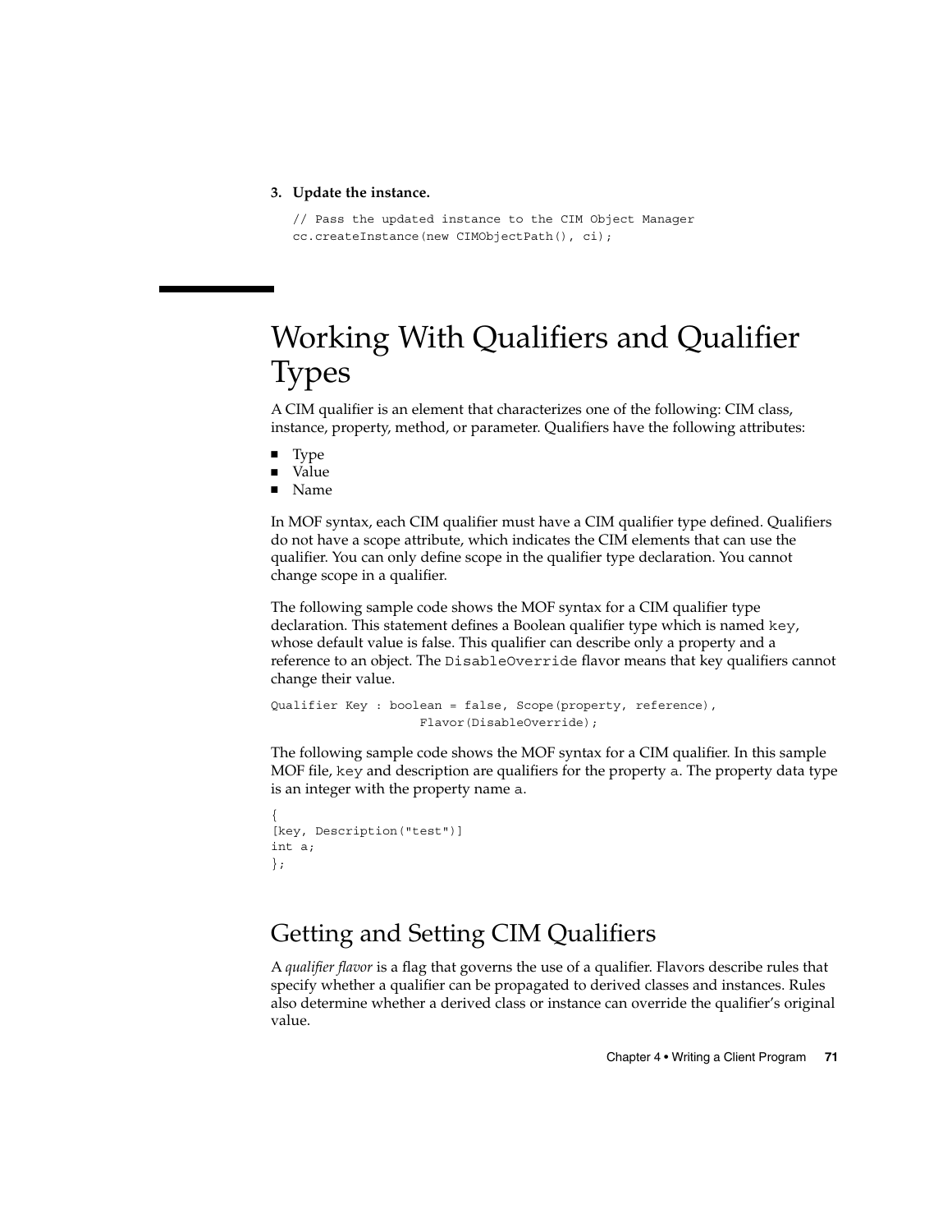3. **Update the instance.**

```
// Pass the updated instance to the CIM Object Manager
cc.createInstance(new CIMObjectPath(), ci);
```

## Working With Qualifiers and Qualifier Types

A CIM qualifier is an element that characterizes one of the following: CIM class, instance, property, method, or parameter. Qualifiers have the following attributes:

- Type
- Value
- Name

In MOF syntax, each CIM qualifier must have a CIM qualifier type defined. Qualifiers do not have a scope attribute, which indicates the CIM elements that can use the qualifier. You can only define scope in the qualifier type declaration. You cannot change scope in a qualifier.

The following sample code shows the MOF syntax for a CIM qualifier type declaration. This statement defines a Boolean qualifier type which is named `key`, whose default value is false. This qualifier can describe only a property and a reference to an object. The `DisableOverride` flavor means that key qualifiers cannot change their value.

```
Qualifier Key : boolean = false, Scope(property, reference),
                    Flavor(DisableOverride);
```

The following sample code shows the MOF syntax for a CIM qualifier. In this sample MOF file, `key` and description are qualifiers for the property `a`. The property data type is an integer with the property name `a`.

```
{
[key, Description("test")]
int a;
};
```

### Getting and Setting CIM Qualifiers

A *qualifier flavor* is a flag that governs the use of a qualifier. Flavors describe rules that specify whether a qualifier can be propagated to derived classes and instances. Rules also determine whether a derived class or instance can override the qualifier's original value.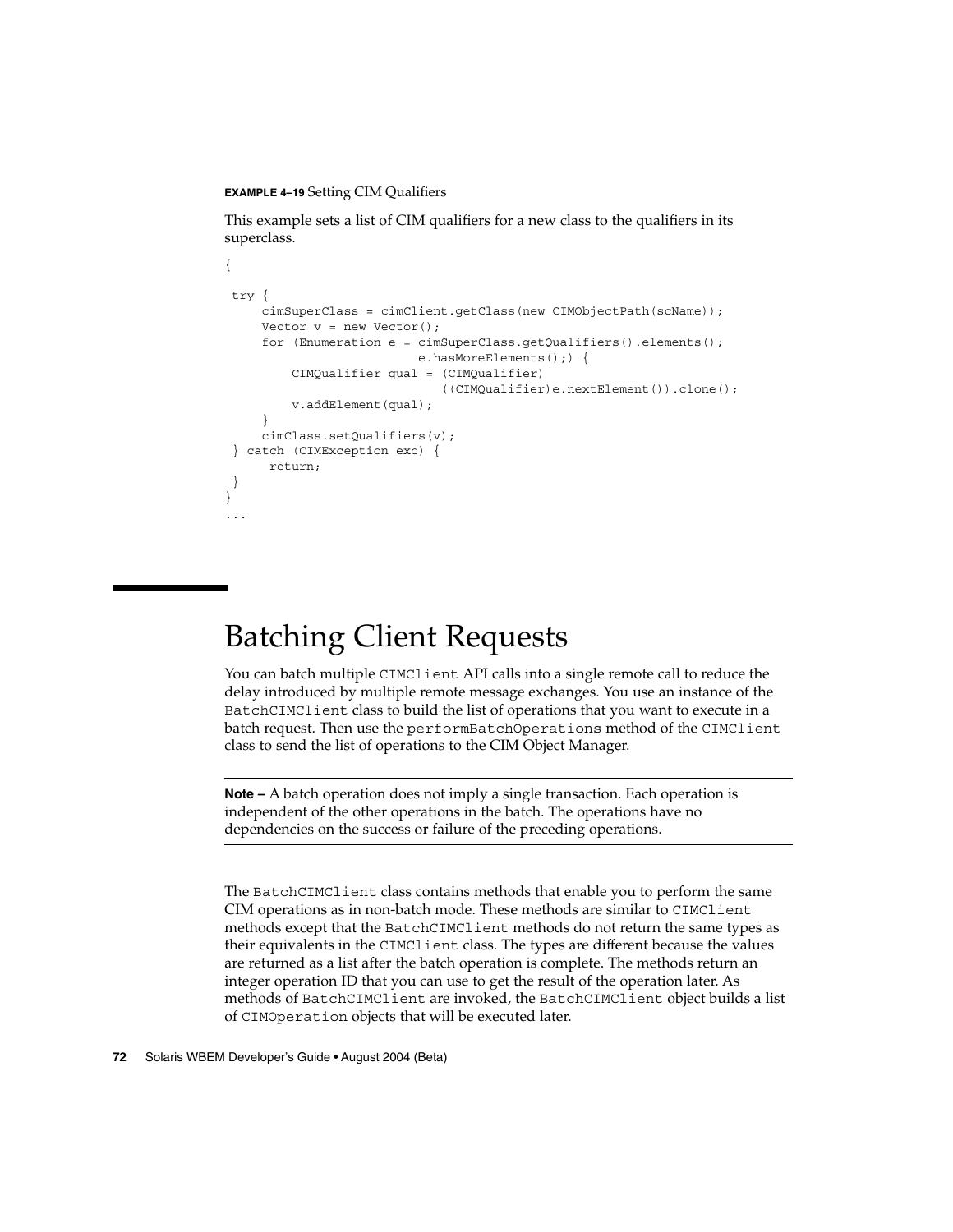**EXAMPLE 4–19** Setting CIM Qualifiers

This example sets a list of CIM qualifiers for a new class to the qualifiers in its superclass.

```
{

 try {
     cimSuperClass = cimClient.getClass(new CIMObjectPath(scName));
     Vector v = new Vector();
     for (Enumeration e = cimSuperClass.getQualifiers().elements();
                          e.hasMoreElements();) {
         CIMQualifier qual = (CIMQualifier)
                             ((CIMQualifier)e.nextElement()).clone();
         v.addElement(qual);
     }
     cimClass.setQualifiers(v);
 } catch (CIMException exc) {
      return;
 }
}
...
```

# Batching Client Requests

You can batch multiple `CIMClient` API calls into a single remote call to reduce the delay introduced by multiple remote message exchanges. You use an instance of the `BatchCIMClient` class to build the list of operations that you want to execute in a batch request. Then use the `performBatchOperations` method of the `CIMClient` class to send the list of operations to the CIM Object Manager.

---

**Note –** A batch operation does not imply a single transaction. Each operation is independent of the other operations in the batch. The operations have no dependencies on the success or failure of the preceding operations.

---

The `BatchCIMClient` class contains methods that enable you to perform the same CIM operations as in non-batch mode. These methods are similar to `CIMClient` methods except that the `BatchCIMClient` methods do not return the same types as their equivalents in the `CIMClient` class. The types are different because the values are returned as a list after the batch operation is complete. The methods return an integer operation ID that you can use to get the result of the operation later. As methods of `BatchCIMClient` are invoked, the `BatchCIMClient` object builds a list of `CIMOperation` objects that will be executed later.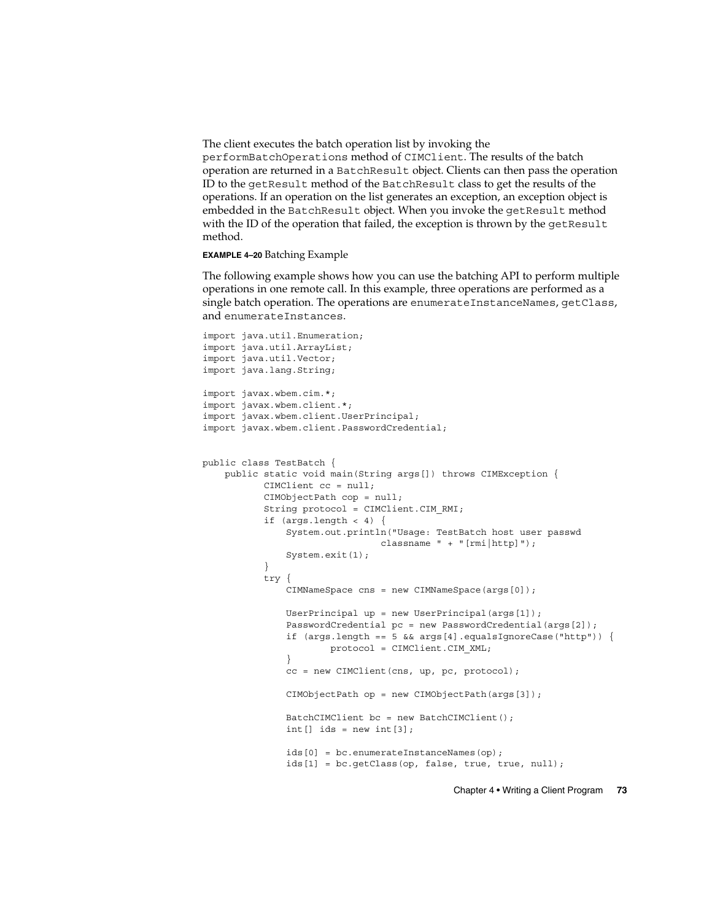The client executes the batch operation list by invoking the performBatchOperations method of CIMClient. The results of the batch operation are returned in a BatchResult object. Clients can then pass the operation ID to the getResult method of the BatchResult class to get the results of the operations. If an operation on the list generates an exception, an exception object is embedded in the BatchResult object. When you invoke the getResult method with the ID of the operation that failed, the exception is thrown by the getResult method.

**EXAMPLE 4–20** Batching Example

The following example shows how you can use the batching API to perform multiple operations in one remote call. In this example, three operations are performed as a single batch operation. The operations are enumerateInstanceNames, getClass, and enumerateInstances.

```
import java.util.Enumeration;
import java.util.ArrayList;
import java.util.Vector;
import java.lang.String;

import javax.wbem.cim.*;
import javax.wbem.client.*;
import javax.wbem.client.UserPrincipal;
import javax.wbem.client.PasswordCredential;


public class TestBatch {
    public static void main(String args[]) throws CIMException {
           CIMClient cc = null;
           CIMObjectPath cop = null;
           String protocol = CIMClient.CIM_RMI;
           if (args.length < 4) {
               System.out.println("Usage: TestBatch host user passwd
                                 classname " + "[rmi|http]");
               System.exit(1);
           }
           try {
               CIMNameSpace cns = new CIMNameSpace(args[0]);

               UserPrincipal up = new UserPrincipal(args[1]);
               PasswordCredential pc = new PasswordCredential(args[2]);
               if (args.length == 5 && args[4].equalsIgnoreCase("http")) {
                       protocol = CIMClient.CIM_XML;
               }
               cc = new CIMClient(cns, up, pc, protocol);

               CIMObjectPath op = new CIMObjectPath(args[3]);

               BatchCIMClient bc = new BatchCIMClient();
               int[] ids = new int[3];

               ids[0] = bc.enumerateInstanceNames(op);
               ids[1] = bc.getClass(op, false, true, true, null);
```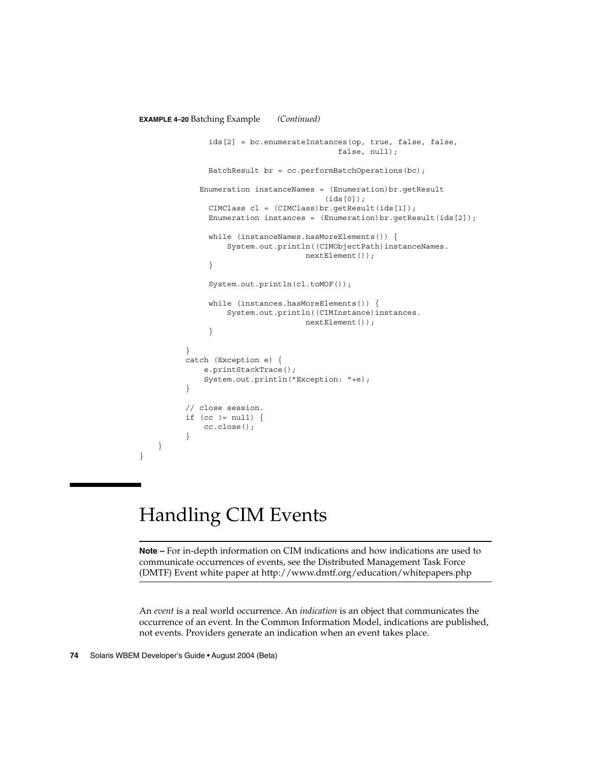**EXAMPLE 4–20** Batching Example *(Continued)*

```
            ids[2] = bc.enumerateInstances(op, true, false, false,
                                            false, null);

            BatchResult br = cc.performBatchOperations(bc);

          Enumeration instanceNames = (Enumeration)br.getResult
                                      (ids[0]);
            CIMClass cl = (CIMClass)br.getResult(ids[1]);
            Enumeration instances = (Enumeration)br.getResult(ids[2]);

            while (instanceNames.hasMoreElements()) {
                System.out.println((CIMObjectPath)instanceNames.
                                 nextElement());
            }

            System.out.println(cl.toMOF());

            while (instances.hasMoreElements()) {
                System.out.println((CIMInstance)instances.
                                 nextElement());
            }

        }
        catch (Exception e) {
            e.printStackTrace();
            System.out.println("Exception: "+e);
        }

        // close session.
        if (cc != null) {
            cc.close();
        }
    }
}
```

# Handling CIM Events

**Note –** For in-depth information on CIM indications and how indications are used to communicate occurrences of events, see the Distributed Management Task Force (DMTF) Event white paper at http://www.dmtf.org/education/whitepapers.php

An *event* is a real world occurrence. An *indication* is an object that communicates the occurrence of an event. In the Common Information Model, indications are published, not events. Providers generate an indication when an event takes place.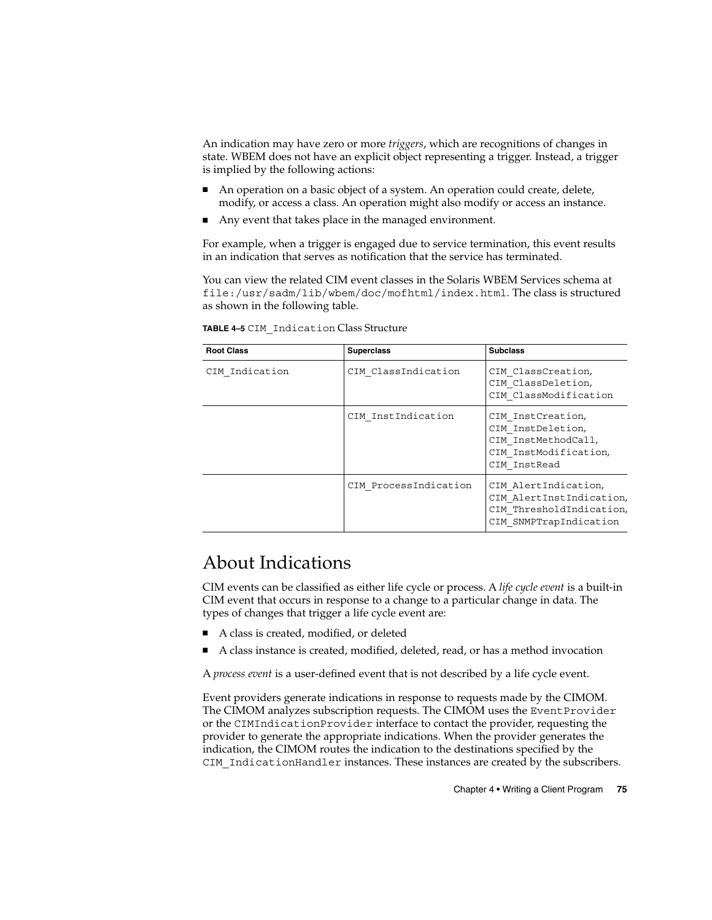An indication may have zero or more *triggers*, which are recognitions of changes in state. WBEM does not have an explicit object representing a trigger. Instead, a trigger is implied by the following actions:

- An operation on a basic object of a system. An operation could create, delete, modify, or access a class. An operation might also modify or access an instance.
- Any event that takes place in the managed environment.

For example, when a trigger is engaged due to service termination, this event results in an indication that serves as notification that the service has terminated.

You can view the related CIM event classes in the Solaris WBEM Services schema at `file:/usr/sadm/lib/wbem/doc/mofhtml/index.html`. The class is structured as shown in the following table.

**TABLE 4–5** `CIM_Indication` Class Structure

| Root Class | Superclass | Subclass |
| --- | --- | --- |
| `CIM_Indication` | `CIM_ClassIndication` | `CIM_ClassCreation`, `CIM_ClassDeletion`, `CIM_ClassModification` |
| | `CIM_InstIndication` | `CIM_InstCreation`, `CIM_InstDeletion`, `CIM_InstMethodCall`, `CIM_InstModification`, `CIM_InstRead` |
| | `CIM_ProcessIndication` | `CIM_AlertIndication`, `CIM_AlertInstIndication`, `CIM_ThresholdIndication`, `CIM_SNMPTrapIndication` |

## About Indications

CIM events can be classified as either life cycle or process. A *life cycle event* is a built-in CIM event that occurs in response to a change to a particular change in data. The types of changes that trigger a life cycle event are:

- A class is created, modified, or deleted
- A class instance is created, modified, deleted, read, or has a method invocation

A *process event* is a user-defined event that is not described by a life cycle event.

Event providers generate indications in response to requests made by the CIMOM. The CIMOM analyzes subscription requests. The CIMOM uses the `EventProvider` or the `CIMIndicationProvider` interface to contact the provider, requesting the provider to generate the appropriate indications. When the provider generates the indication, the CIMOM routes the indication to the destinations specified by the `CIM_IndicationHandler` instances. These instances are created by the subscribers.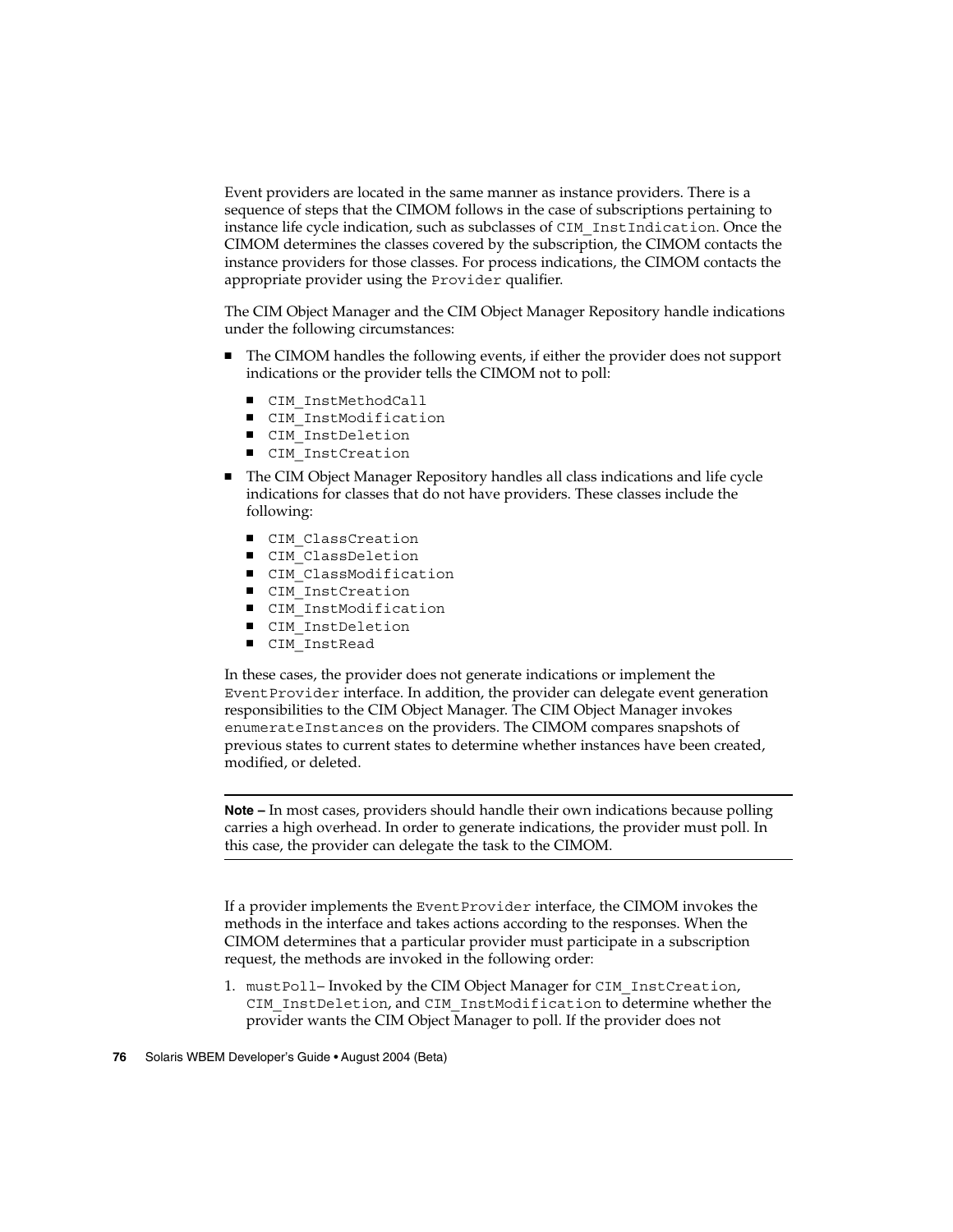Event providers are located in the same manner as instance providers. There is a sequence of steps that the CIMOM follows in the case of subscriptions pertaining to instance life cycle indication, such as subclasses of `CIM_InstIndication`. Once the CIMOM determines the classes covered by the subscription, the CIMOM contacts the instance providers for those classes. For process indications, the CIMOM contacts the appropriate provider using the `Provider` qualifier.

The CIM Object Manager and the CIM Object Manager Repository handle indications under the following circumstances:

- The CIMOM handles the following events, if either the provider does not support indications or the provider tells the CIMOM not to poll:
  - `CIM_InstMethodCall`
  - `CIM_InstModification`
  - `CIM_InstDeletion`
  - `CIM_InstCreation`
- The CIM Object Manager Repository handles all class indications and life cycle indications for classes that do not have providers. These classes include the following:
  - `CIM_ClassCreation`
  - `CIM_ClassDeletion`
  - `CIM_ClassModification`
  - `CIM_InstCreation`
  - `CIM_InstModification`
  - `CIM_InstDeletion`
  - `CIM_InstRead`

In these cases, the provider does not generate indications or implement the `EventProvider` interface. In addition, the provider can delegate event generation responsibilities to the CIM Object Manager. The CIM Object Manager invokes `enumerateInstances` on the providers. The CIMOM compares snapshots of previous states to current states to determine whether instances have been created, modified, or deleted.

---

**Note –** In most cases, providers should handle their own indications because polling carries a high overhead. In order to generate indications, the provider must poll. In this case, the provider can delegate the task to the CIMOM.

---

If a provider implements the `EventProvider` interface, the CIMOM invokes the methods in the interface and takes actions according to the responses. When the CIMOM determines that a particular provider must participate in a subscription request, the methods are invoked in the following order:

1. `mustPoll`– Invoked by the CIM Object Manager for `CIM_InstCreation`, `CIM_InstDeletion`, and `CIM_InstModification` to determine whether the provider wants the CIM Object Manager to poll. If the provider does not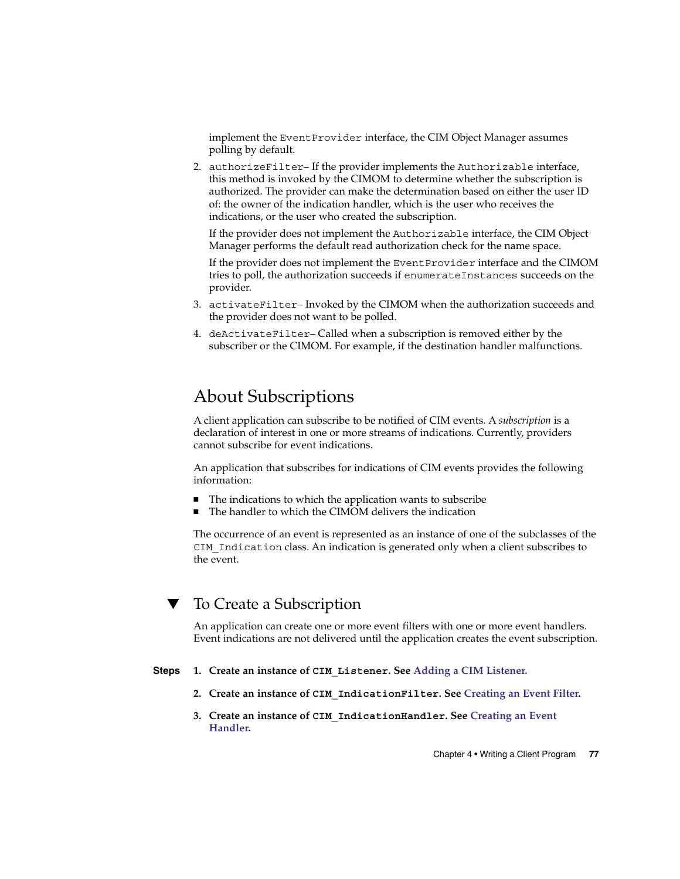implement the `EventProvider` interface, the CIM Object Manager assumes polling by default.

2. `authorizeFilter`– If the provider implements the `Authorizable` interface, this method is invoked by the CIMOM to determine whether the subscription is authorized. The provider can make the determination based on either the user ID of: the owner of the indication handler, which is the user who receives the indications, or the user who created the subscription.

   If the provider does not implement the `Authorizable` interface, the CIM Object Manager performs the default read authorization check for the name space.

   If the provider does not implement the `EventProvider` interface and the CIMOM tries to poll, the authorization succeeds if `enumerateInstances` succeeds on the provider.

3. `activateFilter`– Invoked by the CIMOM when the authorization succeeds and the provider does not want to be polled.

4. `deActivateFilter`– Called when a subscription is removed either by the subscriber or the CIMOM. For example, if the destination handler malfunctions.

## About Subscriptions

A client application can subscribe to be notified of CIM events. A *subscription* is a declaration of interest in one or more streams of indications. Currently, providers cannot subscribe for event indications.

An application that subscribes for indications of CIM events provides the following information:

- The indications to which the application wants to subscribe
- The handler to which the CIMOM delivers the indication

The occurrence of an event is represented as an instance of one of the subclasses of the `CIM_Indication` class. An indication is generated only when a client subscribes to the event.

## ▼ To Create a Subscription

An application can create one or more event filters with one or more event handlers. Event indications are not delivered until the application creates the event subscription.

**Steps**

1. **Create an instance of `CIM_Listener`. See Adding a CIM Listener.**
2. **Create an instance of `CIM_IndicationFilter`. See Creating an Event Filter.**
3. **Create an instance of `CIM_IndicationHandler`. See Creating an Event Handler.**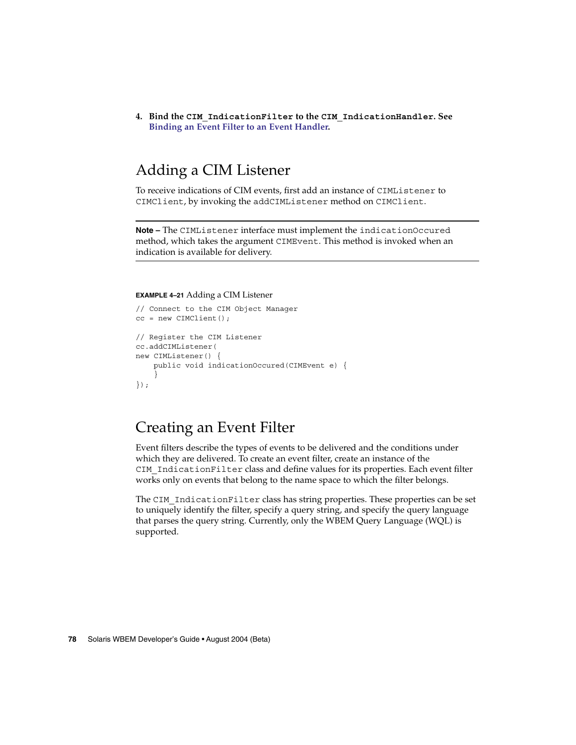4. **Bind the `CIM_IndicationFilter` to the `CIM_IndicationHandler`. See Binding an Event Filter to an Event Handler.**

## Adding a CIM Listener

To receive indications of CIM events, first add an instance of `CIMListener` to `CIMClient`, by invoking the `addCIMListener` method on `CIMClient`.

---

**Note –** The `CIMListener` interface must implement the `indicationOccured` method, which takes the argument `CIMEvent`. This method is invoked when an indication is available for delivery.

---

**EXAMPLE 4–21** Adding a CIM Listener

```
// Connect to the CIM Object Manager
cc = new CIMClient();

// Register the CIM Listener
cc.addCIMListener(
new CIMListener() {
    public void indicationOccured(CIMEvent e) {
    }
});
```

## Creating an Event Filter

Event filters describe the types of events to be delivered and the conditions under which they are delivered. To create an event filter, create an instance of the `CIM_IndicationFilter` class and define values for its properties. Each event filter works only on events that belong to the name space to which the filter belongs.

The `CIM_IndicationFilter` class has string properties. These properties can be set to uniquely identify the filter, specify a query string, and specify the query language that parses the query string. Currently, only the WBEM Query Language (WQL) is supported.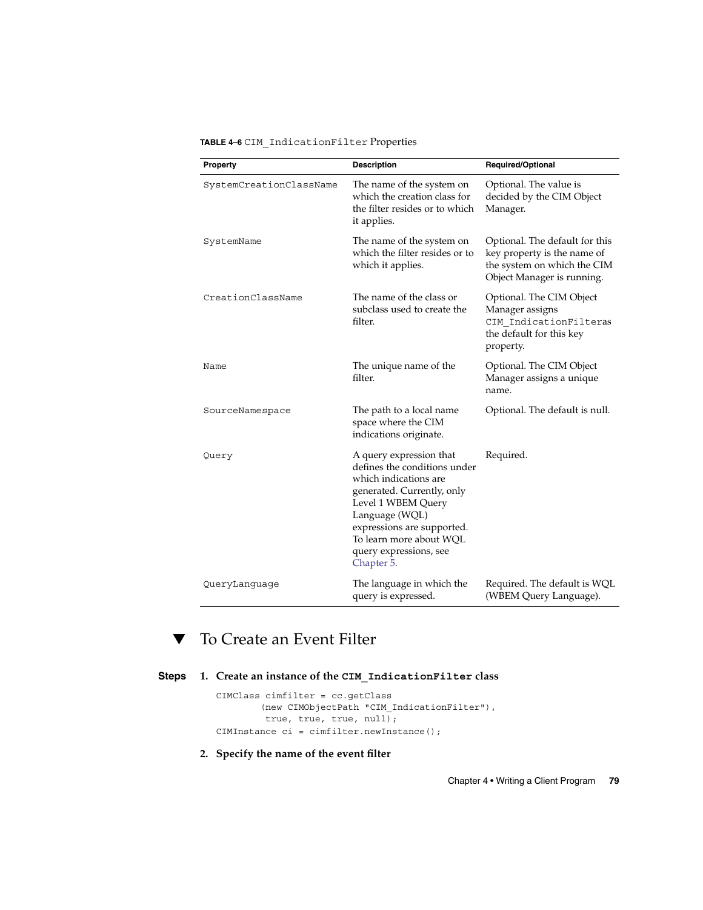**TABLE 4–6** `CIM_IndicationFilter` Properties

| Property | Description | Required/Optional |
| --- | --- | --- |
| `SystemCreationClassName` | The name of the system on which the creation class for the filter resides or to which it applies. | Optional. The value is decided by the CIM Object Manager. |
| `SystemName` | The name of the system on which the filter resides or to which it applies. | Optional. The default for this key property is the name of the system on which the CIM Object Manager is running. |
| `CreationClassName` | The name of the class or subclass used to create the filter. | Optional. The CIM Object Manager assigns `CIM_IndicationFilter`as the default for this key property. |
| `Name` | The unique name of the filter. | Optional. The CIM Object Manager assigns a unique name. |
| `SourceNamespace` | The path to a local name space where the CIM indications originate. | Optional. The default is null. |
| `Query` | A query expression that defines the conditions under which indications are generated. Currently, only Level 1 WBEM Query Language (WQL) expressions are supported. To learn more about WQL query expressions, see Chapter 5. | Required. |
| `QueryLanguage` | The language in which the query is expressed. | Required. The default is WQL (WBEM Query Language). |

## ▼ To Create an Event Filter

**Steps**

1. **Create an instance of the `CIM_IndicationFilter` class**

```
CIMClass cimfilter = cc.getClass
        (new CIMObjectPath "CIM_IndicationFilter"),
         true, true, true, null);
CIMInstance ci = cimfilter.newInstance();
```

2. **Specify the name of the event filter**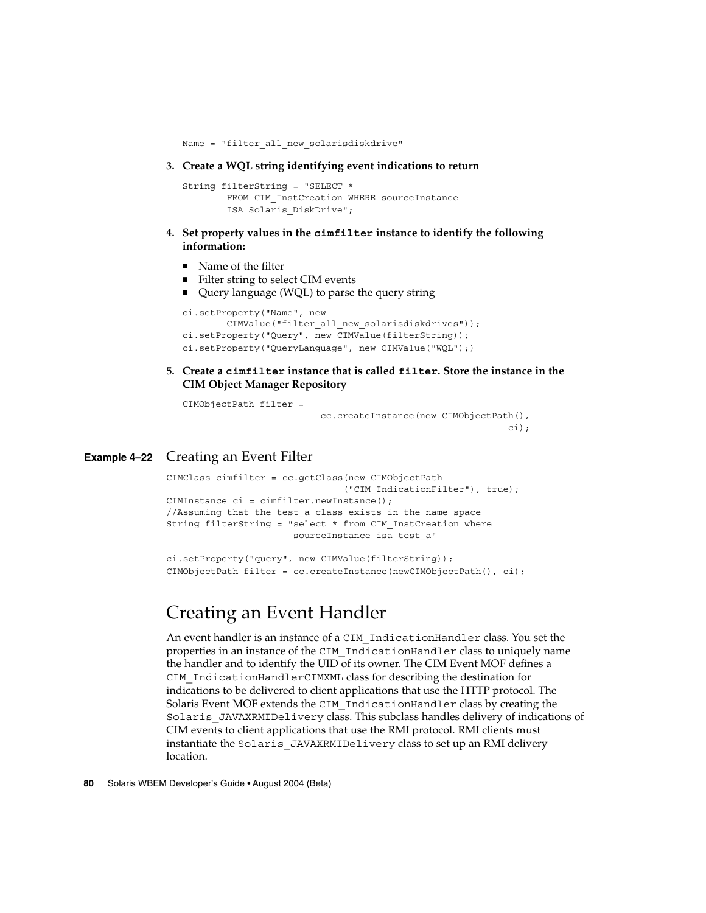```
Name = "filter_all_new_solarisdiskdrive"
```

3. **Create a WQL string identifying event indications to return**

```
String filterString = "SELECT *
        FROM CIM_InstCreation WHERE sourceInstance
        ISA Solaris_DiskDrive";
```

4. **Set property values in the `cimfilter` instance to identify the following information:**

   - Name of the filter
   - Filter string to select CIM events
   - Query language (WQL) to parse the query string

```
ci.setProperty("Name", new
        CIMValue("filter_all_new_solarisdiskdrives"));
ci.setProperty("Query", new CIMValue(filterString));
ci.setProperty("QueryLanguage", new CIMValue("WQL");)
```

5. **Create a `cimfilter` instance that is called `filter`. Store the instance in the CIM Object Manager Repository**

```
CIMObjectPath filter =
                         cc.createInstance(new CIMObjectPath(),
                                                        ci);
```

**Example 4–22** Creating an Event Filter

```
CIMClass cimfilter = cc.getClass(new CIMObjectPath
                                ("CIM_IndicationFilter"), true);
CIMInstance ci = cimfilter.newInstance();
//Assuming that the test_a class exists in the name space
String filterString = "select * from CIM_InstCreation where
                      sourceInstance isa test_a"

ci.setProperty("query", new CIMValue(filterString));
CIMObjectPath filter = cc.createInstance(newCIMObjectPath(), ci);
```

# Creating an Event Handler

An event handler is an instance of a `CIM_IndicationHandler` class. You set the properties in an instance of the `CIM_IndicationHandler` class to uniquely name the handler and to identify the UID of its owner. The CIM Event MOF defines a `CIM_IndicationHandlerCIMXML` class for describing the destination for indications to be delivered to client applications that use the HTTP protocol. The Solaris Event MOF extends the `CIM_IndicationHandler` class by creating the `Solaris_JAVAXRMIDelivery` class. This subclass handles delivery of indications of CIM events to client applications that use the RMI protocol. RMI clients must instantiate the `Solaris_JAVAXRMIDelivery` class to set up an RMI delivery location.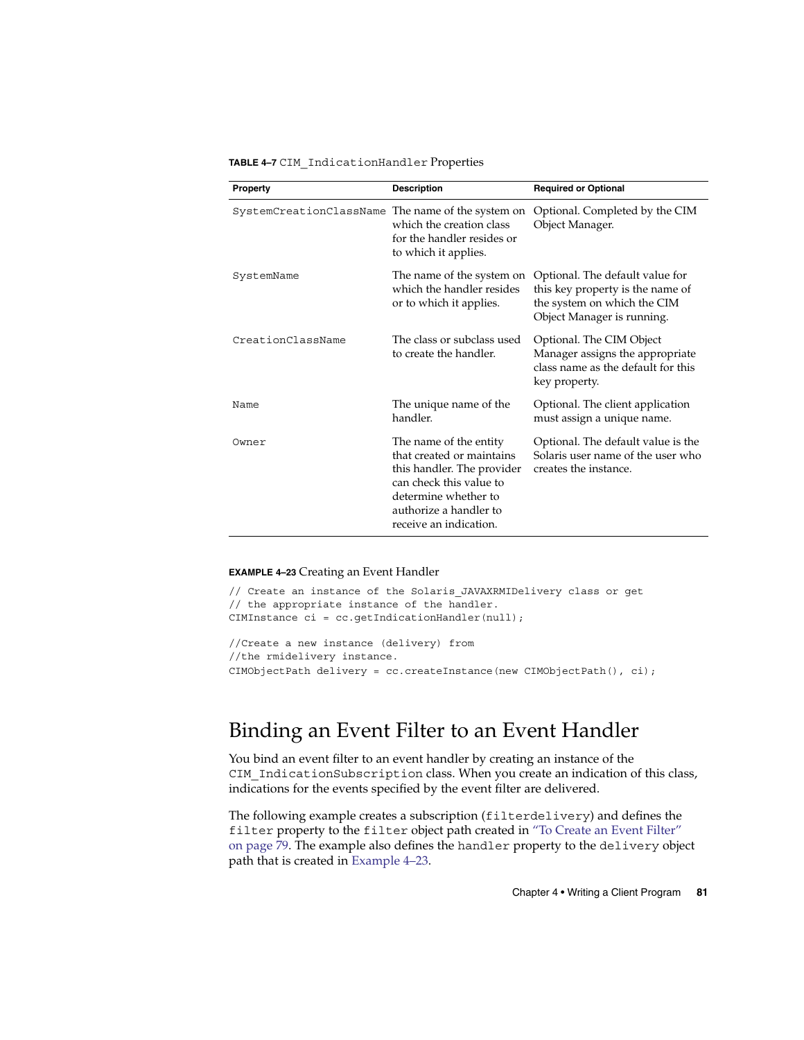**TABLE 4–7** CIM_IndicationHandler Properties

| Property | Description | Required or Optional |
| --- | --- | --- |
| SystemCreationClassName | The name of the system on which the creation class for the handler resides or to which it applies. | Optional. Completed by the CIM Object Manager. |
| SystemName | The name of the system on which the handler resides or to which it applies. | Optional. The default value for this key property is the name of the system on which the CIM Object Manager is running. |
| CreationClassName | The class or subclass used to create the handler. | Optional. The CIM Object Manager assigns the appropriate class name as the default for this key property. |
| Name | The unique name of the handler. | Optional. The client application must assign a unique name. |
| Owner | The name of the entity that created or maintains this handler. The provider can check this value to determine whether to authorize a handler to receive an indication. | Optional. The default value is the Solaris user name of the user who creates the instance. |

**EXAMPLE 4–23** Creating an Event Handler

```
// Create an instance of the Solaris_JAVAXRMIDelivery class or get
// the appropriate instance of the handler.
CIMInstance ci = cc.getIndicationHandler(null);

//Create a new instance (delivery) from
//the rmidelivery instance.
CIMObjectPath delivery = cc.createInstance(new CIMObjectPath(), ci);
```

## Binding an Event Filter to an Event Handler

You bind an event filter to an event handler by creating an instance of the CIM_IndicationSubscription class. When you create an indication of this class, indications for the events specified by the event filter are delivered.

The following example creates a subscription (filterdelivery) and defines the filter property to the filter object path created in "To Create an Event Filter" on page 79. The example also defines the handler property to the delivery object path that is created in Example 4–23.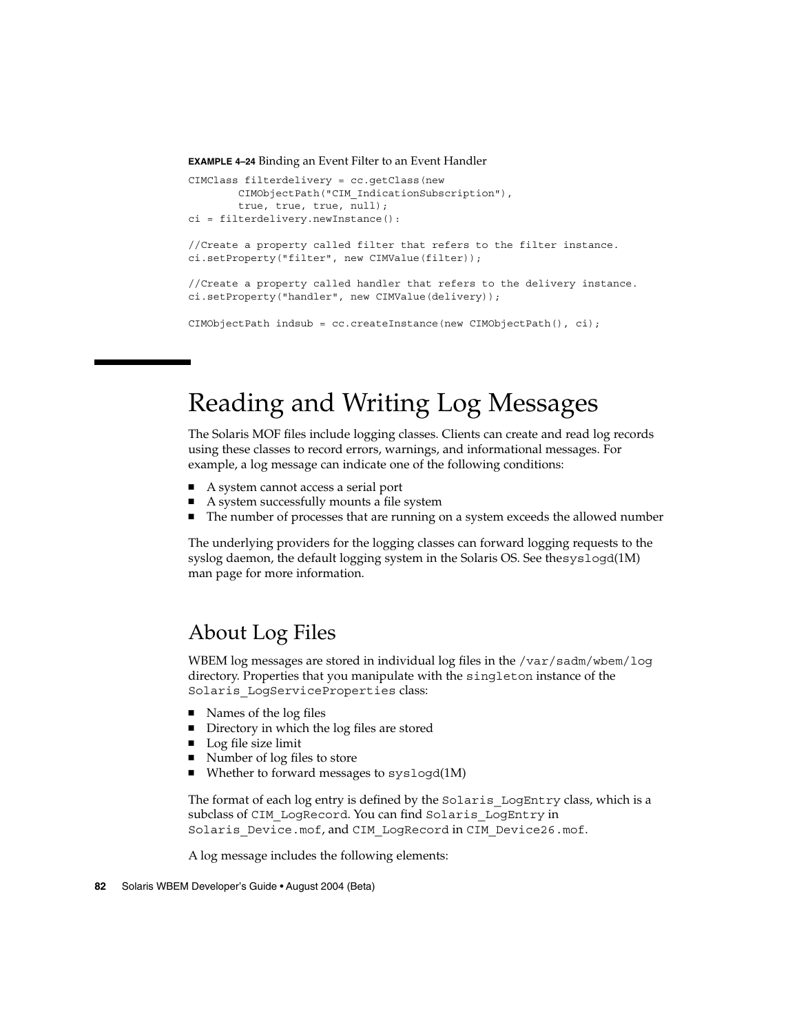**EXAMPLE 4–24** Binding an Event Filter to an Event Handler

```
CIMClass filterdelivery = cc.getClass(new
        CIMObjectPath("CIM_IndicationSubscription"),
        true, true, true, null);
ci = filterdelivery.newInstance():

//Create a property called filter that refers to the filter instance.
ci.setProperty("filter", new CIMValue(filter));

//Create a property called handler that refers to the delivery instance.
ci.setProperty("handler", new CIMValue(delivery));

CIMObjectPath indsub = cc.createInstance(new CIMObjectPath(), ci);
```

# Reading and Writing Log Messages

The Solaris MOF files include logging classes. Clients can create and read log records using these classes to record errors, warnings, and informational messages. For example, a log message can indicate one of the following conditions:

- A system cannot access a serial port
- A system successfully mounts a file system
- The number of processes that are running on a system exceeds the allowed number

The underlying providers for the logging classes can forward logging requests to the syslog daemon, the default logging system in the Solaris OS. See the`syslogd`(1M) man page for more information.

## About Log Files

WBEM log messages are stored in individual log files in the `/var/sadm/wbem/log` directory. Properties that you manipulate with the `singleton` instance of the `Solaris_LogServiceProperties` class:

- Names of the log files
- Directory in which the log files are stored
- Log file size limit
- Number of log files to store
- Whether to forward messages to `syslogd`(1M)

The format of each log entry is defined by the `Solaris_LogEntry` class, which is a subclass of `CIM_LogRecord`. You can find `Solaris_LogEntry` in `Solaris_Device.mof`, and `CIM_LogRecord` in `CIM_Device26.mof`.

A log message includes the following elements: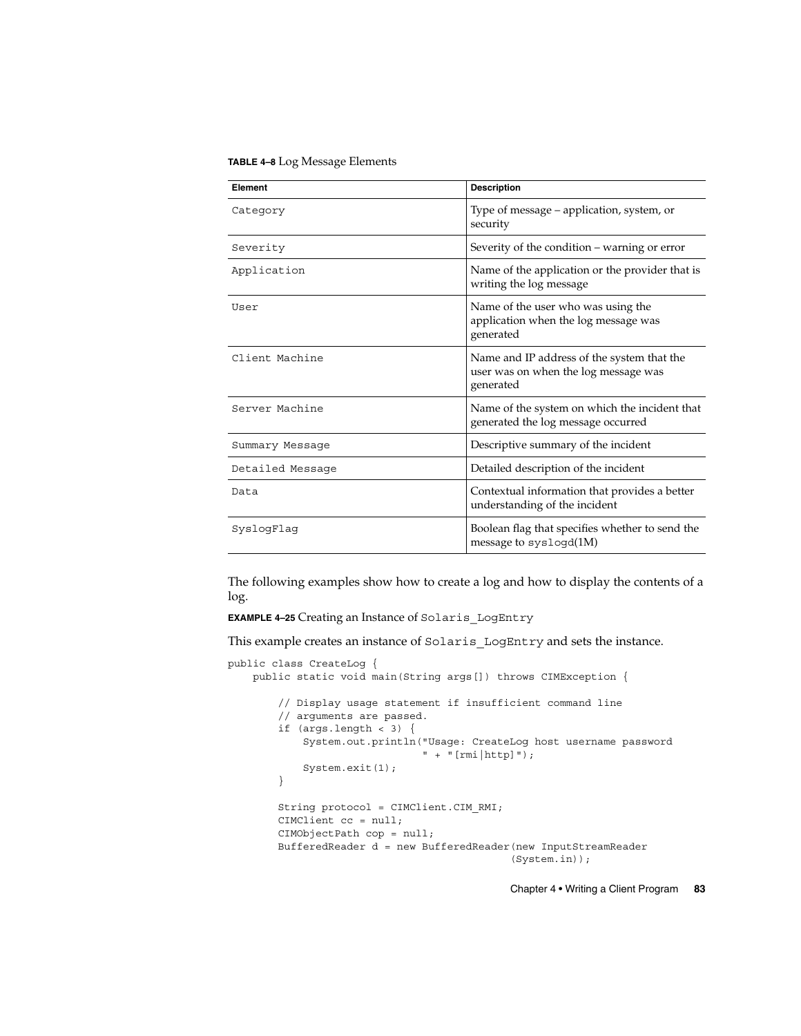**TABLE 4–8** Log Message Elements

| Element | Description |
| --- | --- |
| Category | Type of message – application, system, or security |
| Severity | Severity of the condition – warning or error |
| Application | Name of the application or the provider that is writing the log message |
| User | Name of the user who was using the application when the log message was generated |
| Client Machine | Name and IP address of the system that the user was on when the log message was generated |
| Server Machine | Name of the system on which the incident that generated the log message occurred |
| Summary Message | Descriptive summary of the incident |
| Detailed Message | Detailed description of the incident |
| Data | Contextual information that provides a better understanding of the incident |
| SyslogFlag | Boolean flag that specifies whether to send the message to syslogd(1M) |

The following examples show how to create a log and how to display the contents of a log.

**EXAMPLE 4–25** Creating an Instance of `Solaris_LogEntry`

This example creates an instance of `Solaris_LogEntry` and sets the instance.

```
public class CreateLog {
    public static void main(String args[]) throws CIMException {

        // Display usage statement if insufficient command line
        // arguments are passed.
        if (args.length < 3) {
            System.out.println("Usage: CreateLog host username password
                               " + "[rmi|http]");
            System.exit(1);
        }

        String protocol = CIMClient.CIM_RMI;
        CIMClient cc = null;
        CIMObjectPath cop = null;
        BufferedReader d = new BufferedReader(new InputStreamReader
                                             (System.in));
```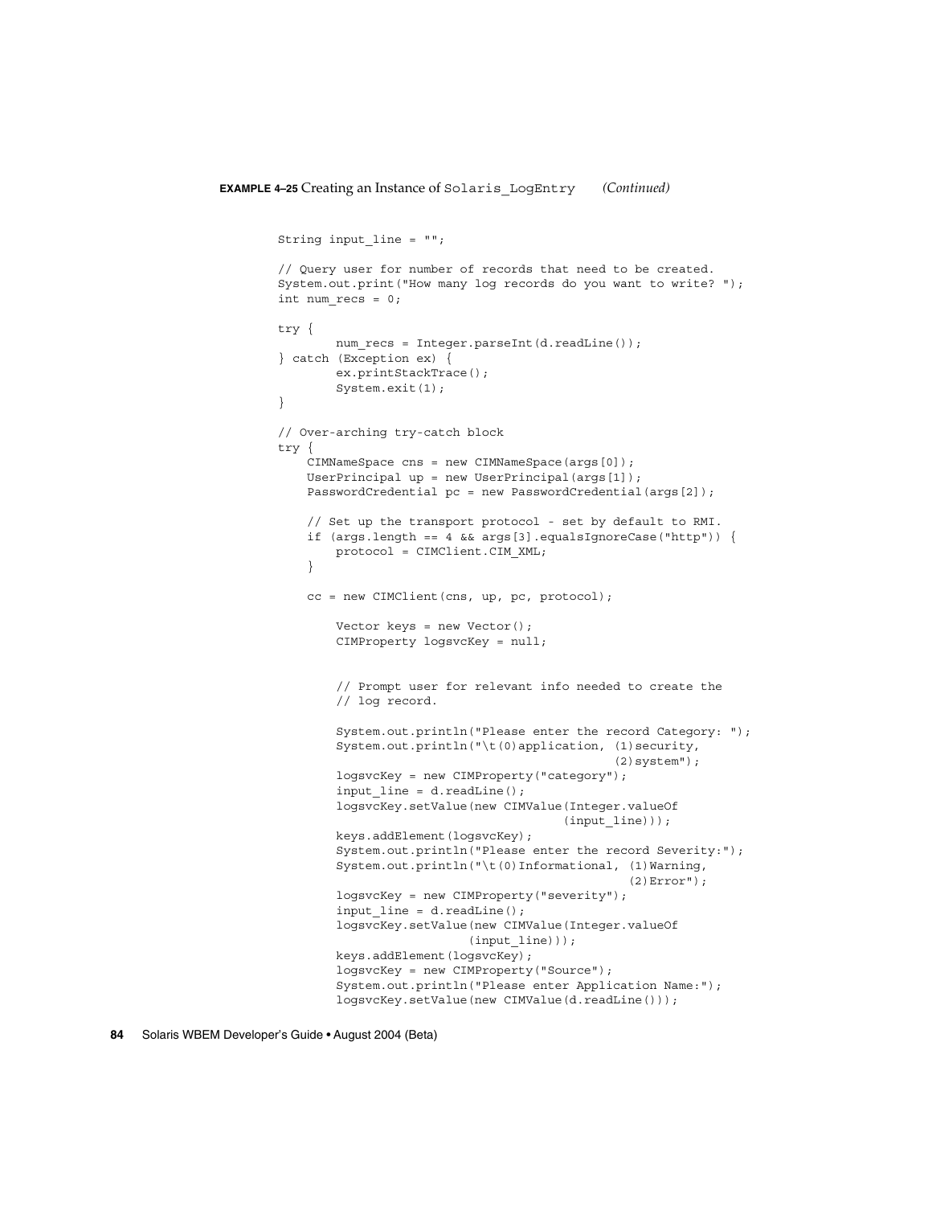**EXAMPLE 4–25** Creating an Instance of `Solaris_LogEntry` *(Continued)*

```
String input_line = "";

// Query user for number of records that need to be created.
System.out.print("How many log records do you want to write? ");
int num_recs = 0;

try {
        num_recs = Integer.parseInt(d.readLine());
} catch (Exception ex) {
        ex.printStackTrace();
        System.exit(1);
}

// Over-arching try-catch block
try {
    CIMNameSpace cns = new CIMNameSpace(args[0]);
    UserPrincipal up = new UserPrincipal(args[1]);
    PasswordCredential pc = new PasswordCredential(args[2]);

    // Set up the transport protocol - set by default to RMI.
    if (args.length == 4 && args[3].equalsIgnoreCase("http")) {
        protocol = CIMClient.CIM_XML;
    }

    cc = new CIMClient(cns, up, pc, protocol);

        Vector keys = new Vector();
        CIMProperty logsvcKey = null;


        // Prompt user for relevant info needed to create the
        // log record.

        System.out.println("Please enter the record Category: ");
        System.out.println("\t(0)application, (1)security,
                                              (2)system");
        logsvcKey = new CIMProperty("category");
        input_line = d.readLine();
        logsvcKey.setValue(new CIMValue(Integer.valueOf
                                    (input_line)));
        keys.addElement(logsvcKey);
        System.out.println("Please enter the record Severity:");
        System.out.println("\t(0)Informational, (1)Warning,
                                               (2)Error");
        logsvcKey = new CIMProperty("severity");
        input_line = d.readLine();
        logsvcKey.setValue(new CIMValue(Integer.valueOf
                        (input_line)));
        keys.addElement(logsvcKey);
        logsvcKey = new CIMProperty("Source");
        System.out.println("Please enter Application Name:");
        logsvcKey.setValue(new CIMValue(d.readLine()));
```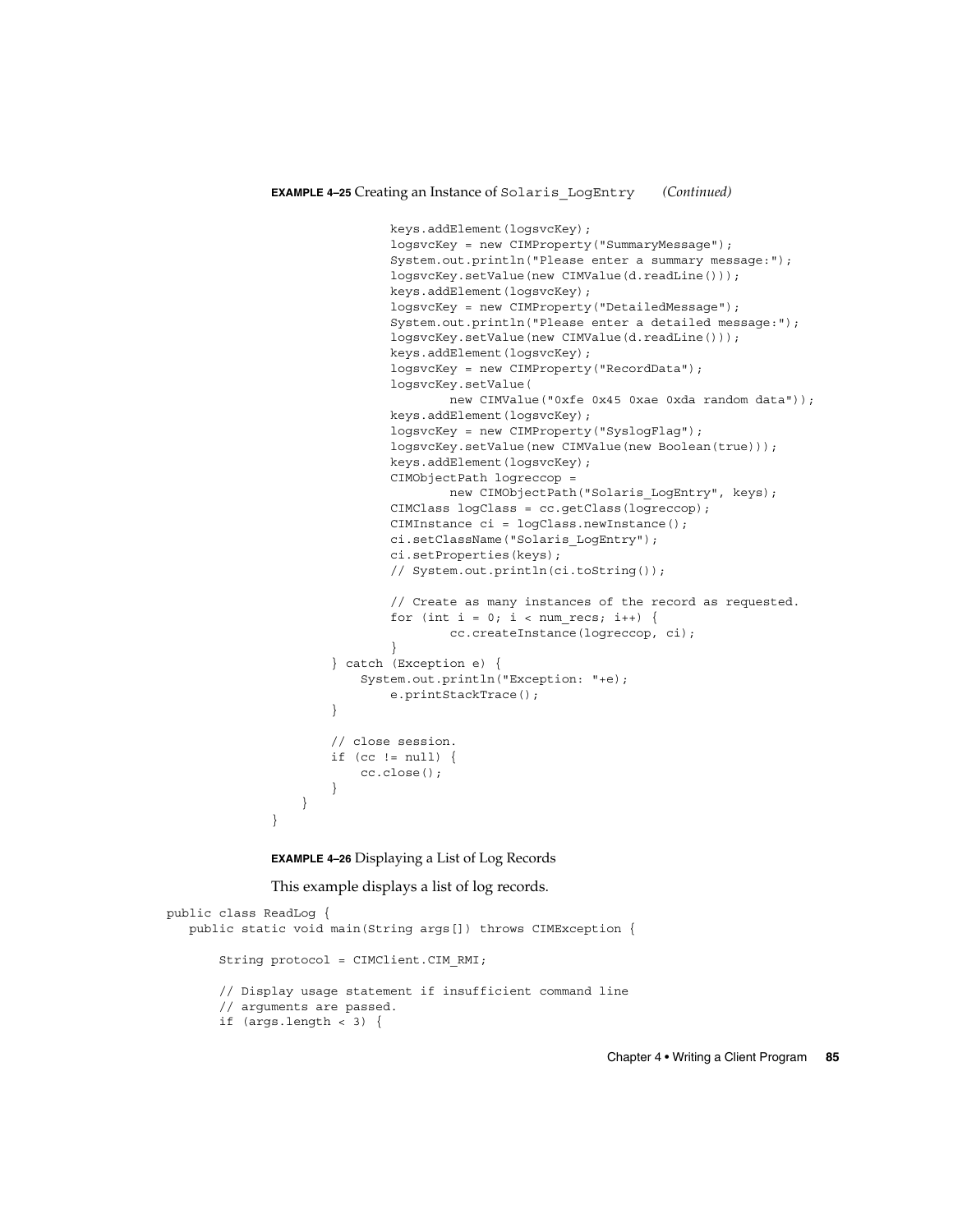**EXAMPLE 4–25** Creating an Instance of `Solaris_LogEntry` *(Continued)*

```
                keys.addElement(logsvcKey);
                logsvcKey = new CIMProperty("SummaryMessage");
                System.out.println("Please enter a summary message:");
                logsvcKey.setValue(new CIMValue(d.readLine()));
                keys.addElement(logsvcKey);
                logsvcKey = new CIMProperty("DetailedMessage");
                System.out.println("Please enter a detailed message:");
                logsvcKey.setValue(new CIMValue(d.readLine()));
                keys.addElement(logsvcKey);
                logsvcKey = new CIMProperty("RecordData");
                logsvcKey.setValue(
                        new CIMValue("0xfe 0x45 0xae 0xda random data"));
                keys.addElement(logsvcKey);
                logsvcKey = new CIMProperty("SyslogFlag");
                logsvcKey.setValue(new CIMValue(new Boolean(true)));
                keys.addElement(logsvcKey);
                CIMObjectPath logreccop =
                        new CIMObjectPath("Solaris_LogEntry", keys);
                CIMClass logClass = cc.getClass(logreccop);
                CIMInstance ci = logClass.newInstance();
                ci.setClassName("Solaris_LogEntry");
                ci.setProperties(keys);
                // System.out.println(ci.toString());

                // Create as many instances of the record as requested.
                for (int i = 0; i < num_recs; i++) {
                        cc.createInstance(logreccop, ci);
                }
        } catch (Exception e) {
            System.out.println("Exception: "+e);
                e.printStackTrace();
        }

        // close session.
        if (cc != null) {
            cc.close();
        }
    }
}
```

**EXAMPLE 4–26** Displaying a List of Log Records

This example displays a list of log records.

```
public class ReadLog {
   public static void main(String args[]) throws CIMException {

       String protocol = CIMClient.CIM_RMI;

       // Display usage statement if insufficient command line
       // arguments are passed.
       if (args.length < 3) {
```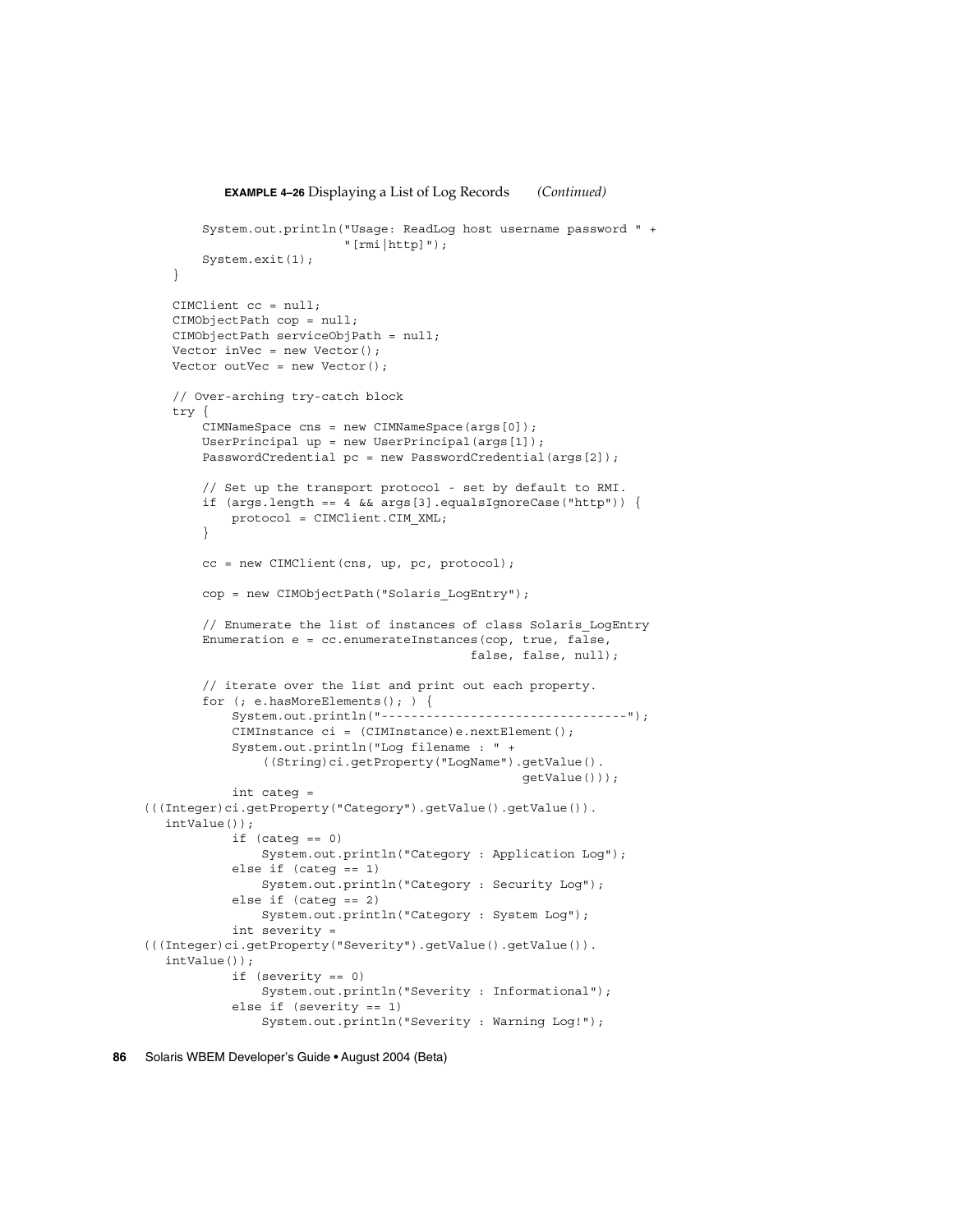**EXAMPLE 4–26** Displaying a List of Log Records *(Continued)*

```
        System.out.println("Usage: ReadLog host username password " +
                           "[rmi|http]");
        System.exit(1);
    }

    CIMClient cc = null;
    CIMObjectPath cop = null;
    CIMObjectPath serviceObjPath = null;
    Vector inVec = new Vector();
    Vector outVec = new Vector();

    // Over-arching try-catch block
    try {
        CIMNameSpace cns = new CIMNameSpace(args[0]);
        UserPrincipal up = new UserPrincipal(args[1]);
        PasswordCredential pc = new PasswordCredential(args[2]);

        // Set up the transport protocol - set by default to RMI.
        if (args.length == 4 && args[3].equalsIgnoreCase("http")) {
            protocol = CIMClient.CIM_XML;
        }

        cc = new CIMClient(cns, up, pc, protocol);

        cop = new CIMObjectPath("Solaris_LogEntry");

        // Enumerate the list of instances of class Solaris_LogEntry
        Enumeration e = cc.enumerateInstances(cop, true, false,
                                              false, false, null);

        // iterate over the list and print out each property.
        for (; e.hasMoreElements(); ) {
            System.out.println("---------------------------------");
            CIMInstance ci = (CIMInstance)e.nextElement();
            System.out.println("Log filename : " +
                ((String)ci.getProperty("LogName").getValue().
                                                    getValue()));
            int categ =
(((Integer)ci.getProperty("Category").getValue().getValue()).
   intValue());
            if (categ == 0)
                System.out.println("Category : Application Log");
            else if (categ == 1)
                System.out.println("Category : Security Log");
            else if (categ == 2)
                System.out.println("Category : System Log");
            int severity =
(((Integer)ci.getProperty("Severity").getValue().getValue()).
   intValue());
            if (severity == 0)
                System.out.println("Severity : Informational");
            else if (severity == 1)
                System.out.println("Severity : Warning Log!");
```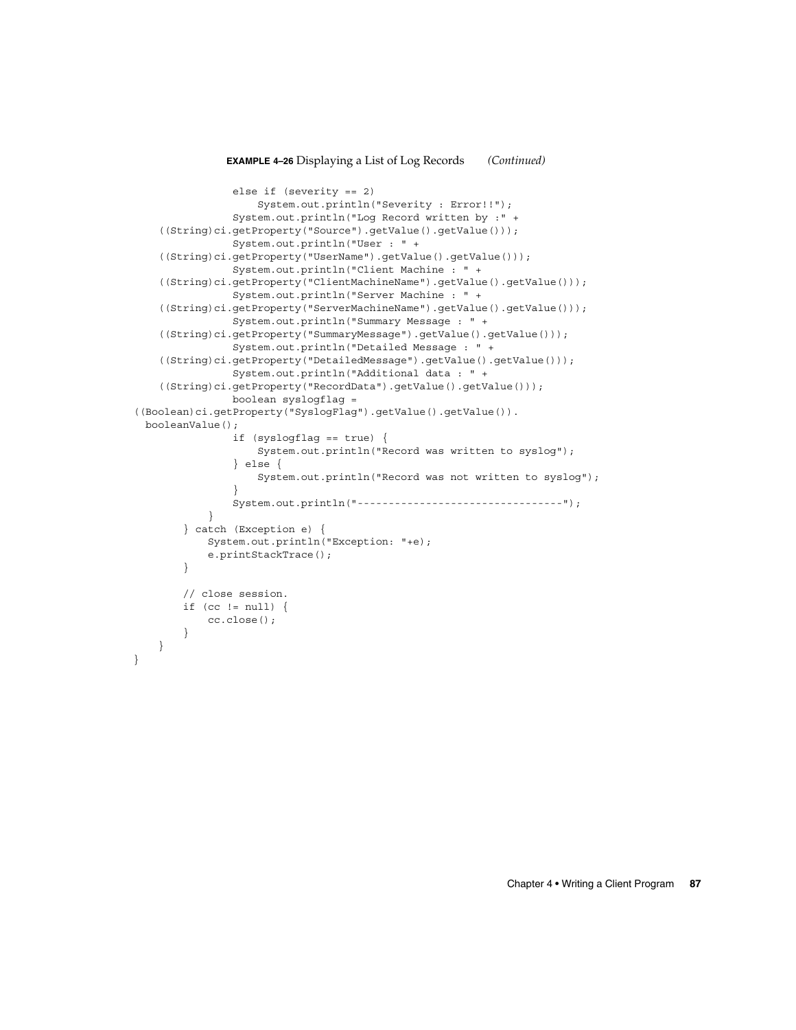**EXAMPLE 4–26** Displaying a List of Log Records *(Continued)*

```
                else if (severity == 2)
                    System.out.println("Severity : Error!!");
                System.out.println("Log Record written by :" +
    ((String)ci.getProperty("Source").getValue().getValue()));
                System.out.println("User : " +
    ((String)ci.getProperty("UserName").getValue().getValue()));
                System.out.println("Client Machine : " +
    ((String)ci.getProperty("ClientMachineName").getValue().getValue()));
                System.out.println("Server Machine : " +
    ((String)ci.getProperty("ServerMachineName").getValue().getValue()));
                System.out.println("Summary Message : " +
    ((String)ci.getProperty("SummaryMessage").getValue().getValue()));
                System.out.println("Detailed Message : " +
    ((String)ci.getProperty("DetailedMessage").getValue().getValue()));
                System.out.println("Additional data : " +
    ((String)ci.getProperty("RecordData").getValue().getValue()));
                boolean syslogflag =
((Boolean)ci.getProperty("SyslogFlag").getValue().getValue()).
  booleanValue();
                if (syslogflag == true) {
                    System.out.println("Record was written to syslog");
                } else {
                    System.out.println("Record was not written to syslog");
                }
                System.out.println("-----------------------------------");
            }
        } catch (Exception e) {
            System.out.println("Exception: "+e);
            e.printStackTrace();
        }

        // close session.
        if (cc != null) {
            cc.close();
        }
    }
}
```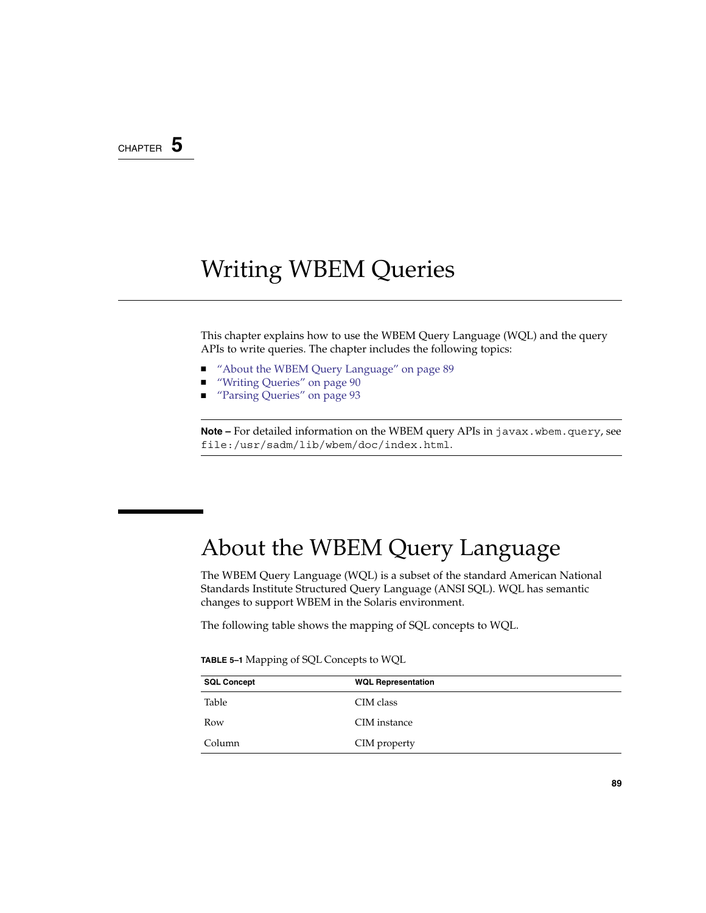CHAPTER 5

# Writing WBEM Queries

This chapter explains how to use the WBEM Query Language (WQL) and the query APIs to write queries. The chapter includes the following topics:

- "About the WBEM Query Language" on page 89
- "Writing Queries" on page 90
- "Parsing Queries" on page 93

**Note –** For detailed information on the WBEM query APIs in `javax.wbem.query`, see `file:/usr/sadm/lib/wbem/doc/index.html`.

## About the WBEM Query Language

The WBEM Query Language (WQL) is a subset of the standard American National Standards Institute Structured Query Language (ANSI SQL). WQL has semantic changes to support WBEM in the Solaris environment.

The following table shows the mapping of SQL concepts to WQL.

**TABLE 5–1** Mapping of SQL Concepts to WQL

| SQL Concept | WQL Representation |
| --- | --- |
| Table | CIM class |
| Row | CIM instance |
| Column | CIM property |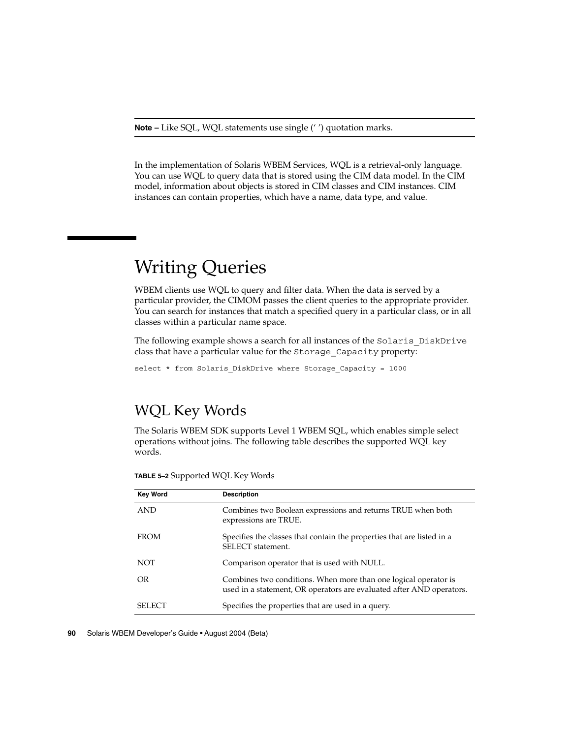**Note –** Like SQL, WQL statements use single (' ') quotation marks.

In the implementation of Solaris WBEM Services, WQL is a retrieval-only language. You can use WQL to query data that is stored using the CIM data model. In the CIM model, information about objects is stored in CIM classes and CIM instances. CIM instances can contain properties, which have a name, data type, and value.

# Writing Queries

WBEM clients use WQL to query and filter data. When the data is served by a particular provider, the CIMOM passes the client queries to the appropriate provider. You can search for instances that match a specified query in a particular class, or in all classes within a particular name space.

The following example shows a search for all instances of the `Solaris_DiskDrive` class that have a particular value for the `Storage_Capacity` property:

```
select * from Solaris_DiskDrive where Storage_Capacity = 1000
```

## WQL Key Words

The Solaris WBEM SDK supports Level 1 WBEM SQL, which enables simple select operations without joins. The following table describes the supported WQL key words.

**TABLE 5–2** Supported WQL Key Words

| Key Word | Description |
| --- | --- |
| AND | Combines two Boolean expressions and returns TRUE when both expressions are TRUE. |
| FROM | Specifies the classes that contain the properties that are listed in a SELECT statement. |
| NOT | Comparison operator that is used with NULL. |
| OR | Combines two conditions. When more than one logical operator is used in a statement, OR operators are evaluated after AND operators. |
| SELECT | Specifies the properties that are used in a query. |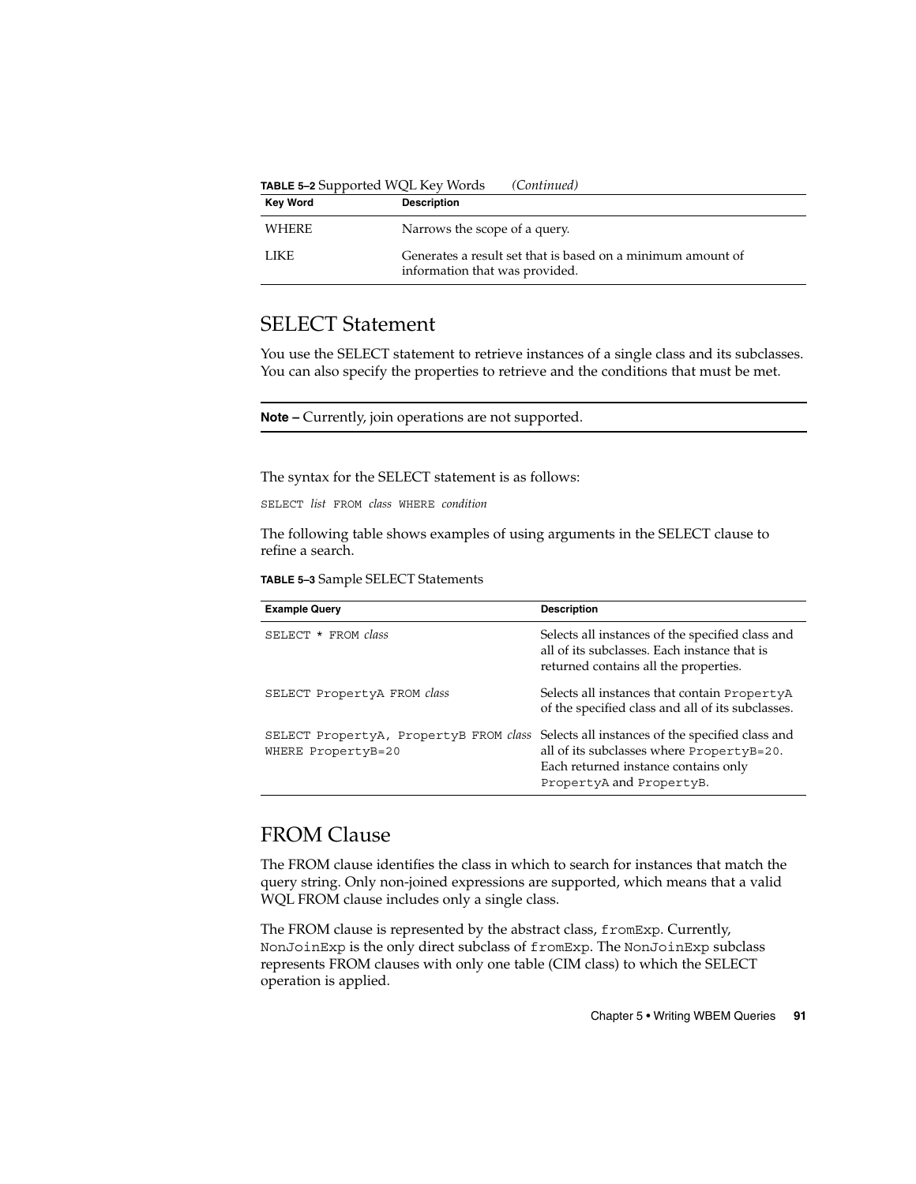**TABLE 5–2** Supported WQL Key Words *(Continued)*

| Key Word | Description |
| --- | --- |
| WHERE | Narrows the scope of a query. |
| LIKE | Generates a result set that is based on a minimum amount of information that was provided. |

## SELECT Statement

You use the SELECT statement to retrieve instances of a single class and its subclasses. You can also specify the properties to retrieve and the conditions that must be met.

---

**Note –** Currently, join operations are not supported.

---

The syntax for the SELECT statement is as follows:

`SELECT` *list* `FROM` *class* `WHERE` *condition*

The following table shows examples of using arguments in the SELECT clause to refine a search.

**TABLE 5–3** Sample SELECT Statements

| Example Query | Description |
| --- | --- |
| `SELECT * FROM` *class* | Selects all instances of the specified class and all of its subclasses. Each instance that is returned contains all the properties. |
| `SELECT PropertyA FROM` *class* | Selects all instances that contain `PropertyA` of the specified class and all of its subclasses. |
| `SELECT PropertyA, PropertyB FROM` *class* `WHERE PropertyB=20` | Selects all instances of the specified class and all of its subclasses where `PropertyB=20`. Each returned instance contains only `PropertyA` and `PropertyB`. |

## FROM Clause

The FROM clause identifies the class in which to search for instances that match the query string. Only non-joined expressions are supported, which means that a valid WQL FROM clause includes only a single class.

The FROM clause is represented by the abstract class, `fromExp`. Currently, `NonJoinExp` is the only direct subclass of `fromExp`. The `NonJoinExp` subclass represents FROM clauses with only one table (CIM class) to which the SELECT operation is applied.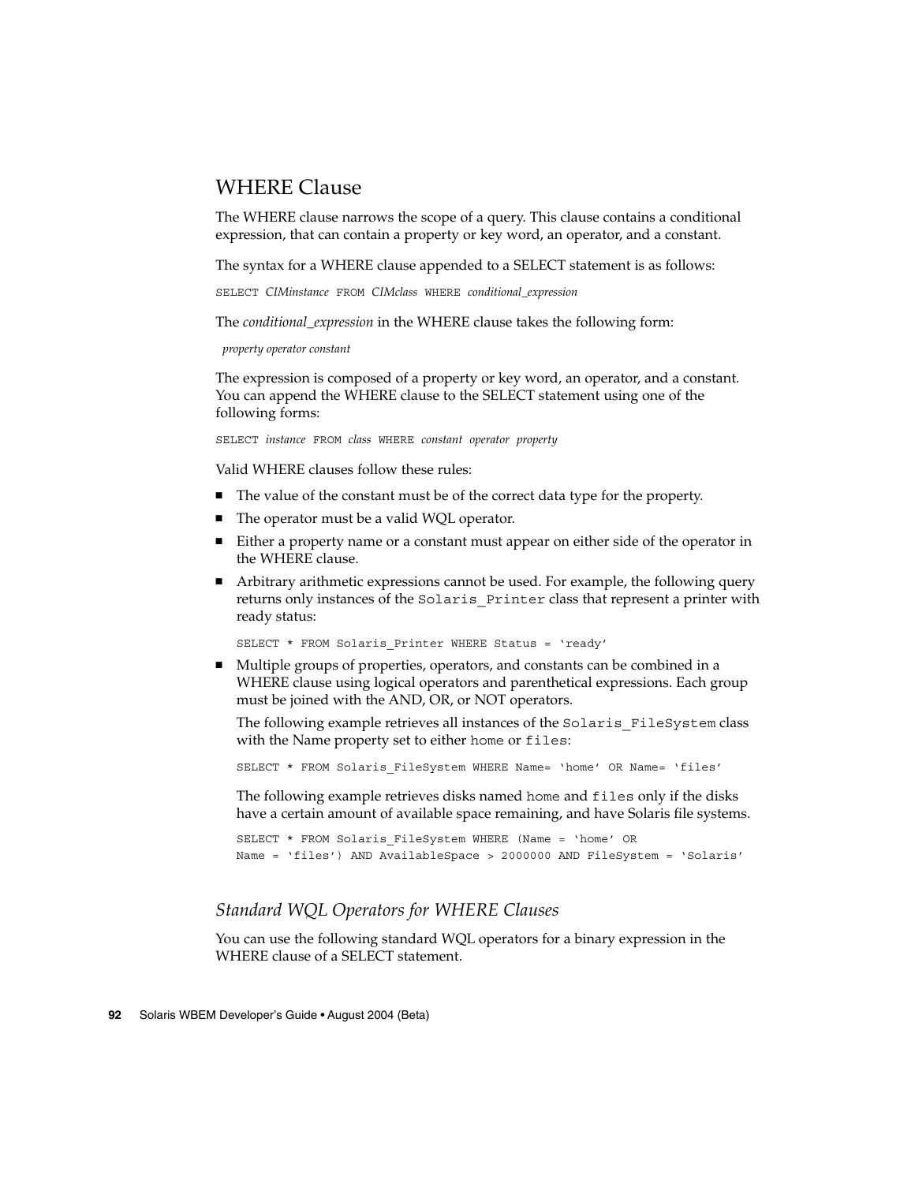## WHERE Clause

The WHERE clause narrows the scope of a query. This clause contains a conditional expression, that can contain a property or key word, an operator, and a constant.

The syntax for a WHERE clause appended to a SELECT statement is as follows:

SELECT *CIMinstance* FROM *CIMclass* WHERE *conditional_expression*

The *conditional_expression* in the WHERE clause takes the following form:

*property operator constant*

The expression is composed of a property or key word, an operator, and a constant. You can append the WHERE clause to the SELECT statement using one of the following forms:

SELECT *instance* FROM *class* WHERE *constant operator property*

Valid WHERE clauses follow these rules:

- The value of the constant must be of the correct data type for the property.
- The operator must be a valid WQL operator.
- Either a property name or a constant must appear on either side of the operator in the WHERE clause.
- Arbitrary arithmetic expressions cannot be used. For example, the following query returns only instances of the `Solaris_Printer` class that represent a printer with ready status:

  ```
  SELECT * FROM Solaris_Printer WHERE Status = 'ready'
  ```

- Multiple groups of properties, operators, and constants can be combined in a WHERE clause using logical operators and parenthetical expressions. Each group must be joined with the AND, OR, or NOT operators.

  The following example retrieves all instances of the `Solaris_FileSystem` class with the Name property set to either `home` or `files`:

  ```
  SELECT * FROM Solaris_FileSystem WHERE Name= 'home' OR Name= 'files'
  ```

  The following example retrieves disks named `home` and `files` only if the disks have a certain amount of available space remaining, and have Solaris file systems.

  ```
  SELECT * FROM Solaris_FileSystem WHERE (Name = 'home' OR
  Name = 'files') AND AvailableSpace > 2000000 AND FileSystem = 'Solaris'
  ```

### *Standard WQL Operators for WHERE Clauses*

You can use the following standard WQL operators for a binary expression in the WHERE clause of a SELECT statement.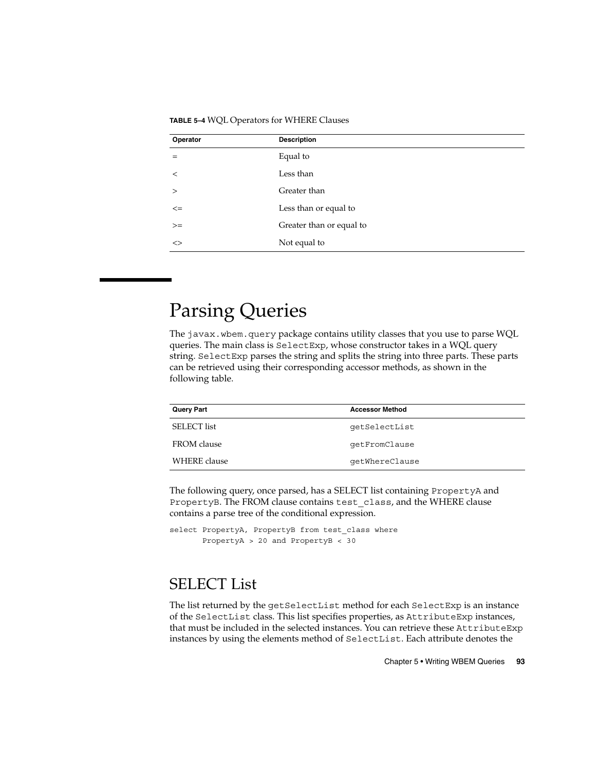**TABLE 5–4** WQL Operators for WHERE Clauses

| Operator | Description |
| --- | --- |
| = | Equal to |
| < | Less than |
| > | Greater than |
| <= | Less than or equal to |
| >= | Greater than or equal to |
| <> | Not equal to |

# Parsing Queries

The `javax.wbem.query` package contains utility classes that you use to parse WQL queries. The main class is `SelectExp`, whose constructor takes in a WQL query string. `SelectExp` parses the string and splits the string into three parts. These parts can be retrieved using their corresponding accessor methods, as shown in the following table.

| Query Part | Accessor Method |
| --- | --- |
| SELECT list | `getSelectList` |
| FROM clause | `getFromClause` |
| WHERE clause | `getWhereClause` |

The following query, once parsed, has a SELECT list containing `PropertyA` and `PropertyB`. The FROM clause contains `test_class`, and the WHERE clause contains a parse tree of the conditional expression.

```
select PropertyA, PropertyB from test_class where
       PropertyA > 20 and PropertyB < 30
```

## SELECT List

The list returned by the `getSelectList` method for each `SelectExp` is an instance of the `SelectList` class. This list specifies properties, as `AttributeExp` instances, that must be included in the selected instances. You can retrieve these `AttributeExp` instances by using the elements method of `SelectList`. Each attribute denotes the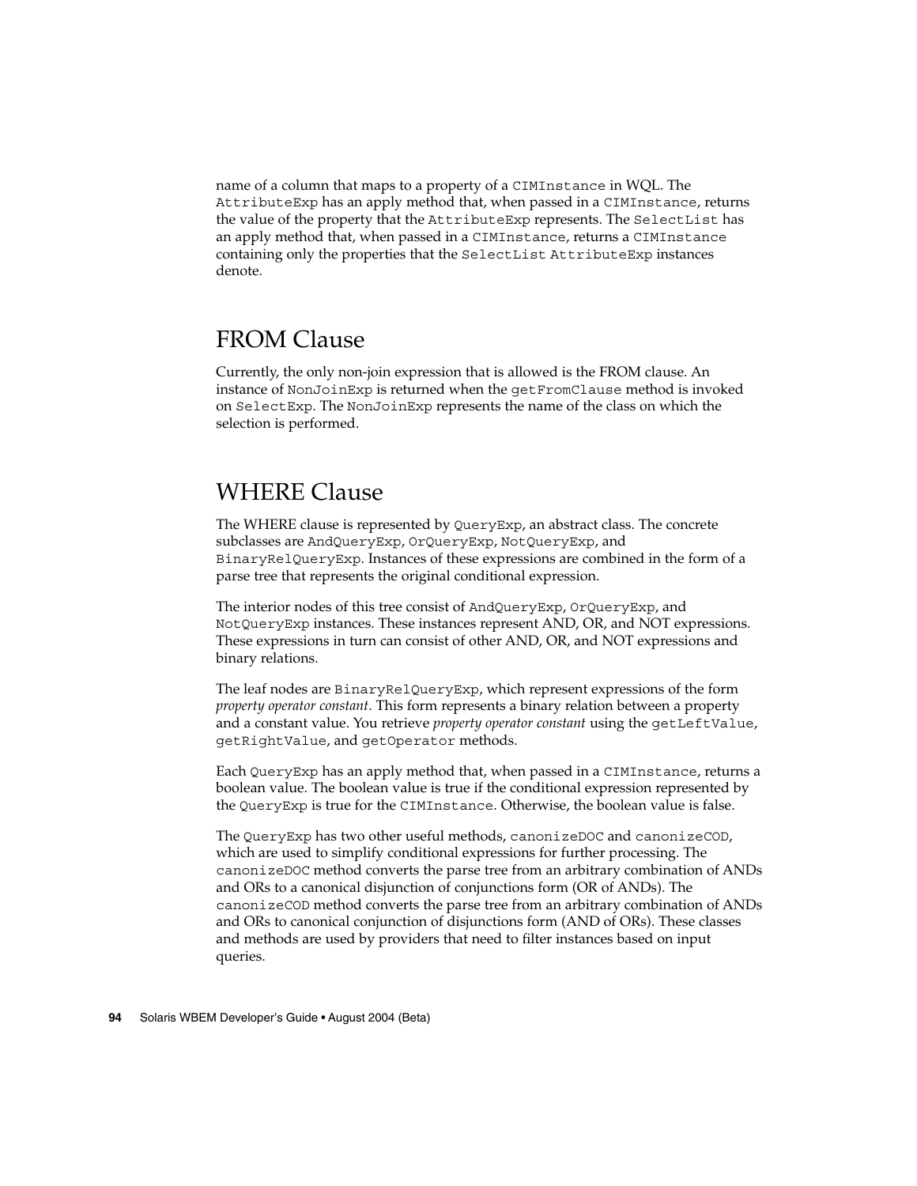name of a column that maps to a property of a `CIMInstance` in WQL. The `AttributeExp` has an apply method that, when passed in a `CIMInstance`, returns the value of the property that the `AttributeExp` represents. The `SelectList` has an apply method that, when passed in a `CIMInstance`, returns a `CIMInstance` containing only the properties that the `SelectList` `AttributeExp` instances denote.

## FROM Clause

Currently, the only non-join expression that is allowed is the FROM clause. An instance of `NonJoinExp` is returned when the `getFromClause` method is invoked on `SelectExp`. The `NonJoinExp` represents the name of the class on which the selection is performed.

## WHERE Clause

The WHERE clause is represented by `QueryExp`, an abstract class. The concrete subclasses are `AndQueryExp`, `OrQueryExp`, `NotQueryExp`, and `BinaryRelQueryExp`. Instances of these expressions are combined in the form of a parse tree that represents the original conditional expression.

The interior nodes of this tree consist of `AndQueryExp`, `OrQueryExp`, and `NotQueryExp` instances. These instances represent AND, OR, and NOT expressions. These expressions in turn can consist of other AND, OR, and NOT expressions and binary relations.

The leaf nodes are `BinaryRelQueryExp`, which represent expressions of the form *property operator constant*. This form represents a binary relation between a property and a constant value. You retrieve *property operator constant* using the `getLeftValue`, `getRightValue`, and `getOperator` methods.

Each `QueryExp` has an apply method that, when passed in a `CIMInstance`, returns a boolean value. The boolean value is true if the conditional expression represented by the `QueryExp` is true for the `CIMInstance`. Otherwise, the boolean value is false.

The `QueryExp` has two other useful methods, `canonizeDOC` and `canonizeCOD`, which are used to simplify conditional expressions for further processing. The `canonizeDOC` method converts the parse tree from an arbitrary combination of ANDs and ORs to a canonical disjunction of conjunctions form (OR of ANDs). The `canonizeCOD` method converts the parse tree from an arbitrary combination of ANDs and ORs to canonical conjunction of disjunctions form (AND of ORs). These classes and methods are used by providers that need to filter instances based on input queries.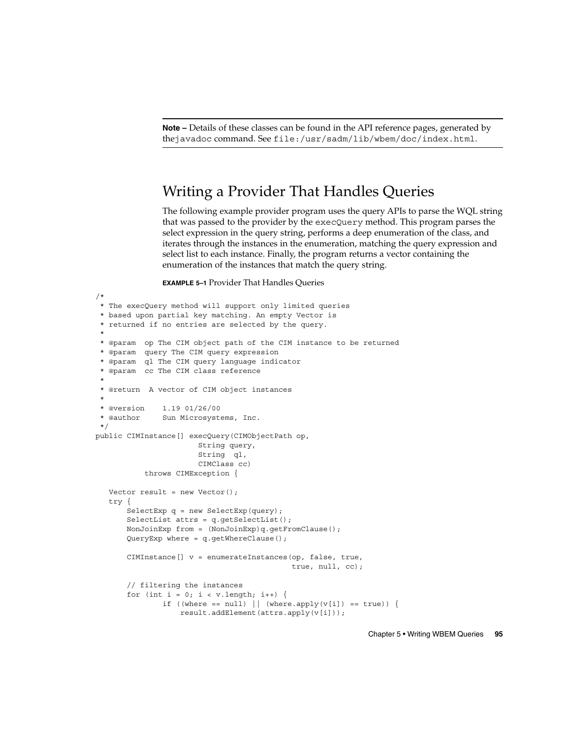**Note –** Details of these classes can be found in the API reference pages, generated by the javadoc command. See file:/usr/sadm/lib/wbem/doc/index.html.

## Writing a Provider That Handles Queries

The following example provider program uses the query APIs to parse the WQL string that was passed to the provider by the execQuery method. This program parses the select expression in the query string, performs a deep enumeration of the class, and iterates through the instances in the enumeration, matching the query expression and select list to each instance. Finally, the program returns a vector containing the enumeration of the instances that match the query string.

**EXAMPLE 5–1** Provider That Handles Queries

```
/*
 * The execQuery method will support only limited queries
 * based upon partial key matching. An empty Vector is
 * returned if no entries are selected by the query.
 *
 * @param  op The CIM object path of the CIM instance to be returned
 * @param  query The CIM query expression
 * @param  ql The CIM query language indicator
 * @param  cc The CIM class reference
 *
 * @return  A vector of CIM object instances
 *
 * @version    1.19 01/26/00
 * @author     Sun Microsystems, Inc.
 */
public CIMInstance[] execQuery(CIMObjectPath op,
                       String query,
                       String  ql,
                       CIMClass cc)
           throws CIMException {

   Vector result = new Vector();
   try {
       SelectExp q = new SelectExp(query);
       SelectList attrs = q.getSelectList();
       NonJoinExp from = (NonJoinExp)q.getFromClause();
       QueryExp where = q.getWhereClause();

       CIMInstance[] v = enumerateInstances(op, false, true,
                                            true, null, cc);

       // filtering the instances
       for (int i = 0; i < v.length; i++) {
               if ((where == null) || (where.apply(v[i]) == true)) {
                   result.addElement(attrs.apply(v[i]));
```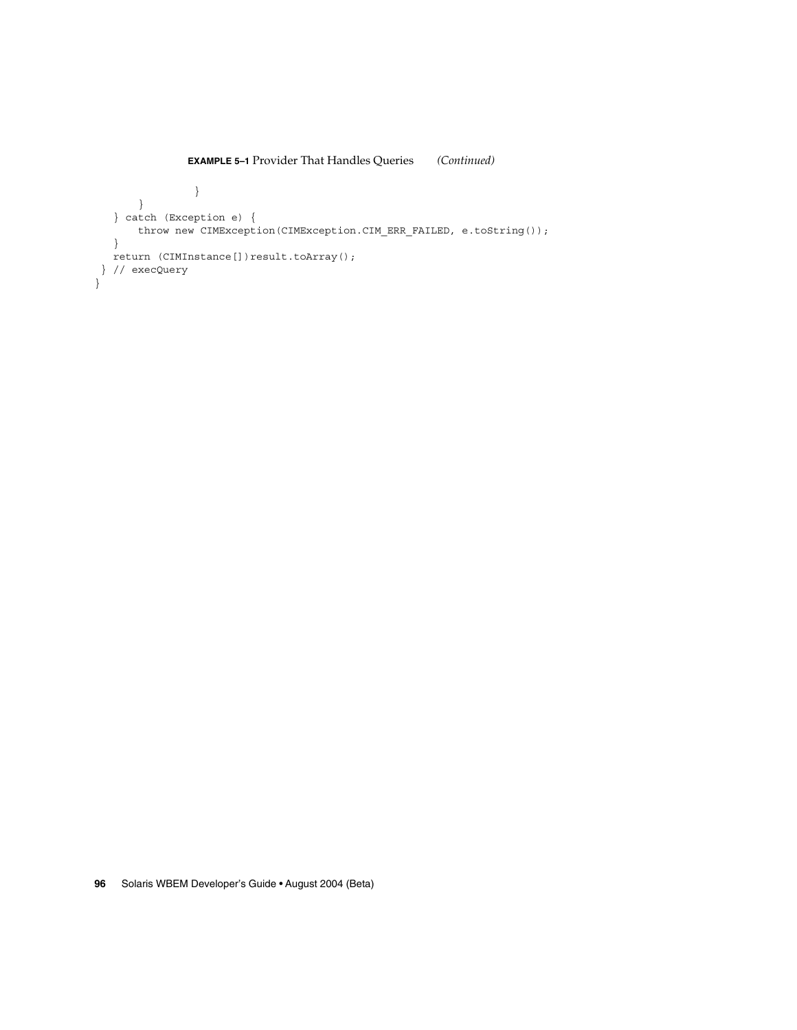**EXAMPLE 5–1** Provider That Handles Queries *(Continued)*

```
                }
        }
    } catch (Exception e) {
        throw new CIMException(CIMException.CIM_ERR_FAILED, e.toString());
    }
    return (CIMInstance[])result.toArray();
 } // execQuery
}
```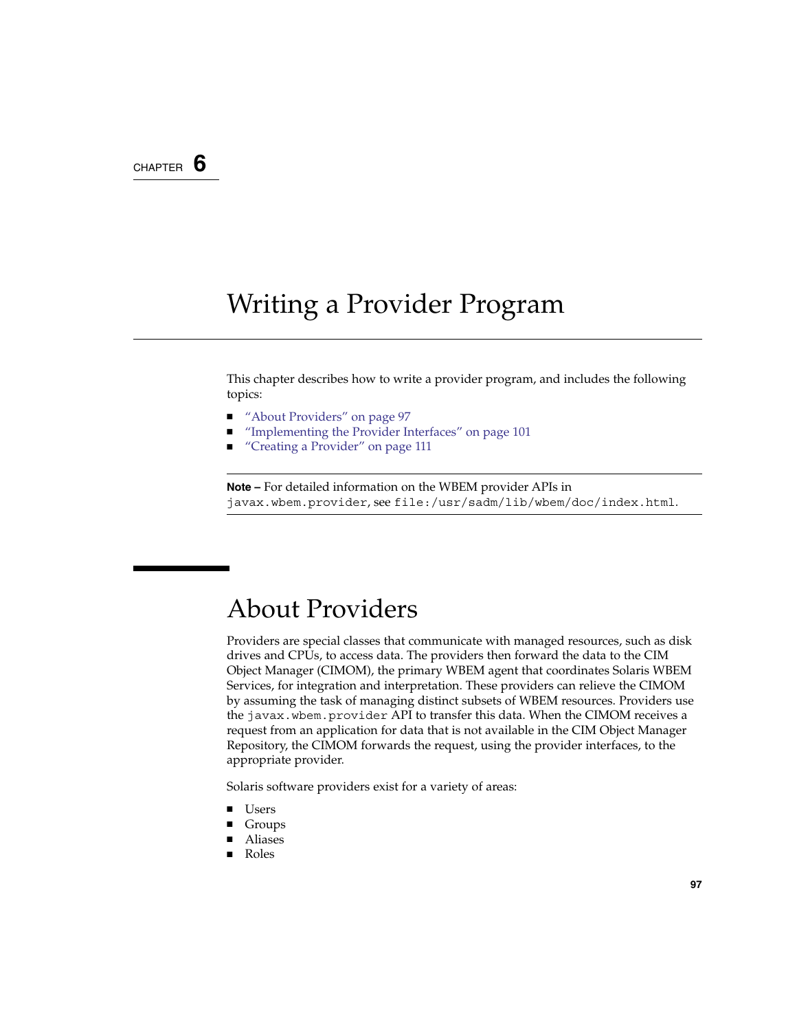CHAPTER 6

# Writing a Provider Program

This chapter describes how to write a provider program, and includes the following topics:

- "About Providers" on page 97
- "Implementing the Provider Interfaces" on page 101
- "Creating a Provider" on page 111

---

**Note –** For detailed information on the WBEM provider APIs in `javax.wbem.provider`, see `file:/usr/sadm/lib/wbem/doc/index.html`.

---

## About Providers

Providers are special classes that communicate with managed resources, such as disk drives and CPUs, to access data. The providers then forward the data to the CIM Object Manager (CIMOM), the primary WBEM agent that coordinates Solaris WBEM Services, for integration and interpretation. These providers can relieve the CIMOM by assuming the task of managing distinct subsets of WBEM resources. Providers use the `javax.wbem.provider` API to transfer this data. When the CIMOM receives a request from an application for data that is not available in the CIM Object Manager Repository, the CIMOM forwards the request, using the provider interfaces, to the appropriate provider.

Solaris software providers exist for a variety of areas:

- Users
- Groups
- Aliases
- Roles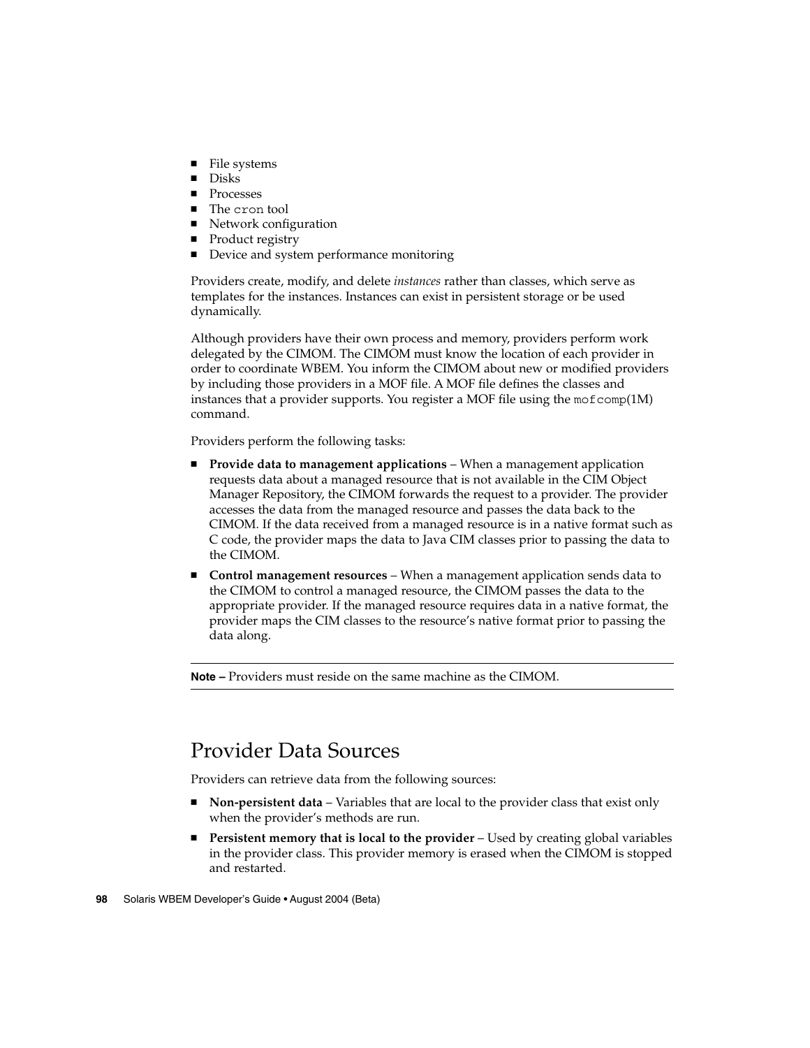- File systems
- Disks
- Processes
- The `cron` tool
- Network configuration
- Product registry
- Device and system performance monitoring

Providers create, modify, and delete *instances* rather than classes, which serve as templates for the instances. Instances can exist in persistent storage or be used dynamically.

Although providers have their own process and memory, providers perform work delegated by the CIMOM. The CIMOM must know the location of each provider in order to coordinate WBEM. You inform the CIMOM about new or modified providers by including those providers in a MOF file. A MOF file defines the classes and instances that a provider supports. You register a MOF file using the `mofcomp`(1M) command.

Providers perform the following tasks:

- **Provide data to management applications** – When a management application requests data about a managed resource that is not available in the CIM Object Manager Repository, the CIMOM forwards the request to a provider. The provider accesses the data from the managed resource and passes the data back to the CIMOM. If the data received from a managed resource is in a native format such as C code, the provider maps the data to Java CIM classes prior to passing the data to the CIMOM.
- **Control management resources** – When a management application sends data to the CIMOM to control a managed resource, the CIMOM passes the data to the appropriate provider. If the managed resource requires data in a native format, the provider maps the CIM classes to the resource's native format prior to passing the data along.

---

**Note –** Providers must reside on the same machine as the CIMOM.

---

## Provider Data Sources

Providers can retrieve data from the following sources:

- **Non-persistent data** – Variables that are local to the provider class that exist only when the provider's methods are run.
- **Persistent memory that is local to the provider** – Used by creating global variables in the provider class. This provider memory is erased when the CIMOM is stopped and restarted.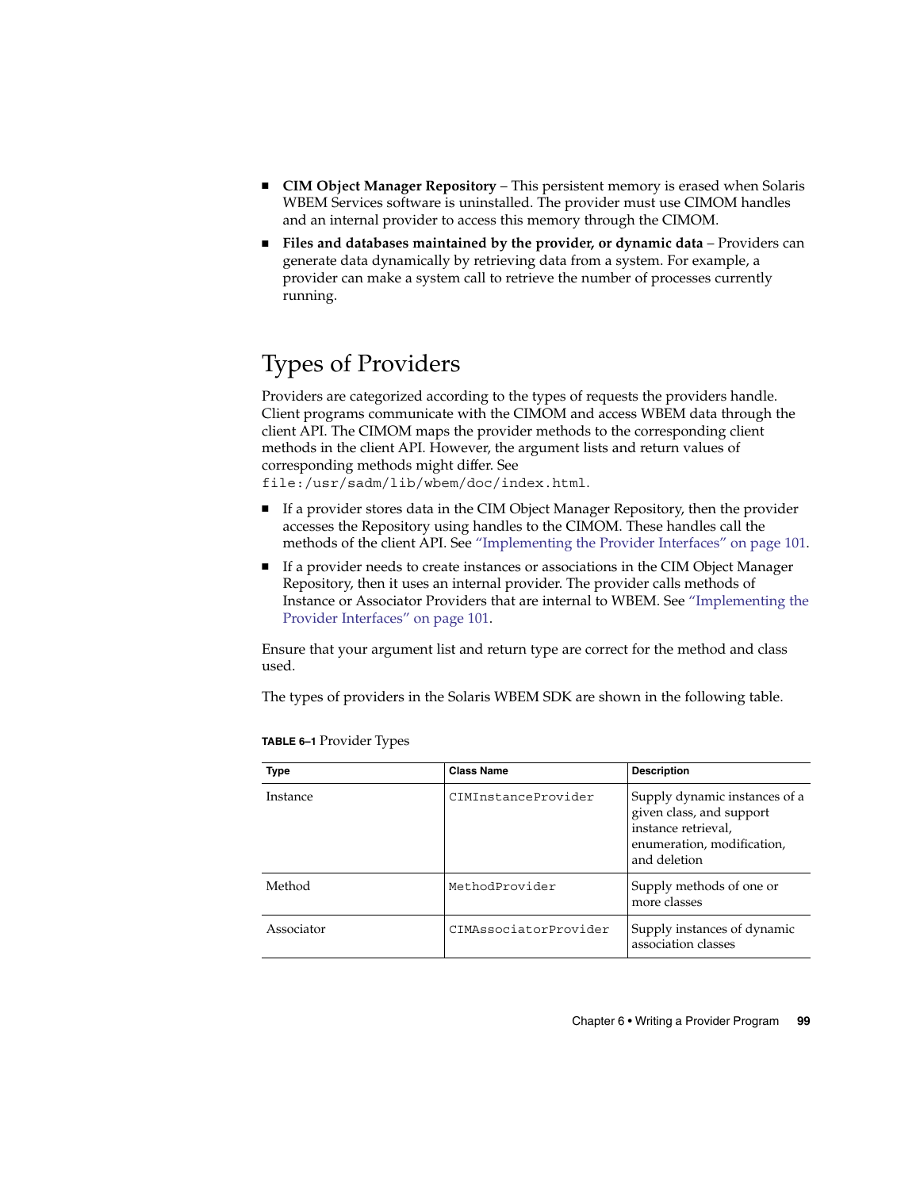- **CIM Object Manager Repository** – This persistent memory is erased when Solaris WBEM Services software is uninstalled. The provider must use CIMOM handles and an internal provider to access this memory through the CIMOM.
- **Files and databases maintained by the provider, or dynamic data** – Providers can generate data dynamically by retrieving data from a system. For example, a provider can make a system call to retrieve the number of processes currently running.

## Types of Providers

Providers are categorized according to the types of requests the providers handle. Client programs communicate with the CIMOM and access WBEM data through the client API. The CIMOM maps the provider methods to the corresponding client methods in the client API. However, the argument lists and return values of corresponding methods might differ. See `file:/usr/sadm/lib/wbem/doc/index.html`.

- If a provider stores data in the CIM Object Manager Repository, then the provider accesses the Repository using handles to the CIMOM. These handles call the methods of the client API. See "Implementing the Provider Interfaces" on page 101.
- If a provider needs to create instances or associations in the CIM Object Manager Repository, then it uses an internal provider. The provider calls methods of Instance or Associator Providers that are internal to WBEM. See "Implementing the Provider Interfaces" on page 101.

Ensure that your argument list and return type are correct for the method and class used.

The types of providers in the Solaris WBEM SDK are shown in the following table.

**TABLE 6–1** Provider Types

| Type | Class Name | Description |
| --- | --- | --- |
| Instance | `CIMInstanceProvider` | Supply dynamic instances of a given class, and support instance retrieval, enumeration, modification, and deletion |
| Method | `MethodProvider` | Supply methods of one or more classes |
| Associator | `CIMAssociatorProvider` | Supply instances of dynamic association classes |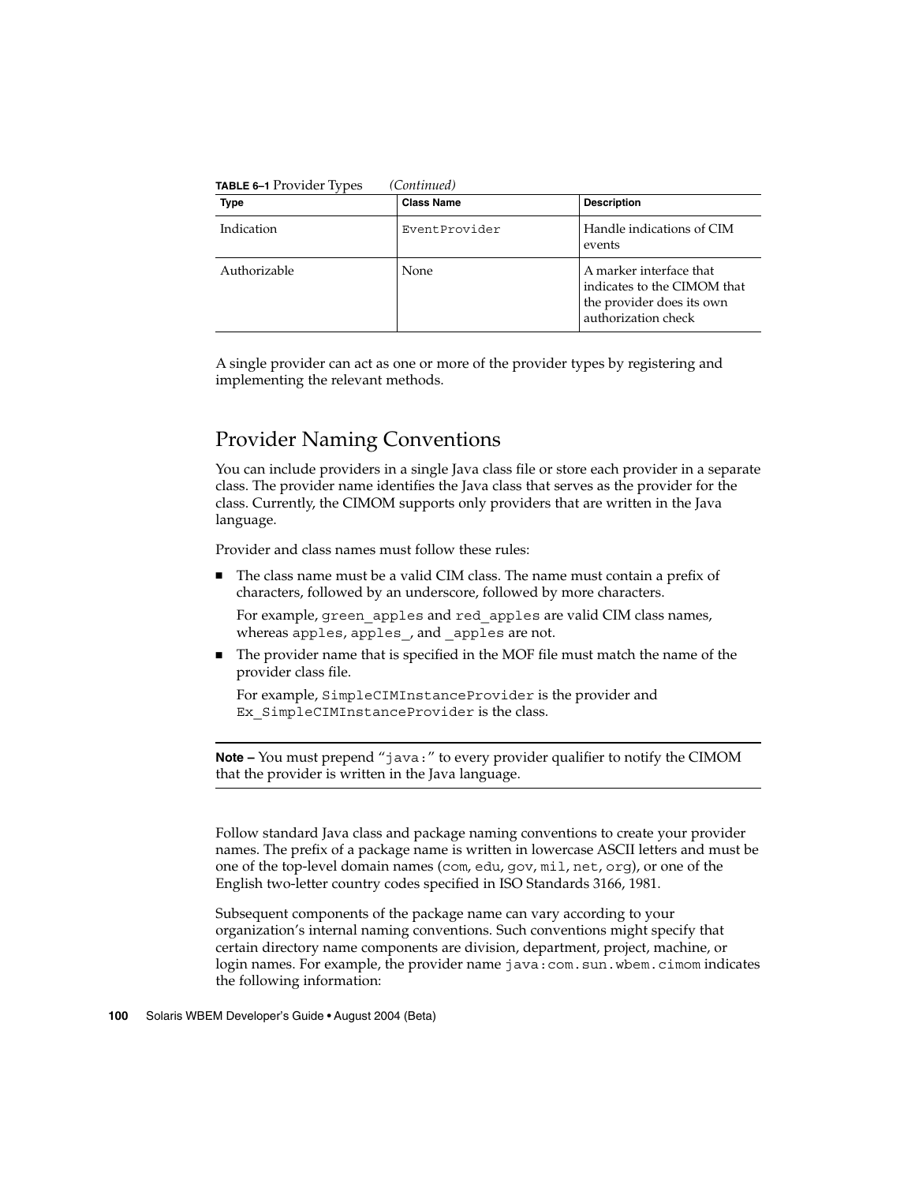**TABLE 6–1** Provider Types *(Continued)*

| Type | Class Name | Description |
| --- | --- | --- |
| Indication | `EventProvider` | Handle indications of CIM events |
| Authorizable | None | A marker interface that indicates to the CIMOM that the provider does its own authorization check |

A single provider can act as one or more of the provider types by registering and implementing the relevant methods.

## Provider Naming Conventions

You can include providers in a single Java class file or store each provider in a separate class. The provider name identifies the Java class that serves as the provider for the class. Currently, the CIMOM supports only providers that are written in the Java language.

Provider and class names must follow these rules:

- The class name must be a valid CIM class. The name must contain a prefix of characters, followed by an underscore, followed by more characters.

  For example, `green_apples` and `red_apples` are valid CIM class names, whereas `apples`, `apples_`, and `_apples` are not.

- The provider name that is specified in the MOF file must match the name of the provider class file.

  For example, `SimpleCIMInstanceProvider` is the provider and `Ex_SimpleCIMInstanceProvider` is the class.

---

**Note –** You must prepend "`java:`" to every provider qualifier to notify the CIMOM that the provider is written in the Java language.

---

Follow standard Java class and package naming conventions to create your provider names. The prefix of a package name is written in lowercase ASCII letters and must be one of the top-level domain names (`com`, `edu`, `gov`, `mil`, `net`, `org`), or one of the English two-letter country codes specified in ISO Standards 3166, 1981.

Subsequent components of the package name can vary according to your organization's internal naming conventions. Such conventions might specify that certain directory name components are division, department, project, machine, or login names. For example, the provider name `java:com.sun.wbem.cimom` indicates the following information: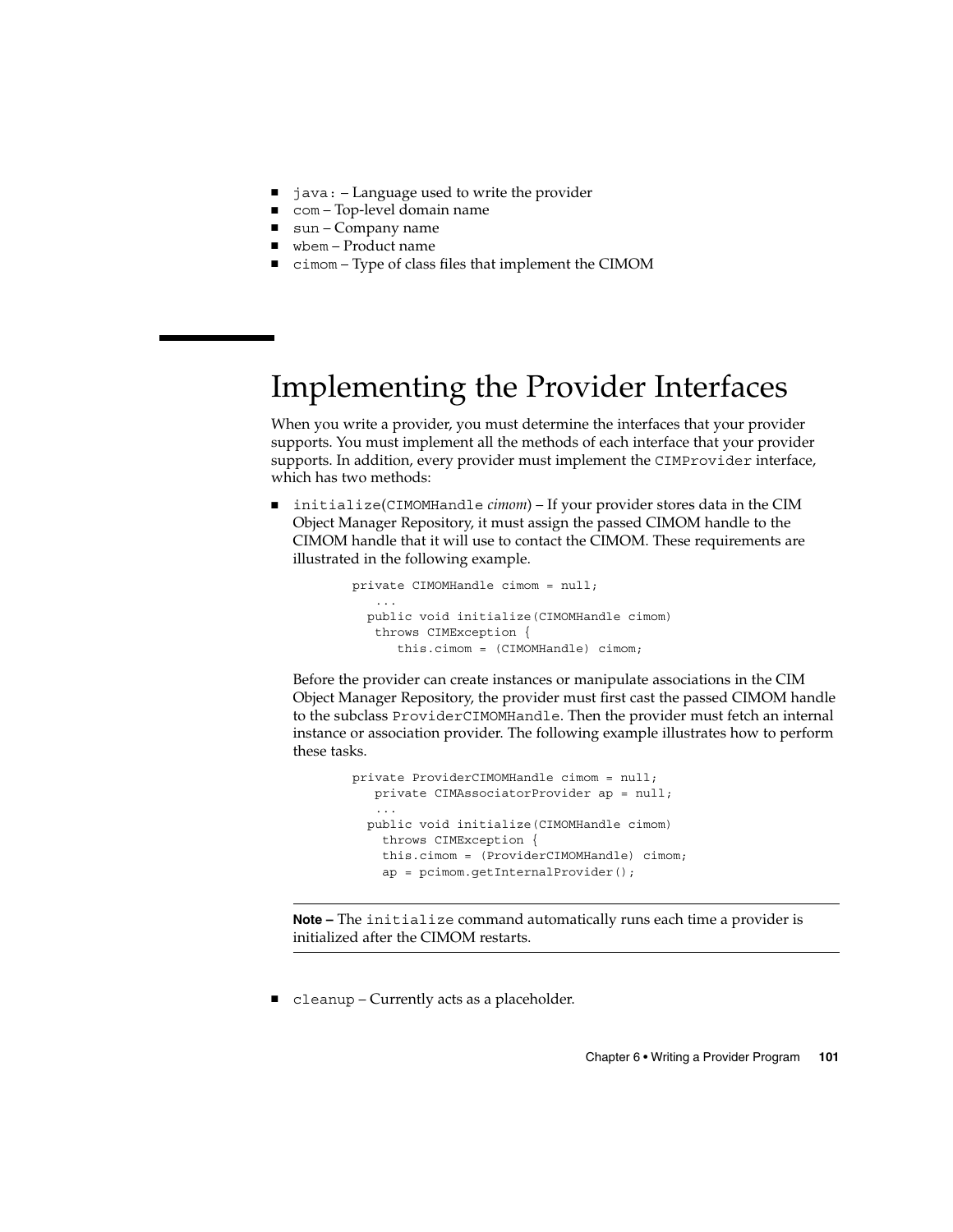- `java:` – Language used to write the provider
- `com` – Top-level domain name
- `sun` – Company name
- `wbem` – Product name
- `cimom` – Type of class files that implement the CIMOM

# Implementing the Provider Interfaces

When you write a provider, you must determine the interfaces that your provider supports. You must implement all the methods of each interface that your provider supports. In addition, every provider must implement the `CIMProvider` interface, which has two methods:

- `initialize(CIMOMHandle` *cimom*`)` – If your provider stores data in the CIM Object Manager Repository, it must assign the passed CIMOM handle to the CIMOM handle that it will use to contact the CIMOM. These requirements are illustrated in the following example.

  ```
  private CIMOMHandle cimom = null;
     ...
    public void initialize(CIMOMHandle cimom)
     throws CIMException {
        this.cimom = (CIMOMHandle) cimom;
  ```

  Before the provider can create instances or manipulate associations in the CIM Object Manager Repository, the provider must first cast the passed CIMOM handle to the subclass `ProviderCIMOMHandle`. Then the provider must fetch an internal instance or association provider. The following example illustrates how to perform these tasks.

  ```
  private ProviderCIMOMHandle cimom = null;
     private CIMAssociatorProvider ap = null;
     ...
    public void initialize(CIMOMHandle cimom)
      throws CIMException {
      this.cimom = (ProviderCIMOMHandle) cimom;
      ap = pcimom.getInternalProvider();
  ```

  **Note –** The `initialize` command automatically runs each time a provider is initialized after the CIMOM restarts.

- `cleanup` – Currently acts as a placeholder.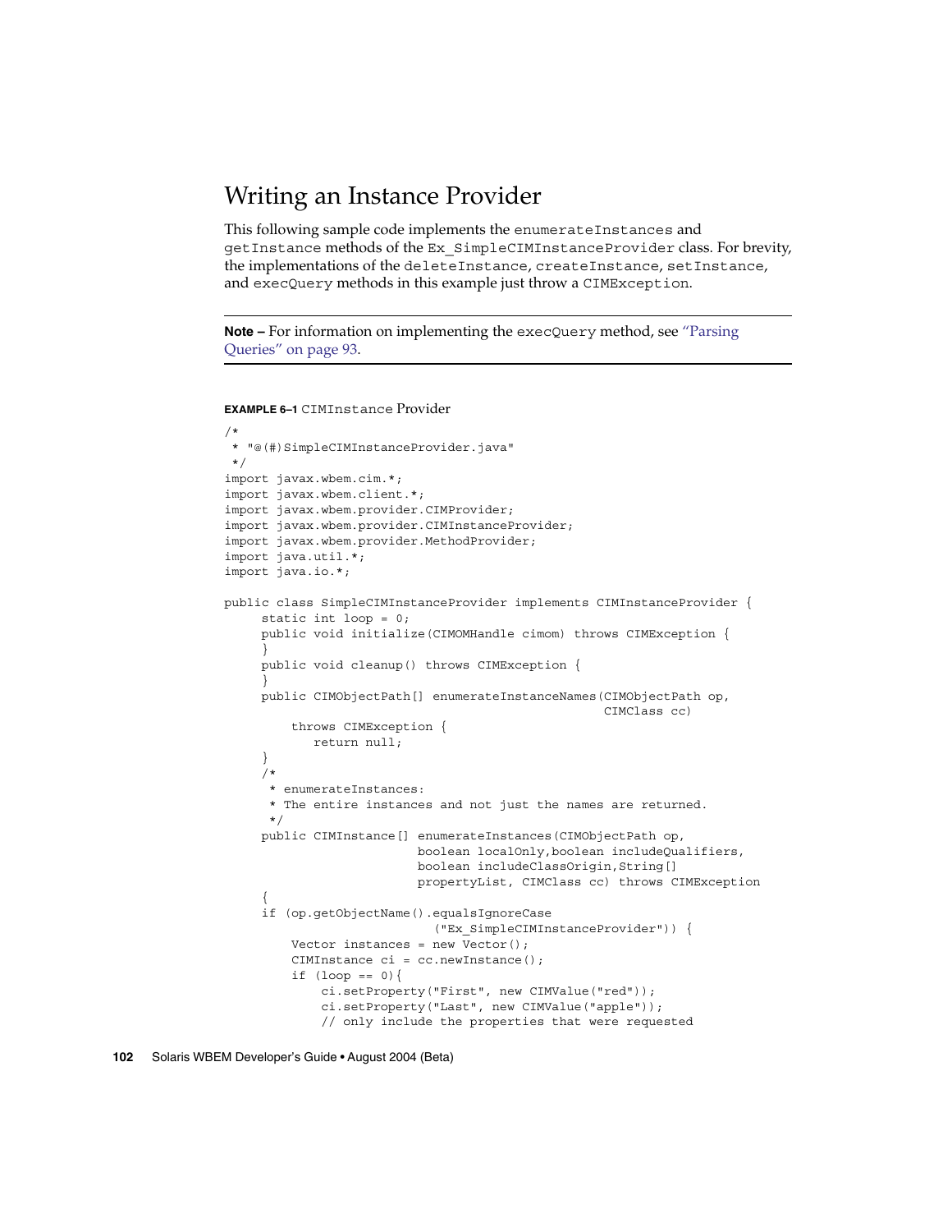## Writing an Instance Provider

This following sample code implements the `enumerateInstances` and `getInstance` methods of the `Ex_SimpleCIMInstanceProvider` class. For brevity, the implementations of the `deleteInstance`, `createInstance`, `setInstance`, and `execQuery` methods in this example just throw a `CIMException`.

---

**Note –** For information on implementing the `execQuery` method, see "Parsing Queries" on page 93.

---

**EXAMPLE 6–1** `CIMInstance` Provider

```
/*
 * "@(#)SimpleCIMInstanceProvider.java"
 */
import javax.wbem.cim.*;
import javax.wbem.client.*;
import javax.wbem.provider.CIMProvider;
import javax.wbem.provider.CIMInstanceProvider;
import javax.wbem.provider.MethodProvider;
import java.util.*;
import java.io.*;

public class SimpleCIMInstanceProvider implements CIMInstanceProvider {
     static int loop = 0;
     public void initialize(CIMOMHandle cimom) throws CIMException {
     }
     public void cleanup() throws CIMException {
     }
     public CIMObjectPath[] enumerateInstanceNames(CIMObjectPath op,
                                                  CIMClass cc)
          throws CIMException {
             return null;
     }
     /*
      * enumerateInstances:
      * The entire instances and not just the names are returned.
      */
     public CIMInstance[] enumerateInstances(CIMObjectPath op,
                          boolean localOnly,boolean includeQualifiers,
                          boolean includeClassOrigin,String[]
                          propertyList, CIMClass cc) throws CIMException
     {
     if (op.getObjectName().equalsIgnoreCase
                            ("Ex_SimpleCIMInstanceProvider")) {
          Vector instances = new Vector();
          CIMInstance ci = cc.newInstance();
          if (loop == 0){
               ci.setProperty("First", new CIMValue("red"));
               ci.setProperty("Last", new CIMValue("apple"));
               // only include the properties that were requested
```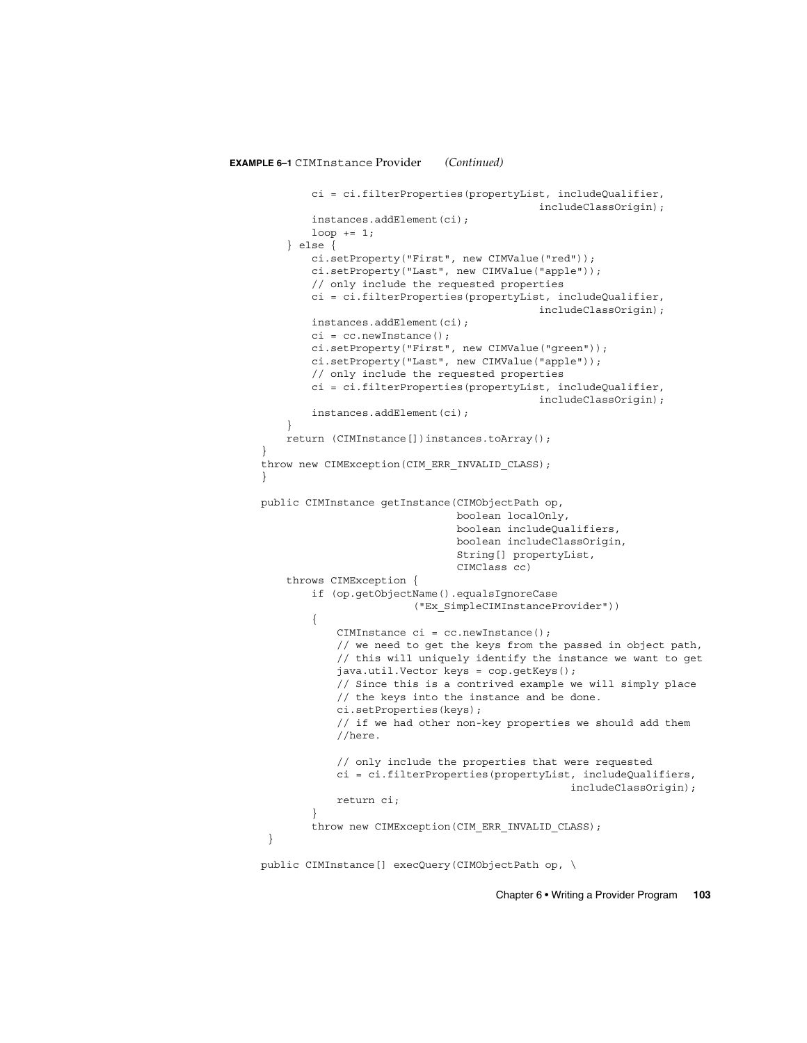**EXAMPLE 6–1** CIMInstance Provider *(Continued)*

```
            ci = ci.filterProperties(propertyList, includeQualifier,
                                                includeClassOrigin);
            instances.addElement(ci);
            loop += 1;
        } else {
            ci.setProperty("First", new CIMValue("red"));
            ci.setProperty("Last", new CIMValue("apple"));
            // only include the requested properties
            ci = ci.filterProperties(propertyList, includeQualifier,
                                                includeClassOrigin);
            instances.addElement(ci);
            ci = cc.newInstance();
            ci.setProperty("First", new CIMValue("green"));
            ci.setProperty("Last", new CIMValue("apple"));
            // only include the requested properties
            ci = ci.filterProperties(propertyList, includeQualifier,
                                                includeClassOrigin);
            instances.addElement(ci);
        }
        return (CIMInstance[])instances.toArray();
    }
    throw new CIMException(CIM_ERR_INVALID_CLASS);
    }

    public CIMInstance getInstance(CIMObjectPath op,
                                   boolean localOnly,
                                   boolean includeQualifiers,
                                   boolean includeClassOrigin,
                                   String[] propertyList,
                                   CIMClass cc)
        throws CIMException {
            if (op.getObjectName().equalsIgnoreCase
                            ("Ex_SimpleCIMInstanceProvider"))
            {
                CIMInstance ci = cc.newInstance();
                // we need to get the keys from the passed in object path,
                // this will uniquely identify the instance we want to get
                java.util.Vector keys = cop.getKeys();
                // Since this is a contrived example we will simply place
                // the keys into the instance and be done.
                ci.setProperties(keys);
                // if we had other non-key properties we should add them
                //here.

                // only include the properties that were requested
                ci = ci.filterProperties(propertyList, includeQualifiers,
                                                    includeClassOrigin);
                return ci;
            }
            throw new CIMException(CIM_ERR_INVALID_CLASS);
     }

    public CIMInstance[] execQuery(CIMObjectPath op, \
```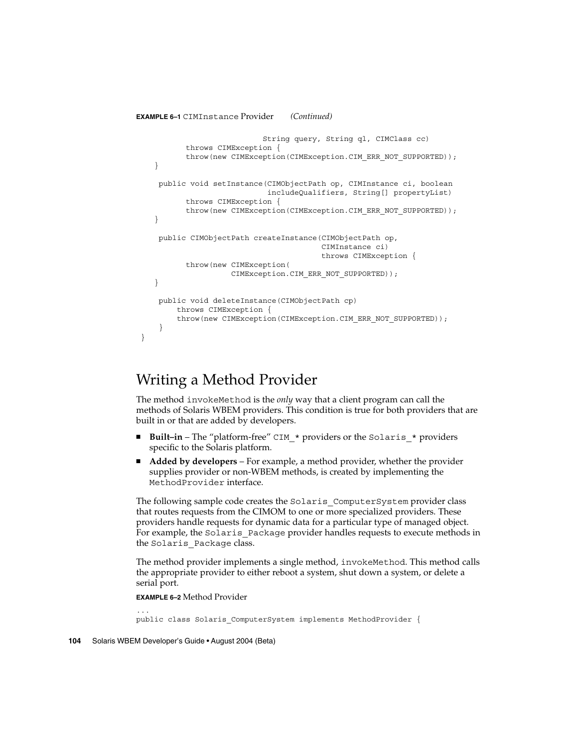**EXAMPLE 6–1** `CIMInstance` Provider *(Continued)*

```
                          String query, String ql, CIMClass cc)
          throws CIMException {
          throw(new CIMException(CIMException.CIM_ERR_NOT_SUPPORTED));
    }

     public void setInstance(CIMObjectPath op, CIMInstance ci, boolean
                           includeQualifiers, String[] propertyList)
          throws CIMException {
          throw(new CIMException(CIMException.CIM_ERR_NOT_SUPPORTED));
    }

     public CIMObjectPath createInstance(CIMObjectPath op,
                                     CIMInstance ci)
                                     throws CIMException {
          throw(new CIMException(
                    CIMException.CIM_ERR_NOT_SUPPORTED));
    }

     public void deleteInstance(CIMObjectPath cp)
        throws CIMException {
        throw(new CIMException(CIMException.CIM_ERR_NOT_SUPPORTED));
     }
}
```

## Writing a Method Provider

The method `invokeMethod` is the *only* way that a client program can call the methods of Solaris WBEM providers. This condition is true for both providers that are built in or that are added by developers.

- **Built–in** – The “platform-free” `CIM_*` providers or the `Solaris_*` providers specific to the Solaris platform.
- **Added by developers** – For example, a method provider, whether the provider supplies provider or non-WBEM methods, is created by implementing the `MethodProvider` interface.

The following sample code creates the `Solaris_ComputerSystem` provider class that routes requests from the CIMOM to one or more specialized providers. These providers handle requests for dynamic data for a particular type of managed object. For example, the `Solaris_Package` provider handles requests to execute methods in the `Solaris_Package` class.

The method provider implements a single method, `invokeMethod`. This method calls the appropriate provider to either reboot a system, shut down a system, or delete a serial port.

**EXAMPLE 6–2** Method Provider

```
...
public class Solaris_ComputerSystem implements MethodProvider {
```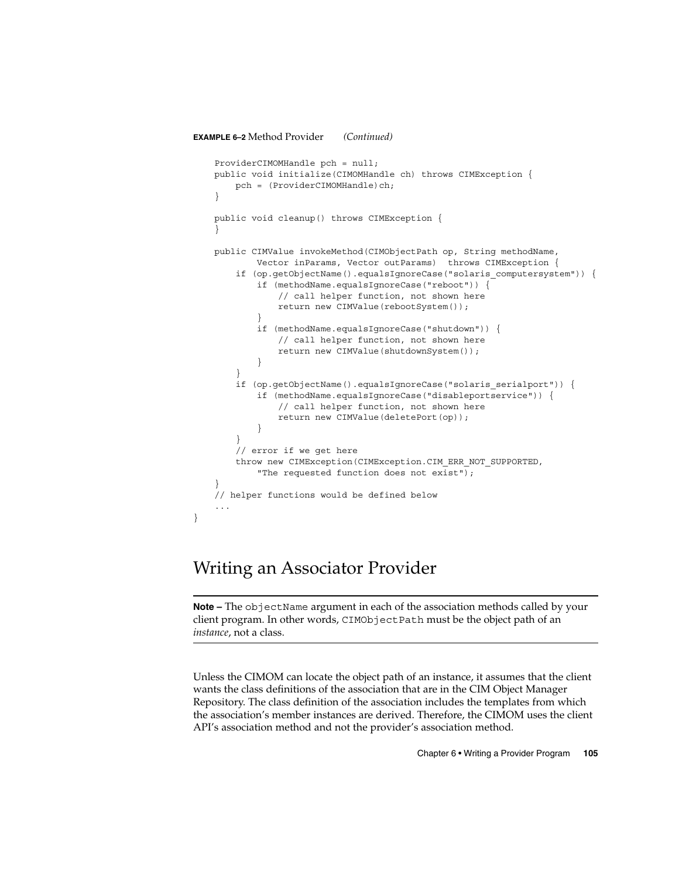**EXAMPLE 6–2** Method Provider *(Continued)*

```
    ProviderCIMOMHandle pch = null;
    public void initialize(CIMOMHandle ch) throws CIMException {
        pch = (ProviderCIMOMHandle)ch;
    }

    public void cleanup() throws CIMException {
    }

    public CIMValue invokeMethod(CIMObjectPath op, String methodName,
            Vector inParams, Vector outParams)  throws CIMException {
        if (op.getObjectName().equalsIgnoreCase("solaris_computersystem")) {
            if (methodName.equalsIgnoreCase("reboot")) {
                // call helper function, not shown here
                return new CIMValue(rebootSystem());
            }
            if (methodName.equalsIgnoreCase("shutdown")) {
                // call helper function, not shown here
                return new CIMValue(shutdownSystem());
            }
        }
        if (op.getObjectName().equalsIgnoreCase("solaris_serialport")) {
            if (methodName.equalsIgnoreCase("disableportservice")) {
                // call helper function, not shown here
                return new CIMValue(deletePort(op));
            }
        }
        // error if we get here
        throw new CIMException(CIMException.CIM_ERR_NOT_SUPPORTED,
            "The requested function does not exist");
    }
    // helper functions would be defined below
    ...
}
```

## Writing an Associator Provider

---

**Note –** The `objectName` argument in each of the association methods called by your client program. In other words, `CIMObjectPath` must be the object path of an *instance*, not a class.

---

Unless the CIMOM can locate the object path of an instance, it assumes that the client wants the class definitions of the association that are in the CIM Object Manager Repository. The class definition of the association includes the templates from which the association's member instances are derived. Therefore, the CIMOM uses the client API's association method and not the provider's association method.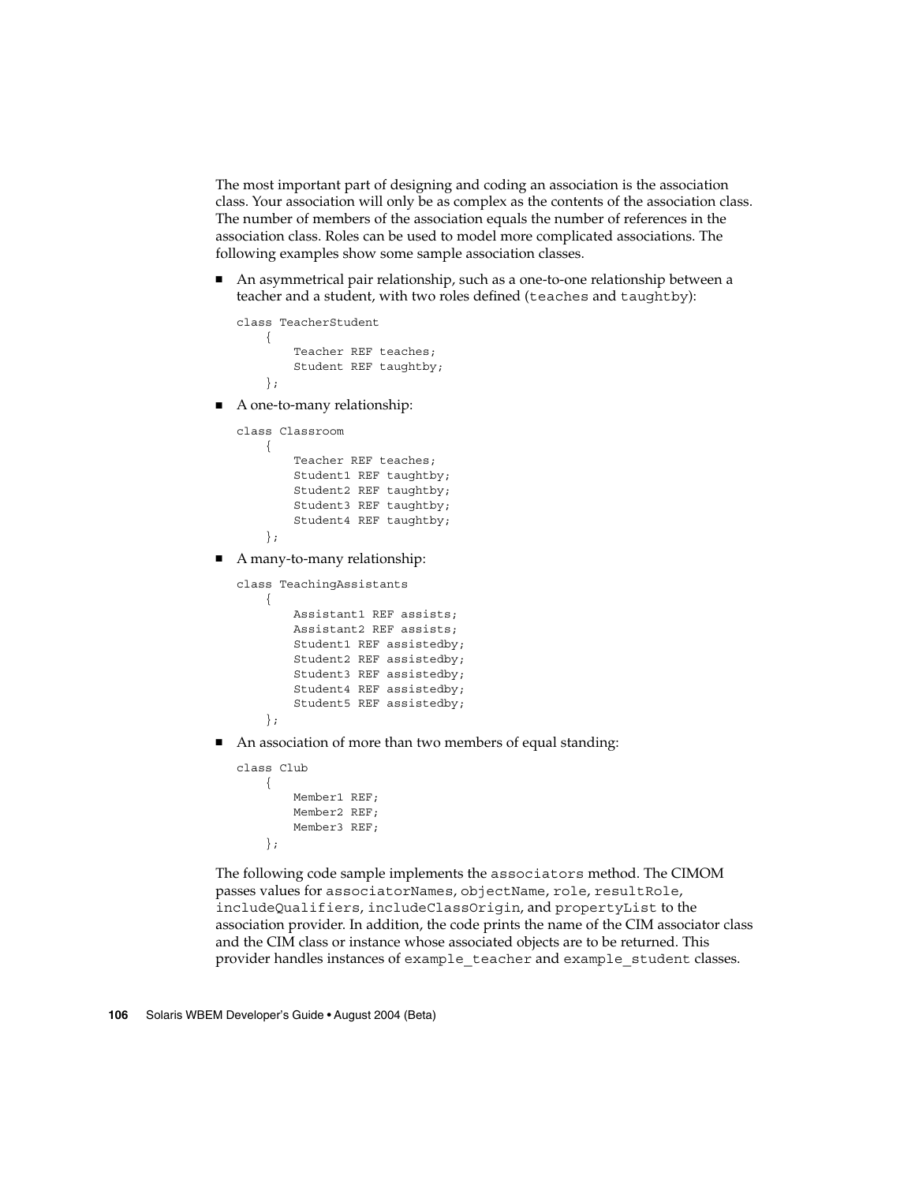The most important part of designing and coding an association is the association class. Your association will only be as complex as the contents of the association class. The number of members of the association equals the number of references in the association class. Roles can be used to model more complicated associations. The following examples show some sample association classes.

- An asymmetrical pair relationship, such as a one-to-one relationship between a teacher and a student, with two roles defined (`teaches` and `taughtby`):

```
class TeacherStudent
    {
        Teacher REF teaches;
        Student REF taughtby;
    };
```

- A one-to-many relationship:

```
class Classroom
    {
        Teacher REF teaches;
        Student1 REF taughtby;
        Student2 REF taughtby;
        Student3 REF taughtby;
        Student4 REF taughtby;
    };
```

- A many-to-many relationship:

```
class TeachingAssistants
    {
        Assistant1 REF assists;
        Assistant2 REF assists;
        Student1 REF assistedby;
        Student2 REF assistedby;
        Student3 REF assistedby;
        Student4 REF assistedby;
        Student5 REF assistedby;
    };
```

- An association of more than two members of equal standing:

```
class Club
    {
        Member1 REF;
        Member2 REF;
        Member3 REF;
    };
```

The following code sample implements the `associators` method. The CIMOM passes values for `associatorNames`, `objectName`, `role`, `resultRole`, `includeQualifiers`, `includeClassOrigin`, and `propertyList` to the association provider. In addition, the code prints the name of the CIM associator class and the CIM class or instance whose associated objects are to be returned. This provider handles instances of `example_teacher` and `example_student` classes.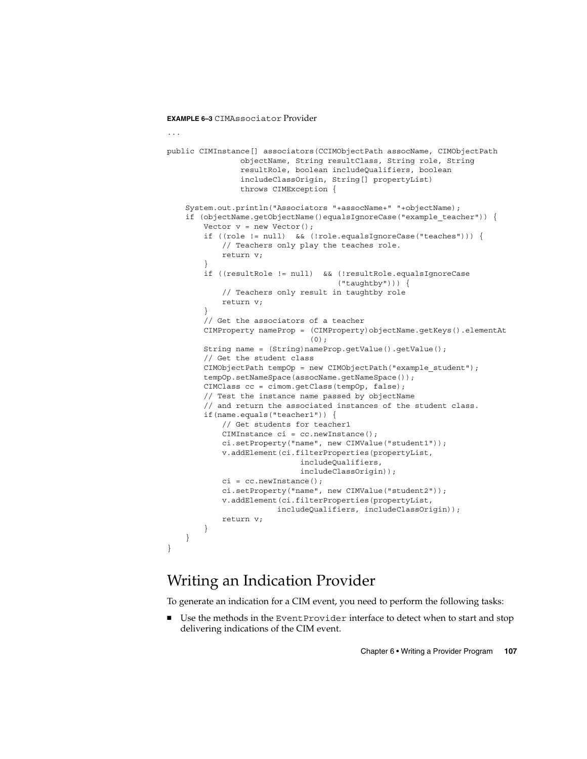**EXAMPLE 6–3** `CIMAssociator` Provider

```
...

public CIMInstance[] associators(CCIMObjectPath assocName, CIMObjectPath
                objectName, String resultClass, String role, String
                resultRole, boolean includeQualifiers, boolean
                includeClassOrigin, String[] propertyList)
                throws CIMException {

    System.out.println("Associators "+assocName+" "+objectName);
    if (objectName.getObjectName()equalsIgnoreCase("example_teacher")) {
        Vector v = new Vector();
        if ((role != null)  && (!role.equalsIgnoreCase("teaches"))) {
            // Teachers only play the teaches role.
            return v;
        }
        if ((resultRole != null)  && (!resultRole.equalsIgnoreCase
                                     ("taughtby"))) {
            // Teachers only result in taughtby role
            return v;
        }
        // Get the associators of a teacher
        CIMProperty nameProp = (CIMProperty)objectName.getKeys().elementAt
                               (0);
        String name = (String)nameProp.getValue().getValue();
        // Get the student class
        CIMObjectPath tempOp = new CIMObjectPath("example_student");
        tempOp.setNameSpace(assocName.getNameSpace());
        CIMClass cc = cimom.getClass(tempOp, false);
        // Test the instance name passed by objectName
        // and return the associated instances of the student class.
        if(name.equals("teacher1")) {
            // Get students for teacher1
            CIMInstance ci = cc.newInstance();
            ci.setProperty("name", new CIMValue("student1"));
            v.addElement(ci.filterProperties(propertyList,
                             includeQualifiers,
                             includeClassOrigin));
            ci = cc.newInstance();
            ci.setProperty("name", new CIMValue("student2"));
            v.addElement(ci.filterProperties(propertyList,
                       includeQualifiers, includeClassOrigin));
            return v;
        }
    }
}
```

## Writing an Indication Provider

To generate an indication for a CIM event, you need to perform the following tasks:

- Use the methods in the `EventProvider` interface to detect when to start and stop delivering indications of the CIM event.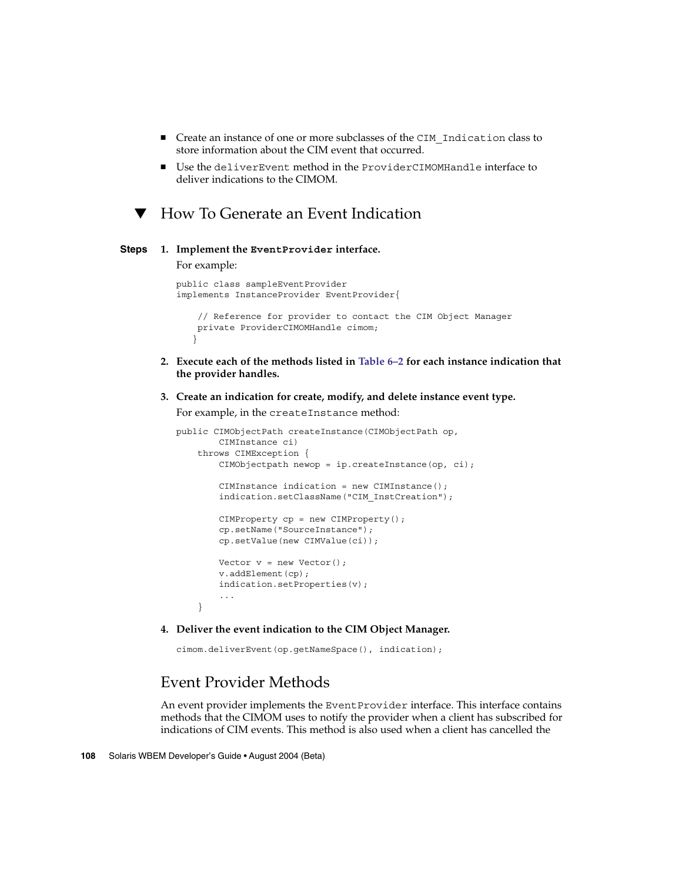- Create an instance of one or more subclasses of the `CIM_Indication` class to store information about the CIM event that occurred.
- Use the `deliverEvent` method in the `ProviderCIMOMHandle` interface to deliver indications to the CIMOM.

## ▼ How To Generate an Event Indication

**Steps**

1. **Implement the `EventProvider` interface.**

   For example:

   ```
   public class sampleEventProvider
   implements InstanceProvider EventProvider{

       // Reference for provider to contact the CIM Object Manager
       private ProviderCIMOMHandle cimom;
      }
   ```

2. **Execute each of the methods listed in Table 6–2 for each instance indication that the provider handles.**

3. **Create an indication for create, modify, and delete instance event type.**

   For example, in the `createInstance` method:

   ```
   public CIMObjectPath createInstance(CIMObjectPath op,
          CIMInstance ci)
       throws CIMException {
           CIMObjectpath newop = ip.createInstance(op, ci);

           CIMInstance indication = new CIMInstance();
           indication.setClassName("CIM_InstCreation");

           CIMProperty cp = new CIMProperty();
           cp.setName("SourceInstance");
           cp.setValue(new CIMValue(ci));

           Vector v = new Vector();
           v.addElement(cp);
           indication.setProperties(v);
           ...
       }
   ```

4. **Deliver the event indication to the CIM Object Manager.**

   ```
   cimom.deliverEvent(op.getNameSpace(), indication);
   ```

## Event Provider Methods

An event provider implements the `EventProvider` interface. This interface contains methods that the CIMOM uses to notify the provider when a client has subscribed for indications of CIM events. This method is also used when a client has cancelled the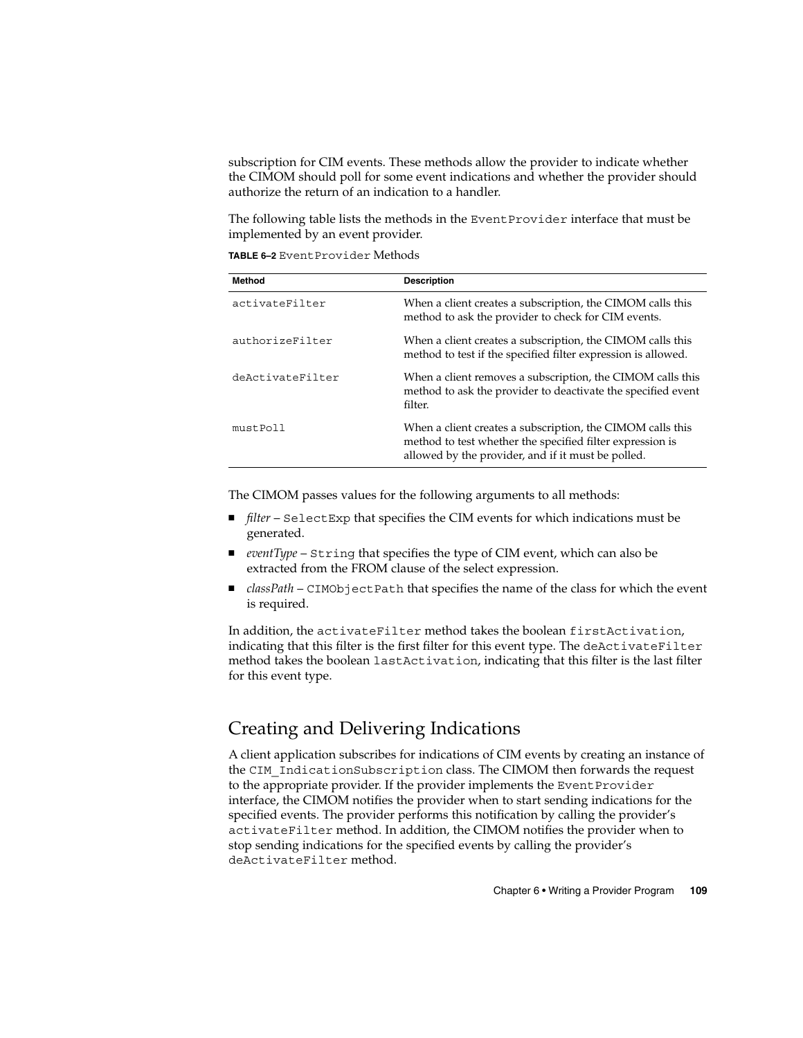subscription for CIM events. These methods allow the provider to indicate whether the CIMOM should poll for some event indications and whether the provider should authorize the return of an indication to a handler.

The following table lists the methods in the `EventProvider` interface that must be implemented by an event provider.

**TABLE 6–2** `EventProvider` Methods

| Method | Description |
| --- | --- |
| `activateFilter` | When a client creates a subscription, the CIMOM calls this method to ask the provider to check for CIM events. |
| `authorizeFilter` | When a client creates a subscription, the CIMOM calls this method to test if the specified filter expression is allowed. |
| `deActivateFilter` | When a client removes a subscription, the CIMOM calls this method to ask the provider to deactivate the specified event filter. |
| `mustPoll` | When a client creates a subscription, the CIMOM calls this method to test whether the specified filter expression is allowed by the provider, and if it must be polled. |

The CIMOM passes values for the following arguments to all methods:

- *filter* – `SelectExp` that specifies the CIM events for which indications must be generated.
- *eventType* – `String` that specifies the type of CIM event, which can also be extracted from the FROM clause of the select expression.
- *classPath* – `CIMObjectPath` that specifies the name of the class for which the event is required.

In addition, the `activateFilter` method takes the boolean `firstActivation`, indicating that this filter is the first filter for this event type. The `deActivateFilter` method takes the boolean `lastActivation`, indicating that this filter is the last filter for this event type.

## Creating and Delivering Indications

A client application subscribes for indications of CIM events by creating an instance of the `CIM_IndicationSubscription` class. The CIMOM then forwards the request to the appropriate provider. If the provider implements the `EventProvider` interface, the CIMOM notifies the provider when to start sending indications for the specified events. The provider performs this notification by calling the provider's `activateFilter` method. In addition, the CIMOM notifies the provider when to stop sending indications for the specified events by calling the provider's `deActivateFilter` method.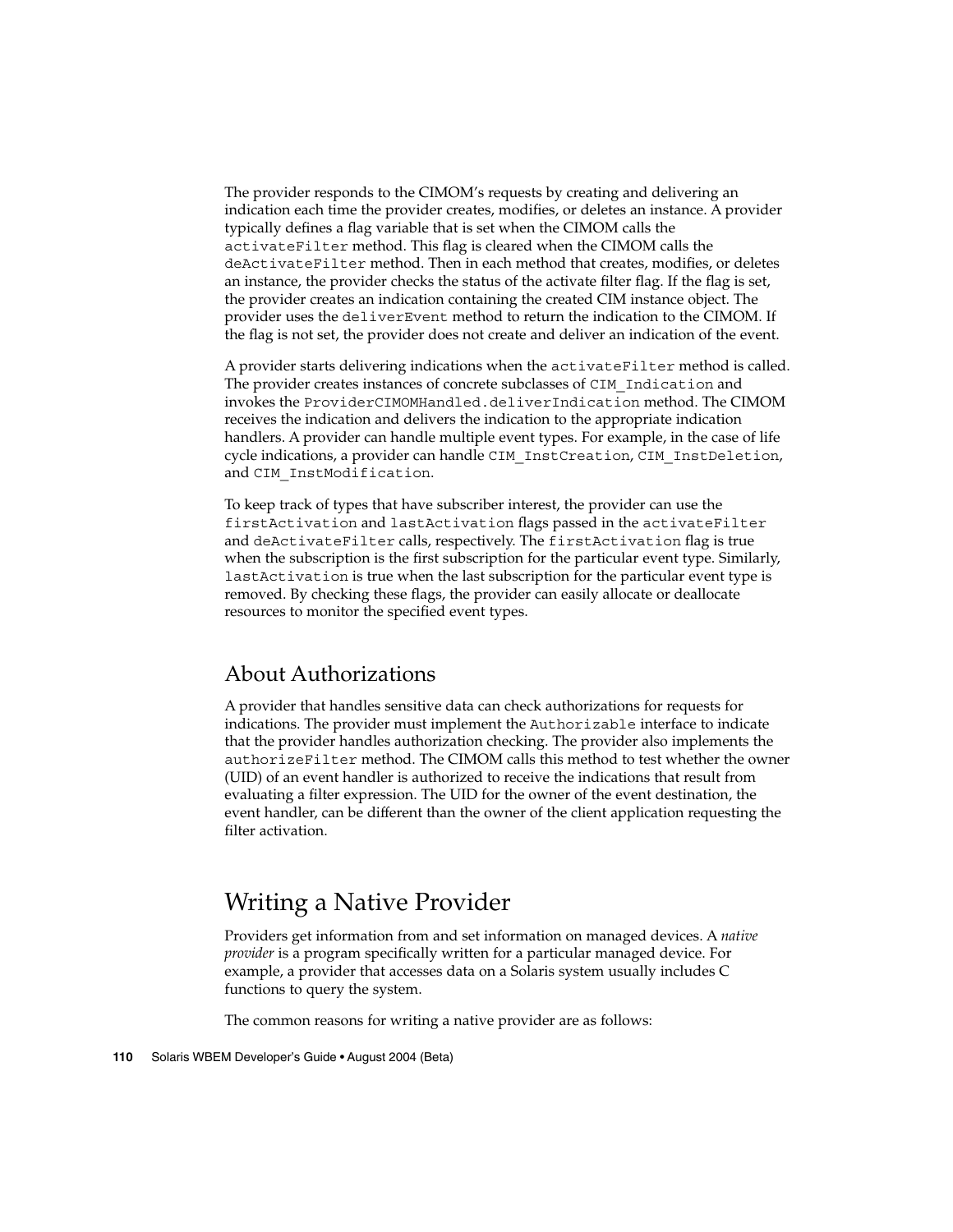The provider responds to the CIMOM's requests by creating and delivering an indication each time the provider creates, modifies, or deletes an instance. A provider typically defines a flag variable that is set when the CIMOM calls the `activateFilter` method. This flag is cleared when the CIMOM calls the `deActivateFilter` method. Then in each method that creates, modifies, or deletes an instance, the provider checks the status of the activate filter flag. If the flag is set, the provider creates an indication containing the created CIM instance object. The provider uses the `deliverEvent` method to return the indication to the CIMOM. If the flag is not set, the provider does not create and deliver an indication of the event.

A provider starts delivering indications when the `activateFilter` method is called. The provider creates instances of concrete subclasses of `CIM_Indication` and invokes the `ProviderCIMOMHandled.deliverIndication` method. The CIMOM receives the indication and delivers the indication to the appropriate indication handlers. A provider can handle multiple event types. For example, in the case of life cycle indications, a provider can handle `CIM_InstCreation`, `CIM_InstDeletion`, and `CIM_InstModification`.

To keep track of types that have subscriber interest, the provider can use the `firstActivation` and `lastActivation` flags passed in the `activateFilter` and `deActivateFilter` calls, respectively. The `firstActivation` flag is true when the subscription is the first subscription for the particular event type. Similarly, `lastActivation` is true when the last subscription for the particular event type is removed. By checking these flags, the provider can easily allocate or deallocate resources to monitor the specified event types.

## About Authorizations

A provider that handles sensitive data can check authorizations for requests for indications. The provider must implement the `Authorizable` interface to indicate that the provider handles authorization checking. The provider also implements the `authorizeFilter` method. The CIMOM calls this method to test whether the owner (UID) of an event handler is authorized to receive the indications that result from evaluating a filter expression. The UID for the owner of the event destination, the event handler, can be different than the owner of the client application requesting the filter activation.

# Writing a Native Provider

Providers get information from and set information on managed devices. A *native provider* is a program specifically written for a particular managed device. For example, a provider that accesses data on a Solaris system usually includes C functions to query the system.

The common reasons for writing a native provider are as follows: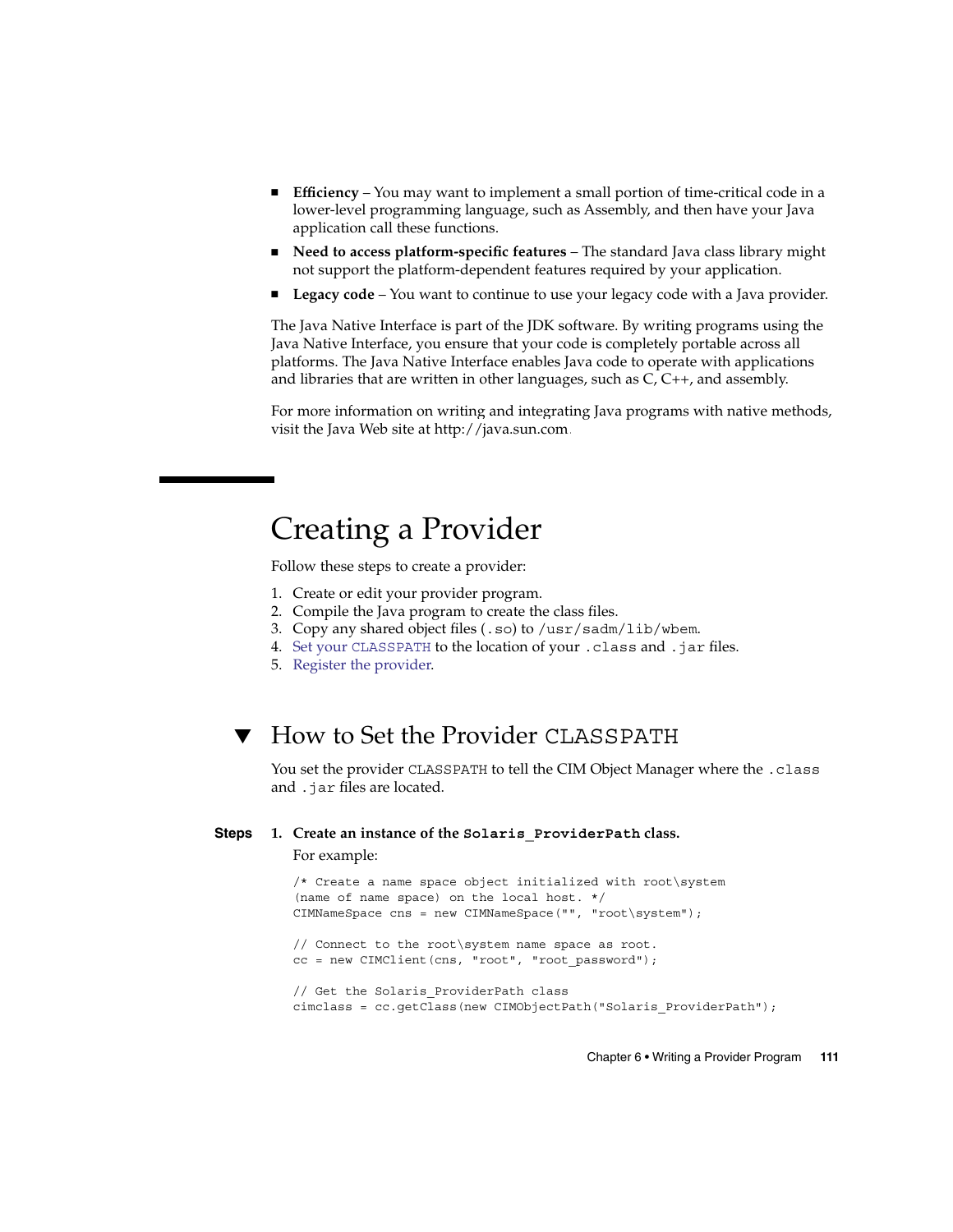- **Efficiency** – You may want to implement a small portion of time-critical code in a lower-level programming language, such as Assembly, and then have your Java application call these functions.
- **Need to access platform-specific features** – The standard Java class library might not support the platform-dependent features required by your application.
- **Legacy code** – You want to continue to use your legacy code with a Java provider.

The Java Native Interface is part of the JDK software. By writing programs using the Java Native Interface, you ensure that your code is completely portable across all platforms. The Java Native Interface enables Java code to operate with applications and libraries that are written in other languages, such as C, C++, and assembly.

For more information on writing and integrating Java programs with native methods, visit the Java Web site at http://java.sun.com.

# Creating a Provider

Follow these steps to create a provider:

1. Create or edit your provider program.
2. Compile the Java program to create the class files.
3. Copy any shared object files (`.so`) to `/usr/sadm/lib/wbem`.
4. Set your `CLASSPATH` to the location of your `.class` and `.jar` files.
5. Register the provider.

## ▼ How to Set the Provider CLASSPATH

You set the provider `CLASSPATH` to tell the CIM Object Manager where the `.class` and `.jar` files are located.

**Steps**

1. **Create an instance of the `Solaris_ProviderPath` class.**

   For example:

   ```
   /* Create a name space object initialized with root\system
   (name of name space) on the local host. */
   CIMNameSpace cns = new CIMNameSpace("", "root\system");

   // Connect to the root\system name space as root.
   cc = new CIMClient(cns, "root", "root_password");

   // Get the Solaris_ProviderPath class
   cimclass = cc.getClass(new CIMObjectPath("Solaris_ProviderPath");
   ```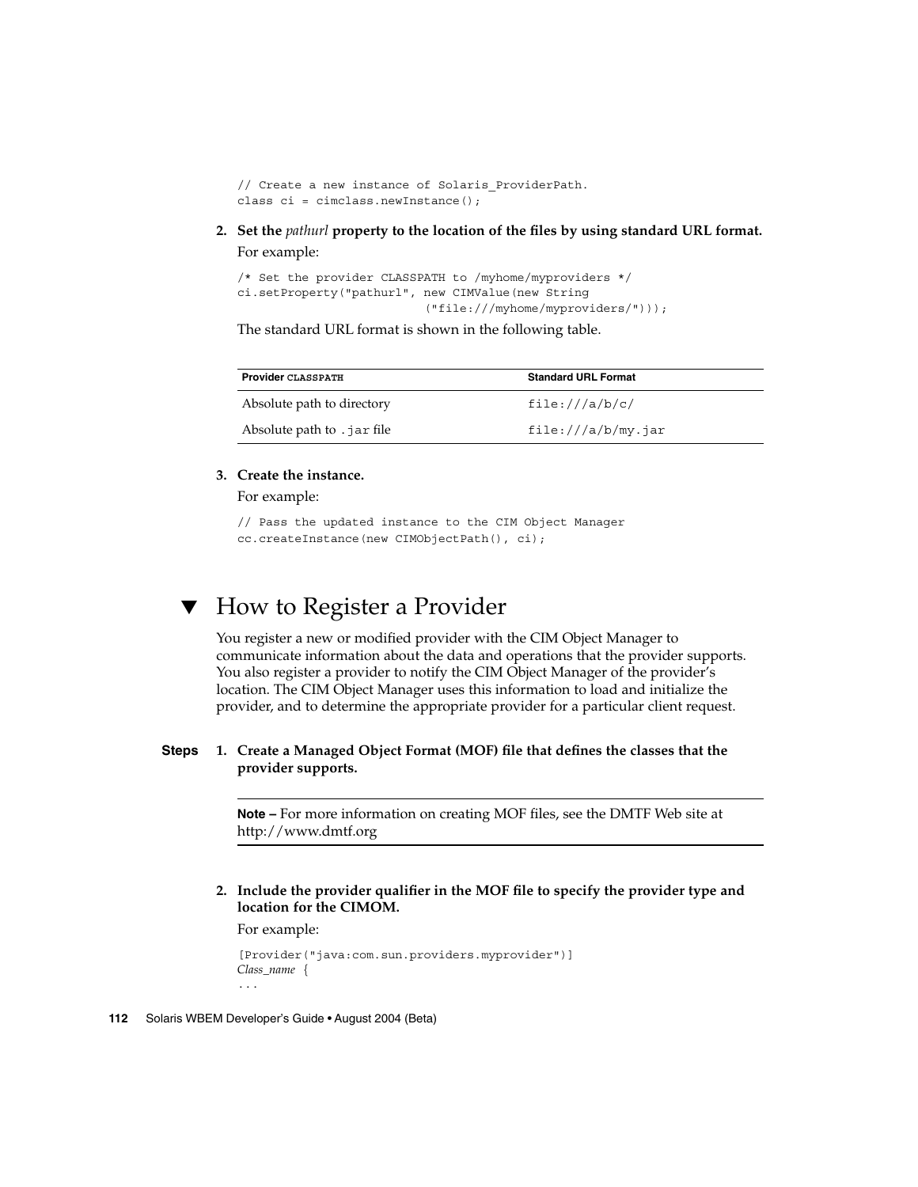```
// Create a new instance of Solaris_ProviderPath.
class ci = cimclass.newInstance();
```

2. **Set the *pathurl* property to the location of the files by using standard URL format.**

   For example:

   ```
   /* Set the provider CLASSPATH to /myhome/myproviders */
   ci.setProperty("pathurl", new CIMValue(new String
                           ("file:///myhome/myproviders/")));
   ```

   The standard URL format is shown in the following table.

   | Provider CLASSPATH | Standard URL Format |
   |---|---|
   | Absolute path to directory | `file:///a/b/c/` |
   | Absolute path to `.jar` file | `file:///a/b/my.jar` |

3. **Create the instance.**

   For example:

   ```
   // Pass the updated instance to the CIM Object Manager
   cc.createInstance(new CIMObjectPath(), ci);
   ```

## ▼ How to Register a Provider

You register a new or modified provider with the CIM Object Manager to communicate information about the data and operations that the provider supports. You also register a provider to notify the CIM Object Manager of the provider's location. The CIM Object Manager uses this information to load and initialize the provider, and to determine the appropriate provider for a particular client request.

**Steps**

1. **Create a Managed Object Format (MOF) file that defines the classes that the provider supports.**

   ---

   **Note –** For more information on creating MOF files, see the DMTF Web site at http://www.dmtf.org

   ---

2. **Include the provider qualifier in the MOF file to specify the provider type and location for the CIMOM.**

   For example:

   ```
   [Provider("java:com.sun.providers.myprovider")]
   Class_name {
   ...
   ```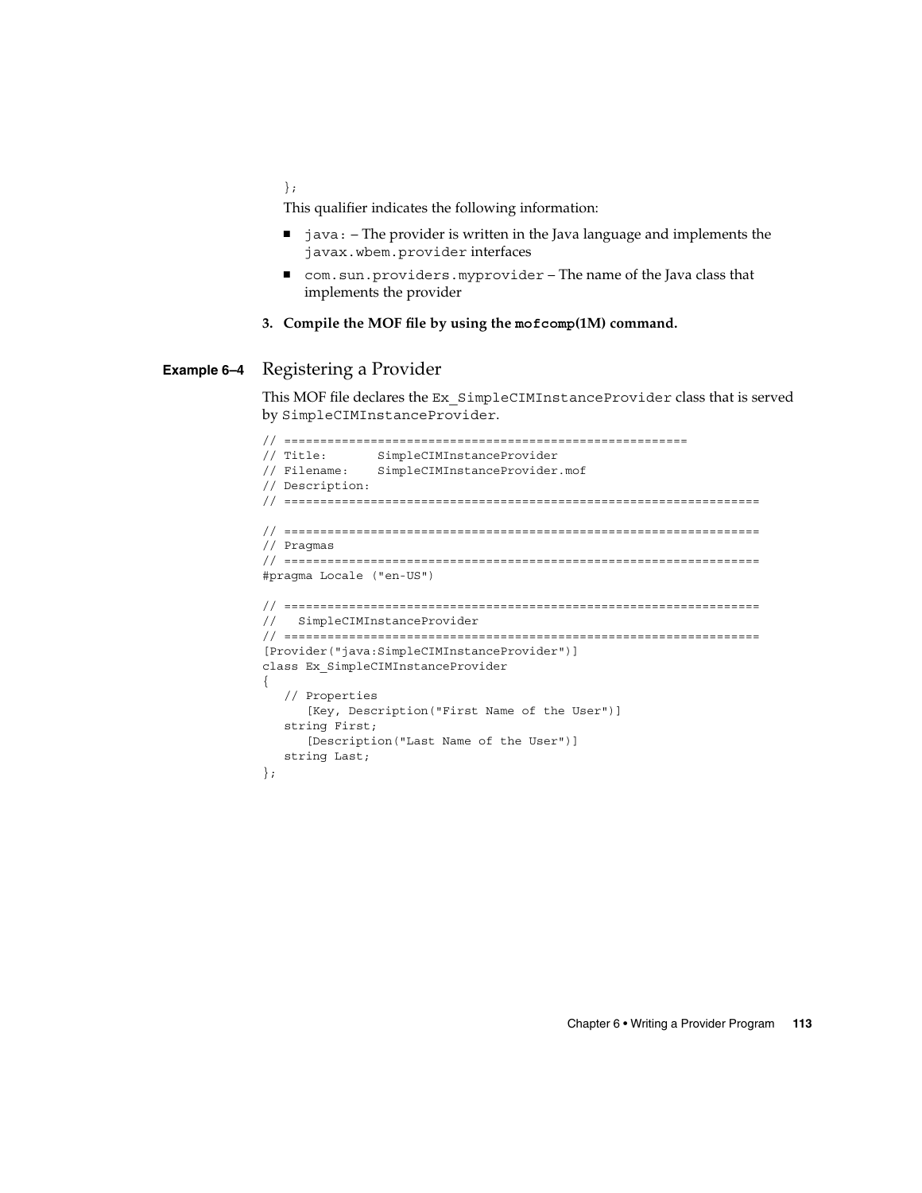```
};
```

This qualifier indicates the following information:

- `java:` – The provider is written in the Java language and implements the `javax.wbem.provider` interfaces
- `com.sun.providers.myprovider` – The name of the Java class that implements the provider

3. **Compile the MOF file by using the `mofcomp`(1M) command.**

**Example 6–4** Registering a Provider

This MOF file declares the `Ex_SimpleCIMInstanceProvider` class that is served by `SimpleCIMInstanceProvider`.

```
// ========================================================
// Title:       SimpleCIMInstanceProvider
// Filename:    SimpleCIMInstanceProvider.mof
// Description:
// ==================================================================

// ==================================================================
// Pragmas
// ==================================================================
#pragma Locale ("en-US")

// ==================================================================
//   SimpleCIMInstanceProvider
// ==================================================================
[Provider("java:SimpleCIMInstanceProvider")]
class Ex_SimpleCIMInstanceProvider
{
   // Properties
      [Key, Description("First Name of the User")]
   string First;
      [Description("Last Name of the User")]
   string Last;
};
```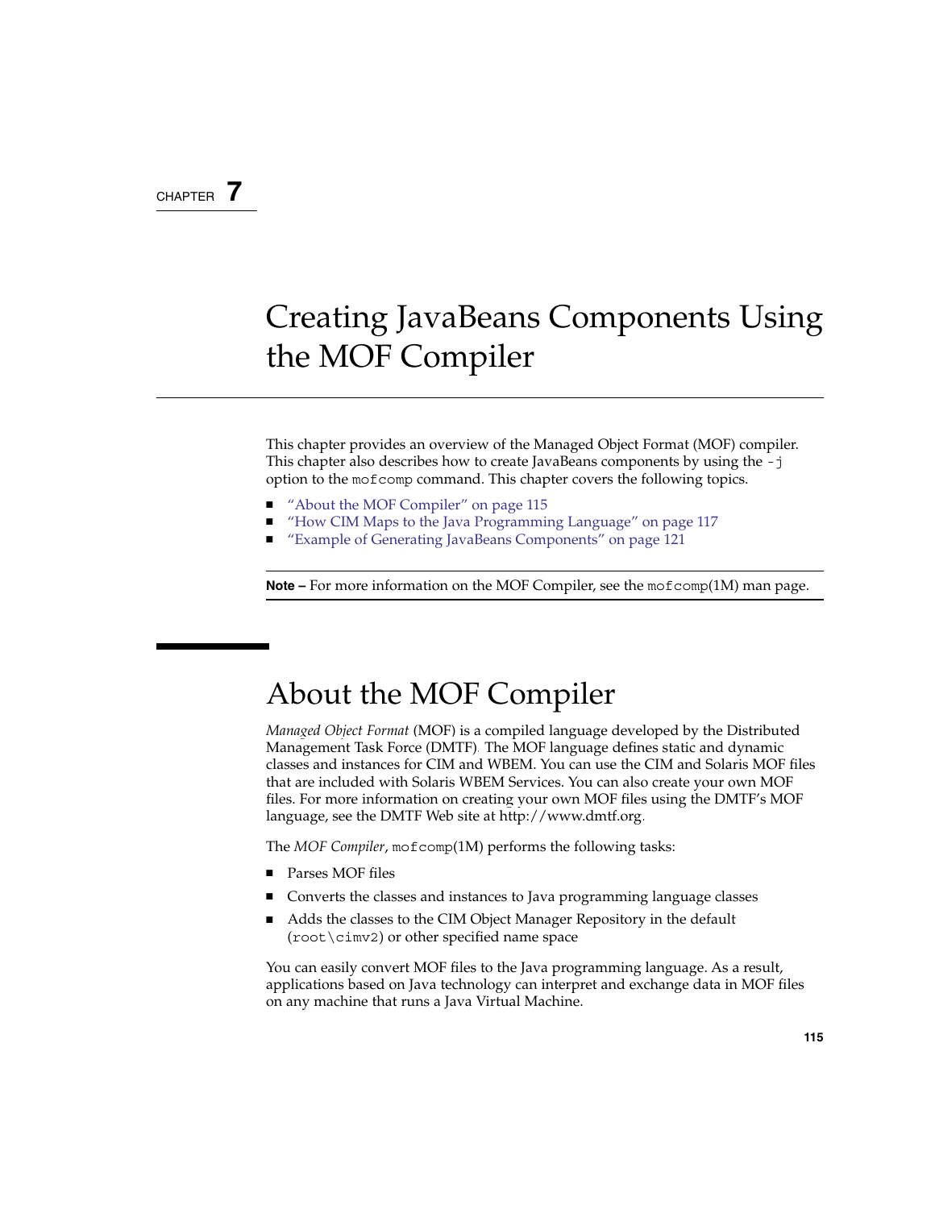CHAPTER 7

# Creating JavaBeans Components Using the MOF Compiler

This chapter provides an overview of the Managed Object Format (MOF) compiler. This chapter also describes how to create JavaBeans components by using the `-j` option to the `mofcomp` command. This chapter covers the following topics.

- "About the MOF Compiler" on page 115
- "How CIM Maps to the Java Programming Language" on page 117
- "Example of Generating JavaBeans Components" on page 121

**Note –** For more information on the MOF Compiler, see the `mofcomp`(1M) man page.

## About the MOF Compiler

*Managed Object Format* (MOF) is a compiled language developed by the Distributed Management Task Force (DMTF). The MOF language defines static and dynamic classes and instances for CIM and WBEM. You can use the CIM and Solaris MOF files that are included with Solaris WBEM Services. You can also create your own MOF files. For more information on creating your own MOF files using the DMTF's MOF language, see the DMTF Web site at http://www.dmtf.org.

The *MOF Compiler*, `mofcomp`(1M) performs the following tasks:

- Parses MOF files
- Converts the classes and instances to Java programming language classes
- Adds the classes to the CIM Object Manager Repository in the default (`root\cimv2`) or other specified name space

You can easily convert MOF files to the Java programming language. As a result, applications based on Java technology can interpret and exchange data in MOF files on any machine that runs a Java Virtual Machine.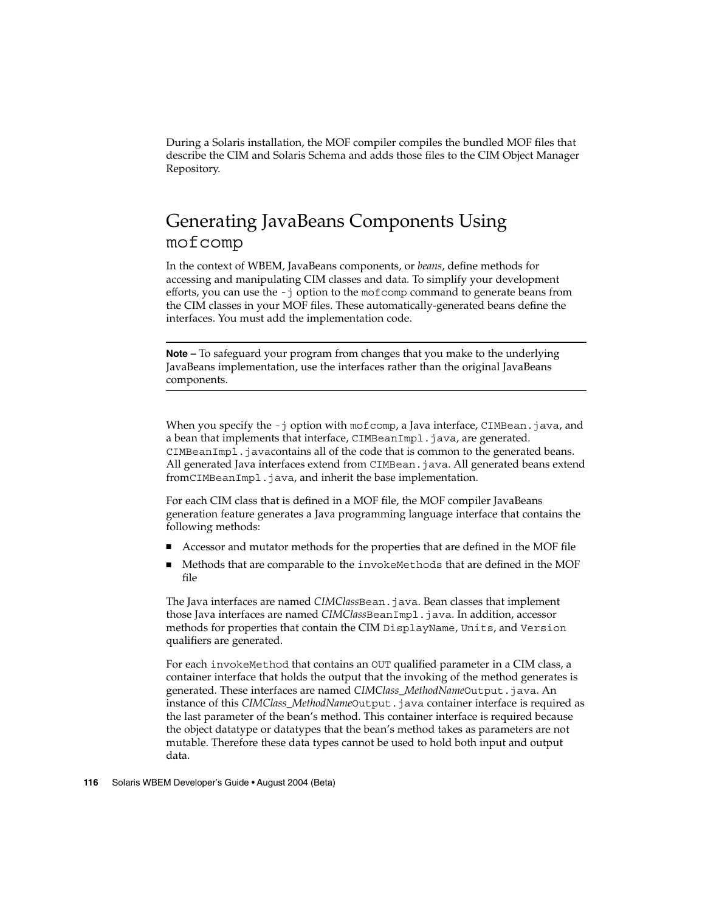During a Solaris installation, the MOF compiler compiles the bundled MOF files that describe the CIM and Solaris Schema and adds those files to the CIM Object Manager Repository.

## Generating JavaBeans Components Using `mofcomp`

In the context of WBEM, JavaBeans components, or *beans*, define methods for accessing and manipulating CIM classes and data. To simplify your development efforts, you can use the `-j` option to the `mofcomp` command to generate beans from the CIM classes in your MOF files. These automatically-generated beans define the interfaces. You must add the implementation code.

---

**Note –** To safeguard your program from changes that you make to the underlying JavaBeans implementation, use the interfaces rather than the original JavaBeans components.

---

When you specify the `-j` option with `mofcomp`, a Java interface, `CIMBean.java`, and a bean that implements that interface, `CIMBeanImpl.java`, are generated. `CIMBeanImpl.java`contains all of the code that is common to the generated beans. All generated Java interfaces extend from `CIMBean.java`. All generated beans extend from`CIMBeanImpl.java`, and inherit the base implementation.

For each CIM class that is defined in a MOF file, the MOF compiler JavaBeans generation feature generates a Java programming language interface that contains the following methods:

- Accessor and mutator methods for the properties that are defined in the MOF file
- Methods that are comparable to the `invokeMethods` that are defined in the MOF file

The Java interfaces are named *CIMClass*`Bean.java`. Bean classes that implement those Java interfaces are named *CIMClass*`BeanImpl.java`. In addition, accessor methods for properties that contain the CIM `DisplayName`, `Units`, and `Version` qualifiers are generated.

For each `invokeMethod` that contains an `OUT` qualified parameter in a CIM class, a container interface that holds the output that the invoking of the method generates is generated. These interfaces are named *CIMClass_MethodName*`Output.java`. An instance of this *CIMClass_MethodName*`Output.java` container interface is required as the last parameter of the bean's method. This container interface is required because the object datatype or datatypes that the bean's method takes as parameters are not mutable. Therefore these data types cannot be used to hold both input and output data.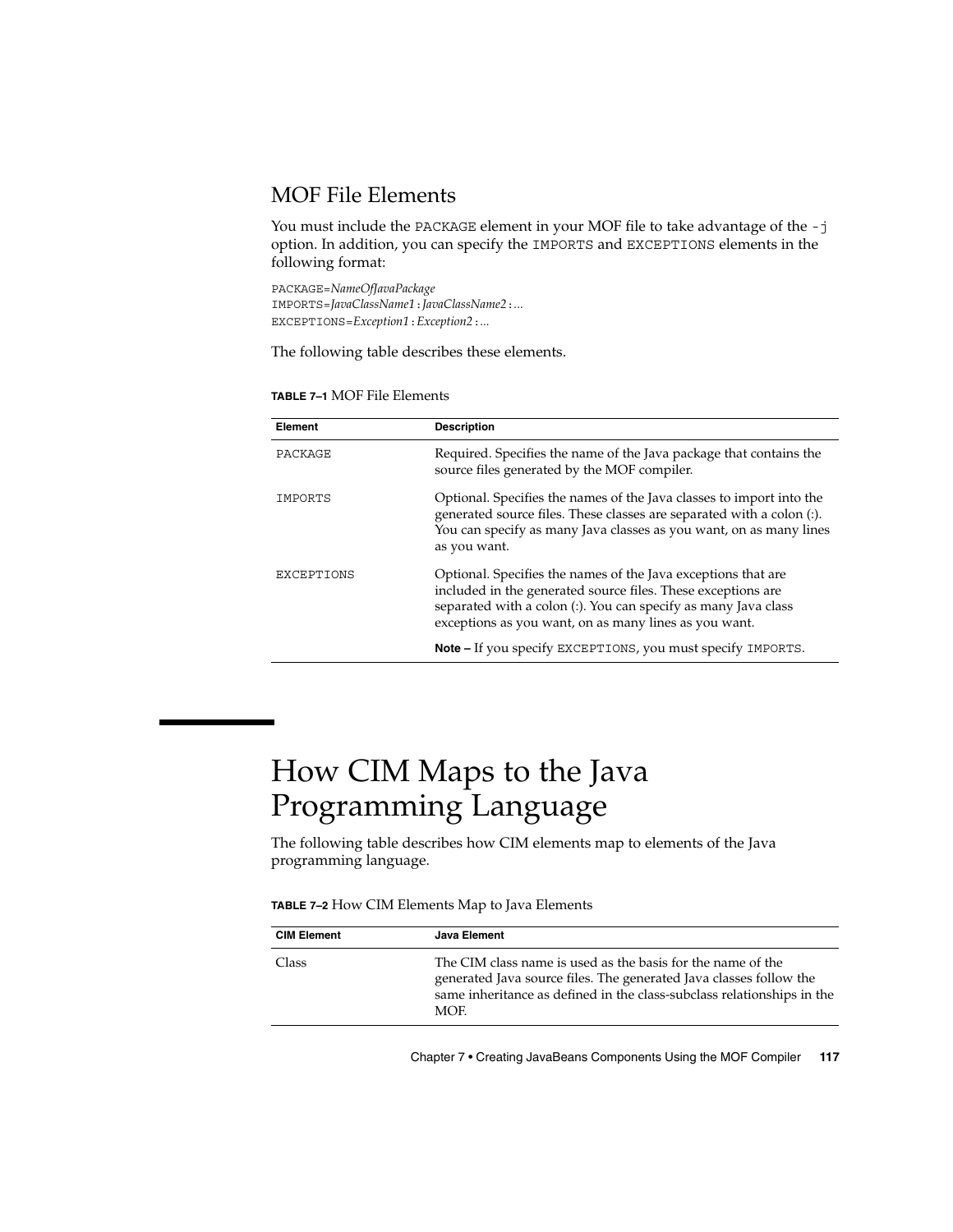## MOF File Elements

You must include the PACKAGE element in your MOF file to take advantage of the -j option. In addition, you can specify the IMPORTS and EXCEPTIONS elements in the following format:

```
PACKAGE=NameOfJavaPackage
IMPORTS=JavaClassName1:JavaClassName2:...
EXCEPTIONS=Exception1:Exception2:...
```

The following table describes these elements.

**TABLE 7–1** MOF File Elements

| Element | Description |
|---|---|
| PACKAGE | Required. Specifies the name of the Java package that contains the source files generated by the MOF compiler. |
| IMPORTS | Optional. Specifies the names of the Java classes to import into the generated source files. These classes are separated with a colon (:). You can specify as many Java classes as you want, on as many lines as you want. |
| EXCEPTIONS | Optional. Specifies the names of the Java exceptions that are included in the generated source files. These exceptions are separated with a colon (:). You can specify as many Java class exceptions as you want, on as many lines as you want.<br><br>**Note –** If you specify EXCEPTIONS, you must specify IMPORTS. |

# How CIM Maps to the Java Programming Language

The following table describes how CIM elements map to elements of the Java programming language.

**TABLE 7–2** How CIM Elements Map to Java Elements

| CIM Element | Java Element |
|---|---|
| Class | The CIM class name is used as the basis for the name of the generated Java source files. The generated Java classes follow the same inheritance as defined in the class-subclass relationships in the MOF. |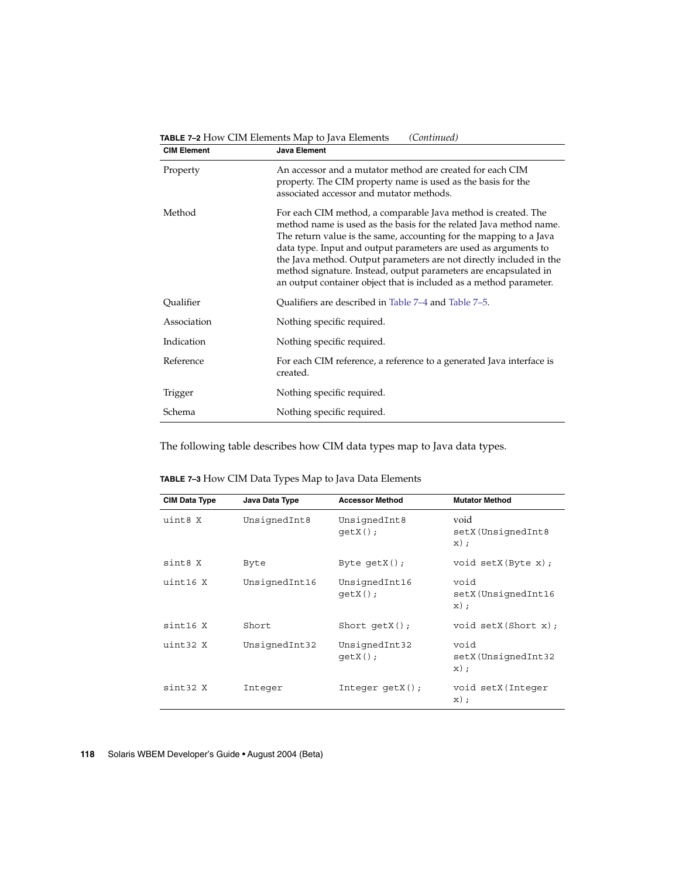**TABLE 7–2** How CIM Elements Map to Java Elements *(Continued)*

| CIM Element | Java Element |
|---|---|
| Property | An accessor and a mutator method are created for each CIM property. The CIM property name is used as the basis for the associated accessor and mutator methods. |
| Method | For each CIM method, a comparable Java method is created. The method name is used as the basis for the related Java method name. The return value is the same, accounting for the mapping to a Java data type. Input and output parameters are used as arguments to the Java method. Output parameters are not directly included in the method signature. Instead, output parameters are encapsulated in an output container object that is included as a method parameter. |
| Qualifier | Qualifiers are described in Table 7–4 and Table 7–5. |
| Association | Nothing specific required. |
| Indication | Nothing specific required. |
| Reference | For each CIM reference, a reference to a generated Java interface is created. |
| Trigger | Nothing specific required. |
| Schema | Nothing specific required. |

The following table describes how CIM data types map to Java data types.

**TABLE 7–3** How CIM Data Types Map to Java Data Elements

| CIM Data Type | Java Data Type | Accessor Method | Mutator Method |
|---|---|---|---|
| `uint8 X` | `UnsignedInt8` | `UnsignedInt8 getX();` | `void setX(UnsignedInt8 x);` |
| `sint8 X` | `Byte` | `Byte getX();` | `void setX(Byte x);` |
| `uint16 X` | `UnsignedInt16` | `UnsignedInt16 getX();` | `void setX(UnsignedInt16 x);` |
| `sint16 X` | `Short` | `Short getX();` | `void setX(Short x);` |
| `uint32 X` | `UnsignedInt32` | `UnsignedInt32 getX();` | `void setX(UnsignedInt32 x);` |
| `sint32 X` | `Integer` | `Integer getX();` | `void setX(Integer x);` |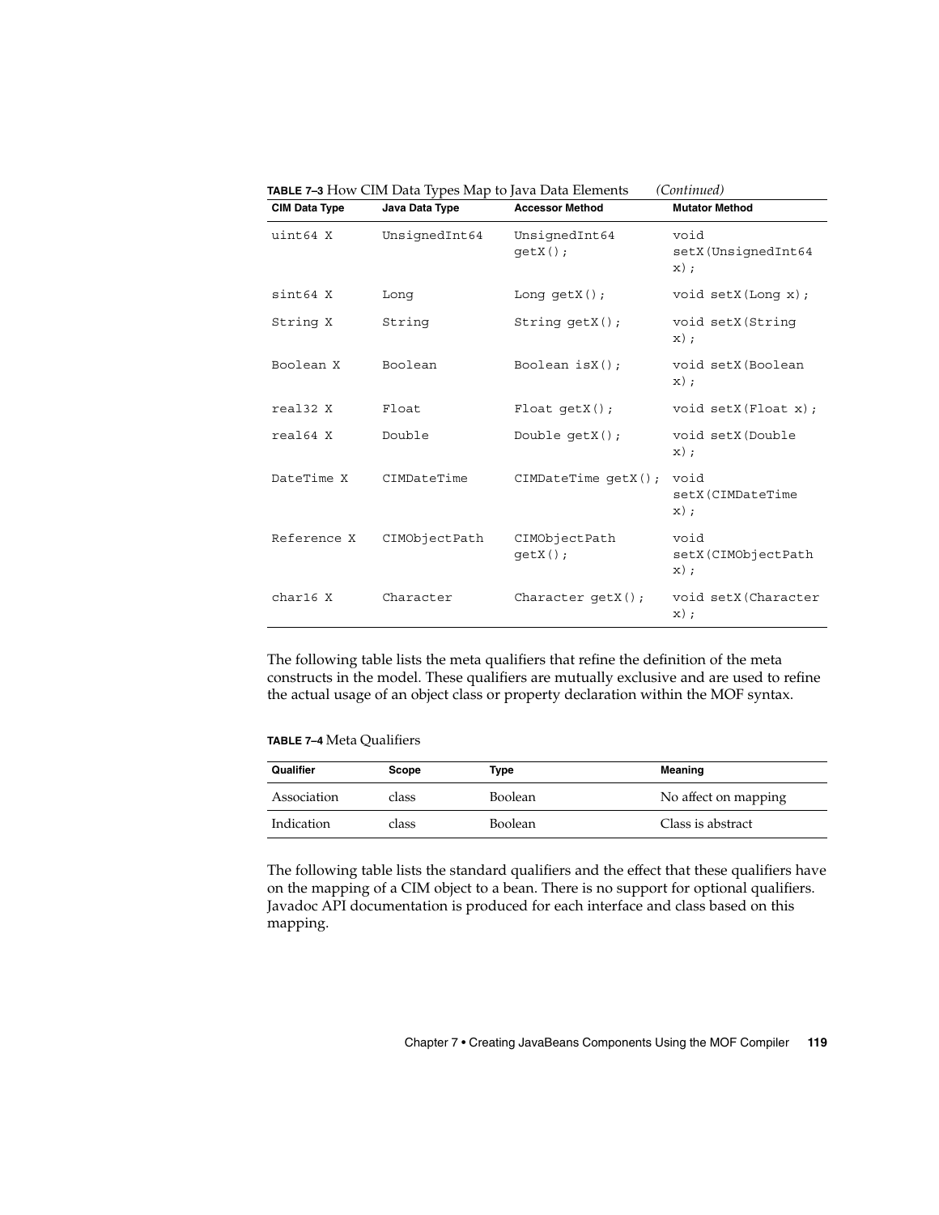**TABLE 7–3** How CIM Data Types Map to Java Data Elements *(Continued)*

| CIM Data Type | Java Data Type | Accessor Method | Mutator Method |
| --- | --- | --- | --- |
| `uint64 X` | `UnsignedInt64` | `UnsignedInt64 getX();` | `void setX(UnsignedInt64 x);` |
| `sint64 X` | `Long` | `Long getX();` | `void setX(Long x);` |
| `String X` | `String` | `String getX();` | `void setX(String x);` |
| `Boolean X` | `Boolean` | `Boolean isX();` | `void setX(Boolean x);` |
| `real32 X` | `Float` | `Float getX();` | `void setX(Float x);` |
| `real64 X` | `Double` | `Double getX();` | `void setX(Double x);` |
| `DateTime X` | `CIMDateTime` | `CIMDateTime getX();` | `void setX(CIMDateTime x);` |
| `Reference X` | `CIMObjectPath` | `CIMObjectPath getX();` | `void setX(CIMObjectPath x);` |
| `char16 X` | `Character` | `Character getX();` | `void setX(Character x);` |

The following table lists the meta qualifiers that refine the definition of the meta constructs in the model. These qualifiers are mutually exclusive and are used to refine the actual usage of an object class or property declaration within the MOF syntax.

**TABLE 7–4** Meta Qualifiers

| Qualifier | Scope | Type | Meaning |
| --- | --- | --- | --- |
| Association | class | Boolean | No affect on mapping |
| Indication | class | Boolean | Class is abstract |

The following table lists the standard qualifiers and the effect that these qualifiers have on the mapping of a CIM object to a bean. There is no support for optional qualifiers. Javadoc API documentation is produced for each interface and class based on this mapping.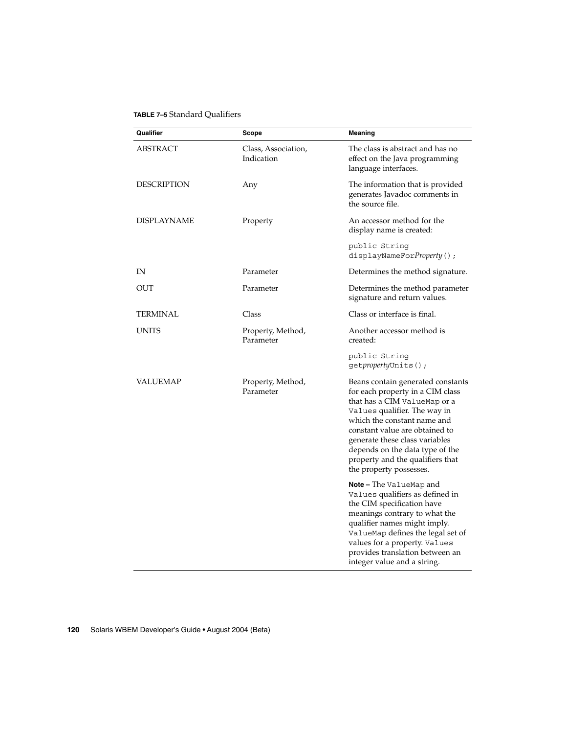**TABLE 7–5** Standard Qualifiers

| Qualifier | Scope | Meaning |
| --- | --- | --- |
| ABSTRACT | Class, Association, Indication | The class is abstract and has no effect on the Java programming language interfaces. |
| DESCRIPTION | Any | The information that is provided generates Javadoc comments in the source file. |
| DISPLAYNAME | Property | An accessor method for the display name is created: `public String displayNameFor`*Property*`();` |
| IN | Parameter | Determines the method signature. |
| OUT | Parameter | Determines the method parameter signature and return values. |
| TERMINAL | Class | Class or interface is final. |
| UNITS | Property, Method, Parameter | Another accessor method is created: `public String get`*property*`Units();` |
| VALUEMAP | Property, Method, Parameter | Beans contain generated constants for each property in a CIM class that has a CIM `ValueMap` or a `Values` qualifier. The way in which the constant name and constant value are obtained to generate these class variables depends on the data type of the property and the qualifiers that the property possesses. **Note –** The `ValueMap` and `Values` qualifiers as defined in the CIM specification have meanings contrary to what the qualifier names might imply. `ValueMap` defines the legal set of values for a property. `Values` provides translation between an integer value and a string. |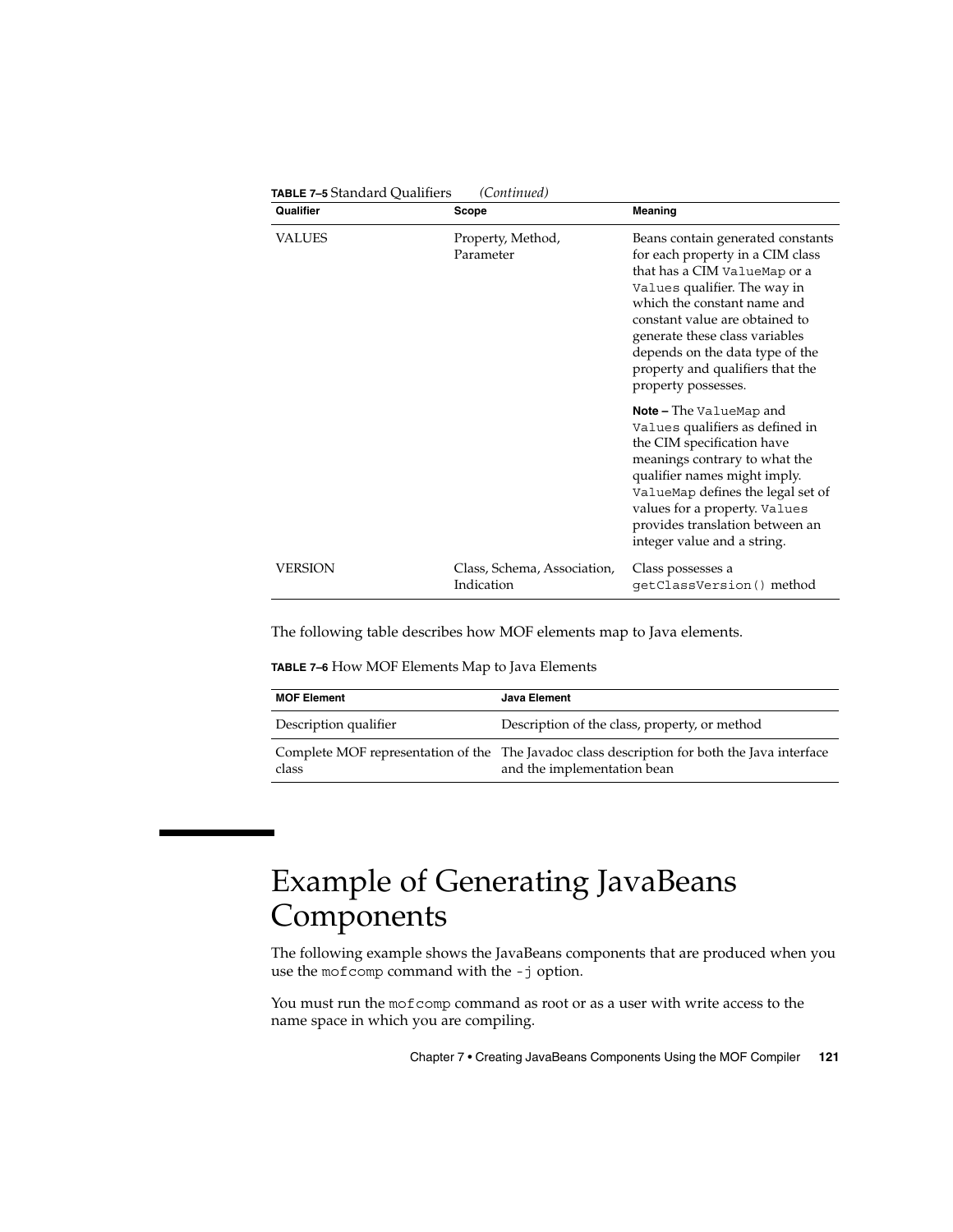**TABLE 7–5** Standard Qualifiers *(Continued)*

| Qualifier | Scope | Meaning |
| --- | --- | --- |
| VALUES | Property, Method, Parameter | Beans contain generated constants for each property in a CIM class that has a CIM `ValueMap` or a `Values` qualifier. The way in which the constant name and constant value are obtained to generate these class variables depends on the data type of the property and qualifiers that the property possesses.<br><br>**Note –** The `ValueMap` and `Values` qualifiers as defined in the CIM specification have meanings contrary to what the qualifier names might imply. `ValueMap` defines the legal set of values for a property. `Values` provides translation between an integer value and a string. |
| VERSION | Class, Schema, Association, Indication | Class possesses a `getClassVersion()` method |

The following table describes how MOF elements map to Java elements.

**TABLE 7–6** How MOF Elements Map to Java Elements

| MOF Element | Java Element |
| --- | --- |
| Description qualifier | Description of the class, property, or method |
| Complete MOF representation of the class | The Javadoc class description for both the Java interface and the implementation bean |

# Example of Generating JavaBeans Components

The following example shows the JavaBeans components that are produced when you use the `mofcomp` command with the `-j` option.

You must run the `mofcomp` command as root or as a user with write access to the name space in which you are compiling.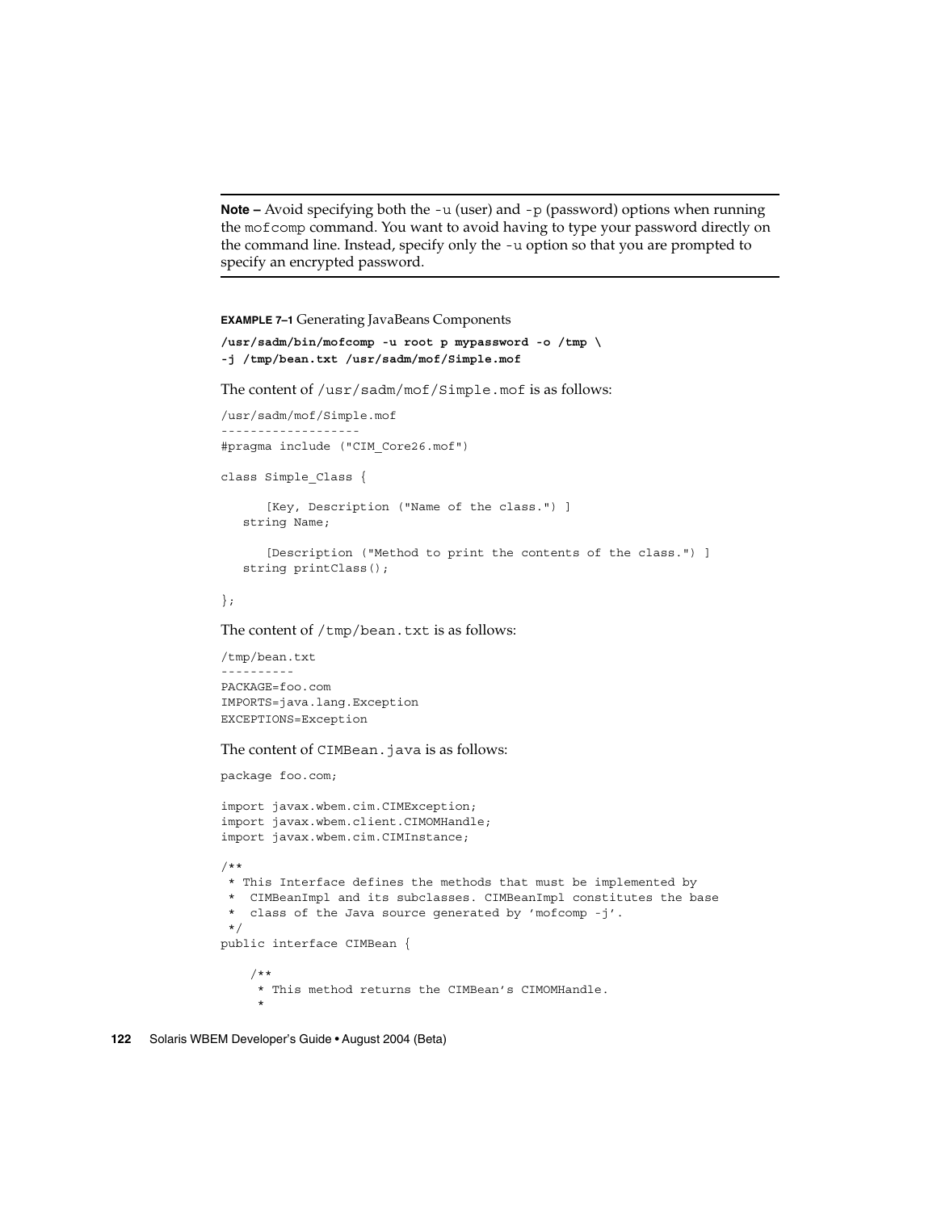---

**Note –** Avoid specifying both the `-u` (user) and `-p` (password) options when running the `mofcomp` command. You want to avoid having to type your password directly on the command line. Instead, specify only the `-u` option so that you are prompted to specify an encrypted password.

---

**EXAMPLE 7–1** Generating JavaBeans Components

```
/usr/sadm/bin/mofcomp -u root p mypassword -o /tmp \
-j /tmp/bean.txt /usr/sadm/mof/Simple.mof
```

The content of `/usr/sadm/mof/Simple.mof` is as follows:

```
/usr/sadm/mof/Simple.mof
-------------------
#pragma include ("CIM_Core26.mof")

class Simple_Class {

      [Key, Description ("Name of the class.") ]
   string Name;

      [Description ("Method to print the contents of the class.") ]
   string printClass();

};
```

The content of `/tmp/bean.txt` is as follows:

```
/tmp/bean.txt
----------
PACKAGE=foo.com
IMPORTS=java.lang.Exception
EXCEPTIONS=Exception
```

The content of `CIMBean.java` is as follows:

```
package foo.com;

import javax.wbem.cim.CIMException;
import javax.wbem.client.CIMOMHandle;
import javax.wbem.cim.CIMInstance;

/**
 * This Interface defines the methods that must be implemented by
 *  CIMBeanImpl and its subclasses. CIMBeanImpl constitutes the base
 *  class of the Java source generated by 'mofcomp -j'.
 */
public interface CIMBean {

    /**
     * This method returns the CIMBean's CIMOMHandle.
     *
```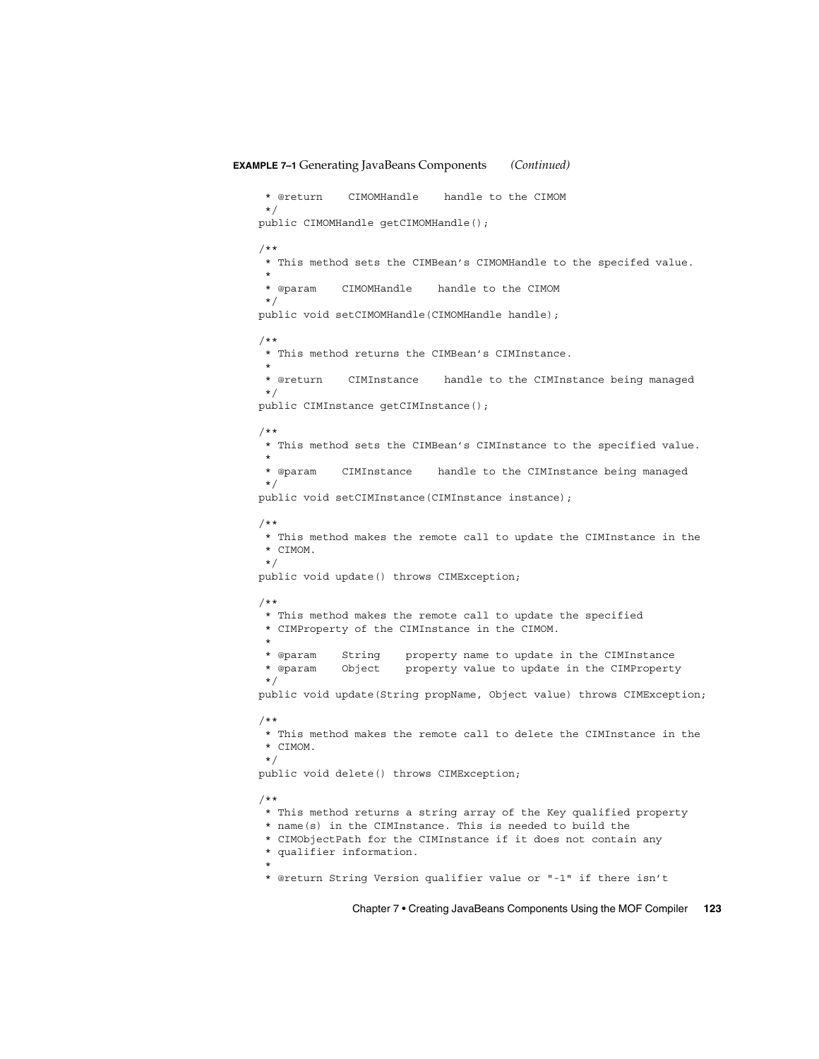**EXAMPLE 7–1** Generating JavaBeans Components *(Continued)*

```
     * @return    CIMOMHandle    handle to the CIMOM
     */
    public CIMOMHandle getCIMOMHandle();

    /**
     * This method sets the CIMBean's CIMOMHandle to the specifed value.
     *
     * @param    CIMOMHandle    handle to the CIMOM
     */
    public void setCIMOMHandle(CIMOMHandle handle);

    /**
     * This method returns the CIMBean's CIMInstance.
     *
     * @return    CIMInstance    handle to the CIMInstance being managed
     */
    public CIMInstance getCIMInstance();

    /**
     * This method sets the CIMBean's CIMInstance to the specified value.
     *
     * @param    CIMInstance    handle to the CIMInstance being managed
     */
    public void setCIMInstance(CIMInstance instance);

    /**
     * This method makes the remote call to update the CIMInstance in the
     * CIMOM.
     */
    public void update() throws CIMException;

    /**
     * This method makes the remote call to update the specified
     * CIMProperty of the CIMInstance in the CIMOM.
     *
     * @param    String    property name to update in the CIMInstance
     * @param    Object    property value to update in the CIMProperty
     */
    public void update(String propName, Object value) throws CIMException;

    /**
     * This method makes the remote call to delete the CIMInstance in the
     * CIMOM.
     */
    public void delete() throws CIMException;

    /**
     * This method returns a string array of the Key qualified property
     * name(s) in the CIMInstance. This is needed to build the
     * CIMObjectPath for the CIMInstance if it does not contain any
     * qualifier information.
     *
     * @return String Version qualifier value or "-1" if there isn't
```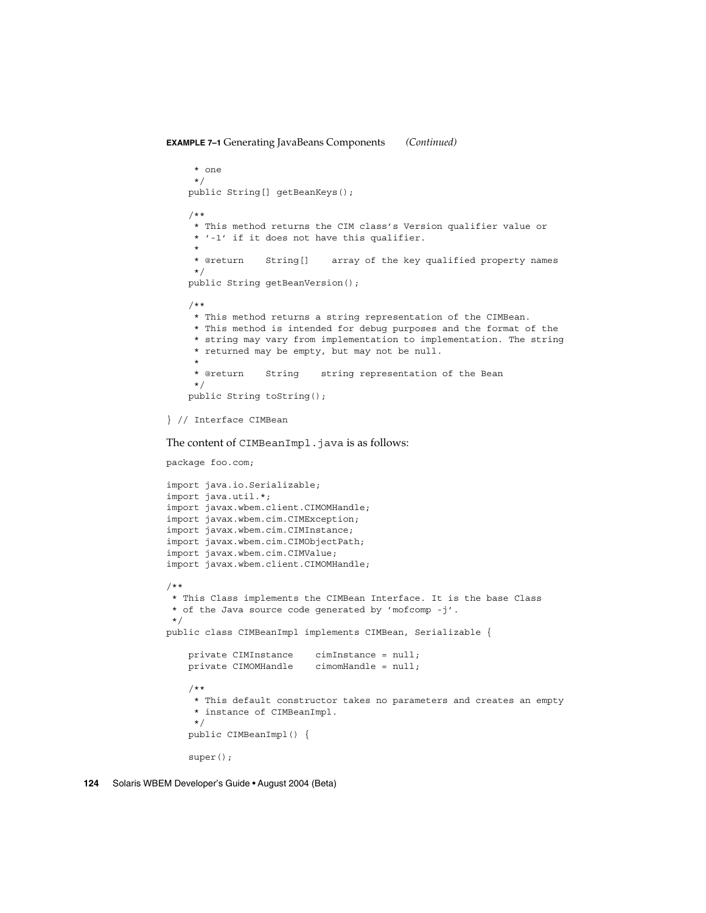**EXAMPLE 7–1** Generating JavaBeans Components *(Continued)*

```
     * one
     */
    public String[] getBeanKeys();

    /**
     * This method returns the CIM class's Version qualifier value or
     * '-1' if it does not have this qualifier.
     *
     * @return    String[]    array of the key qualified property names
     */
    public String getBeanVersion();

    /**
     * This method returns a string representation of the CIMBean.
     * This method is intended for debug purposes and the format of the
     * string may vary from implementation to implementation. The string
     * returned may be empty, but may not be null.
     *
     * @return    String    string representation of the Bean
     */
    public String toString();

} // Interface CIMBean
```

The content of `CIMBeanImpl.java` is as follows:

```
package foo.com;

import java.io.Serializable;
import java.util.*;
import javax.wbem.client.CIMOMHandle;
import javax.wbem.cim.CIMException;
import javax.wbem.cim.CIMInstance;
import javax.wbem.cim.CIMObjectPath;
import javax.wbem.cim.CIMValue;
import javax.wbem.client.CIMOMHandle;

/**
 * This Class implements the CIMBean Interface. It is the base Class
 * of the Java source code generated by 'mofcomp -j'.
 */
public class CIMBeanImpl implements CIMBean, Serializable {

    private CIMInstance    cimInstance = null;
    private CIMOMHandle    cimomHandle = null;

    /**
     * This default constructor takes no parameters and creates an empty
     * instance of CIMBeanImpl.
     */
    public CIMBeanImpl() {

    super();
```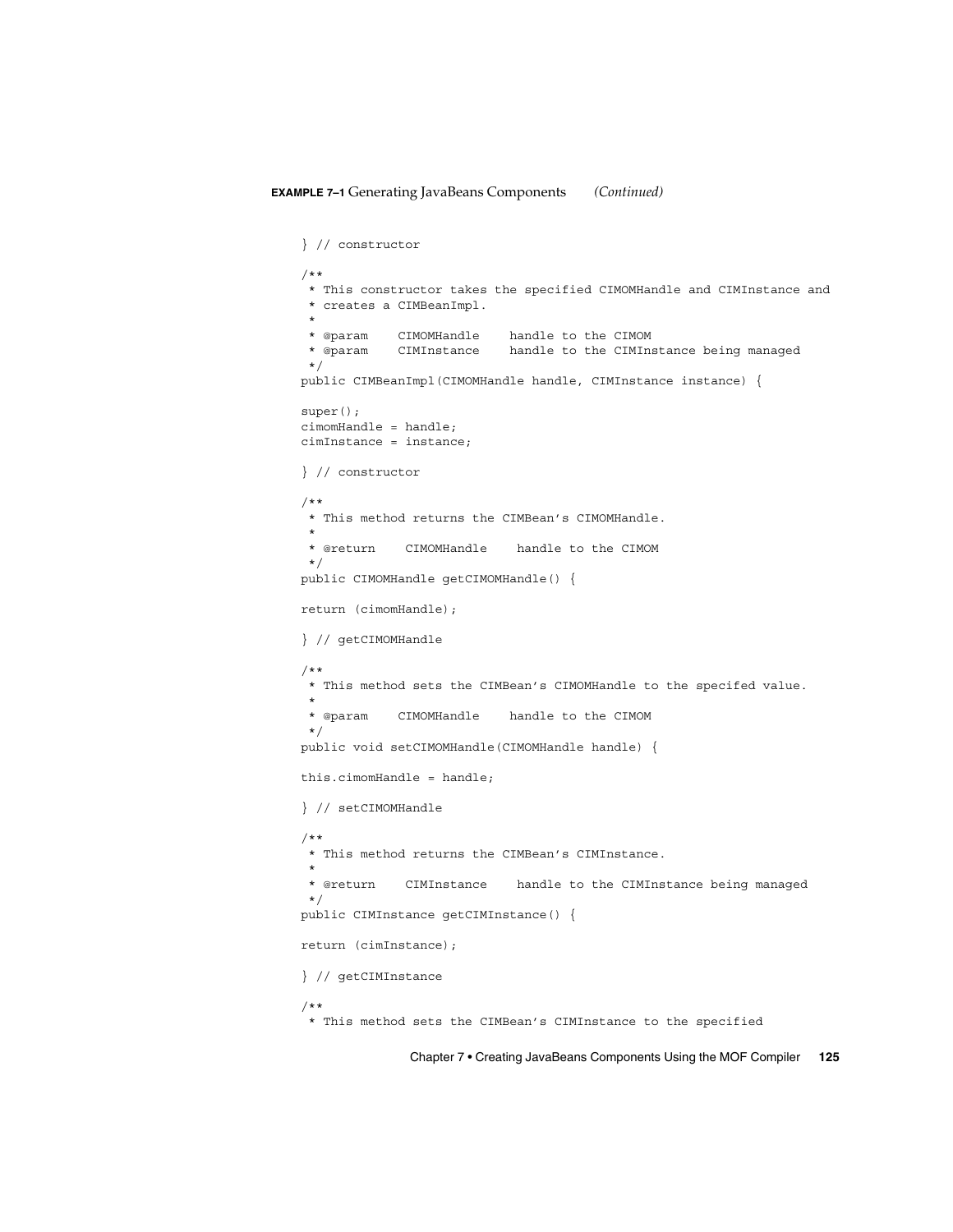**EXAMPLE 7–1** Generating JavaBeans Components *(Continued)*

```
} // constructor

/**
 * This constructor takes the specified CIMOMHandle and CIMInstance and
 * creates a CIMBeanImpl.
 *
 * @param    CIMOMHandle    handle to the CIMOM
 * @param    CIMInstance    handle to the CIMInstance being managed
 */
public CIMBeanImpl(CIMOMHandle handle, CIMInstance instance) {

super();
cimomHandle = handle;
cimInstance = instance;

} // constructor

/**
 * This method returns the CIMBean's CIMOMHandle.
 *
 * @return    CIMOMHandle    handle to the CIMOM
 */
public CIMOMHandle getCIMOMHandle() {

return (cimomHandle);

} // getCIMOMHandle

/**
 * This method sets the CIMBean's CIMOMHandle to the specifed value.
 *
 * @param    CIMOMHandle    handle to the CIMOM
 */
public void setCIMOMHandle(CIMOMHandle handle) {

this.cimomHandle = handle;

} // setCIMOMHandle

/**
 * This method returns the CIMBean's CIMInstance.
 *
 * @return    CIMInstance    handle to the CIMInstance being managed
 */
public CIMInstance getCIMInstance() {

return (cimInstance);

} // getCIMInstance

/**
 * This method sets the CIMBean's CIMInstance to the specified
```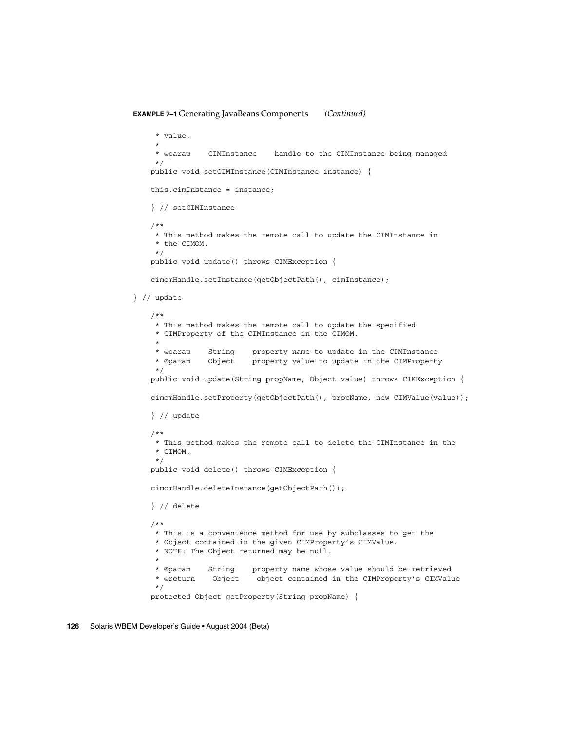**EXAMPLE 7–1** Generating JavaBeans Components *(Continued)*

```
     * value.
     *
     * @param    CIMInstance    handle to the CIMInstance being managed
     */
    public void setCIMInstance(CIMInstance instance) {

    this.cimInstance = instance;

    } // setCIMInstance

    /**
     * This method makes the remote call to update the CIMInstance in
     * the CIMOM.
     */
    public void update() throws CIMException {

    cimomHandle.setInstance(getObjectPath(), cimInstance);

} // update

    /**
     * This method makes the remote call to update the specified
     * CIMProperty of the CIMInstance in the CIMOM.
     *
     * @param    String    property name to update in the CIMInstance
     * @param    Object    property value to update in the CIMProperty
     */
    public void update(String propName, Object value) throws CIMException {

    cimomHandle.setProperty(getObjectPath(), propName, new CIMValue(value));

    } // update

    /**
     * This method makes the remote call to delete the CIMInstance in the
     * CIMOM.
     */
    public void delete() throws CIMException {

    cimomHandle.deleteInstance(getObjectPath());

    } // delete

    /**
     * This is a convenience method for use by subclasses to get the
     * Object contained in the given CIMProperty's CIMValue.
     * NOTE: The Object returned may be null.
     *
     * @param    String    property name whose value should be retrieved
     * @return    Object    object contained in the CIMProperty's CIMValue
     */
    protected Object getProperty(String propName) {
```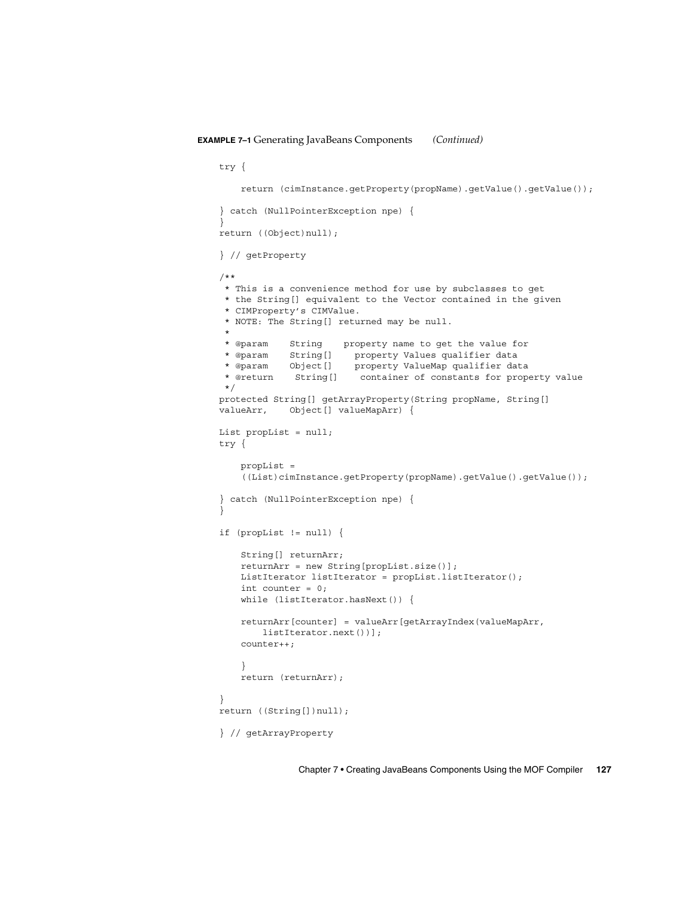**EXAMPLE 7–1** Generating JavaBeans Components *(Continued)*

```
try {

    return (cimInstance.getProperty(propName).getValue().getValue());

} catch (NullPointerException npe) {
}
return ((Object)null);

} // getProperty

/**
 * This is a convenience method for use by subclasses to get
 * the String[] equivalent to the Vector contained in the given
 * CIMProperty's CIMValue.
 * NOTE: The String[] returned may be null.
 *
 * @param    String    property name to get the value for
 * @param    String[]    property Values qualifier data
 * @param    Object[]    property ValueMap qualifier data
 * @return    String[]    container of constants for property value
 */
protected String[] getArrayProperty(String propName, String[]
valueArr,    Object[] valueMapArr) {

List propList = null;
try {

    propList =
    ((List)cimInstance.getProperty(propName).getValue().getValue());

} catch (NullPointerException npe) {
}

if (propList != null) {

    String[] returnArr;
    returnArr = new String[propList.size()];
    ListIterator listIterator = propList.listIterator();
    int counter = 0;
    while (listIterator.hasNext()) {

    returnArr[counter] = valueArr[getArrayIndex(valueMapArr,
        listIterator.next())];
    counter++;

    }
    return (returnArr);

}
return ((String[])null);

} // getArrayProperty
```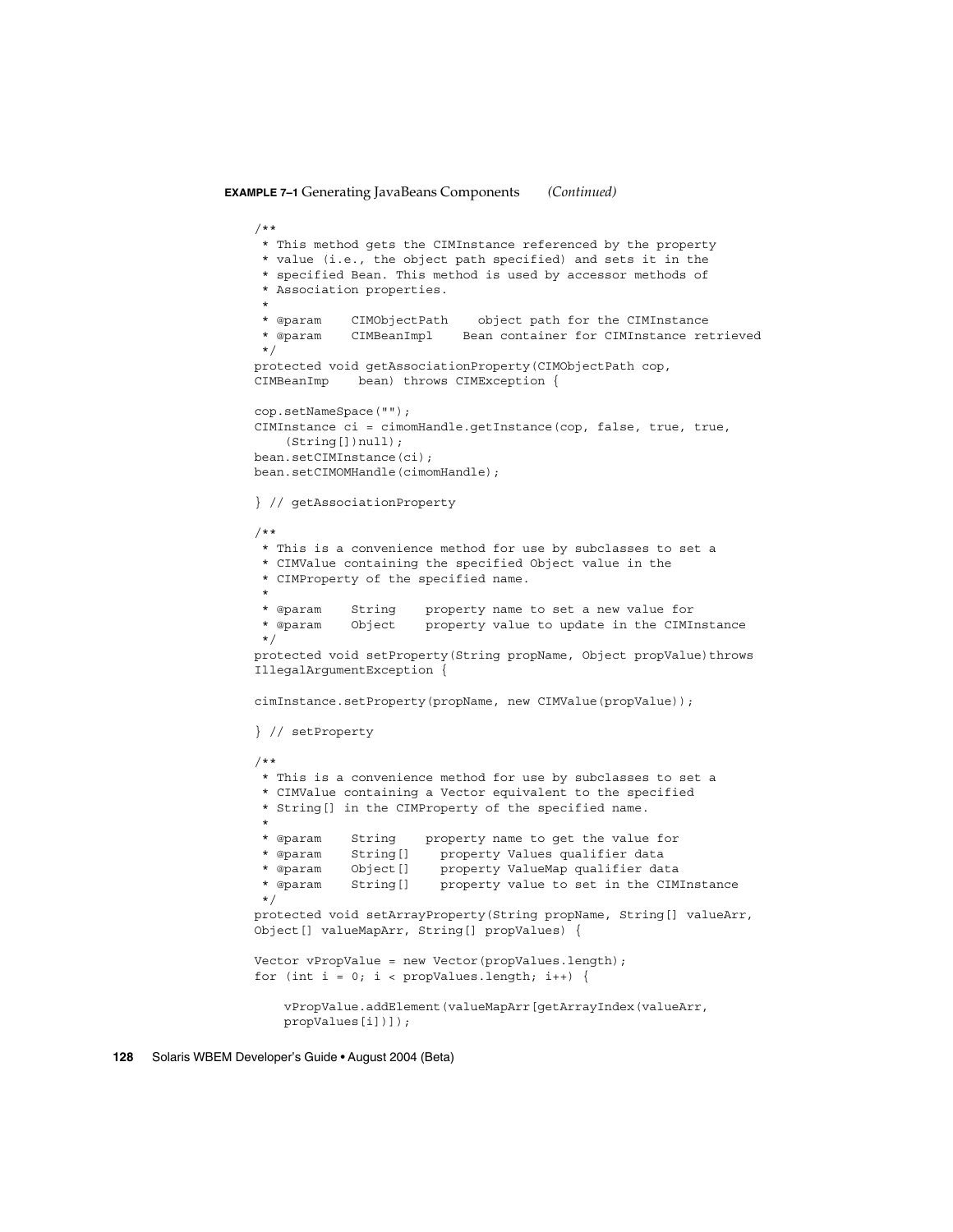**EXAMPLE 7–1** Generating JavaBeans Components *(Continued)*

```
/**
 * This method gets the CIMInstance referenced by the property
 * value (i.e., the object path specified) and sets it in the
 * specified Bean. This method is used by accessor methods of
 * Association properties.
 *
 * @param    CIMObjectPath    object path for the CIMInstance
 * @param    CIMBeanImpl    Bean container for CIMInstance retrieved
 */
protected void getAssociationProperty(CIMObjectPath cop,
CIMBeanImp    bean) throws CIMException {

cop.setNameSpace("");
CIMInstance ci = cimomHandle.getInstance(cop, false, true, true,
    (String[])null);
bean.setCIMInstance(ci);
bean.setCIMOMHandle(cimomHandle);

} // getAssociationProperty

/**
 * This is a convenience method for use by subclasses to set a
 * CIMValue containing the specified Object value in the
 * CIMProperty of the specified name.
 *
 * @param    String    property name to set a new value for
 * @param    Object    property value to update in the CIMInstance
 */
protected void setProperty(String propName, Object propValue)throws
IllegalArgumentException {

cimInstance.setProperty(propName, new CIMValue(propValue));

} // setProperty

/**
 * This is a convenience method for use by subclasses to set a
 * CIMValue containing a Vector equivalent to the specified
 * String[] in the CIMProperty of the specified name.
 *
 * @param    String    property name to get the value for
 * @param    String[]    property Values qualifier data
 * @param    Object[]    property ValueMap qualifier data
 * @param    String[]    property value to set in the CIMInstance
 */
protected void setArrayProperty(String propName, String[] valueArr,
Object[] valueMapArr, String[] propValues) {

Vector vPropValue = new Vector(propValues.length);
for (int i = 0; i < propValues.length; i++) {

    vPropValue.addElement(valueMapArr[getArrayIndex(valueArr,
    propValues[i])]);
```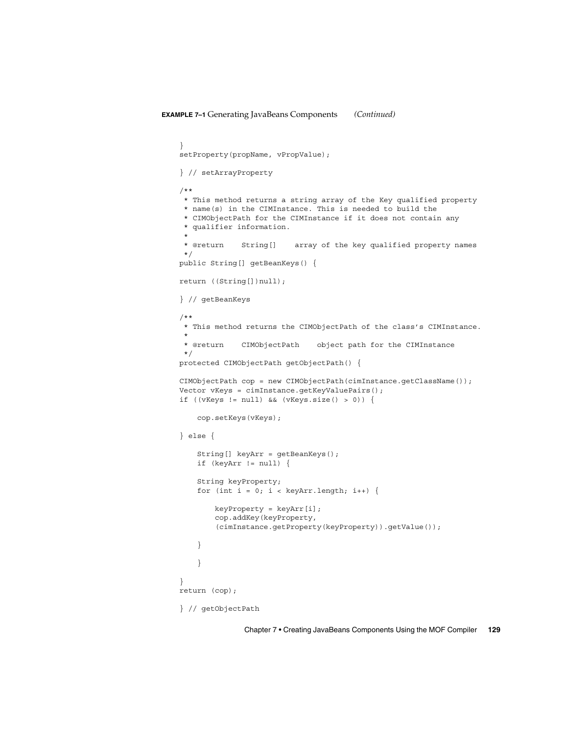**EXAMPLE 7–1** Generating JavaBeans Components *(Continued)*

```
}
setProperty(propName, vPropValue);

} // setArrayProperty

/**
 * This method returns a string array of the Key qualified property
 * name(s) in the CIMInstance. This is needed to build the
 * CIMObjectPath for the CIMInstance if it does not contain any
 * qualifier information.
 *
 * @return    String[]    array of the key qualified property names
 */
public String[] getBeanKeys() {

return ((String[])null);

} // getBeanKeys

/**
 * This method returns the CIMObjectPath of the class's CIMInstance.
 *
 * @return    CIMObjectPath    object path for the CIMInstance
 */
protected CIMObjectPath getObjectPath() {

CIMObjectPath cop = new CIMObjectPath(cimInstance.getClassName());
Vector vKeys = cimInstance.getKeyValuePairs();
if ((vKeys != null) && (vKeys.size() > 0)) {

    cop.setKeys(vKeys);

} else {

    String[] keyArr = getBeanKeys();
    if (keyArr != null) {

    String keyProperty;
    for (int i = 0; i < keyArr.length; i++) {

        keyProperty = keyArr[i];
        cop.addKey(keyProperty,
        (cimInstance.getProperty(keyProperty)).getValue());

    }

    }

}
return (cop);

} // getObjectPath
```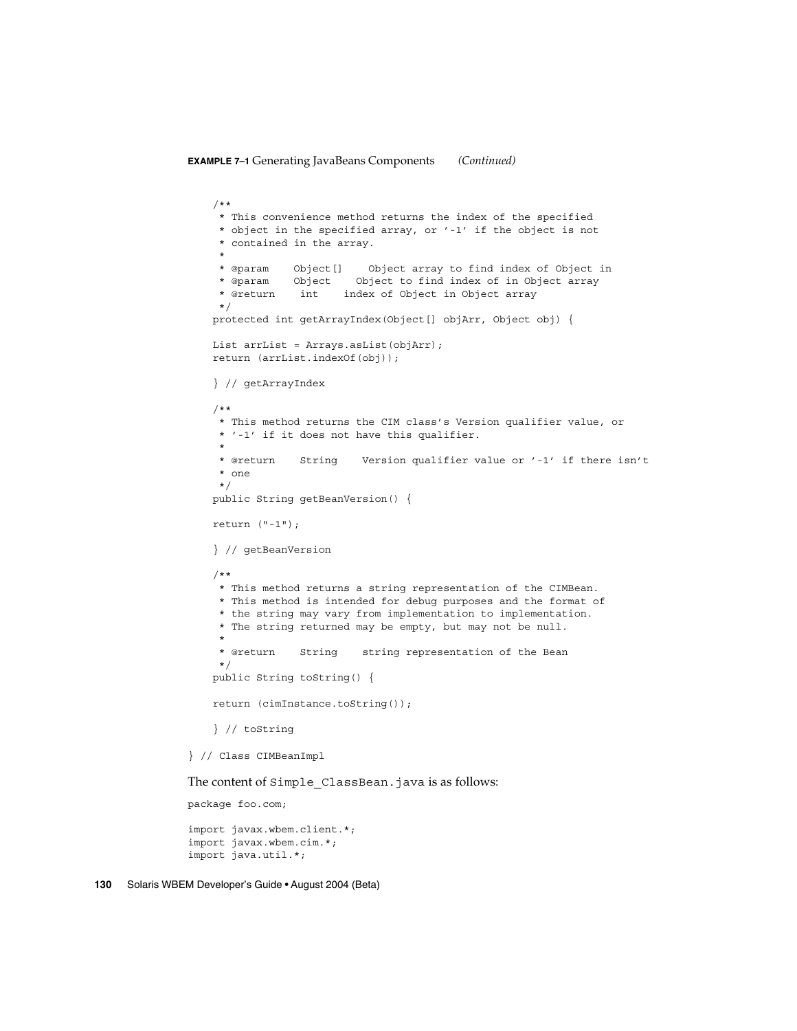**EXAMPLE 7–1** Generating JavaBeans Components *(Continued)*

```
    /**
     * This convenience method returns the index of the specified
     * object in the specified array, or '-1' if the object is not
     * contained in the array.
     *
     * @param    Object[]    Object array to find index of Object in
     * @param    Object    Object to find index of in Object array
     * @return    int    index of Object in Object array
     */
    protected int getArrayIndex(Object[] objArr, Object obj) {

    List arrList = Arrays.asList(objArr);
    return (arrList.indexOf(obj));

    } // getArrayIndex

    /**
     * This method returns the CIM class's Version qualifier value, or
     * '-1' if it does not have this qualifier.
     *
     * @return    String    Version qualifier value or '-1' if there isn't
     * one
     */
    public String getBeanVersion() {

    return ("-1");

    } // getBeanVersion

    /**
     * This method returns a string representation of the CIMBean.
     * This method is intended for debug purposes and the format of
     * the string may vary from implementation to implementation.
     * The string returned may be empty, but may not be null.
     *
     * @return    String    string representation of the Bean
     */
    public String toString() {

    return (cimInstance.toString());

    } // toString

} // Class CIMBeanImpl
```

The content of `Simple_ClassBean.java` is as follows:

```
package foo.com;

import javax.wbem.client.*;
import javax.wbem.cim.*;
import java.util.*;
```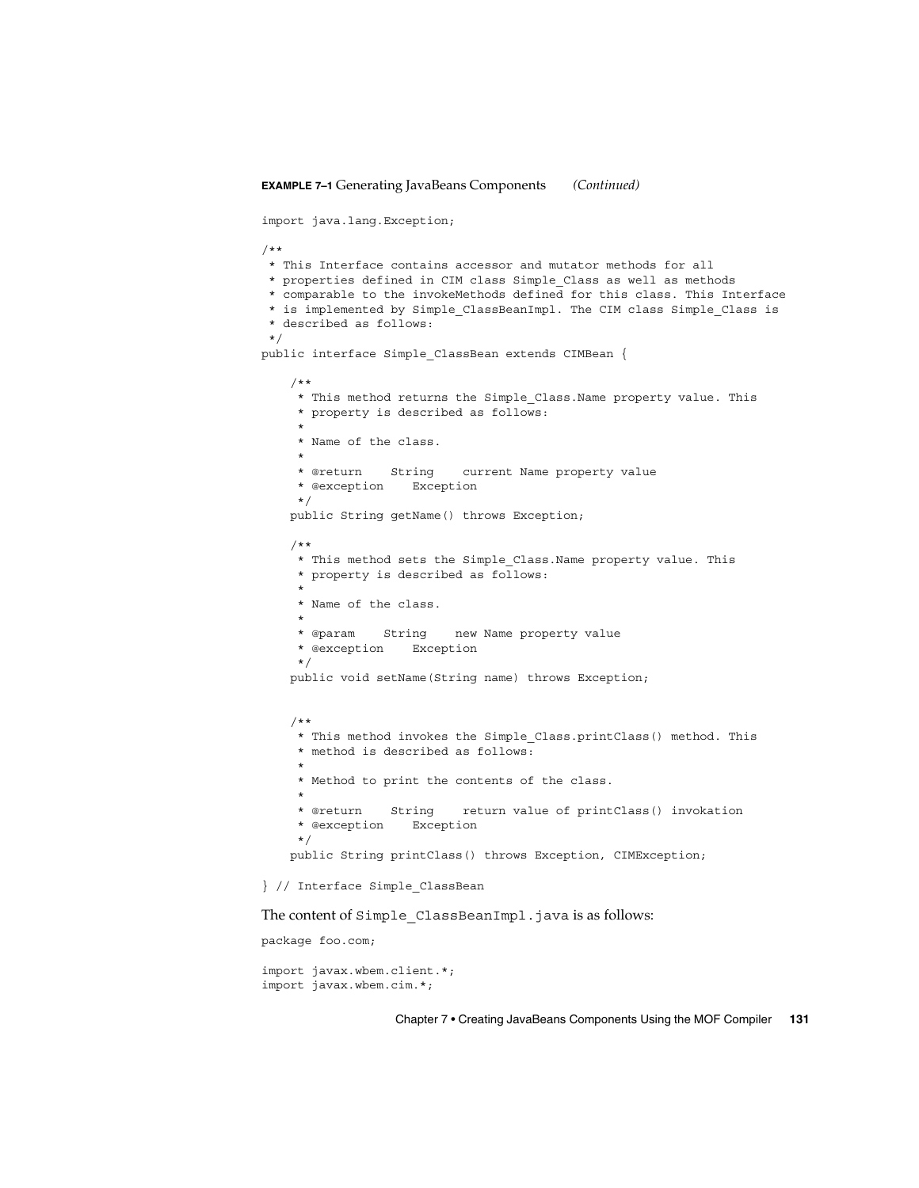**EXAMPLE 7–1** Generating JavaBeans Components *(Continued)*

```
import java.lang.Exception;

/**
 * This Interface contains accessor and mutator methods for all
 * properties defined in CIM class Simple_Class as well as methods
 * comparable to the invokeMethods defined for this class. This Interface
 * is implemented by Simple_ClassBeanImpl. The CIM class Simple_Class is
 * described as follows:
 */
public interface Simple_ClassBean extends CIMBean {

    /**
     * This method returns the Simple_Class.Name property value. This
     * property is described as follows:
     *
     * Name of the class.
     *
     * @return    String    current Name property value
     * @exception    Exception
     */
    public String getName() throws Exception;

    /**
     * This method sets the Simple_Class.Name property value. This
     * property is described as follows:
     *
     * Name of the class.
     *
     * @param    String    new Name property value
     * @exception    Exception
     */
    public void setName(String name) throws Exception;


    /**
     * This method invokes the Simple_Class.printClass() method. This
     * method is described as follows:
     *
     * Method to print the contents of the class.
     *
     * @return    String    return value of printClass() invokation
     * @exception    Exception
     */
    public String printClass() throws Exception, CIMException;

} // Interface Simple_ClassBean
```

The content of `Simple_ClassBeanImpl.java` is as follows:

```
package foo.com;

import javax.wbem.client.*;
import javax.wbem.cim.*;
```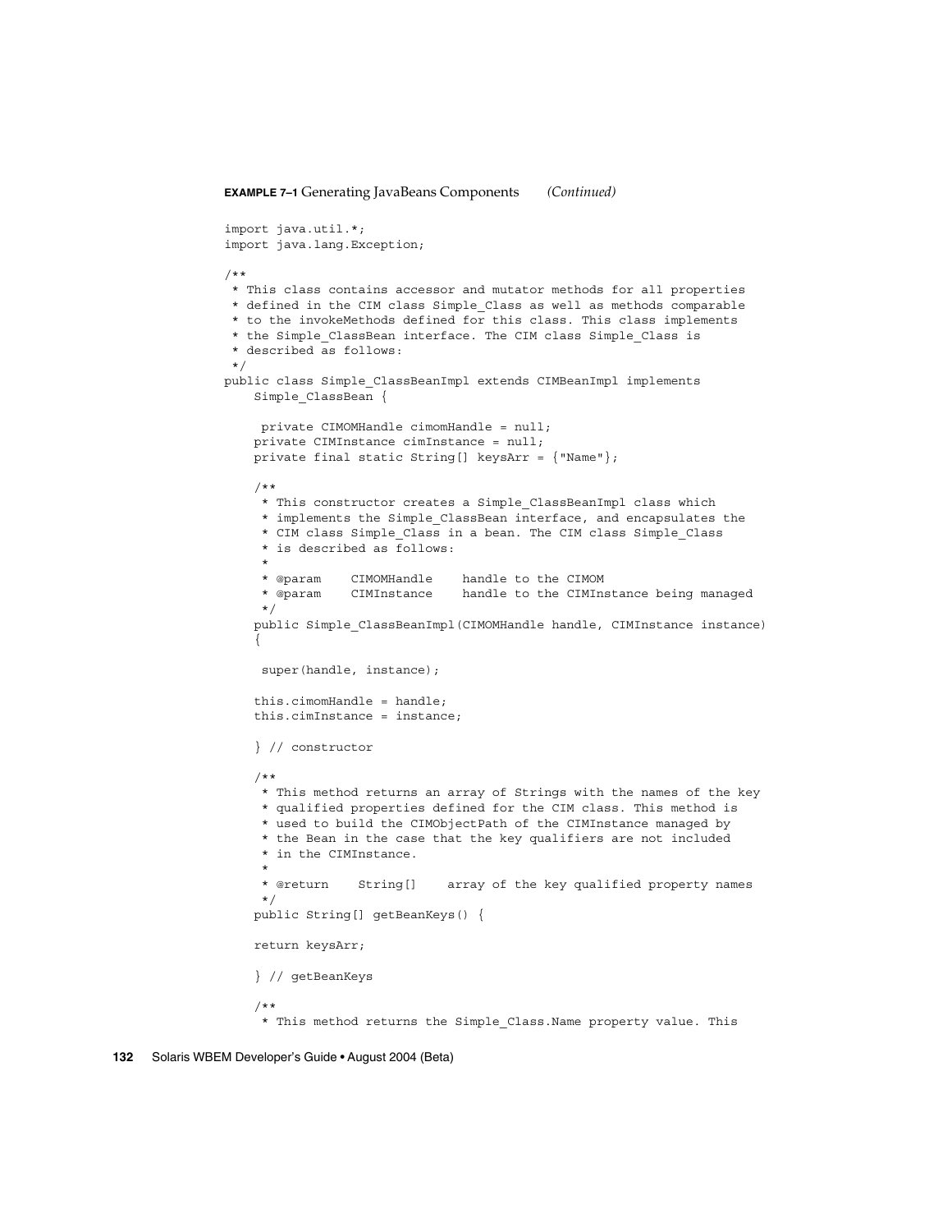**EXAMPLE 7–1** Generating JavaBeans Components *(Continued)*

```
import java.util.*;
import java.lang.Exception;

/**
 * This class contains accessor and mutator methods for all properties
 * defined in the CIM class Simple_Class as well as methods comparable
 * to the invokeMethods defined for this class. This class implements
 * the Simple_ClassBean interface. The CIM class Simple_Class is
 * described as follows:
 */
public class Simple_ClassBeanImpl extends CIMBeanImpl implements
    Simple_ClassBean {

     private CIMOMHandle cimomHandle = null;
    private CIMInstance cimInstance = null;
    private final static String[] keysArr = {"Name"};

    /**
     * This constructor creates a Simple_ClassBeanImpl class which
     * implements the Simple_ClassBean interface, and encapsulates the
     * CIM class Simple_Class in a bean. The CIM class Simple_Class
     * is described as follows:
     *
     * @param    CIMOMHandle    handle to the CIMOM
     * @param    CIMInstance    handle to the CIMInstance being managed
     */
    public Simple_ClassBeanImpl(CIMOMHandle handle, CIMInstance instance)
    {

     super(handle, instance);

    this.cimomHandle = handle;
    this.cimInstance = instance;

    } // constructor

    /**
     * This method returns an array of Strings with the names of the key
     * qualified properties defined for the CIM class. This method is
     * used to build the CIMObjectPath of the CIMInstance managed by
     * the Bean in the case that the key qualifiers are not included
     * in the CIMInstance.
     *
     * @return    String[]    array of the key qualified property names
     */
    public String[] getBeanKeys() {

    return keysArr;

    } // getBeanKeys

    /**
     * This method returns the Simple_Class.Name property value. This
```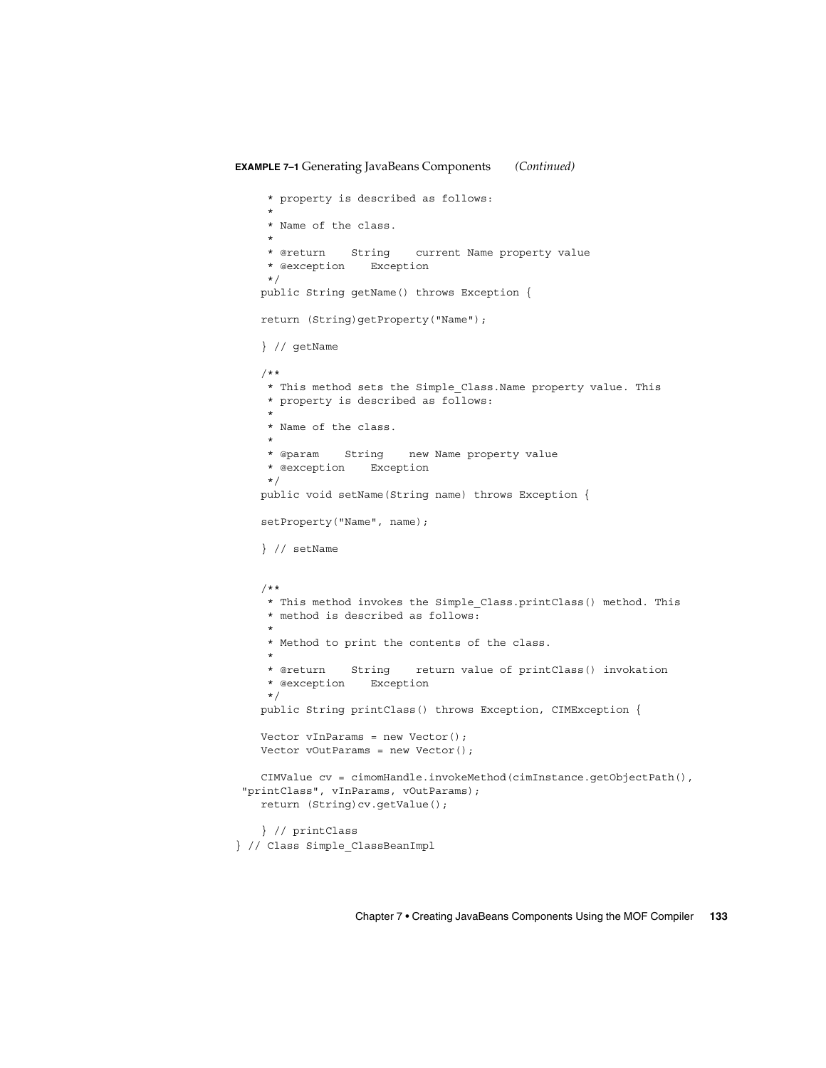**EXAMPLE 7–1** Generating JavaBeans Components *(Continued)*

```
     * property is described as follows:
     *
     * Name of the class.
     *
     * @return    String    current Name property value
     * @exception    Exception
     */
    public String getName() throws Exception {

    return (String)getProperty("Name");

    } // getName

    /**
     * This method sets the Simple_Class.Name property value. This
     * property is described as follows:
     *
     * Name of the class.
     *
     * @param    String    new Name property value
     * @exception    Exception
     */
    public void setName(String name) throws Exception {

    setProperty("Name", name);

    } // setName


    /**
     * This method invokes the Simple_Class.printClass() method. This
     * method is described as follows:
     *
     * Method to print the contents of the class.
     *
     * @return    String    return value of printClass() invokation
     * @exception    Exception
     */
    public String printClass() throws Exception, CIMException {

    Vector vInParams = new Vector();
    Vector vOutParams = new Vector();

    CIMValue cv = cimomHandle.invokeMethod(cimInstance.getObjectPath(),
 "printClass", vInParams, vOutParams);
    return (String)cv.getValue();

    } // printClass
} // Class Simple_ClassBeanImpl
```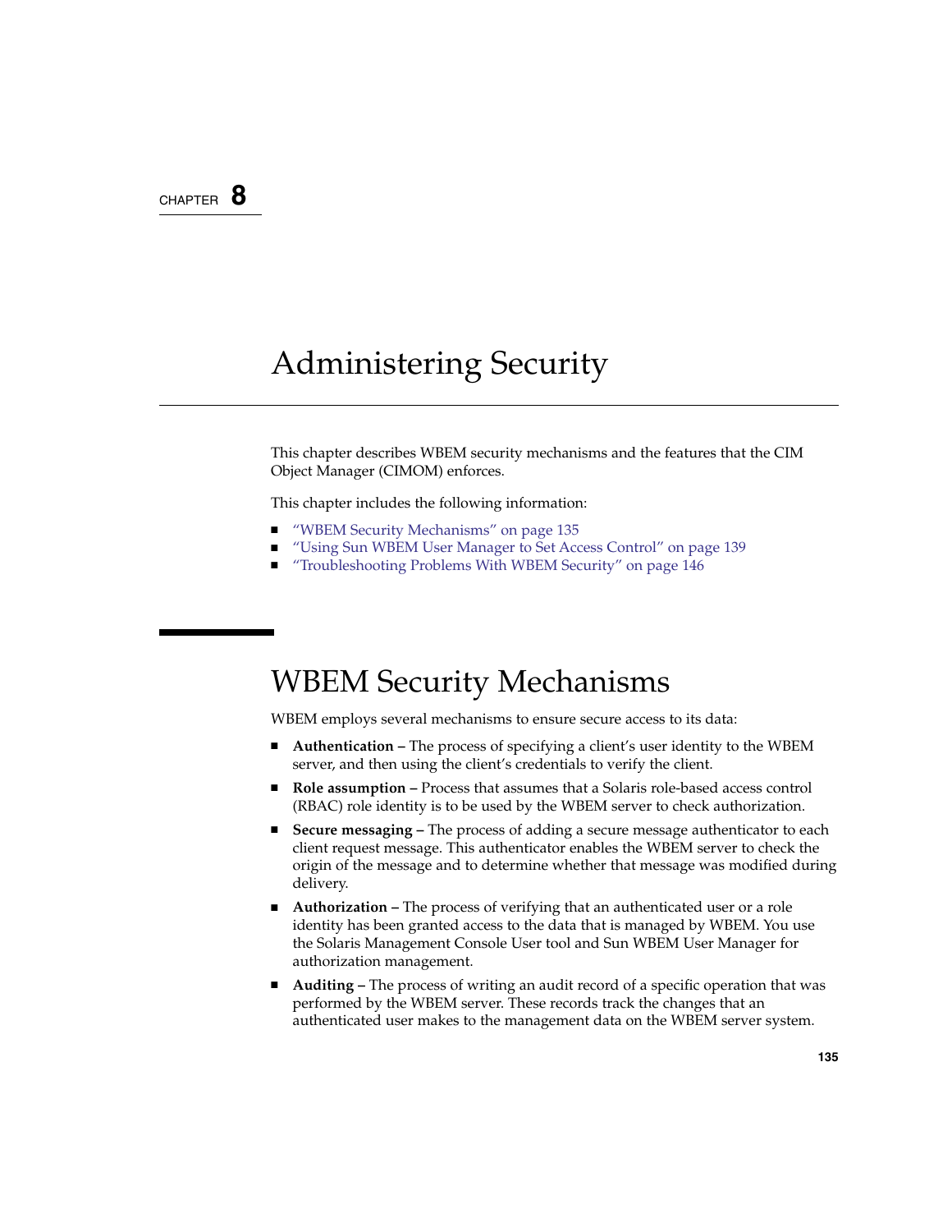CHAPTER 8

# Administering Security

This chapter describes WBEM security mechanisms and the features that the CIM Object Manager (CIMOM) enforces.

This chapter includes the following information:

- "WBEM Security Mechanisms" on page 135
- "Using Sun WBEM User Manager to Set Access Control" on page 139
- "Troubleshooting Problems With WBEM Security" on page 146

## WBEM Security Mechanisms

WBEM employs several mechanisms to ensure secure access to its data:

- **Authentication –** The process of specifying a client's user identity to the WBEM server, and then using the client's credentials to verify the client.
- **Role assumption –** Process that assumes that a Solaris role-based access control (RBAC) role identity is to be used by the WBEM server to check authorization.
- **Secure messaging –** The process of adding a secure message authenticator to each client request message. This authenticator enables the WBEM server to check the origin of the message and to determine whether that message was modified during delivery.
- **Authorization –** The process of verifying that an authenticated user or a role identity has been granted access to the data that is managed by WBEM. You use the Solaris Management Console User tool and Sun WBEM User Manager for authorization management.
- **Auditing –** The process of writing an audit record of a specific operation that was performed by the WBEM server. These records track the changes that an authenticated user makes to the management data on the WBEM server system.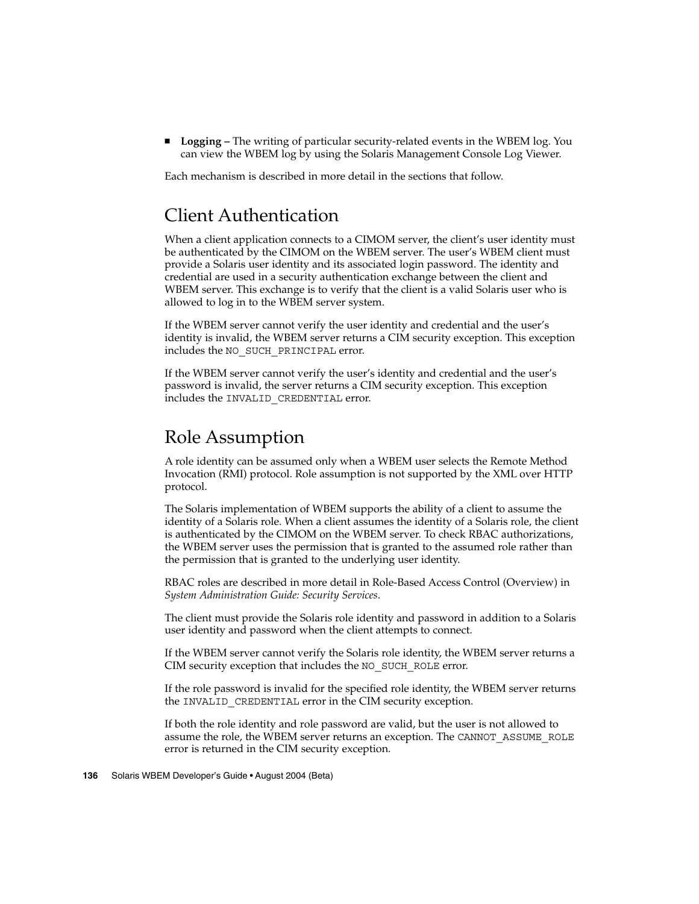- **Logging –** The writing of particular security-related events in the WBEM log. You can view the WBEM log by using the Solaris Management Console Log Viewer.

Each mechanism is described in more detail in the sections that follow.

## Client Authentication

When a client application connects to a CIMOM server, the client's user identity must be authenticated by the CIMOM on the WBEM server. The user's WBEM client must provide a Solaris user identity and its associated login password. The identity and credential are used in a security authentication exchange between the client and WBEM server. This exchange is to verify that the client is a valid Solaris user who is allowed to log in to the WBEM server system.

If the WBEM server cannot verify the user identity and credential and the user's identity is invalid, the WBEM server returns a CIM security exception. This exception includes the `NO_SUCH_PRINCIPAL` error.

If the WBEM server cannot verify the user's identity and credential and the user's password is invalid, the server returns a CIM security exception. This exception includes the `INVALID_CREDENTIAL` error.

## Role Assumption

A role identity can be assumed only when a WBEM user selects the Remote Method Invocation (RMI) protocol. Role assumption is not supported by the XML over HTTP protocol.

The Solaris implementation of WBEM supports the ability of a client to assume the identity of a Solaris role. When a client assumes the identity of a Solaris role, the client is authenticated by the CIMOM on the WBEM server. To check RBAC authorizations, the WBEM server uses the permission that is granted to the assumed role rather than the permission that is granted to the underlying user identity.

RBAC roles are described in more detail in Role-Based Access Control (Overview) in *System Administration Guide: Security Services*.

The client must provide the Solaris role identity and password in addition to a Solaris user identity and password when the client attempts to connect.

If the WBEM server cannot verify the Solaris role identity, the WBEM server returns a CIM security exception that includes the `NO_SUCH_ROLE` error.

If the role password is invalid for the specified role identity, the WBEM server returns the `INVALID_CREDENTIAL` error in the CIM security exception.

If both the role identity and role password are valid, but the user is not allowed to assume the role, the WBEM server returns an exception. The `CANNOT_ASSUME_ROLE` error is returned in the CIM security exception.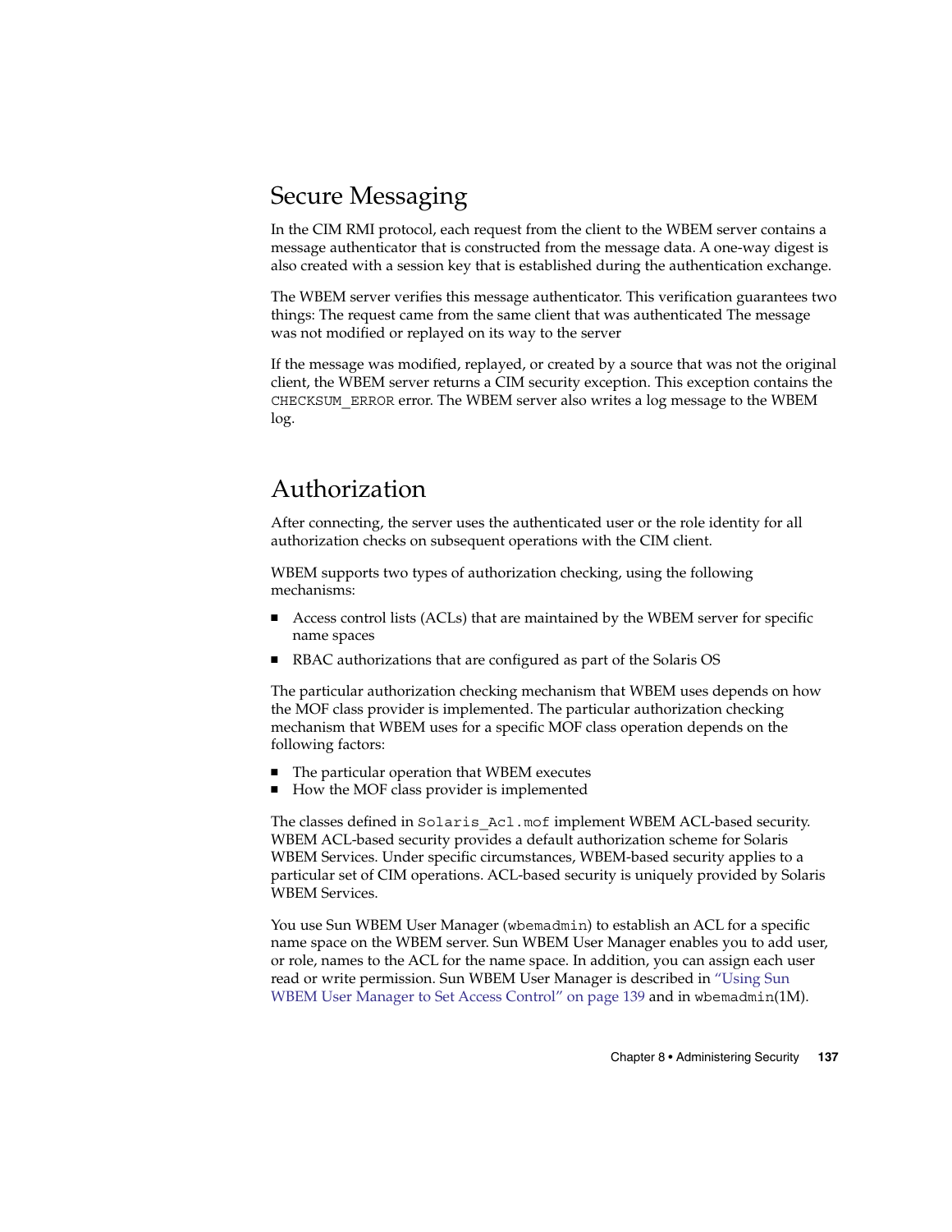## Secure Messaging

In the CIM RMI protocol, each request from the client to the WBEM server contains a message authenticator that is constructed from the message data. A one-way digest is also created with a session key that is established during the authentication exchange.

The WBEM server verifies this message authenticator. This verification guarantees two things: The request came from the same client that was authenticated The message was not modified or replayed on its way to the server

If the message was modified, replayed, or created by a source that was not the original client, the WBEM server returns a CIM security exception. This exception contains the `CHECKSUM_ERROR` error. The WBEM server also writes a log message to the WBEM log.

## Authorization

After connecting, the server uses the authenticated user or the role identity for all authorization checks on subsequent operations with the CIM client.

WBEM supports two types of authorization checking, using the following mechanisms:

- Access control lists (ACLs) that are maintained by the WBEM server for specific name spaces
- RBAC authorizations that are configured as part of the Solaris OS

The particular authorization checking mechanism that WBEM uses depends on how the MOF class provider is implemented. The particular authorization checking mechanism that WBEM uses for a specific MOF class operation depends on the following factors:

- The particular operation that WBEM executes
- How the MOF class provider is implemented

The classes defined in `Solaris_Acl.mof` implement WBEM ACL-based security. WBEM ACL-based security provides a default authorization scheme for Solaris WBEM Services. Under specific circumstances, WBEM-based security applies to a particular set of CIM operations. ACL-based security is uniquely provided by Solaris WBEM Services.

You use Sun WBEM User Manager (`wbemadmin`) to establish an ACL for a specific name space on the WBEM server. Sun WBEM User Manager enables you to add user, or role, names to the ACL for the name space. In addition, you can assign each user read or write permission. Sun WBEM User Manager is described in "Using Sun WBEM User Manager to Set Access Control" on page 139 and in `wbemadmin`(1M).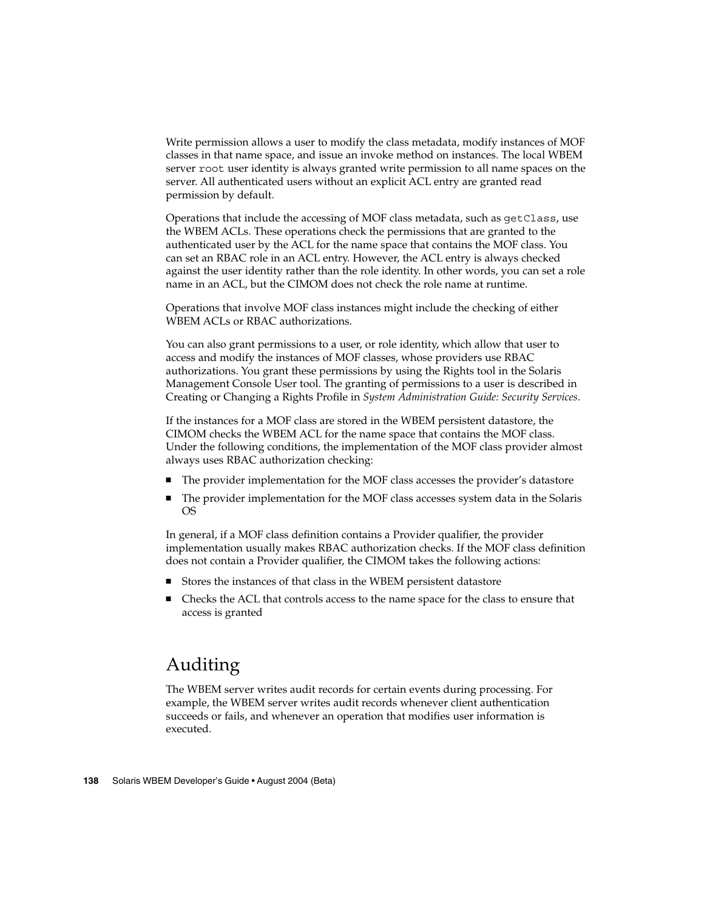Write permission allows a user to modify the class metadata, modify instances of MOF classes in that name space, and issue an invoke method on instances. The local WBEM server `root` user identity is always granted write permission to all name spaces on the server. All authenticated users without an explicit ACL entry are granted read permission by default.

Operations that include the accessing of MOF class metadata, such as `getClass`, use the WBEM ACLs. These operations check the permissions that are granted to the authenticated user by the ACL for the name space that contains the MOF class. You can set an RBAC role in an ACL entry. However, the ACL entry is always checked against the user identity rather than the role identity. In other words, you can set a role name in an ACL, but the CIMOM does not check the role name at runtime.

Operations that involve MOF class instances might include the checking of either WBEM ACLs or RBAC authorizations.

You can also grant permissions to a user, or role identity, which allow that user to access and modify the instances of MOF classes, whose providers use RBAC authorizations. You grant these permissions by using the Rights tool in the Solaris Management Console User tool. The granting of permissions to a user is described in Creating or Changing a Rights Profile in *System Administration Guide: Security Services*.

If the instances for a MOF class are stored in the WBEM persistent datastore, the CIMOM checks the WBEM ACL for the name space that contains the MOF class. Under the following conditions, the implementation of the MOF class provider almost always uses RBAC authorization checking:

- The provider implementation for the MOF class accesses the provider's datastore
- The provider implementation for the MOF class accesses system data in the Solaris OS

In general, if a MOF class definition contains a Provider qualifier, the provider implementation usually makes RBAC authorization checks. If the MOF class definition does not contain a Provider qualifier, the CIMOM takes the following actions:

- Stores the instances of that class in the WBEM persistent datastore
- Checks the ACL that controls access to the name space for the class to ensure that access is granted

## Auditing

The WBEM server writes audit records for certain events during processing. For example, the WBEM server writes audit records whenever client authentication succeeds or fails, and whenever an operation that modifies user information is executed.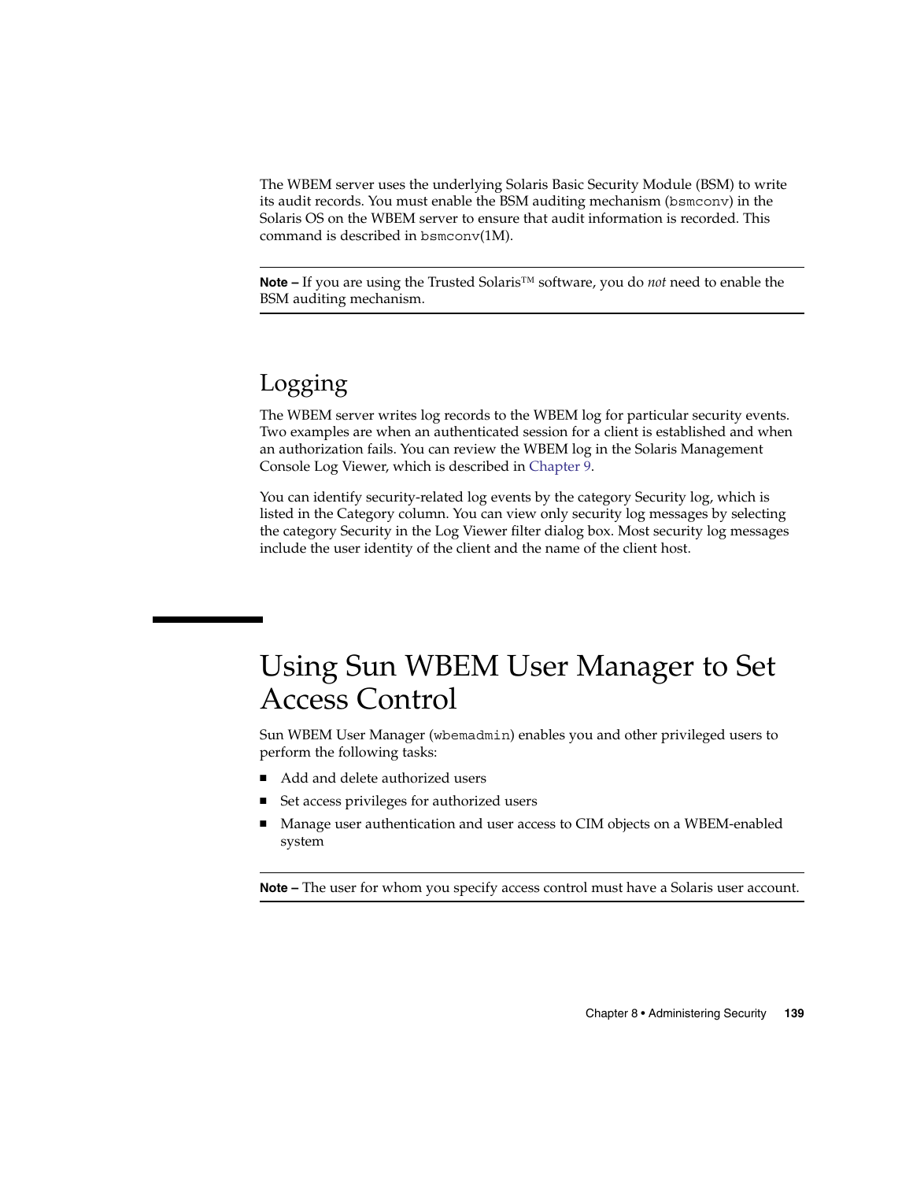The WBEM server uses the underlying Solaris Basic Security Module (BSM) to write its audit records. You must enable the BSM auditing mechanism (`bsmconv`) in the Solaris OS on the WBEM server to ensure that audit information is recorded. This command is described in `bsmconv`(1M).

---

**Note –** If you are using the Trusted Solaris™ software, you do *not* need to enable the BSM auditing mechanism.

---

## Logging

The WBEM server writes log records to the WBEM log for particular security events. Two examples are when an authenticated session for a client is established and when an authorization fails. You can review the WBEM log in the Solaris Management Console Log Viewer, which is described in Chapter 9.

You can identify security-related log events by the category Security log, which is listed in the Category column. You can view only security log messages by selecting the category Security in the Log Viewer filter dialog box. Most security log messages include the user identity of the client and the name of the client host.

# Using Sun WBEM User Manager to Set Access Control

Sun WBEM User Manager (`wbemadmin`) enables you and other privileged users to perform the following tasks:

- Add and delete authorized users
- Set access privileges for authorized users
- Manage user authentication and user access to CIM objects on a WBEM-enabled system

---

**Note –** The user for whom you specify access control must have a Solaris user account.

---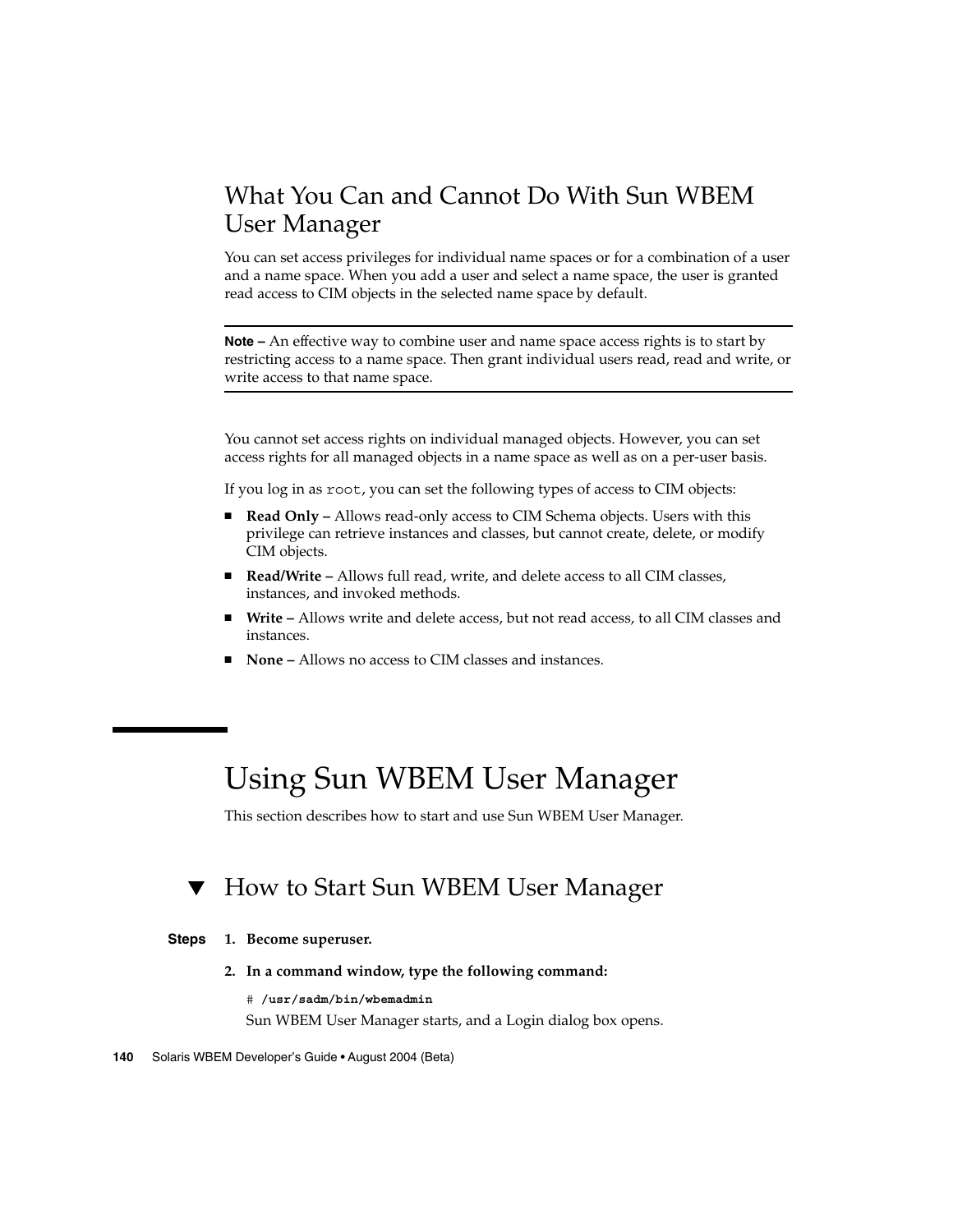## What You Can and Cannot Do With Sun WBEM User Manager

You can set access privileges for individual name spaces or for a combination of a user and a name space. When you add a user and select a name space, the user is granted read access to CIM objects in the selected name space by default.

---

**Note –** An effective way to combine user and name space access rights is to start by restricting access to a name space. Then grant individual users read, read and write, or write access to that name space.

---

You cannot set access rights on individual managed objects. However, you can set access rights for all managed objects in a name space as well as on a per-user basis.

If you log in as `root`, you can set the following types of access to CIM objects:

- **Read Only –** Allows read-only access to CIM Schema objects. Users with this privilege can retrieve instances and classes, but cannot create, delete, or modify CIM objects.
- **Read/Write –** Allows full read, write, and delete access to all CIM classes, instances, and invoked methods.
- **Write –** Allows write and delete access, but not read access, to all CIM classes and instances.
- **None –** Allows no access to CIM classes and instances.

# Using Sun WBEM User Manager

This section describes how to start and use Sun WBEM User Manager.

## ▼ How to Start Sun WBEM User Manager

**Steps**

1. **Become superuser.**
2. **In a command window, type the following command:**

   ```
   # /usr/sadm/bin/wbemadmin
   ```

   Sun WBEM User Manager starts, and a Login dialog box opens.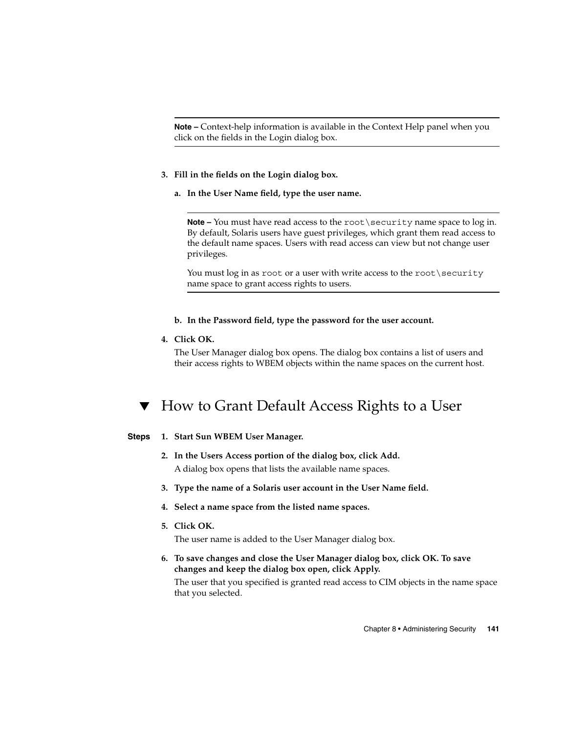**Note –** Context-help information is available in the Context Help panel when you click on the fields in the Login dialog box.

3. **Fill in the fields on the Login dialog box.**

   a. **In the User Name field, type the user name.**

      **Note –** You must have read access to the `root\security` name space to log in. By default, Solaris users have guest privileges, which grant them read access to the default name spaces. Users with read access can view but not change user privileges.

      You must log in as `root` or a user with write access to the `root\security` name space to grant access rights to users.

   b. **In the Password field, type the password for the user account.**

4. **Click OK.**

   The User Manager dialog box opens. The dialog box contains a list of users and their access rights to WBEM objects within the name spaces on the current host.

## ▼ How to Grant Default Access Rights to a User

**Steps**

1. **Start Sun WBEM User Manager.**
2. **In the Users Access portion of the dialog box, click Add.**

   A dialog box opens that lists the available name spaces.
3. **Type the name of a Solaris user account in the User Name field.**
4. **Select a name space from the listed name spaces.**
5. **Click OK.**

   The user name is added to the User Manager dialog box.
6. **To save changes and close the User Manager dialog box, click OK. To save changes and keep the dialog box open, click Apply.**

   The user that you specified is granted read access to CIM objects in the name space that you selected.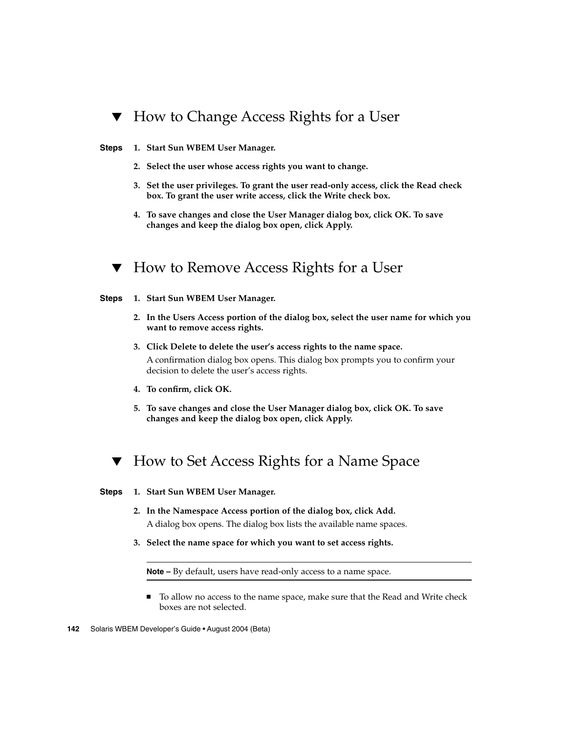## ▼ How to Change Access Rights for a User

**Steps**

1. **Start Sun WBEM User Manager.**
2. **Select the user whose access rights you want to change.**
3. **Set the user privileges. To grant the user read-only access, click the Read check box. To grant the user write access, click the Write check box.**
4. **To save changes and close the User Manager dialog box, click OK. To save changes and keep the dialog box open, click Apply.**

## ▼ How to Remove Access Rights for a User

**Steps**

1. **Start Sun WBEM User Manager.**
2. **In the Users Access portion of the dialog box, select the user name for which you want to remove access rights.**
3. **Click Delete to delete the user's access rights to the name space.**

   A confirmation dialog box opens. This dialog box prompts you to confirm your decision to delete the user's access rights.
4. **To confirm, click OK.**
5. **To save changes and close the User Manager dialog box, click OK. To save changes and keep the dialog box open, click Apply.**

## ▼ How to Set Access Rights for a Name Space

**Steps**

1. **Start Sun WBEM User Manager.**
2. **In the Namespace Access portion of the dialog box, click Add.**

   A dialog box opens. The dialog box lists the available name spaces.
3. **Select the name space for which you want to set access rights.**

   ---

   **Note –** By default, users have read-only access to a name space.

   ---

   - To allow no access to the name space, make sure that the Read and Write check boxes are not selected.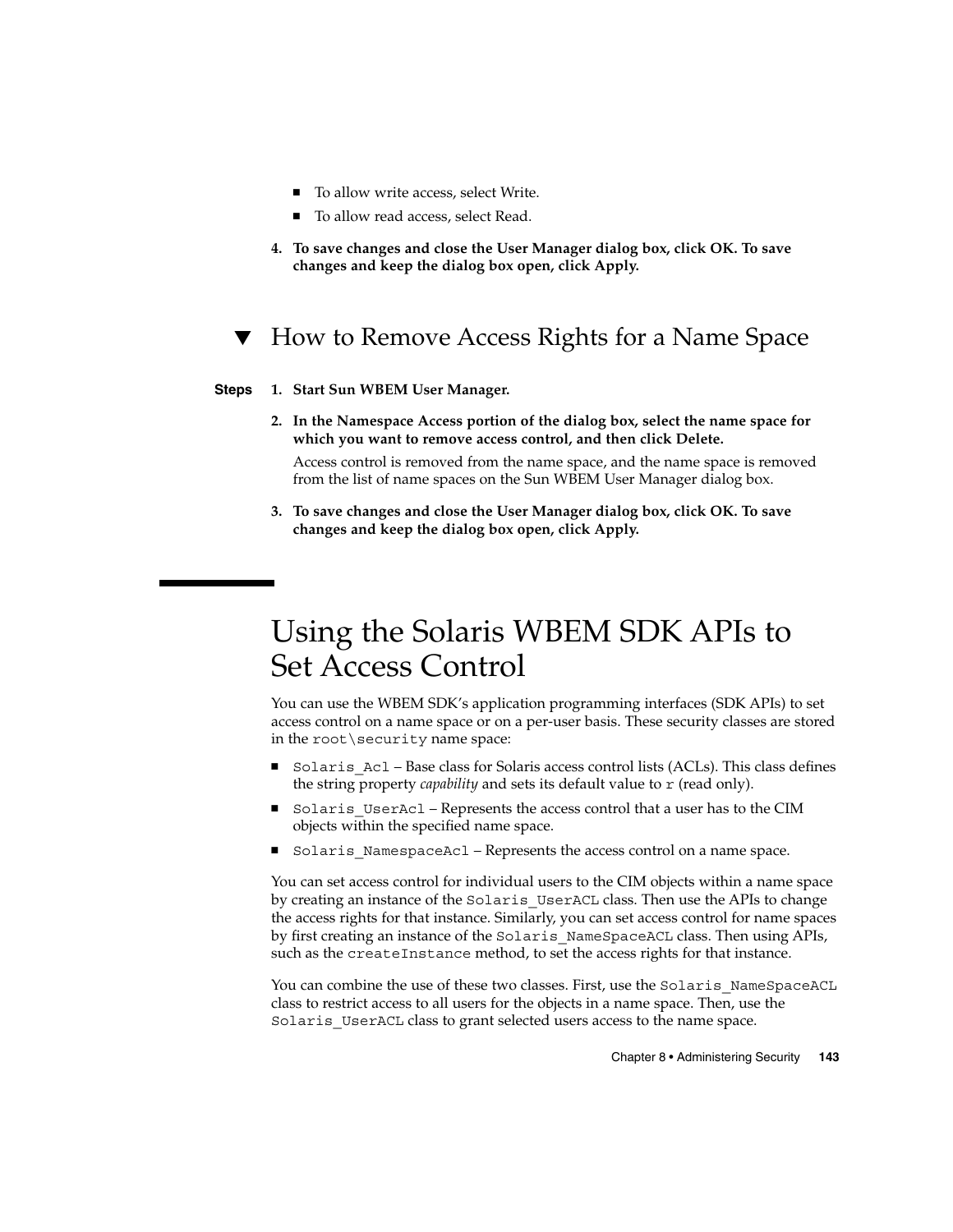- To allow write access, select Write.
- To allow read access, select Read.

4. **To save changes and close the User Manager dialog box, click OK. To save changes and keep the dialog box open, click Apply.**

## ▼ How to Remove Access Rights for a Name Space

**Steps**

1. **Start Sun WBEM User Manager.**
2. **In the Namespace Access portion of the dialog box, select the name space for which you want to remove access control, and then click Delete.**

   Access control is removed from the name space, and the name space is removed from the list of name spaces on the Sun WBEM User Manager dialog box.

3. **To save changes and close the User Manager dialog box, click OK. To save changes and keep the dialog box open, click Apply.**

# Using the Solaris WBEM SDK APIs to Set Access Control

You can use the WBEM SDK's application programming interfaces (SDK APIs) to set access control on a name space or on a per-user basis. These security classes are stored in the `root\security` name space:

- `Solaris_Acl` – Base class for Solaris access control lists (ACLs). This class defines the string property *capability* and sets its default value to `r` (read only).
- `Solaris_UserAcl` – Represents the access control that a user has to the CIM objects within the specified name space.
- `Solaris_NamespaceAcl` – Represents the access control on a name space.

You can set access control for individual users to the CIM objects within a name space by creating an instance of the `Solaris_UserACL` class. Then use the APIs to change the access rights for that instance. Similarly, you can set access control for name spaces by first creating an instance of the `Solaris_NameSpaceACL` class. Then using APIs, such as the `createInstance` method, to set the access rights for that instance.

You can combine the use of these two classes. First, use the `Solaris_NameSpaceACL` class to restrict access to all users for the objects in a name space. Then, use the `Solaris_UserACL` class to grant selected users access to the name space.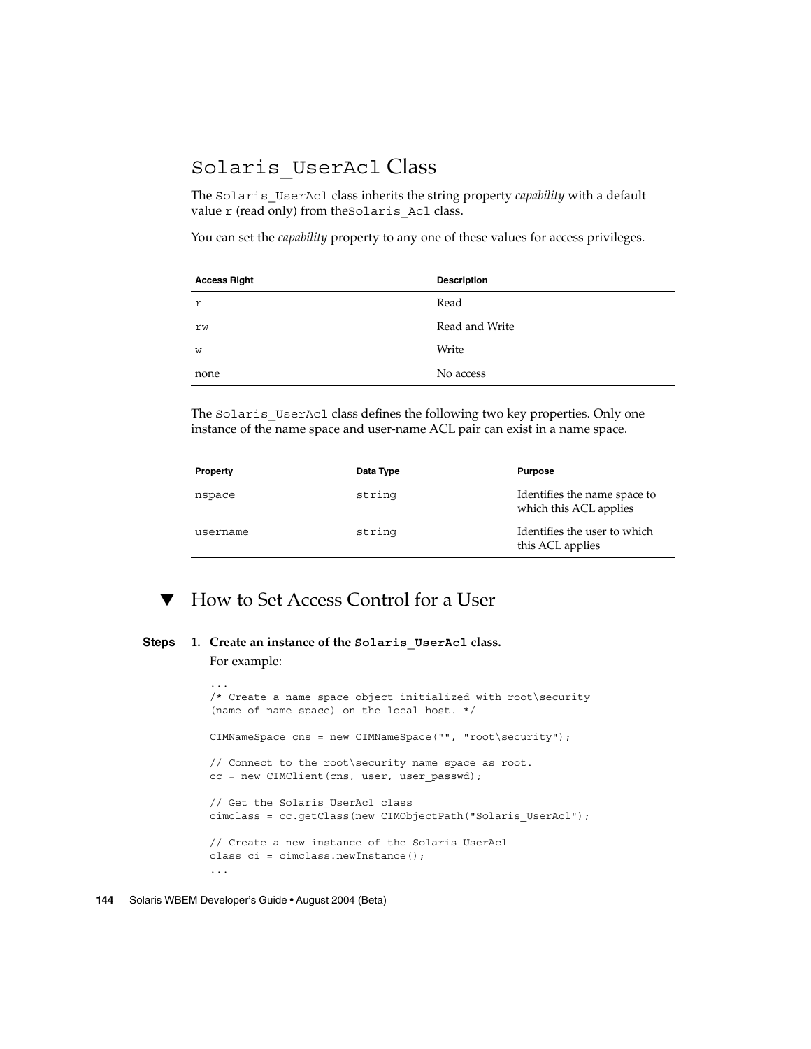## Solaris_UserAcl Class

The Solaris_UserAcl class inherits the string property *capability* with a default value r (read only) from theSolaris_Acl class.

You can set the *capability* property to any one of these values for access privileges.

| Access Right | Description |
| --- | --- |
| r | Read |
| rw | Read and Write |
| w | Write |
| none | No access |

The Solaris_UserAcl class defines the following two key properties. Only one instance of the name space and user-name ACL pair can exist in a name space.

| Property | Data Type | Purpose |
| --- | --- | --- |
| nspace | string | Identifies the name space to which this ACL applies |
| username | string | Identifies the user to which this ACL applies |

### ▼ How to Set Access Control for a User

**Steps**

1. **Create an instance of the Solaris_UserAcl class.**

   For example:

   ```
   ...
   /* Create a name space object initialized with root\security
   (name of name space) on the local host. */

   CIMNameSpace cns = new CIMNameSpace("", "root\security");

   // Connect to the root\security name space as root.
   cc = new CIMClient(cns, user, user_passwd);

   // Get the Solaris_UserAcl class
   cimclass = cc.getClass(new CIMObjectPath("Solaris_UserAcl");

   // Create a new instance of the Solaris_UserAcl
   class ci = cimclass.newInstance();
   ...
   ```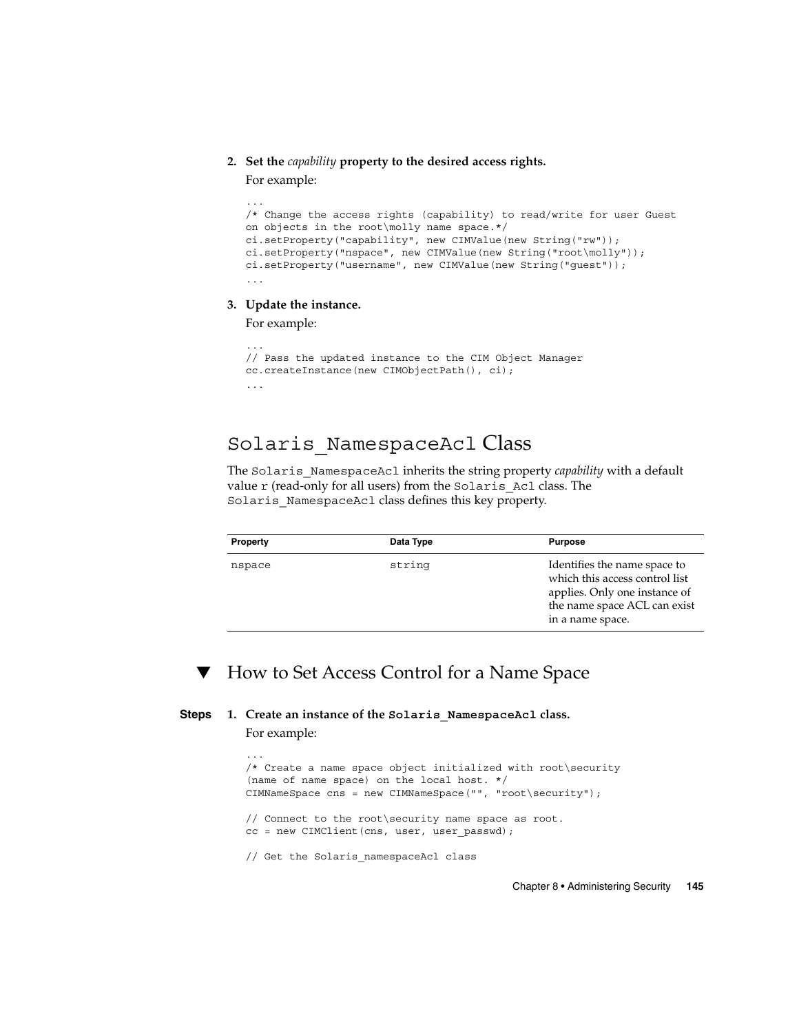2. **Set the *capability* property to the desired access rights.**

   For example:

```
...
/* Change the access rights (capability) to read/write for user Guest
on objects in the root\molly name space.*/
ci.setProperty("capability", new CIMValue(new String("rw"));
ci.setProperty("nspace", new CIMValue(new String("root\molly"));
ci.setProperty("username", new CIMValue(new String("guest"));
...
```

3. **Update the instance.**

   For example:

```
...
// Pass the updated instance to the CIM Object Manager
cc.createInstance(new CIMObjectPath(), ci);
...
```

## `Solaris_NamespaceAcl` Class

The `Solaris_NamespaceAcl` inherits the string property *capability* with a default value `r` (read-only for all users) from the `Solaris_Acl` class. The `Solaris_NamespaceAcl` class defines this key property.

| Property | Data Type | Purpose |
| --- | --- | --- |
| `nspace` | `string` | Identifies the name space to which this access control list applies. Only one instance of the name space ACL can exist in a name space. |

## ▼ How to Set Access Control for a Name Space

**Steps**

1. **Create an instance of the `Solaris_NamespaceAcl` class.**

   For example:

```
...
/* Create a name space object initialized with root\security
(name of name space) on the local host. */
CIMNameSpace cns = new CIMNameSpace("", "root\security");

// Connect to the root\security name space as root.
cc = new CIMClient(cns, user, user_passwd);

// Get the Solaris_namespaceAcl class
```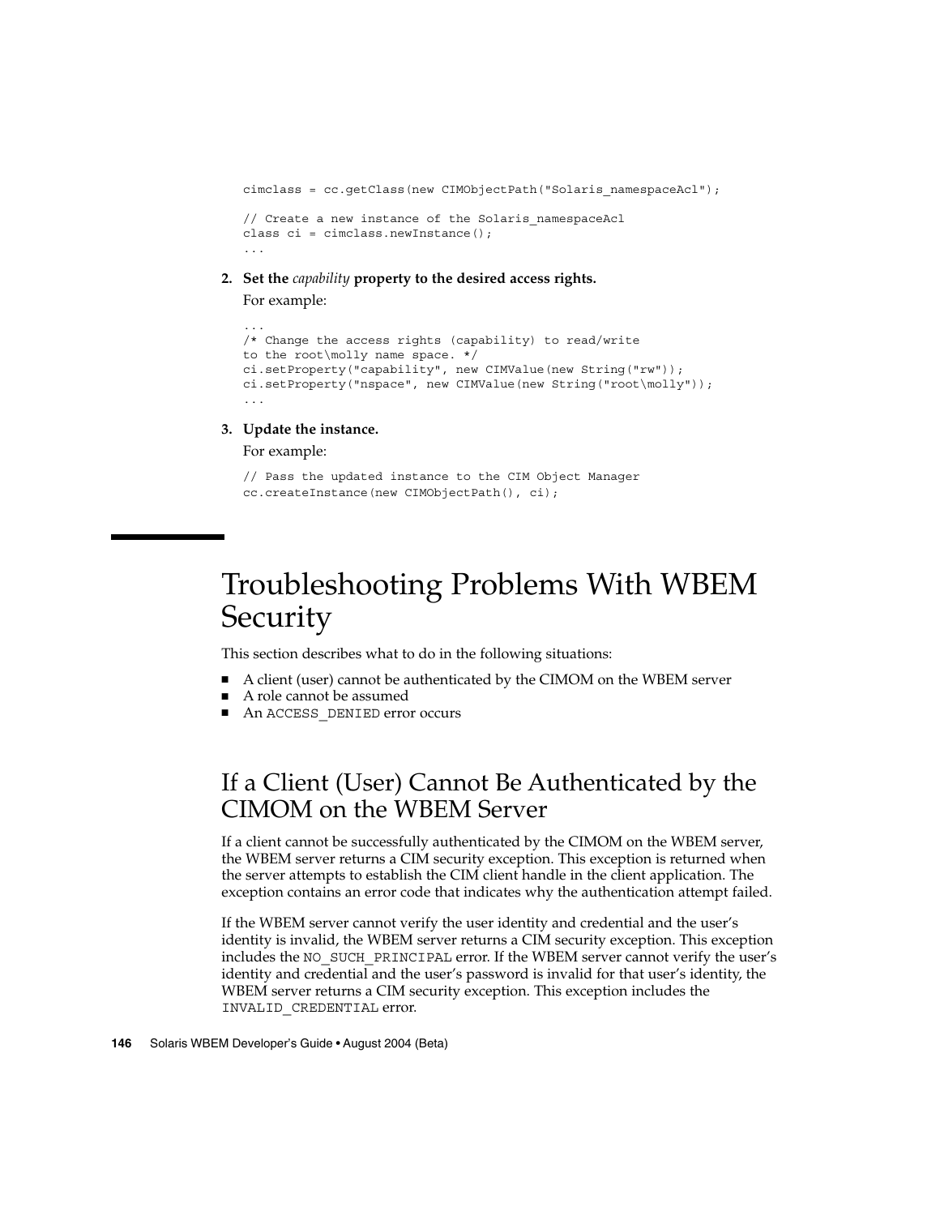```
cimclass = cc.getClass(new CIMObjectPath("Solaris_namespaceAcl");

// Create a new instance of the Solaris_namespaceAcl
class ci = cimclass.newInstance();
...
```

2. **Set the *capability* property to the desired access rights.**

   For example:

```
...
/* Change the access rights (capability) to read/write
to the root\molly name space. */
ci.setProperty("capability", new CIMValue(new String("rw"));
ci.setProperty("nspace", new CIMValue(new String("root\molly"));
...
```

3. **Update the instance.**

   For example:

```
// Pass the updated instance to the CIM Object Manager
cc.createInstance(new CIMObjectPath(), ci);
```

# Troubleshooting Problems With WBEM Security

This section describes what to do in the following situations:

- A client (user) cannot be authenticated by the CIMOM on the WBEM server
- A role cannot be assumed
- An ACCESS_DENIED error occurs

## If a Client (User) Cannot Be Authenticated by the CIMOM on the WBEM Server

If a client cannot be successfully authenticated by the CIMOM on the WBEM server, the WBEM server returns a CIM security exception. This exception is returned when the server attempts to establish the CIM client handle in the client application. The exception contains an error code that indicates why the authentication attempt failed.

If the WBEM server cannot verify the user identity and credential and the user's identity is invalid, the WBEM server returns a CIM security exception. This exception includes the NO_SUCH_PRINCIPAL error. If the WBEM server cannot verify the user's identity and credential and the user's password is invalid for that user's identity, the WBEM server returns a CIM security exception. This exception includes the INVALID_CREDENTIAL error.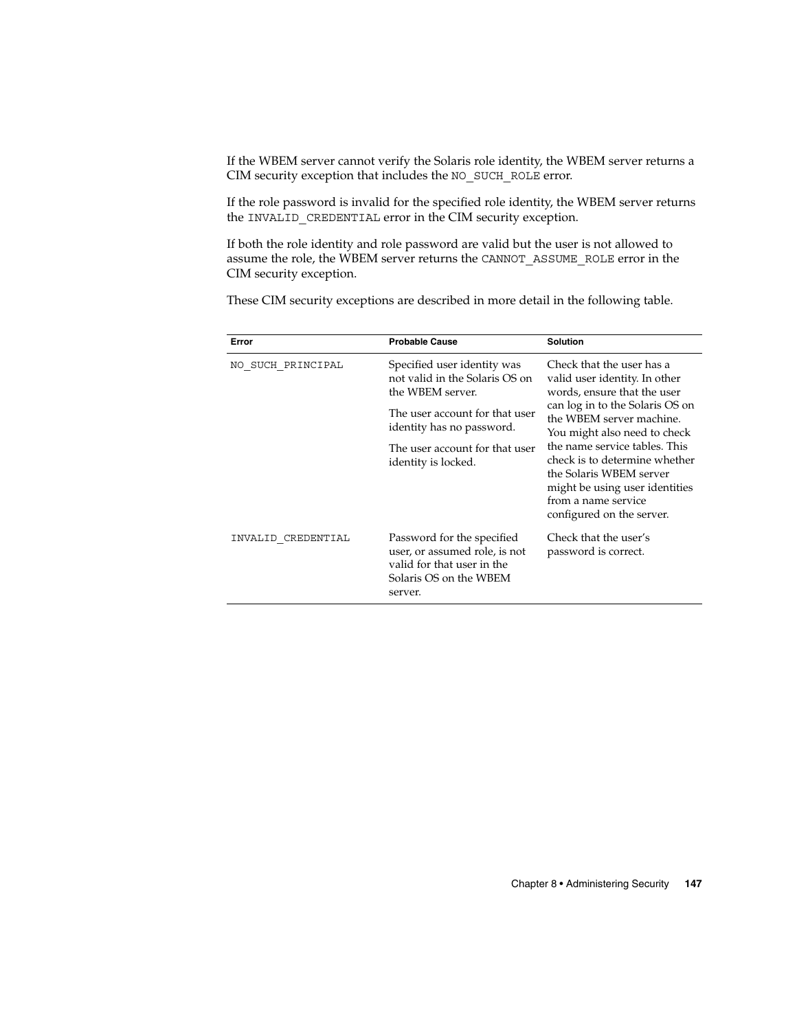If the WBEM server cannot verify the Solaris role identity, the WBEM server returns a CIM security exception that includes the NO_SUCH_ROLE error.

If the role password is invalid for the specified role identity, the WBEM server returns the INVALID_CREDENTIAL error in the CIM security exception.

If both the role identity and role password are valid but the user is not allowed to assume the role, the WBEM server returns the CANNOT_ASSUME_ROLE error in the CIM security exception.

These CIM security exceptions are described in more detail in the following table.

| Error | Probable Cause | Solution |
| --- | --- | --- |
| NO_SUCH_PRINCIPAL | Specified user identity was not valid in the Solaris OS on the WBEM server.<br><br>The user account for that user identity has no password.<br><br>The user account for that user identity is locked. | Check that the user has a valid user identity. In other words, ensure that the user can log in to the Solaris OS on the WBEM server machine. You might also need to check the name service tables. This check is to determine whether the Solaris WBEM server might be using user identities from a name service configured on the server. |
| INVALID_CREDENTIAL | Password for the specified user, or assumed role, is not valid for that user in the Solaris OS on the WBEM server. | Check that the user's password is correct. |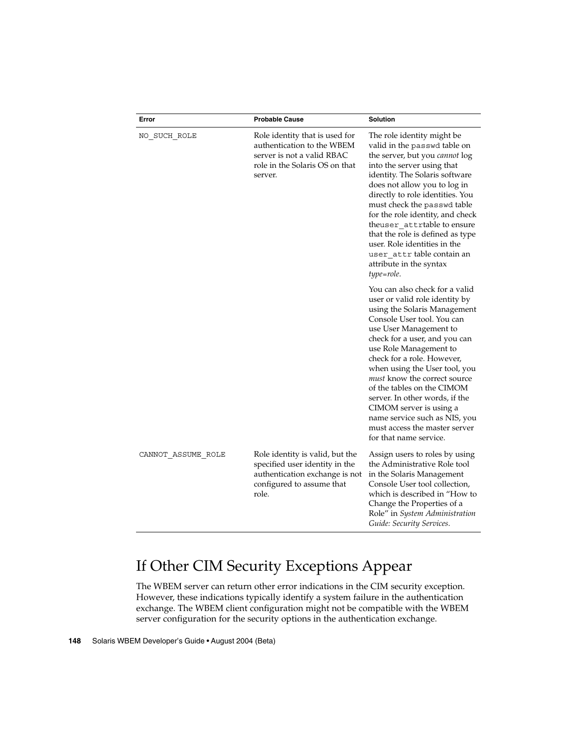| Error | Probable Cause | Solution |
| --- | --- | --- |
| `NO_SUCH_ROLE` | Role identity that is used for authentication to the WBEM server is not a valid RBAC role in the Solaris OS on that server. | The role identity might be valid in the `passwd` table on the server, but you *cannot* log into the server using that identity. The Solaris software does not allow you to log in directly to role identities. You must check the `passwd` table for the role identity, and check the`user_attr`table to ensure that the role is defined as type user. Role identities in the `user_attr` table contain an attribute in the syntax *type=role*.<br><br>You can also check for a valid user or valid role identity by using the Solaris Management Console User tool. You can use User Management to check for a user, and you can use Role Management to check for a role. However, when using the User tool, you *must* know the correct source of the tables on the CIMOM server. In other words, if the CIMOM server is using a name service such as NIS, you must access the master server for that name service. |
| `CANNOT_ASSUME_ROLE` | Role identity is valid, but the specified user identity in the authentication exchange is not configured to assume that role. | Assign users to roles by using the Administrative Role tool in the Solaris Management Console User tool collection, which is described in "How to Change the Properties of a Role" in *System Administration Guide: Security Services*. |

## If Other CIM Security Exceptions Appear

The WBEM server can return other error indications in the CIM security exception. However, these indications typically identify a system failure in the authentication exchange. The WBEM client configuration might not be compatible with the WBEM server configuration for the security options in the authentication exchange.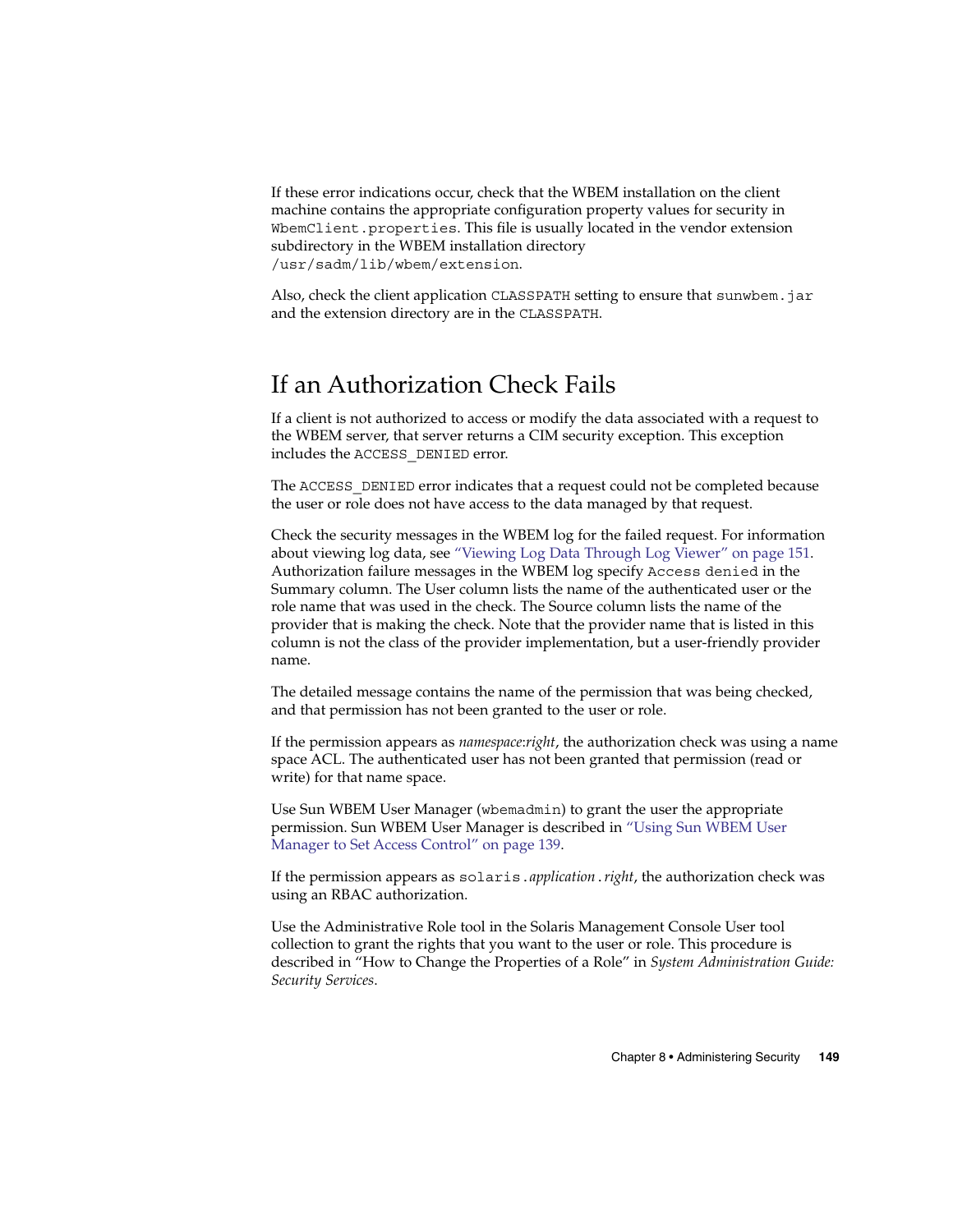If these error indications occur, check that the WBEM installation on the client machine contains the appropriate configuration property values for security in `WbemClient.properties`. This file is usually located in the vendor extension subdirectory in the WBEM installation directory `/usr/sadm/lib/wbem/extension`.

Also, check the client application `CLASSPATH` setting to ensure that `sunwbem.jar` and the extension directory are in the `CLASSPATH`.

## If an Authorization Check Fails

If a client is not authorized to access or modify the data associated with a request to the WBEM server, that server returns a CIM security exception. This exception includes the `ACCESS_DENIED` error.

The `ACCESS_DENIED` error indicates that a request could not be completed because the user or role does not have access to the data managed by that request.

Check the security messages in the WBEM log for the failed request. For information about viewing log data, see "Viewing Log Data Through Log Viewer" on page 151. Authorization failure messages in the WBEM log specify `Access denied` in the Summary column. The User column lists the name of the authenticated user or the role name that was used in the check. The Source column lists the name of the provider that is making the check. Note that the provider name that is listed in this column is not the class of the provider implementation, but a user-friendly provider name.

The detailed message contains the name of the permission that was being checked, and that permission has not been granted to the user or role.

If the permission appears as *namespace*:*right*, the authorization check was using a name space ACL. The authenticated user has not been granted that permission (read or write) for that name space.

Use Sun WBEM User Manager (`wbemadmin`) to grant the user the appropriate permission. Sun WBEM User Manager is described in "Using Sun WBEM User Manager to Set Access Control" on page 139.

If the permission appears as `solaris.`*application*`.`*right*, the authorization check was using an RBAC authorization.

Use the Administrative Role tool in the Solaris Management Console User tool collection to grant the rights that you want to the user or role. This procedure is described in "How to Change the Properties of a Role" in *System Administration Guide: Security Services*.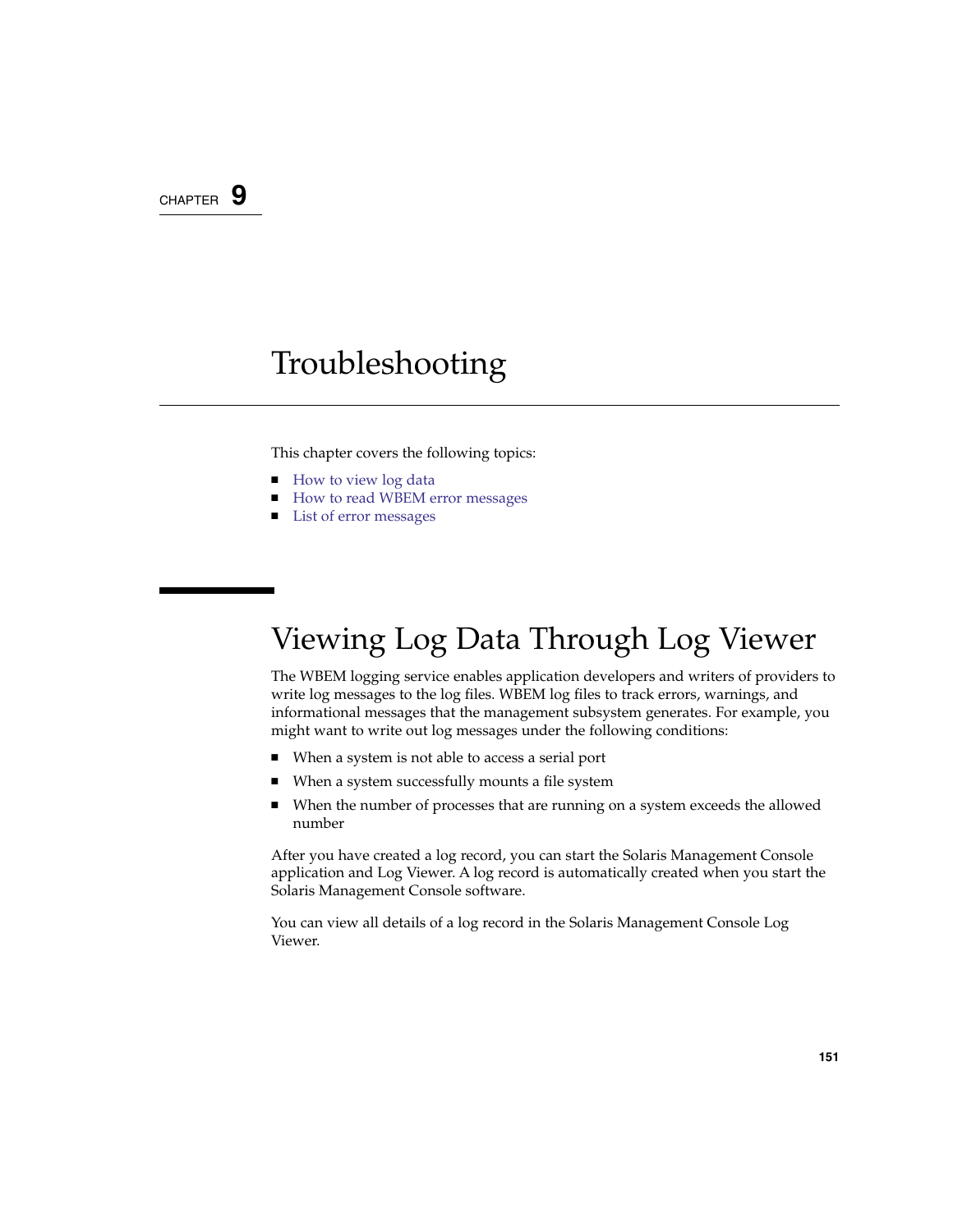CHAPTER 9

# Troubleshooting

This chapter covers the following topics:

- How to view log data
- How to read WBEM error messages
- List of error messages

## Viewing Log Data Through Log Viewer

The WBEM logging service enables application developers and writers of providers to write log messages to the log files. WBEM log files to track errors, warnings, and informational messages that the management subsystem generates. For example, you might want to write out log messages under the following conditions:

- When a system is not able to access a serial port
- When a system successfully mounts a file system
- When the number of processes that are running on a system exceeds the allowed number

After you have created a log record, you can start the Solaris Management Console application and Log Viewer. A log record is automatically created when you start the Solaris Management Console software.

You can view all details of a log record in the Solaris Management Console Log Viewer.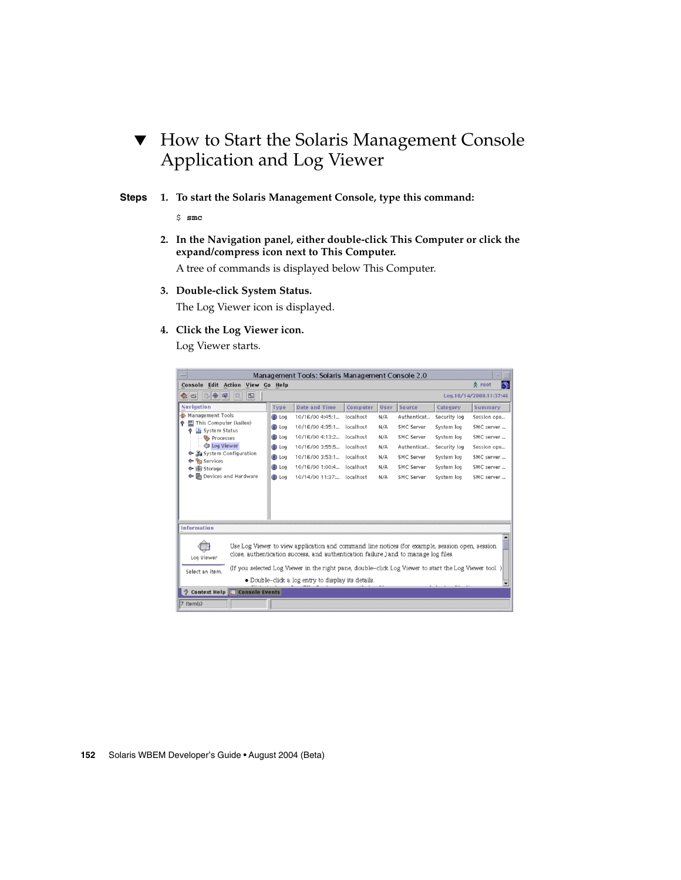# ▼ How to Start the Solaris Management Console Application and Log Viewer

**Steps**

1. **To start the Solaris Management Console, type this command:**

   ```
   $ smc
   ```

2. **In the Navigation panel, either double-click This Computer or click the expand/compress icon next to This Computer.**

   A tree of commands is displayed below This Computer.

3. **Double-click System Status.**

   The Log Viewer icon is displayed.

4. **Click the Log Viewer icon.**

   Log Viewer starts.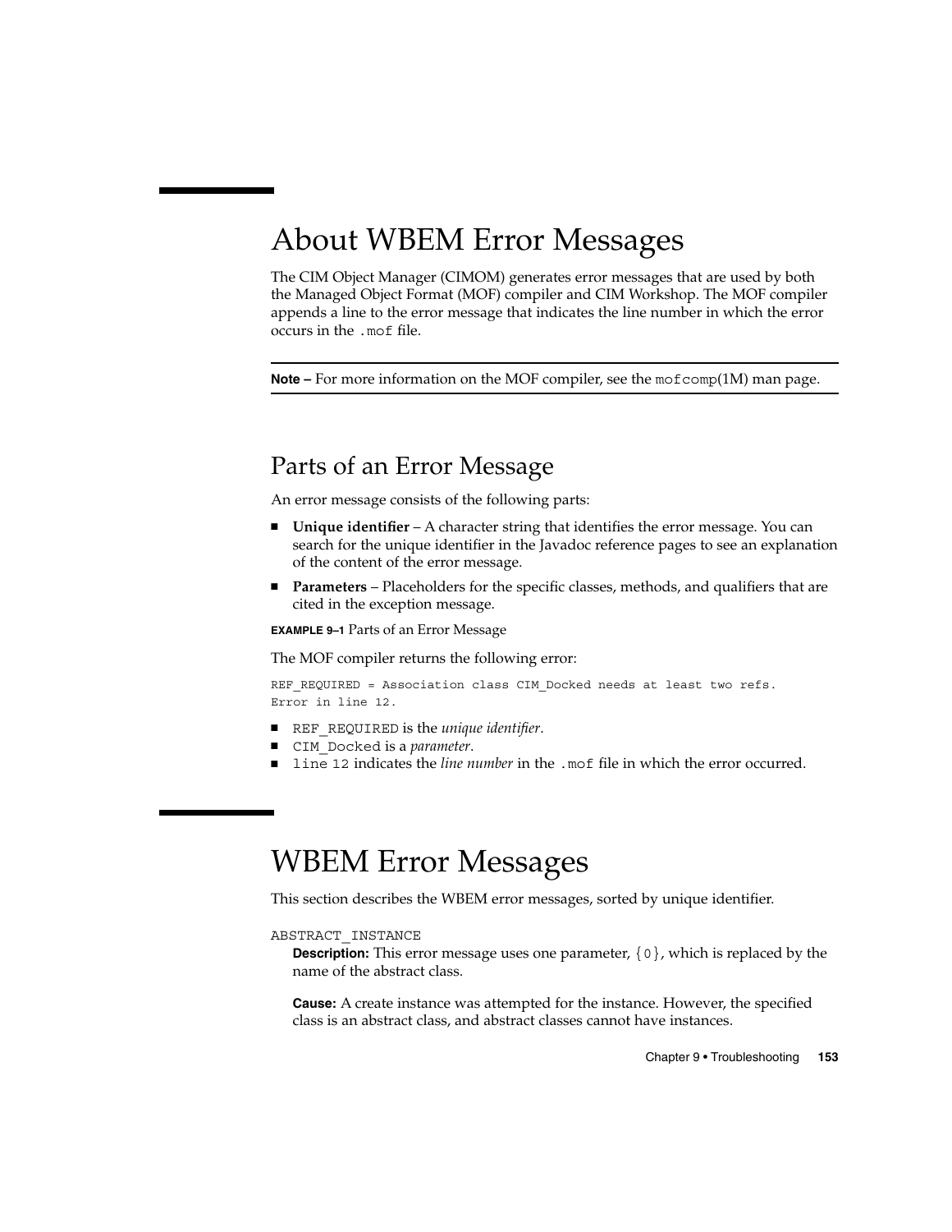# About WBEM Error Messages

The CIM Object Manager (CIMOM) generates error messages that are used by both the Managed Object Format (MOF) compiler and CIM Workshop. The MOF compiler appends a line to the error message that indicates the line number in which the error occurs in the `.mof` file.

---

**Note –** For more information on the MOF compiler, see the `mofcomp`(1M) man page.

---

## Parts of an Error Message

An error message consists of the following parts:

- **Unique identifier** – A character string that identifies the error message. You can search for the unique identifier in the Javadoc reference pages to see an explanation of the content of the error message.
- **Parameters** – Placeholders for the specific classes, methods, and qualifiers that are cited in the exception message.

**EXAMPLE 9–1** Parts of an Error Message

The MOF compiler returns the following error:

```
REF_REQUIRED = Association class CIM_Docked needs at least two refs.
Error in line 12.
```

- `REF_REQUIRED` is the *unique identifier*.
- `CIM_Docked` is a *parameter*.
- `line 12` indicates the *line number* in the `.mof` file in which the error occurred.

# WBEM Error Messages

This section describes the WBEM error messages, sorted by unique identifier.

`ABSTRACT_INSTANCE`

**Description:** This error message uses one parameter, `{0}`, which is replaced by the name of the abstract class.

**Cause:** A create instance was attempted for the instance. However, the specified class is an abstract class, and abstract classes cannot have instances.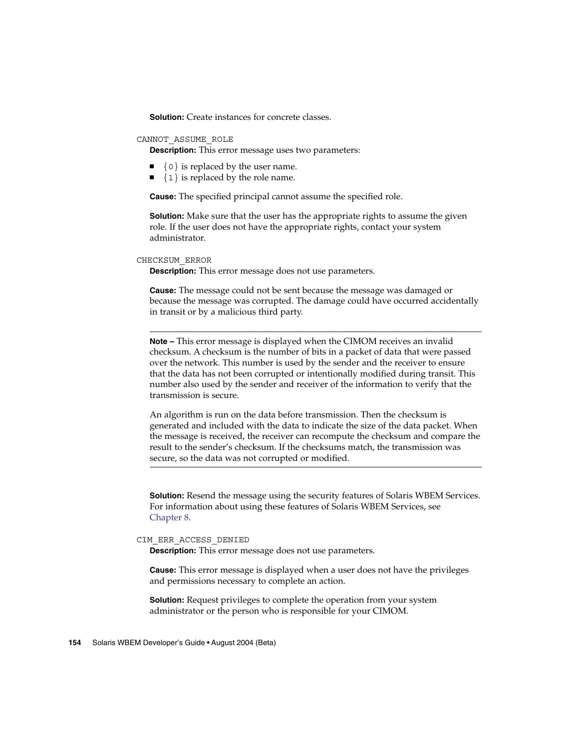**Solution:** Create instances for concrete classes.

`CANNOT_ASSUME_ROLE`

**Description:** This error message uses two parameters:

- `{0}` is replaced by the user name.
- `{1}` is replaced by the role name.

**Cause:** The specified principal cannot assume the specified role.

**Solution:** Make sure that the user has the appropriate rights to assume the given role. If the user does not have the appropriate rights, contact your system administrator.

`CHECKSUM_ERROR`

**Description:** This error message does not use parameters.

**Cause:** The message could not be sent because the message was damaged or because the message was corrupted. The damage could have occurred accidentally in transit or by a malicious third party.

---

**Note –** This error message is displayed when the CIMOM receives an invalid checksum. A checksum is the number of bits in a packet of data that were passed over the network. This number is used by the sender and the receiver to ensure that the data has not been corrupted or intentionally modified during transit. This number also used by the sender and receiver of the information to verify that the transmission is secure.

An algorithm is run on the data before transmission. Then the checksum is generated and included with the data to indicate the size of the data packet. When the message is received, the receiver can recompute the checksum and compare the result to the sender's checksum. If the checksums match, the transmission was secure, so the data was not corrupted or modified.

---

**Solution:** Resend the message using the security features of Solaris WBEM Services. For information about using these features of Solaris WBEM Services, see Chapter 8.

`CIM_ERR_ACCESS_DENIED`

**Description:** This error message does not use parameters.

**Cause:** This error message is displayed when a user does not have the privileges and permissions necessary to complete an action.

**Solution:** Request privileges to complete the operation from your system administrator or the person who is responsible for your CIMOM.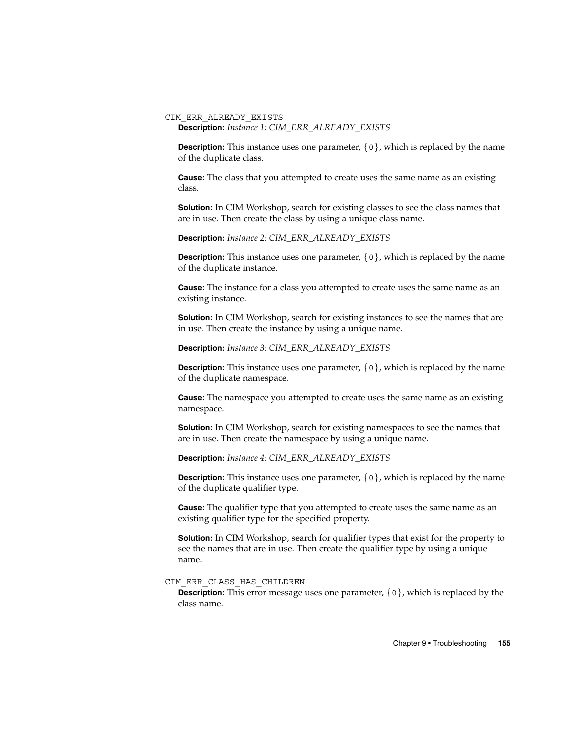`CIM_ERR_ALREADY_EXISTS`

**Description:** *Instance 1: CIM_ERR_ALREADY_EXISTS*

**Description:** This instance uses one parameter, `{0}`, which is replaced by the name of the duplicate class.

**Cause:** The class that you attempted to create uses the same name as an existing class.

**Solution:** In CIM Workshop, search for existing classes to see the class names that are in use. Then create the class by using a unique class name.

**Description:** *Instance 2: CIM_ERR_ALREADY_EXISTS*

**Description:** This instance uses one parameter, `{0}`, which is replaced by the name of the duplicate instance.

**Cause:** The instance for a class you attempted to create uses the same name as an existing instance.

**Solution:** In CIM Workshop, search for existing instances to see the names that are in use. Then create the instance by using a unique name.

**Description:** *Instance 3: CIM_ERR_ALREADY_EXISTS*

**Description:** This instance uses one parameter, `{0}`, which is replaced by the name of the duplicate namespace.

**Cause:** The namespace you attempted to create uses the same name as an existing namespace.

**Solution:** In CIM Workshop, search for existing namespaces to see the names that are in use. Then create the namespace by using a unique name.

**Description:** *Instance 4: CIM_ERR_ALREADY_EXISTS*

**Description:** This instance uses one parameter, `{0}`, which is replaced by the name of the duplicate qualifier type.

**Cause:** The qualifier type that you attempted to create uses the same name as an existing qualifier type for the specified property.

**Solution:** In CIM Workshop, search for qualifier types that exist for the property to see the names that are in use. Then create the qualifier type by using a unique name.

`CIM_ERR_CLASS_HAS_CHILDREN`

**Description:** This error message uses one parameter, `{0}`, which is replaced by the class name.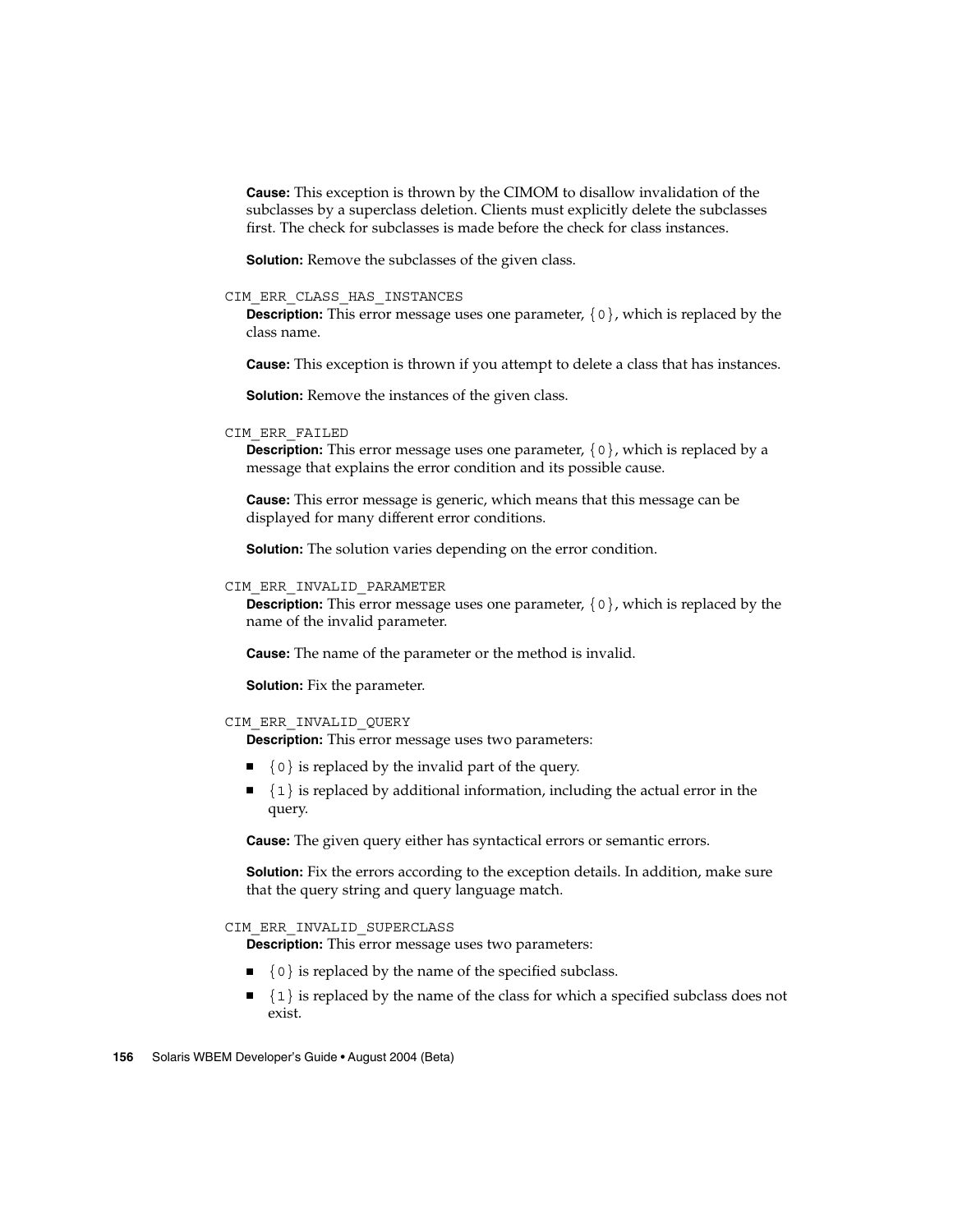**Cause:** This exception is thrown by the CIMOM to disallow invalidation of the subclasses by a superclass deletion. Clients must explicitly delete the subclasses first. The check for subclasses is made before the check for class instances.

**Solution:** Remove the subclasses of the given class.

`CIM_ERR_CLASS_HAS_INSTANCES`

**Description:** This error message uses one parameter, `{0}`, which is replaced by the class name.

**Cause:** This exception is thrown if you attempt to delete a class that has instances.

**Solution:** Remove the instances of the given class.

`CIM_ERR_FAILED`

**Description:** This error message uses one parameter, `{0}`, which is replaced by a message that explains the error condition and its possible cause.

**Cause:** This error message is generic, which means that this message can be displayed for many different error conditions.

**Solution:** The solution varies depending on the error condition.

`CIM_ERR_INVALID_PARAMETER`

**Description:** This error message uses one parameter, `{0}`, which is replaced by the name of the invalid parameter.

**Cause:** The name of the parameter or the method is invalid.

**Solution:** Fix the parameter.

`CIM_ERR_INVALID_QUERY`

**Description:** This error message uses two parameters:

- `{0}` is replaced by the invalid part of the query.
- `{1}` is replaced by additional information, including the actual error in the query.

**Cause:** The given query either has syntactical errors or semantic errors.

**Solution:** Fix the errors according to the exception details. In addition, make sure that the query string and query language match.

`CIM_ERR_INVALID_SUPERCLASS`

**Description:** This error message uses two parameters:

- `{0}` is replaced by the name of the specified subclass.
- `{1}` is replaced by the name of the class for which a specified subclass does not exist.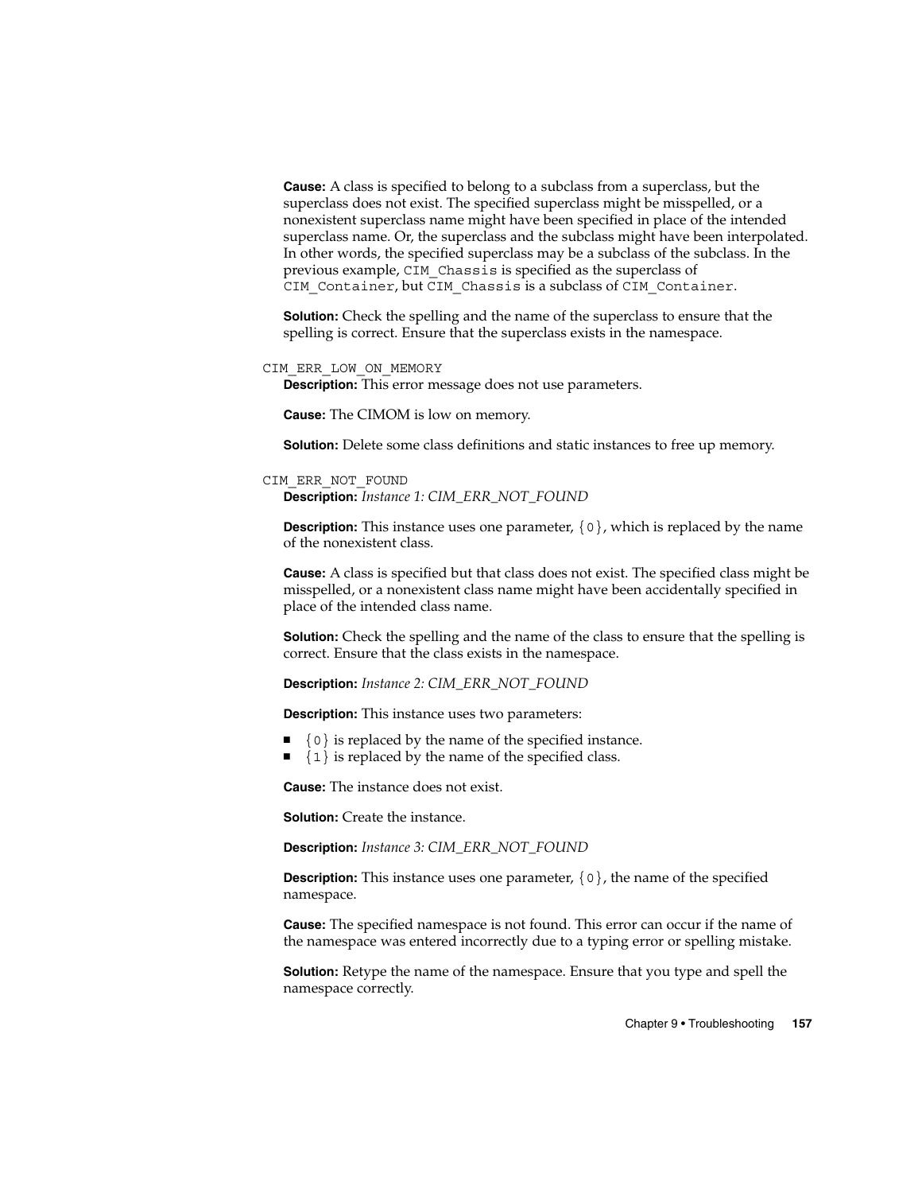**Cause:** A class is specified to belong to a subclass from a superclass, but the superclass does not exist. The specified superclass might be misspelled, or a nonexistent superclass name might have been specified in place of the intended superclass name. Or, the superclass and the subclass might have been interpolated. In other words, the specified superclass may be a subclass of the subclass. In the previous example, `CIM_Chassis` is specified as the superclass of `CIM_Container`, but `CIM_Chassis` is a subclass of `CIM_Container`.

**Solution:** Check the spelling and the name of the superclass to ensure that the spelling is correct. Ensure that the superclass exists in the namespace.

`CIM_ERR_LOW_ON_MEMORY`

**Description:** This error message does not use parameters.

**Cause:** The CIMOM is low on memory.

**Solution:** Delete some class definitions and static instances to free up memory.

`CIM_ERR_NOT_FOUND`

**Description:** *Instance 1: CIM_ERR_NOT_FOUND*

**Description:** This instance uses one parameter, `{0}`, which is replaced by the name of the nonexistent class.

**Cause:** A class is specified but that class does not exist. The specified class might be misspelled, or a nonexistent class name might have been accidentally specified in place of the intended class name.

**Solution:** Check the spelling and the name of the class to ensure that the spelling is correct. Ensure that the class exists in the namespace.

**Description:** *Instance 2: CIM_ERR_NOT_FOUND*

**Description:** This instance uses two parameters:

- `{0}` is replaced by the name of the specified instance.
- `{1}` is replaced by the name of the specified class.

**Cause:** The instance does not exist.

**Solution:** Create the instance.

**Description:** *Instance 3: CIM_ERR_NOT_FOUND*

**Description:** This instance uses one parameter, `{0}`, the name of the specified namespace.

**Cause:** The specified namespace is not found. This error can occur if the name of the namespace was entered incorrectly due to a typing error or spelling mistake.

**Solution:** Retype the name of the namespace. Ensure that you type and spell the namespace correctly.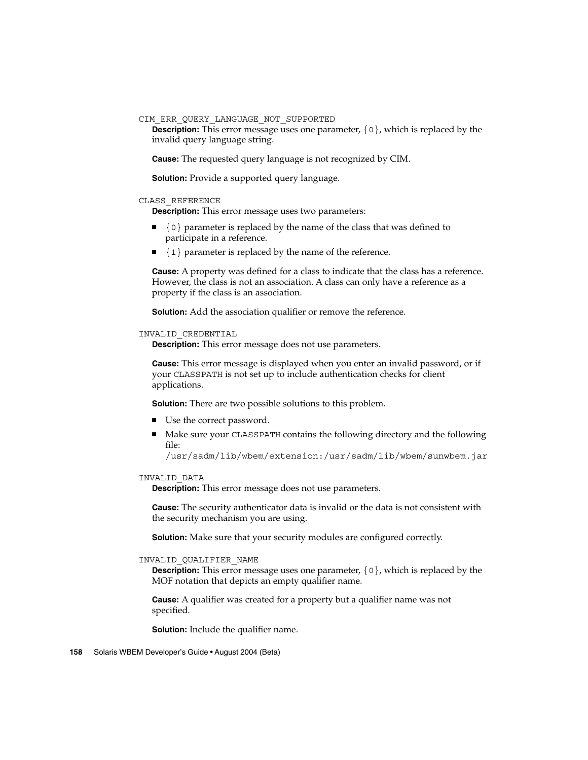`CIM_ERR_QUERY_LANGUAGE_NOT_SUPPORTED`

**Description:** This error message uses one parameter, `{0}`, which is replaced by the invalid query language string.

**Cause:** The requested query language is not recognized by CIM.

**Solution:** Provide a supported query language.

`CLASS_REFERENCE`

**Description:** This error message uses two parameters:

- `{0}` parameter is replaced by the name of the class that was defined to participate in a reference.
- `{1}` parameter is replaced by the name of the reference.

**Cause:** A property was defined for a class to indicate that the class has a reference. However, the class is not an association. A class can only have a reference as a property if the class is an association.

**Solution:** Add the association qualifier or remove the reference.

`INVALID_CREDENTIAL`

**Description:** This error message does not use parameters.

**Cause:** This error message is displayed when you enter an invalid password, or if your `CLASSPATH` is not set up to include authentication checks for client applications.

**Solution:** There are two possible solutions to this problem.

- Use the correct password.
- Make sure your `CLASSPATH` contains the following directory and the following file:
  `/usr/sadm/lib/wbem/extension:/usr/sadm/lib/wbem/sunwbem.jar`

`INVALID_DATA`

**Description:** This error message does not use parameters.

**Cause:** The security authenticator data is invalid or the data is not consistent with the security mechanism you are using.

**Solution:** Make sure that your security modules are configured correctly.

`INVALID_QUALIFIER_NAME`

**Description:** This error message uses one parameter, `{0}`, which is replaced by the MOF notation that depicts an empty qualifier name.

**Cause:** A qualifier was created for a property but a qualifier name was not specified.

**Solution:** Include the qualifier name.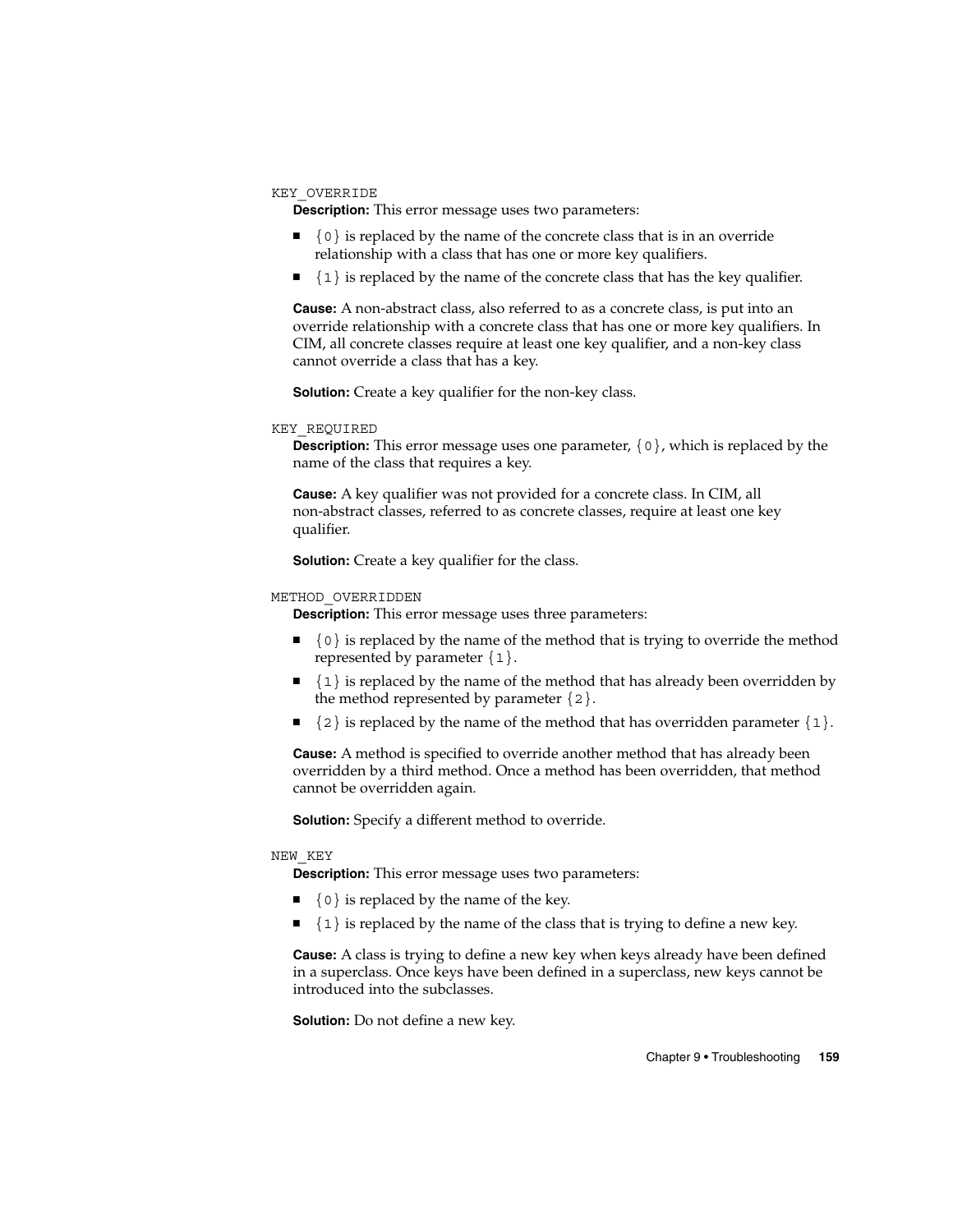`KEY_OVERRIDE`

**Description:** This error message uses two parameters:

- `{0}` is replaced by the name of the concrete class that is in an override relationship with a class that has one or more key qualifiers.
- `{1}` is replaced by the name of the concrete class that has the key qualifier.

**Cause:** A non-abstract class, also referred to as a concrete class, is put into an override relationship with a concrete class that has one or more key qualifiers. In CIM, all concrete classes require at least one key qualifier, and a non-key class cannot override a class that has a key.

**Solution:** Create a key qualifier for the non-key class.

`KEY_REQUIRED`

**Description:** This error message uses one parameter, `{0}`, which is replaced by the name of the class that requires a key.

**Cause:** A key qualifier was not provided for a concrete class. In CIM, all non-abstract classes, referred to as concrete classes, require at least one key qualifier.

**Solution:** Create a key qualifier for the class.

`METHOD_OVERRIDDEN`

**Description:** This error message uses three parameters:

- `{0}` is replaced by the name of the method that is trying to override the method represented by parameter `{1}`.
- `{1}` is replaced by the name of the method that has already been overridden by the method represented by parameter `{2}`.
- `{2}` is replaced by the name of the method that has overridden parameter `{1}`.

**Cause:** A method is specified to override another method that has already been overridden by a third method. Once a method has been overridden, that method cannot be overridden again.

**Solution:** Specify a different method to override.

`NEW_KEY`

**Description:** This error message uses two parameters:

- `{0}` is replaced by the name of the key.
- `{1}` is replaced by the name of the class that is trying to define a new key.

**Cause:** A class is trying to define a new key when keys already have been defined in a superclass. Once keys have been defined in a superclass, new keys cannot be introduced into the subclasses.

**Solution:** Do not define a new key.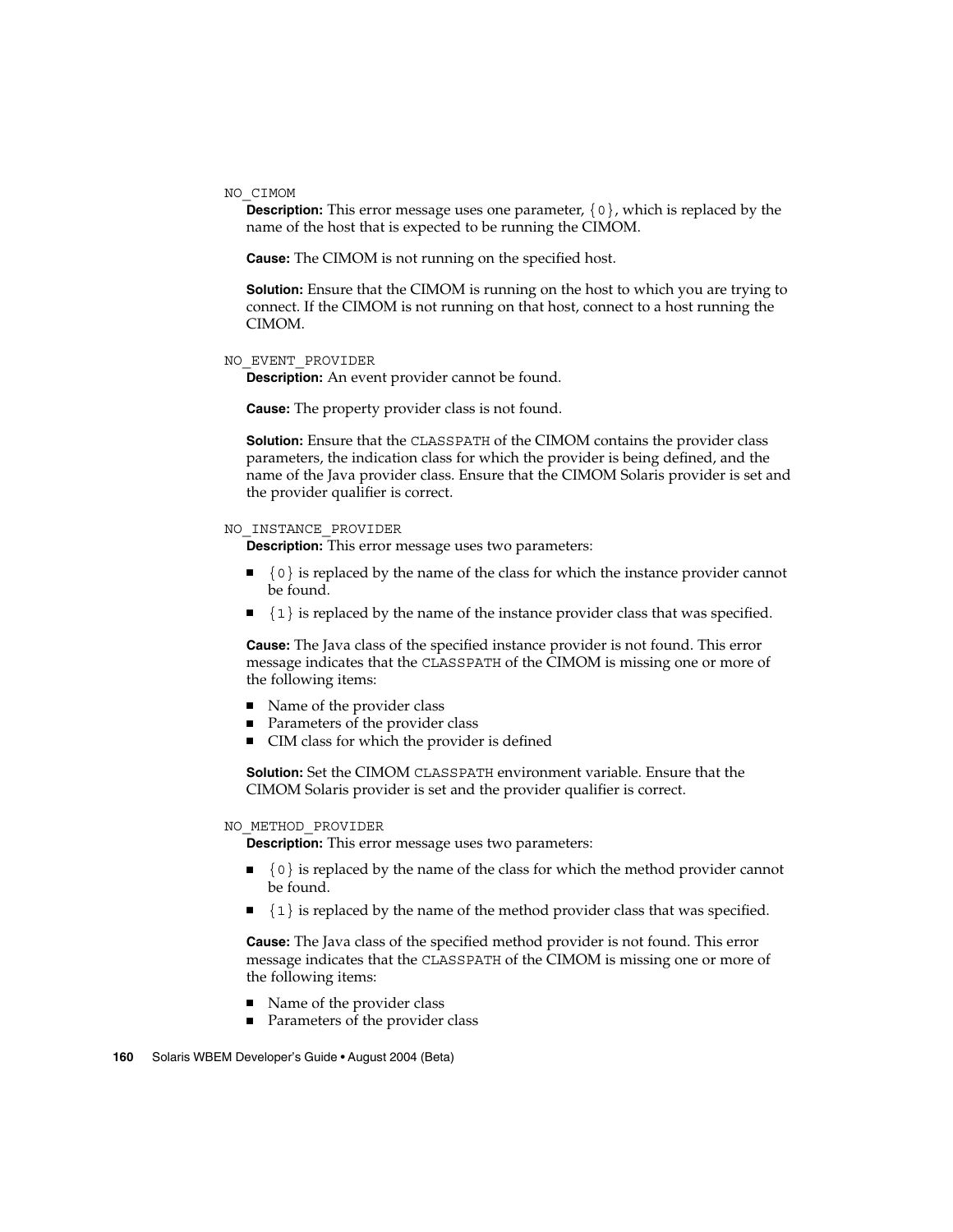NO_CIMOM

**Description:** This error message uses one parameter, `{0}`, which is replaced by the name of the host that is expected to be running the CIMOM.

**Cause:** The CIMOM is not running on the specified host.

**Solution:** Ensure that the CIMOM is running on the host to which you are trying to connect. If the CIMOM is not running on that host, connect to a host running the CIMOM.

NO_EVENT_PROVIDER

**Description:** An event provider cannot be found.

**Cause:** The property provider class is not found.

**Solution:** Ensure that the `CLASSPATH` of the CIMOM contains the provider class parameters, the indication class for which the provider is being defined, and the name of the Java provider class. Ensure that the CIMOM Solaris provider is set and the provider qualifier is correct.

NO_INSTANCE_PROVIDER

**Description:** This error message uses two parameters:

- `{0}` is replaced by the name of the class for which the instance provider cannot be found.
- `{1}` is replaced by the name of the instance provider class that was specified.

**Cause:** The Java class of the specified instance provider is not found. This error message indicates that the `CLASSPATH` of the CIMOM is missing one or more of the following items:

- Name of the provider class
- Parameters of the provider class
- CIM class for which the provider is defined

**Solution:** Set the CIMOM `CLASSPATH` environment variable. Ensure that the CIMOM Solaris provider is set and the provider qualifier is correct.

NO_METHOD_PROVIDER

**Description:** This error message uses two parameters:

- `{0}` is replaced by the name of the class for which the method provider cannot be found.
- `{1}` is replaced by the name of the method provider class that was specified.

**Cause:** The Java class of the specified method provider is not found. This error message indicates that the `CLASSPATH` of the CIMOM is missing one or more of the following items:

- Name of the provider class
- Parameters of the provider class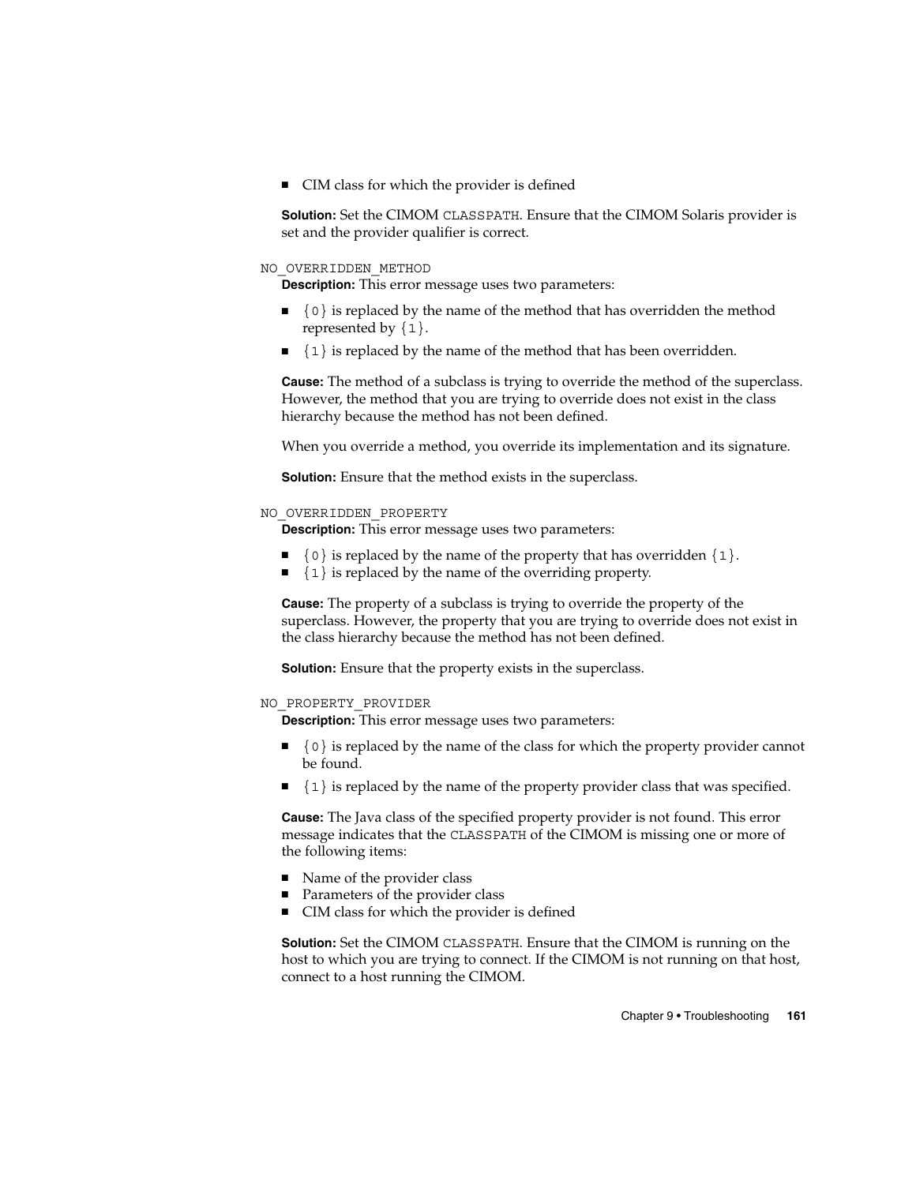- CIM class for which the provider is defined

**Solution:** Set the CIMOM `CLASSPATH`. Ensure that the CIMOM Solaris provider is set and the provider qualifier is correct.

`NO_OVERRIDDEN_METHOD`

**Description:** This error message uses two parameters:

- `{0}` is replaced by the name of the method that has overridden the method represented by `{1}`.
- `{1}` is replaced by the name of the method that has been overridden.

**Cause:** The method of a subclass is trying to override the method of the superclass. However, the method that you are trying to override does not exist in the class hierarchy because the method has not been defined.

When you override a method, you override its implementation and its signature.

**Solution:** Ensure that the method exists in the superclass.

`NO_OVERRIDDEN_PROPERTY`

**Description:** This error message uses two parameters:

- `{0}` is replaced by the name of the property that has overridden `{1}`.
- `{1}` is replaced by the name of the overriding property.

**Cause:** The property of a subclass is trying to override the property of the superclass. However, the property that you are trying to override does not exist in the class hierarchy because the method has not been defined.

**Solution:** Ensure that the property exists in the superclass.

`NO_PROPERTY_PROVIDER`

**Description:** This error message uses two parameters:

- `{0}` is replaced by the name of the class for which the property provider cannot be found.
- `{1}` is replaced by the name of the property provider class that was specified.

**Cause:** The Java class of the specified property provider is not found. This error message indicates that the `CLASSPATH` of the CIMOM is missing one or more of the following items:

- Name of the provider class
- Parameters of the provider class
- CIM class for which the provider is defined

**Solution:** Set the CIMOM `CLASSPATH`. Ensure that the CIMOM is running on the host to which you are trying to connect. If the CIMOM is not running on that host, connect to a host running the CIMOM.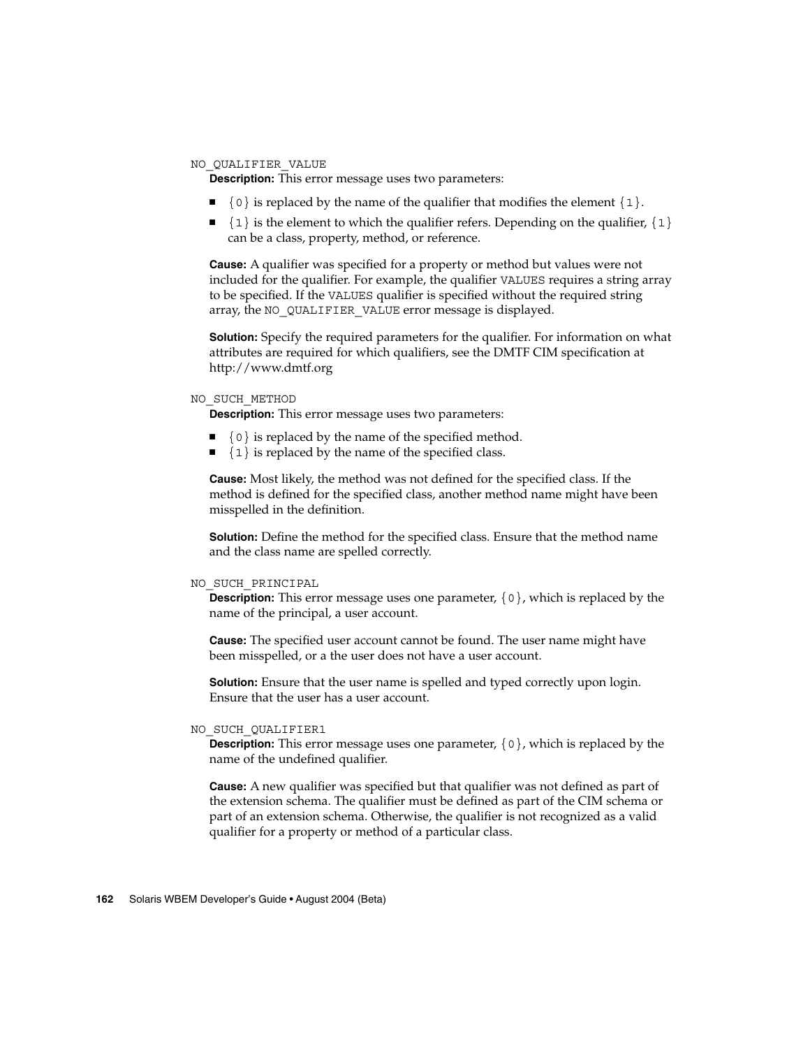NO_QUALIFIER_VALUE

**Description:** This error message uses two parameters:

- {0} is replaced by the name of the qualifier that modifies the element {1}.
- {1} is the element to which the qualifier refers. Depending on the qualifier, {1} can be a class, property, method, or reference.

**Cause:** A qualifier was specified for a property or method but values were not included for the qualifier. For example, the qualifier VALUES requires a string array to be specified. If the VALUES qualifier is specified without the required string array, the NO_QUALIFIER_VALUE error message is displayed.

**Solution:** Specify the required parameters for the qualifier. For information on what attributes are required for which qualifiers, see the DMTF CIM specification at http://www.dmtf.org

NO_SUCH_METHOD

**Description:** This error message uses two parameters:

- {0} is replaced by the name of the specified method.
- {1} is replaced by the name of the specified class.

**Cause:** Most likely, the method was not defined for the specified class. If the method is defined for the specified class, another method name might have been misspelled in the definition.

**Solution:** Define the method for the specified class. Ensure that the method name and the class name are spelled correctly.

NO_SUCH_PRINCIPAL

**Description:** This error message uses one parameter, {0}, which is replaced by the name of the principal, a user account.

**Cause:** The specified user account cannot be found. The user name might have been misspelled, or a the user does not have a user account.

**Solution:** Ensure that the user name is spelled and typed correctly upon login. Ensure that the user has a user account.

NO_SUCH_QUALIFIER1

**Description:** This error message uses one parameter, {0}, which is replaced by the name of the undefined qualifier.

**Cause:** A new qualifier was specified but that qualifier was not defined as part of the extension schema. The qualifier must be defined as part of the CIM schema or part of an extension schema. Otherwise, the qualifier is not recognized as a valid qualifier for a property or method of a particular class.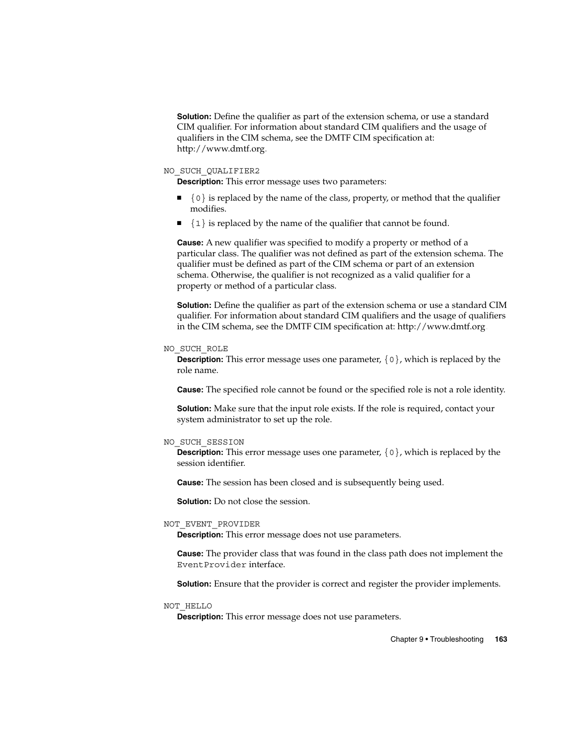**Solution:** Define the qualifier as part of the extension schema, or use a standard CIM qualifier. For information about standard CIM qualifiers and the usage of qualifiers in the CIM schema, see the DMTF CIM specification at: http://www.dmtf.org.

`NO_SUCH_QUALIFIER2`

**Description:** This error message uses two parameters:

- `{0}` is replaced by the name of the class, property, or method that the qualifier modifies.
- `{1}` is replaced by the name of the qualifier that cannot be found.

**Cause:** A new qualifier was specified to modify a property or method of a particular class. The qualifier was not defined as part of the extension schema. The qualifier must be defined as part of the CIM schema or part of an extension schema. Otherwise, the qualifier is not recognized as a valid qualifier for a property or method of a particular class.

**Solution:** Define the qualifier as part of the extension schema or use a standard CIM qualifier. For information about standard CIM qualifiers and the usage of qualifiers in the CIM schema, see the DMTF CIM specification at: http://www.dmtf.org.

`NO_SUCH_ROLE`

**Description:** This error message uses one parameter, `{0}`, which is replaced by the role name.

**Cause:** The specified role cannot be found or the specified role is not a role identity.

**Solution:** Make sure that the input role exists. If the role is required, contact your system administrator to set up the role.

`NO_SUCH_SESSION`

**Description:** This error message uses one parameter, `{0}`, which is replaced by the session identifier.

**Cause:** The session has been closed and is subsequently being used.

**Solution:** Do not close the session.

`NOT_EVENT_PROVIDER`

**Description:** This error message does not use parameters.

**Cause:** The provider class that was found in the class path does not implement the `EventProvider` interface.

**Solution:** Ensure that the provider is correct and register the provider implements.

`NOT_HELLO`

**Description:** This error message does not use parameters.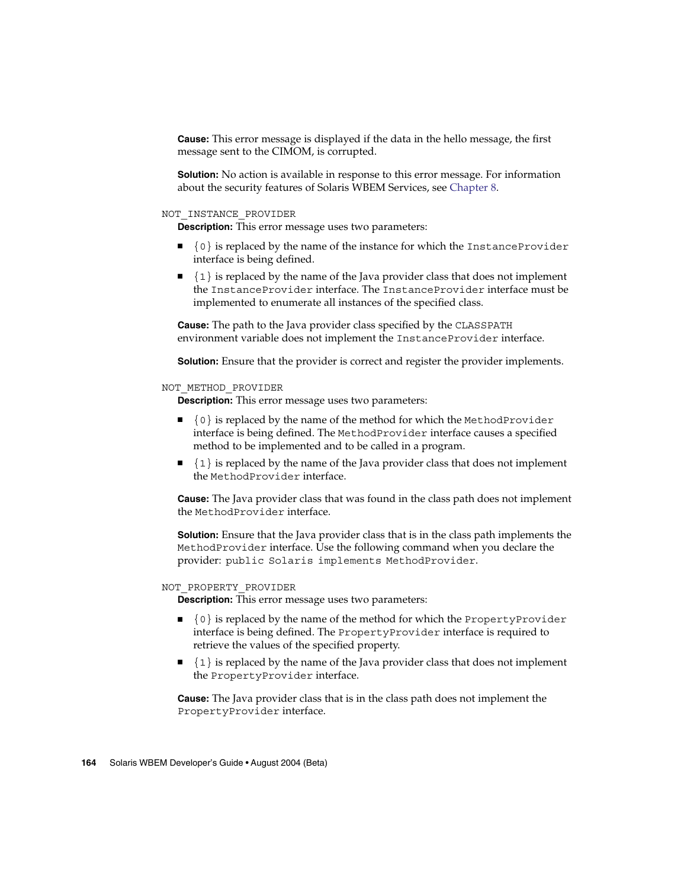**Cause:** This error message is displayed if the data in the hello message, the first message sent to the CIMOM, is corrupted.

**Solution:** No action is available in response to this error message. For information about the security features of Solaris WBEM Services, see Chapter 8.

`NOT_INSTANCE_PROVIDER`

**Description:** This error message uses two parameters:

- `{0}` is replaced by the name of the instance for which the `InstanceProvider` interface is being defined.
- `{1}` is replaced by the name of the Java provider class that does not implement the `InstanceProvider` interface. The `InstanceProvider` interface must be implemented to enumerate all instances of the specified class.

**Cause:** The path to the Java provider class specified by the `CLASSPATH` environment variable does not implement the `InstanceProvider` interface.

**Solution:** Ensure that the provider is correct and register the provider implements.

`NOT_METHOD_PROVIDER`

**Description:** This error message uses two parameters:

- `{0}` is replaced by the name of the method for which the `MethodProvider` interface is being defined. The `MethodProvider` interface causes a specified method to be implemented and to be called in a program.
- `{1}` is replaced by the name of the Java provider class that does not implement the `MethodProvider` interface.

**Cause:** The Java provider class that was found in the class path does not implement the `MethodProvider` interface.

**Solution:** Ensure that the Java provider class that is in the class path implements the `MethodProvider` interface. Use the following command when you declare the provider: `public Solaris implements MethodProvider`.

`NOT_PROPERTY_PROVIDER`

**Description:** This error message uses two parameters:

- `{0}` is replaced by the name of the method for which the `PropertyProvider` interface is being defined. The `PropertyProvider` interface is required to retrieve the values of the specified property.
- `{1}` is replaced by the name of the Java provider class that does not implement the `PropertyProvider` interface.

**Cause:** The Java provider class that is in the class path does not implement the `PropertyProvider` interface.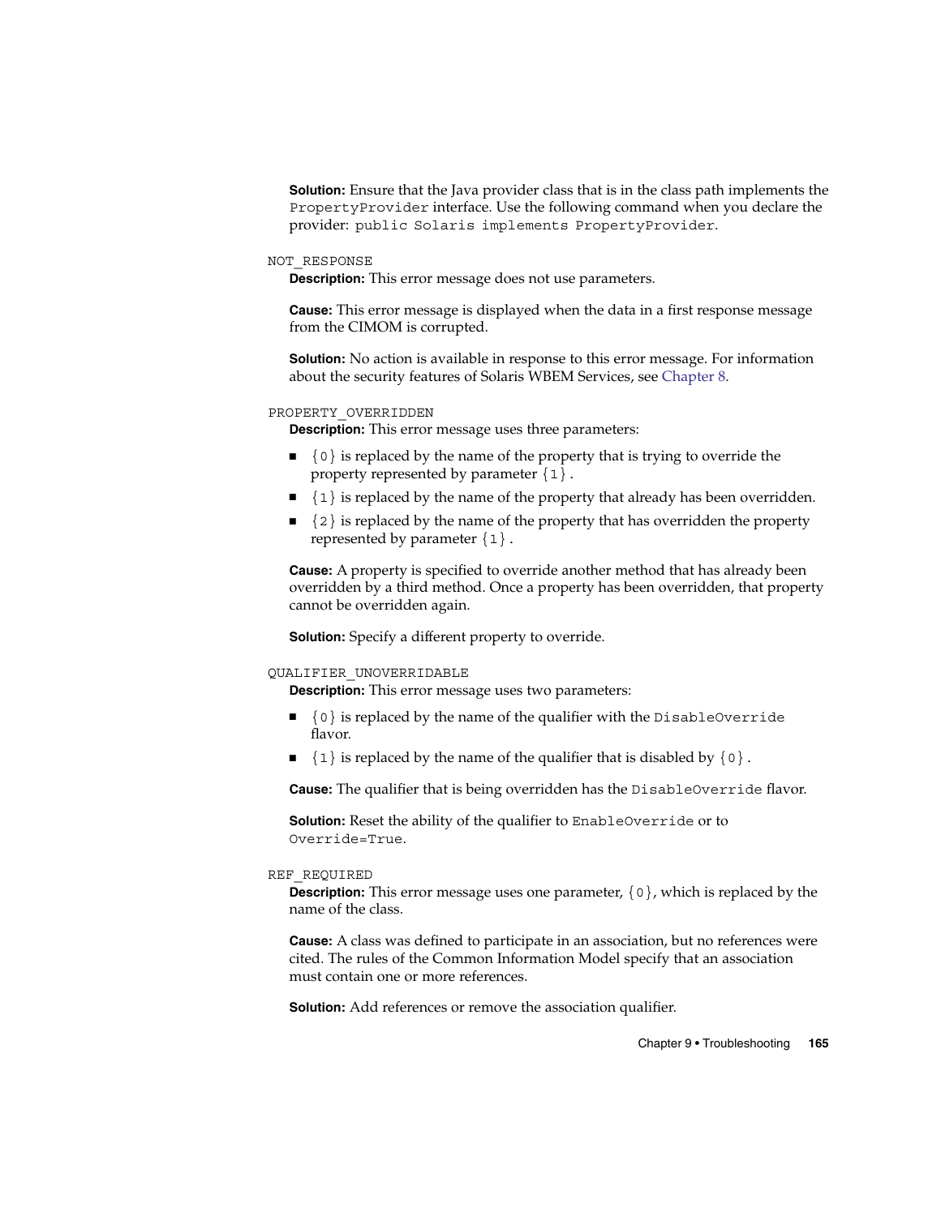**Solution:** Ensure that the Java provider class that is in the class path implements the `PropertyProvider` interface. Use the following command when you declare the provider: `public Solaris implements PropertyProvider`.

`NOT_RESPONSE`

**Description:** This error message does not use parameters.

**Cause:** This error message is displayed when the data in a first response message from the CIMOM is corrupted.

**Solution:** No action is available in response to this error message. For information about the security features of Solaris WBEM Services, see Chapter 8.

`PROPERTY_OVERRIDDEN`

**Description:** This error message uses three parameters:

- `{0}` is replaced by the name of the property that is trying to override the property represented by parameter `{1}`.
- `{1}` is replaced by the name of the property that already has been overridden.
- `{2}` is replaced by the name of the property that has overridden the property represented by parameter `{1}`.

**Cause:** A property is specified to override another method that has already been overridden by a third method. Once a property has been overridden, that property cannot be overridden again.

**Solution:** Specify a different property to override.

`QUALIFIER_UNOVERRIDABLE`

**Description:** This error message uses two parameters:

- `{0}` is replaced by the name of the qualifier with the `DisableOverride` flavor.
- `{1}` is replaced by the name of the qualifier that is disabled by `{0}`.

**Cause:** The qualifier that is being overridden has the `DisableOverride` flavor.

**Solution:** Reset the ability of the qualifier to `EnableOverride` or to `Override=True`.

`REF_REQUIRED`

**Description:** This error message uses one parameter, `{0}`, which is replaced by the name of the class.

**Cause:** A class was defined to participate in an association, but no references were cited. The rules of the Common Information Model specify that an association must contain one or more references.

**Solution:** Add references or remove the association qualifier.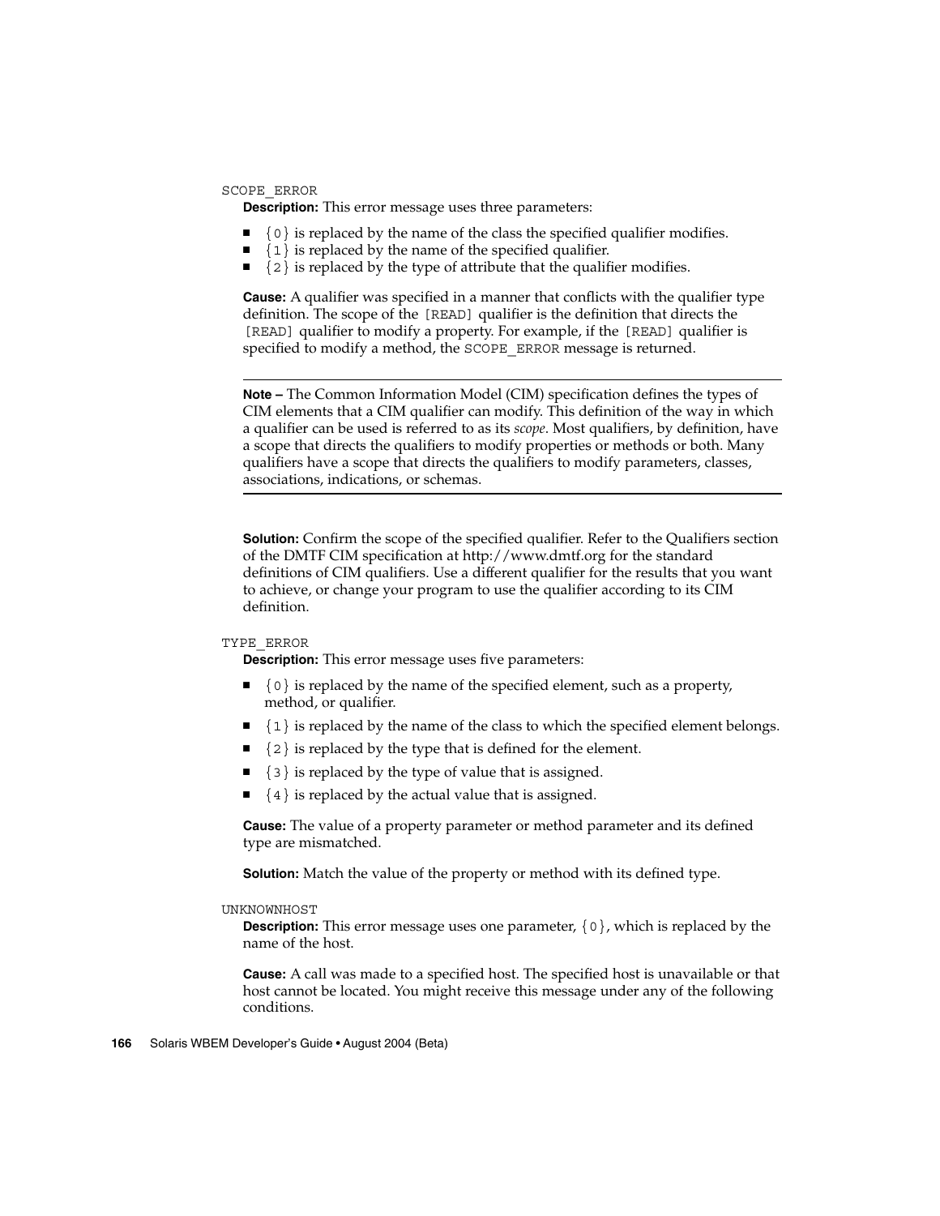`SCOPE_ERROR`

**Description:** This error message uses three parameters:

- `{0}` is replaced by the name of the class the specified qualifier modifies.
- `{1}` is replaced by the name of the specified qualifier.
- `{2}` is replaced by the type of attribute that the qualifier modifies.

**Cause:** A qualifier was specified in a manner that conflicts with the qualifier type definition. The scope of the `[READ]` qualifier is the definition that directs the `[READ]` qualifier to modify a property. For example, if the `[READ]` qualifier is specified to modify a method, the `SCOPE_ERROR` message is returned.

---

**Note –** The Common Information Model (CIM) specification defines the types of CIM elements that a CIM qualifier can modify. This definition of the way in which a qualifier can be used is referred to as its *scope*. Most qualifiers, by definition, have a scope that directs the qualifiers to modify properties or methods or both. Many qualifiers have a scope that directs the qualifiers to modify parameters, classes, associations, indications, or schemas.

---

**Solution:** Confirm the scope of the specified qualifier. Refer to the Qualifiers section of the DMTF CIM specification at http://www.dmtf.org for the standard definitions of CIM qualifiers. Use a different qualifier for the results that you want to achieve, or change your program to use the qualifier according to its CIM definition.

`TYPE_ERROR`

**Description:** This error message uses five parameters:

- `{0}` is replaced by the name of the specified element, such as a property, method, or qualifier.
- `{1}` is replaced by the name of the class to which the specified element belongs.
- `{2}` is replaced by the type that is defined for the element.
- `{3}` is replaced by the type of value that is assigned.
- `{4}` is replaced by the actual value that is assigned.

**Cause:** The value of a property parameter or method parameter and its defined type are mismatched.

**Solution:** Match the value of the property or method with its defined type.

`UNKNOWNHOST`

**Description:** This error message uses one parameter, `{0}`, which is replaced by the name of the host.

**Cause:** A call was made to a specified host. The specified host is unavailable or that host cannot be located. You might receive this message under any of the following conditions.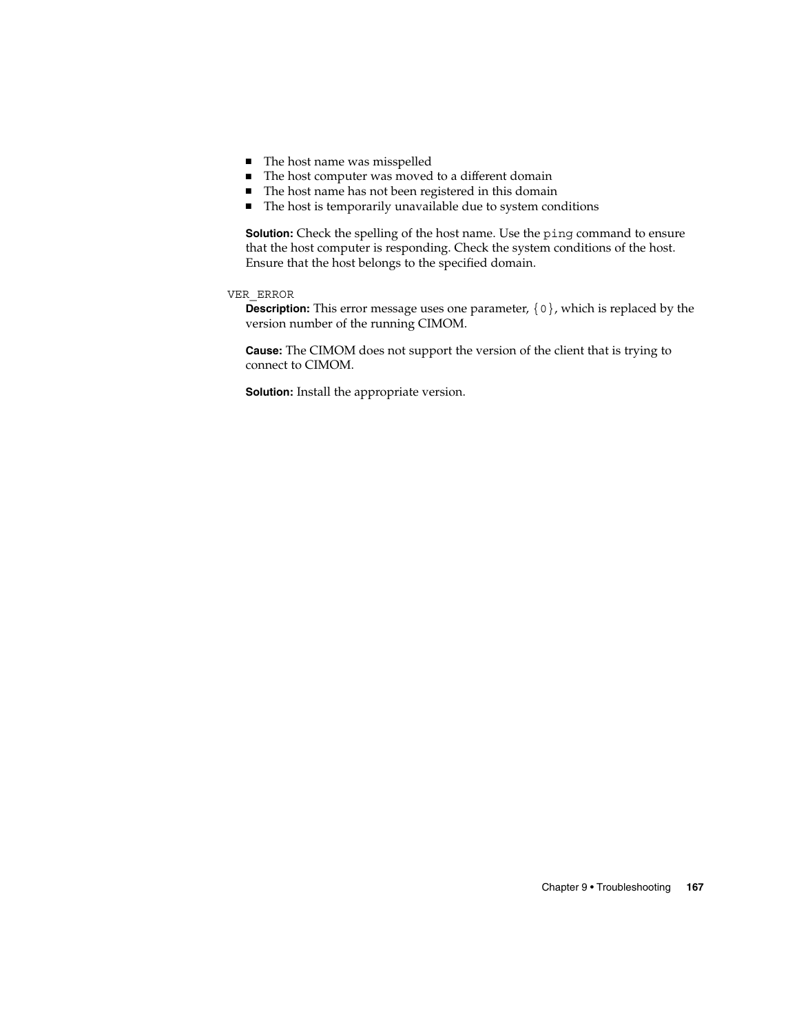- The host name was misspelled
- The host computer was moved to a different domain
- The host name has not been registered in this domain
- The host is temporarily unavailable due to system conditions

**Solution:** Check the spelling of the host name. Use the `ping` command to ensure that the host computer is responding. Check the system conditions of the host. Ensure that the host belongs to the specified domain.

`VER_ERROR`

**Description:** This error message uses one parameter, `{0}`, which is replaced by the version number of the running CIMOM.

**Cause:** The CIMOM does not support the version of the client that is trying to connect to CIMOM.

**Solution:** Install the appropriate version.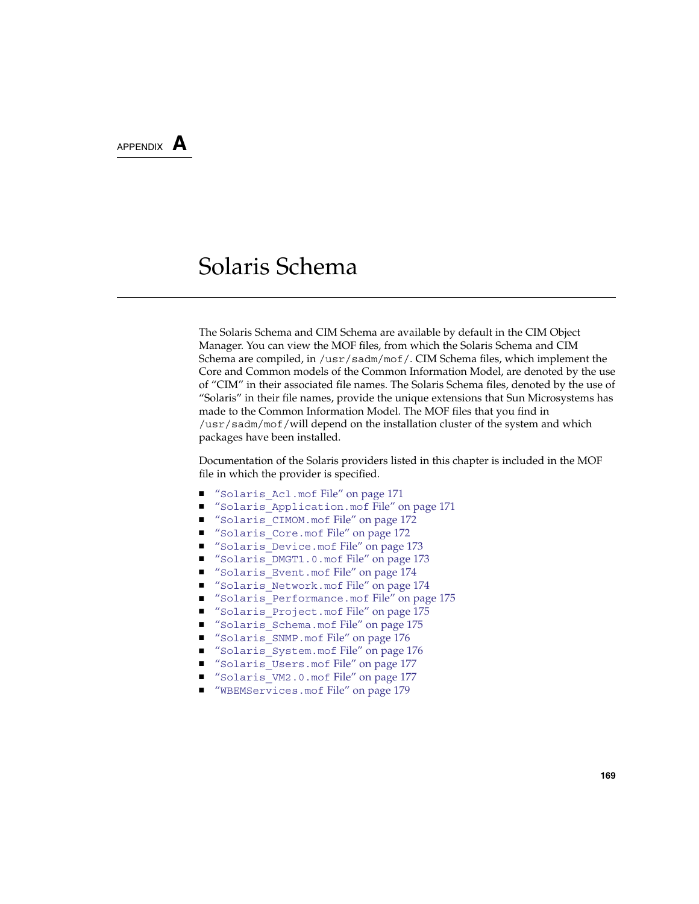APPENDIX **A**

# Solaris Schema

The Solaris Schema and CIM Schema are available by default in the CIM Object Manager. You can view the MOF files, from which the Solaris Schema and CIM Schema are compiled, in /usr/sadm/mof/. CIM Schema files, which implement the Core and Common models of the Common Information Model, are denoted by the use of “CIM” in their associated file names. The Solaris Schema files, denoted by the use of “Solaris” in their file names, provide the unique extensions that Sun Microsystems has made to the Common Information Model. The MOF files that you find in /usr/sadm/mof/will depend on the installation cluster of the system and which packages have been installed.

Documentation of the Solaris providers listed in this chapter is included in the MOF file in which the provider is specified.

- “Solaris_Acl.mof File” on page 171
- “Solaris_Application.mof File” on page 171
- “Solaris_CIMOM.mof File” on page 172
- “Solaris_Core.mof File” on page 172
- “Solaris_Device.mof File” on page 173
- “Solaris_DMGT1.0.mof File” on page 173
- “Solaris_Event.mof File” on page 174
- “Solaris_Network.mof File” on page 174
- “Solaris_Performance.mof File” on page 175
- “Solaris_Project.mof File” on page 175
- “Solaris_Schema.mof File” on page 175
- “Solaris_SNMP.mof File” on page 176
- “Solaris_System.mof File” on page 176
- “Solaris_Users.mof File” on page 177
- “Solaris_VM2.0.mof File” on page 177
- “WBEMServices.mof File” on page 179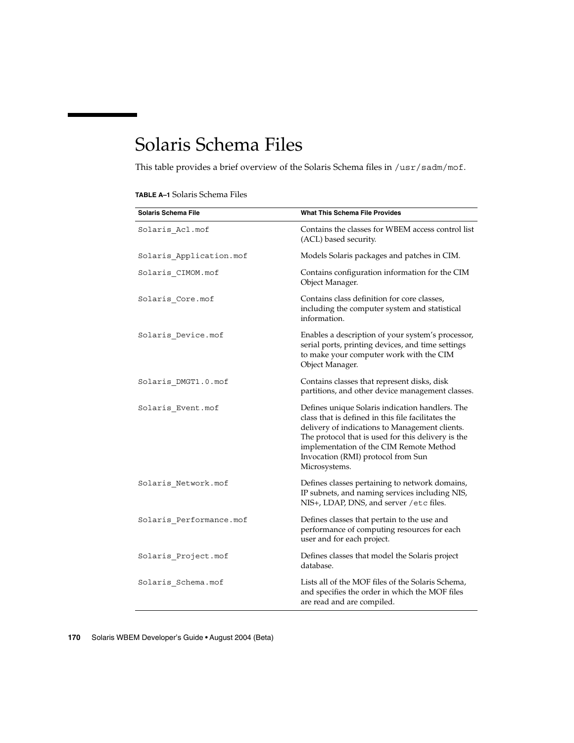# Solaris Schema Files

This table provides a brief overview of the Solaris Schema files in /usr/sadm/mof.

**TABLE A–1** Solaris Schema Files

| Solaris Schema File | What This Schema File Provides |
|---|---|
| Solaris_Acl.mof | Contains the classes for WBEM access control list (ACL) based security. |
| Solaris_Application.mof | Models Solaris packages and patches in CIM. |
| Solaris_CIMOM.mof | Contains configuration information for the CIM Object Manager. |
| Solaris_Core.mof | Contains class definition for core classes, including the computer system and statistical information. |
| Solaris_Device.mof | Enables a description of your system's processor, serial ports, printing devices, and time settings to make your computer work with the CIM Object Manager. |
| Solaris_DMGT1.0.mof | Contains classes that represent disks, disk partitions, and other device management classes. |
| Solaris_Event.mof | Defines unique Solaris indication handlers. The class that is defined in this file facilitates the delivery of indications to Management clients. The protocol that is used for this delivery is the implementation of the CIM Remote Method Invocation (RMI) protocol from Sun Microsystems. |
| Solaris_Network.mof | Defines classes pertaining to network domains, IP subnets, and naming services including NIS, NIS+, LDAP, DNS, and server /etc files. |
| Solaris_Performance.mof | Defines classes that pertain to the use and performance of computing resources for each user and for each project. |
| Solaris_Project.mof | Defines classes that model the Solaris project database. |
| Solaris_Schema.mof | Lists all of the MOF files of the Solaris Schema, and specifies the order in which the MOF files are read and are compiled. |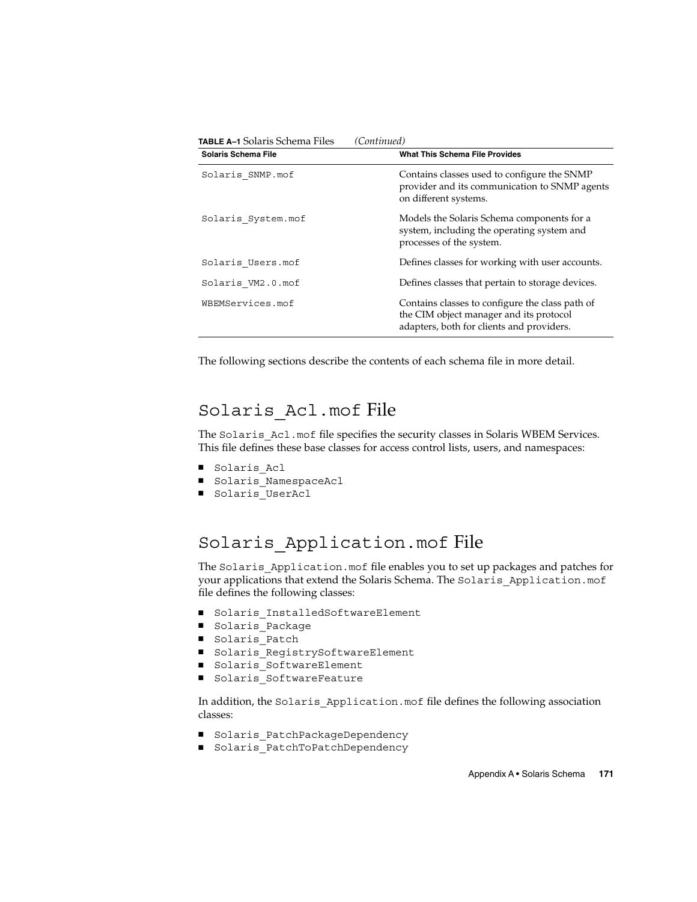**TABLE A–1** Solaris Schema Files *(Continued)*

| Solaris Schema File | What This Schema File Provides |
| --- | --- |
| `Solaris_SNMP.mof` | Contains classes used to configure the SNMP provider and its communication to SNMP agents on different systems. |
| `Solaris_System.mof` | Models the Solaris Schema components for a system, including the operating system and processes of the system. |
| `Solaris_Users.mof` | Defines classes for working with user accounts. |
| `Solaris_VM2.0.mof` | Defines classes that pertain to storage devices. |
| `WBEMServices.mof` | Contains classes to configure the class path of the CIM object manager and its protocol adapters, both for clients and providers. |

The following sections describe the contents of each schema file in more detail.

## `Solaris_Acl.mof` File

The `Solaris_Acl.mof` file specifies the security classes in Solaris WBEM Services. This file defines these base classes for access control lists, users, and namespaces:

- `Solaris_Acl`
- `Solaris_NamespaceAcl`
- `Solaris_UserAcl`

## `Solaris_Application.mof` File

The `Solaris_Application.mof` file enables you to set up packages and patches for your applications that extend the Solaris Schema. The `Solaris_Application.mof` file defines the following classes:

- `Solaris_InstalledSoftwareElement`
- `Solaris_Package`
- `Solaris_Patch`
- `Solaris_RegistrySoftwareElement`
- `Solaris_SoftwareElement`
- `Solaris_SoftwareFeature`

In addition, the `Solaris_Application.mof` file defines the following association classes:

- `Solaris_PatchPackageDependency`
- `Solaris_PatchToPatchDependency`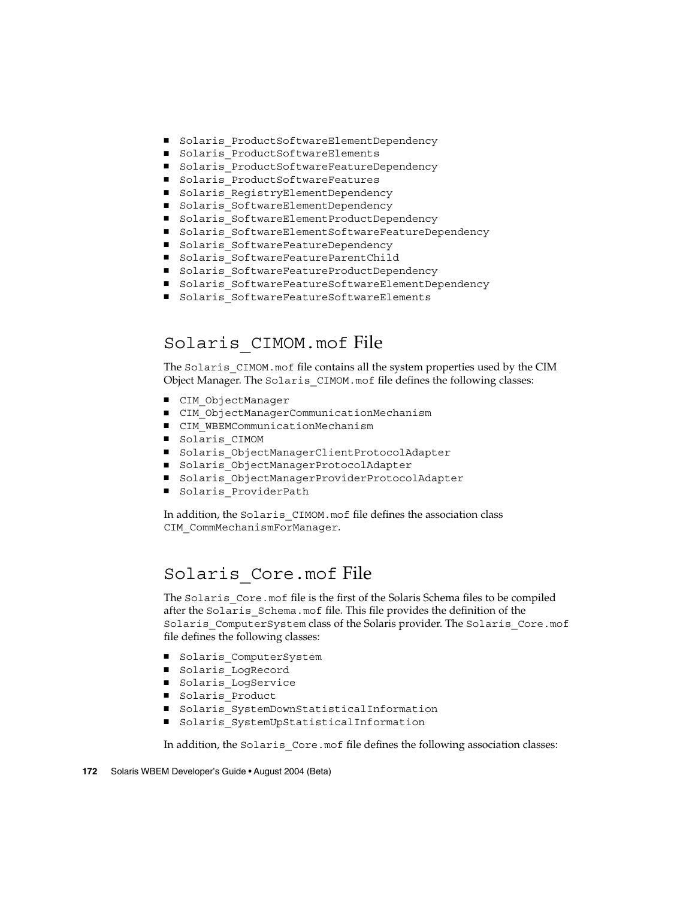- Solaris_ProductSoftwareElementDependency
- Solaris_ProductSoftwareElements
- Solaris_ProductSoftwareFeatureDependency
- Solaris_ProductSoftwareFeatures
- Solaris_RegistryElementDependency
- Solaris_SoftwareElementDependency
- Solaris_SoftwareElementProductDependency
- Solaris_SoftwareElementSoftwareFeatureDependency
- Solaris_SoftwareFeatureDependency
- Solaris_SoftwareFeatureParentChild
- Solaris_SoftwareFeatureProductDependency
- Solaris_SoftwareFeatureSoftwareElementDependency
- Solaris_SoftwareFeatureSoftwareElements

## Solaris_CIMOM.mof File

The Solaris_CIMOM.mof file contains all the system properties used by the CIM Object Manager. The Solaris_CIMOM.mof file defines the following classes:

- CIM_ObjectManager
- CIM_ObjectManagerCommunicationMechanism
- CIM_WBEMCommunicationMechanism
- Solaris_CIMOM
- Solaris_ObjectManagerClientProtocolAdapter
- Solaris_ObjectManagerProtocolAdapter
- Solaris_ObjectManagerProviderProtocolAdapter
- Solaris_ProviderPath

In addition, the Solaris_CIMOM.mof file defines the association class CIM_CommMechanismForManager.

## Solaris_Core.mof File

The Solaris_Core.mof file is the first of the Solaris Schema files to be compiled after the Solaris_Schema.mof file. This file provides the definition of the Solaris_ComputerSystem class of the Solaris provider. The Solaris_Core.mof file defines the following classes:

- Solaris_ComputerSystem
- Solaris_LogRecord
- Solaris_LogService
- Solaris_Product
- Solaris_SystemDownStatisticalInformation
- Solaris_SystemUpStatisticalInformation

In addition, the Solaris_Core.mof file defines the following association classes: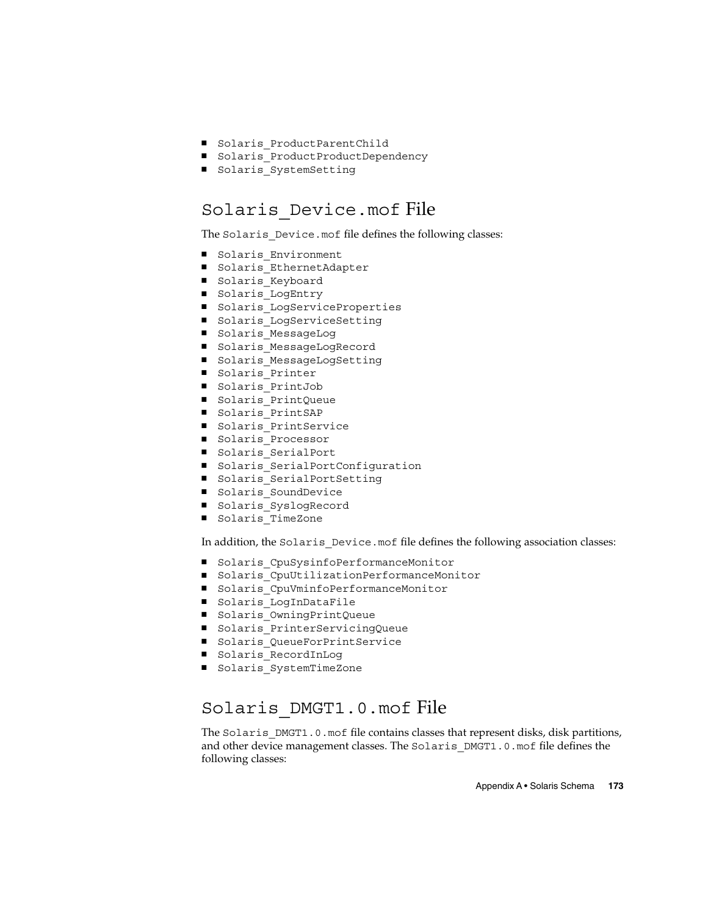- `Solaris_ProductParentChild`
- `Solaris_ProductProductDependency`
- `Solaris_SystemSetting`

## `Solaris_Device.mof` File

The `Solaris_Device.mof` file defines the following classes:

- `Solaris_Environment`
- `Solaris_EthernetAdapter`
- `Solaris_Keyboard`
- `Solaris_LogEntry`
- `Solaris_LogServiceProperties`
- `Solaris_LogServiceSetting`
- `Solaris_MessageLog`
- `Solaris_MessageLogRecord`
- `Solaris_MessageLogSetting`
- `Solaris_Printer`
- `Solaris_PrintJob`
- `Solaris_PrintQueue`
- `Solaris_PrintSAP`
- `Solaris_PrintService`
- `Solaris_Processor`
- `Solaris_SerialPort`
- `Solaris_SerialPortConfiguration`
- `Solaris_SerialPortSetting`
- `Solaris_SoundDevice`
- `Solaris_SyslogRecord`
- `Solaris_TimeZone`

In addition, the `Solaris_Device.mof` file defines the following association classes:

- `Solaris_CpuSysinfoPerformanceMonitor`
- `Solaris_CpuUtilizationPerformanceMonitor`
- `Solaris_CpuVminfoPerformanceMonitor`
- `Solaris_LogInDataFile`
- `Solaris_OwningPrintQueue`
- `Solaris_PrinterServicingQueue`
- `Solaris_QueueForPrintService`
- `Solaris_RecordInLog`
- `Solaris_SystemTimeZone`

## `Solaris_DMGT1.0.mof` File

The `Solaris_DMGT1.0.mof` file contains classes that represent disks, disk partitions, and other device management classes. The `Solaris_DMGT1.0.mof` file defines the following classes: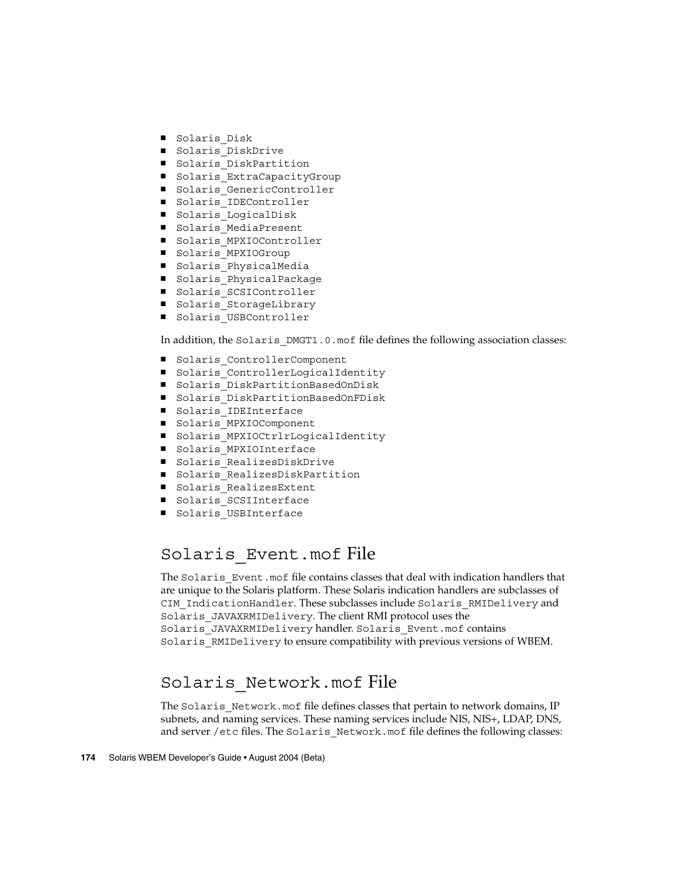- `Solaris_Disk`
- `Solaris_DiskDrive`
- `Solaris_DiskPartition`
- `Solaris_ExtraCapacityGroup`
- `Solaris_GenericController`
- `Solaris_IDEController`
- `Solaris_LogicalDisk`
- `Solaris_MediaPresent`
- `Solaris_MPXIOController`
- `Solaris_MPXIOGroup`
- `Solaris_PhysicalMedia`
- `Solaris_PhysicalPackage`
- `Solaris_SCSIController`
- `Solaris_StorageLibrary`
- `Solaris_USBController`

In addition, the `Solaris_DMGT1.0.mof` file defines the following association classes:

- `Solaris_ControllerComponent`
- `Solaris_ControllerLogicalIdentity`
- `Solaris_DiskPartitionBasedOnDisk`
- `Solaris_DiskPartitionBasedOnFDisk`
- `Solaris_IDEInterface`
- `Solaris_MPXIOComponent`
- `Solaris_MPXIOCtrlrLogicalIdentity`
- `Solaris_MPXIOInterface`
- `Solaris_RealizesDiskDrive`
- `Solaris_RealizesDiskPartition`
- `Solaris_RealizesExtent`
- `Solaris_SCSIInterface`
- `Solaris_USBInterface`

## `Solaris_Event.mof` File

The `Solaris_Event.mof` file contains classes that deal with indication handlers that are unique to the Solaris platform. These Solaris indication handlers are subclasses of `CIM_IndicationHandler`. These subclasses include `Solaris_RMIDelivery` and `Solaris_JAVAXRMIDelivery`. The client RMI protocol uses the `Solaris_JAVAXRMIDelivery` handler. `Solaris_Event.mof` contains `Solaris_RMIDelivery` to ensure compatibility with previous versions of WBEM.

## `Solaris_Network.mof` File

The `Solaris_Network.mof` file defines classes that pertain to network domains, IP subnets, and naming services. These naming services include NIS, NIS+, LDAP, DNS, and server `/etc` files. The `Solaris_Network.mof` file defines the following classes: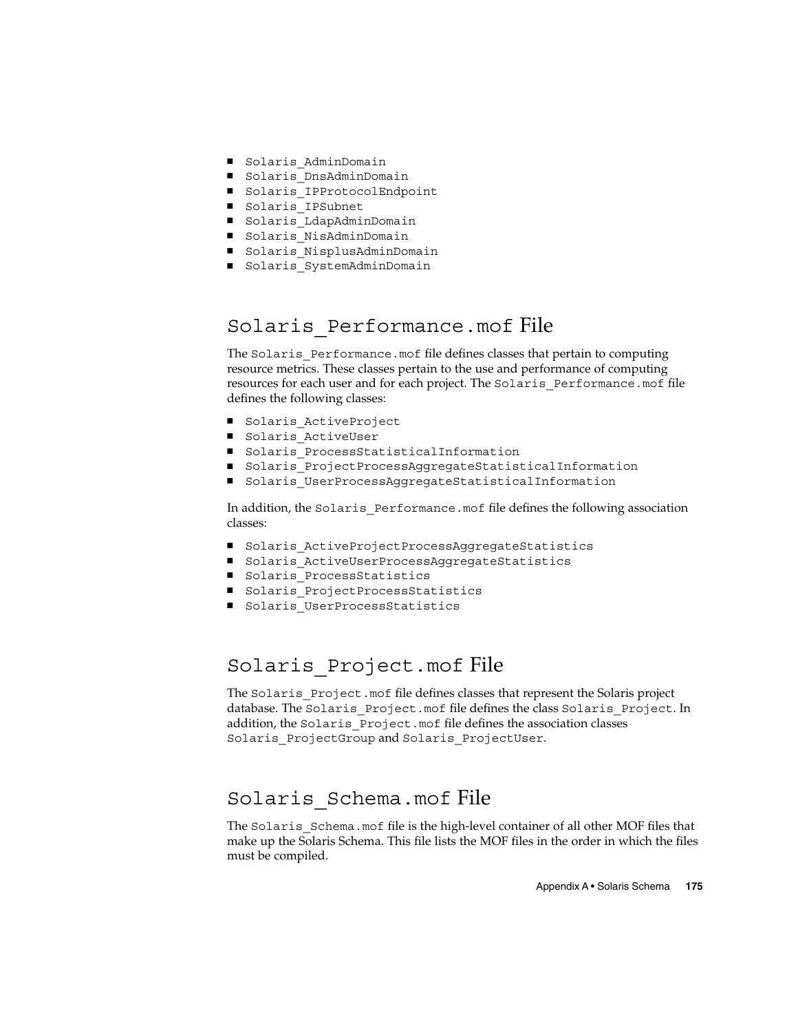- Solaris_AdminDomain
- Solaris_DnsAdminDomain
- Solaris_IPProtocolEndpoint
- Solaris_IPSubnet
- Solaris_LdapAdminDomain
- Solaris_NisAdminDomain
- Solaris_NisplusAdminDomain
- Solaris_SystemAdminDomain

## `Solaris_Performance.mof` File

The `Solaris_Performance.mof` file defines classes that pertain to computing resource metrics. These classes pertain to the use and performance of computing resources for each user and for each project. The `Solaris_Performance.mof` file defines the following classes:

- Solaris_ActiveProject
- Solaris_ActiveUser
- Solaris_ProcessStatisticalInformation
- Solaris_ProjectProcessAggregateStatisticalInformation
- Solaris_UserProcessAggregateStatisticalInformation

In addition, the `Solaris_Performance.mof` file defines the following association classes:

- Solaris_ActiveProjectProcessAggregateStatistics
- Solaris_ActiveUserProcessAggregateStatistics
- Solaris_ProcessStatistics
- Solaris_ProjectProcessStatistics
- Solaris_UserProcessStatistics

## `Solaris_Project.mof` File

The `Solaris_Project.mof` file defines classes that represent the Solaris project database. The `Solaris_Project.mof` file defines the class `Solaris_Project`. In addition, the `Solaris_Project.mof` file defines the association classes `Solaris_ProjectGroup` and `Solaris_ProjectUser`.

## `Solaris_Schema.mof` File

The `Solaris_Schema.mof` file is the high-level container of all other MOF files that make up the Solaris Schema. This file lists the MOF files in the order in which the files must be compiled.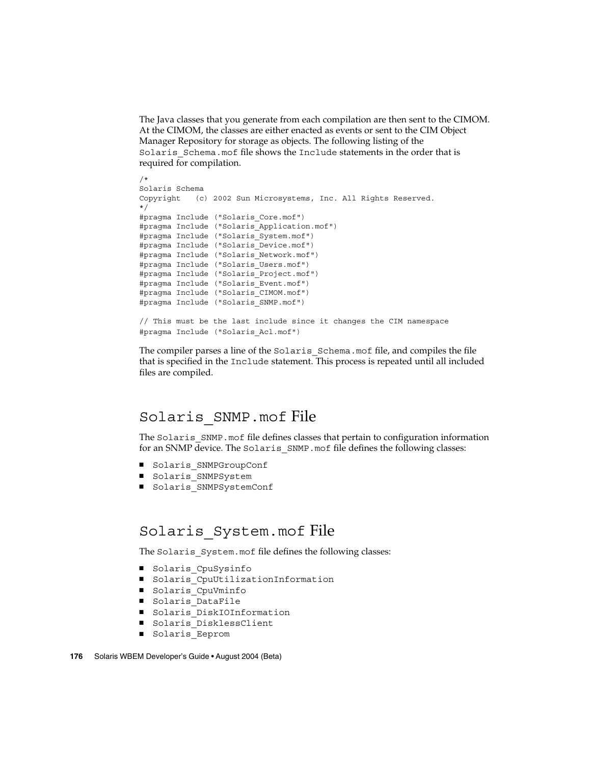The Java classes that you generate from each compilation are then sent to the CIMOM. At the CIMOM, the classes are either enacted as events or sent to the CIM Object Manager Repository for storage as objects. The following listing of the `Solaris_Schema.mof` file shows the `Include` statements in the order that is required for compilation.

```
/*
Solaris Schema
Copyright   (c) 2002 Sun Microsystems, Inc. All Rights Reserved.
*/
#pragma Include ("Solaris_Core.mof")
#pragma Include ("Solaris_Application.mof")
#pragma Include ("Solaris_System.mof")
#pragma Include ("Solaris_Device.mof")
#pragma Include ("Solaris_Network.mof")
#pragma Include ("Solaris_Users.mof")
#pragma Include ("Solaris_Project.mof")
#pragma Include ("Solaris_Event.mof")
#pragma Include ("Solaris_CIMOM.mof")
#pragma Include ("Solaris_SNMP.mof")

// This must be the last include since it changes the CIM namespace
#pragma Include ("Solaris_Acl.mof")
```

The compiler parses a line of the `Solaris_Schema.mof` file, and compiles the file that is specified in the `Include` statement. This process is repeated until all included files are compiled.

## `Solaris_SNMP.mof` File

The `Solaris_SNMP.mof` file defines classes that pertain to configuration information for an SNMP device. The `Solaris_SNMP.mof` file defines the following classes:

- `Solaris_SNMPGroupConf`
- `Solaris_SNMPSystem`
- `Solaris_SNMPSystemConf`

## `Solaris_System.mof` File

The `Solaris_System.mof` file defines the following classes:

- `Solaris_CpuSysinfo`
- `Solaris_CpuUtilizationInformation`
- `Solaris_CpuVminfo`
- `Solaris_DataFile`
- `Solaris_DiskIOInformation`
- `Solaris_DisklessClient`
- `Solaris_Eeprom`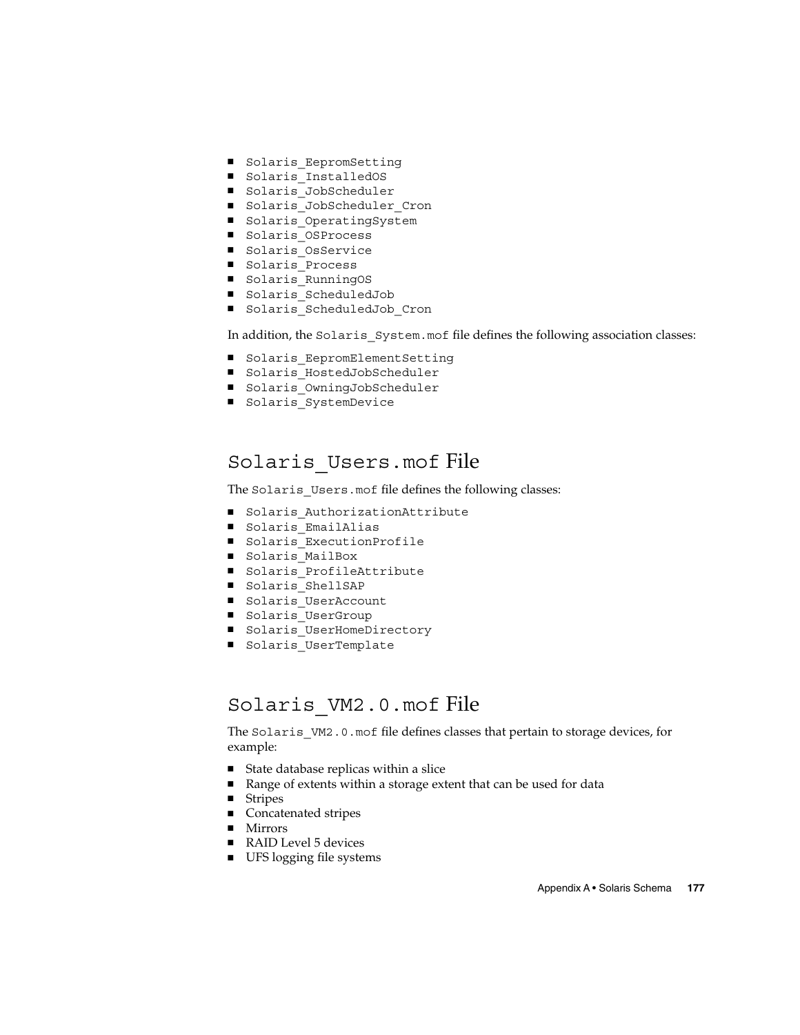- Solaris_EepromSetting
- Solaris_InstalledOS
- Solaris_JobScheduler
- Solaris_JobScheduler_Cron
- Solaris_OperatingSystem
- Solaris_OSProcess
- Solaris_OsService
- Solaris_Process
- Solaris_RunningOS
- Solaris_ScheduledJob
- Solaris_ScheduledJob_Cron

In addition, the Solaris_System.mof file defines the following association classes:

- Solaris_EepromElementSetting
- Solaris_HostedJobScheduler
- Solaris_OwningJobScheduler
- Solaris_SystemDevice

## Solaris_Users.mof File

The Solaris_Users.mof file defines the following classes:

- Solaris_AuthorizationAttribute
- Solaris_EmailAlias
- Solaris_ExecutionProfile
- Solaris_MailBox
- Solaris_ProfileAttribute
- Solaris_ShellSAP
- Solaris_UserAccount
- Solaris_UserGroup
- Solaris_UserHomeDirectory
- Solaris_UserTemplate

## Solaris_VM2.0.mof File

The Solaris_VM2.0.mof file defines classes that pertain to storage devices, for example:

- State database replicas within a slice
- Range of extents within a storage extent that can be used for data
- Stripes
- Concatenated stripes
- Mirrors
- RAID Level 5 devices
- UFS logging file systems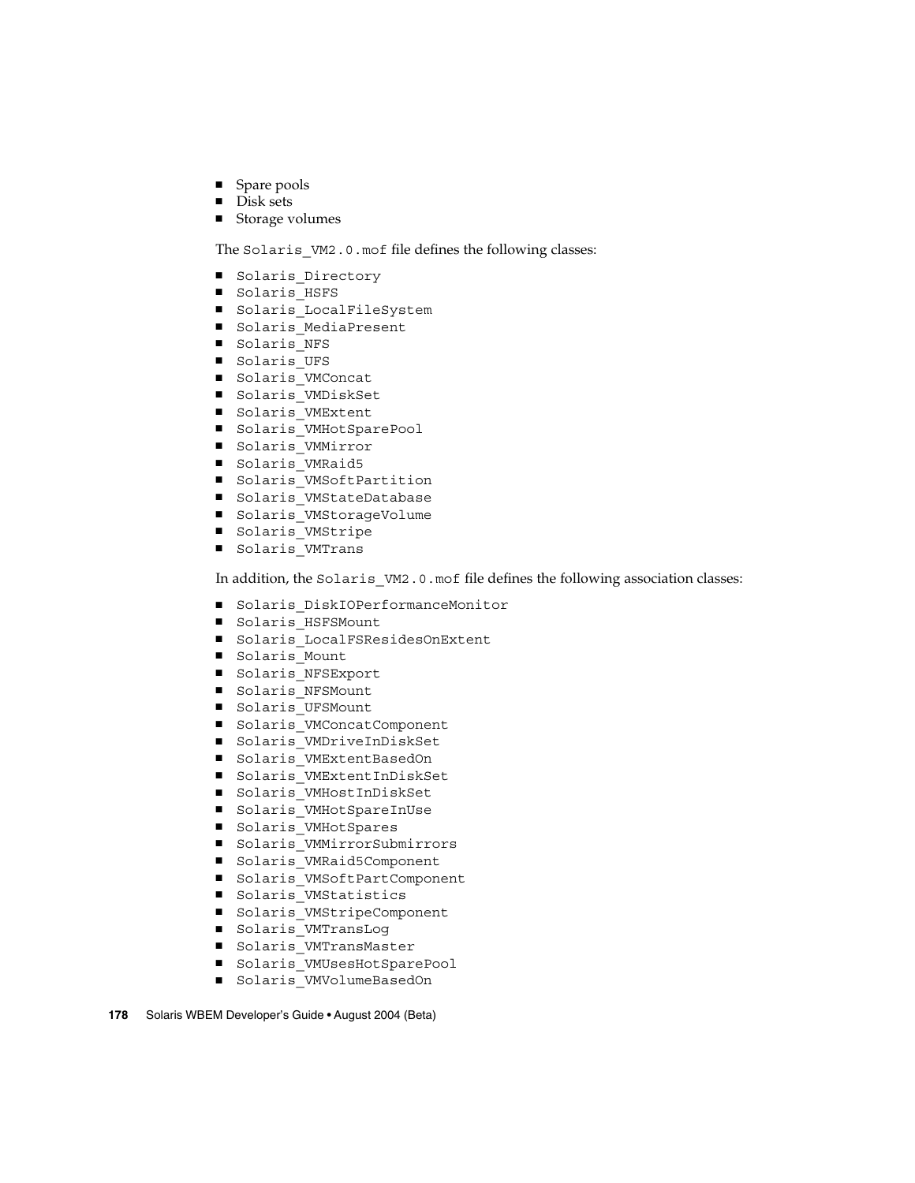- Spare pools
- Disk sets
- Storage volumes

The `Solaris_VM2.0.mof` file defines the following classes:

- `Solaris_Directory`
- `Solaris_HSFS`
- `Solaris_LocalFileSystem`
- `Solaris_MediaPresent`
- `Solaris_NFS`
- `Solaris_UFS`
- `Solaris_VMConcat`
- `Solaris_VMDiskSet`
- `Solaris_VMExtent`
- `Solaris_VMHotSparePool`
- `Solaris_VMMirror`
- `Solaris_VMRaid5`
- `Solaris_VMSoftPartition`
- `Solaris_VMStateDatabase`
- `Solaris_VMStorageVolume`
- `Solaris_VMStripe`
- `Solaris_VMTrans`

In addition, the `Solaris_VM2.0.mof` file defines the following association classes:

- `Solaris_DiskIOPerformanceMonitor`
- `Solaris_HSFSMount`
- `Solaris_LocalFSResidesOnExtent`
- `Solaris_Mount`
- `Solaris_NFSExport`
- `Solaris_NFSMount`
- `Solaris_UFSMount`
- `Solaris_VMConcatComponent`
- `Solaris_VMDriveInDiskSet`
- `Solaris_VMExtentBasedOn`
- `Solaris_VMExtentInDiskSet`
- `Solaris_VMHostInDiskSet`
- `Solaris_VMHotSpareInUse`
- `Solaris_VMHotSpares`
- `Solaris_VMMirrorSubmirrors`
- `Solaris_VMRaid5Component`
- `Solaris_VMSoftPartComponent`
- `Solaris_VMStatistics`
- `Solaris_VMStripeComponent`
- `Solaris_VMTransLog`
- `Solaris_VMTransMaster`
- `Solaris_VMUsesHotSparePool`
- `Solaris_VMVolumeBasedOn`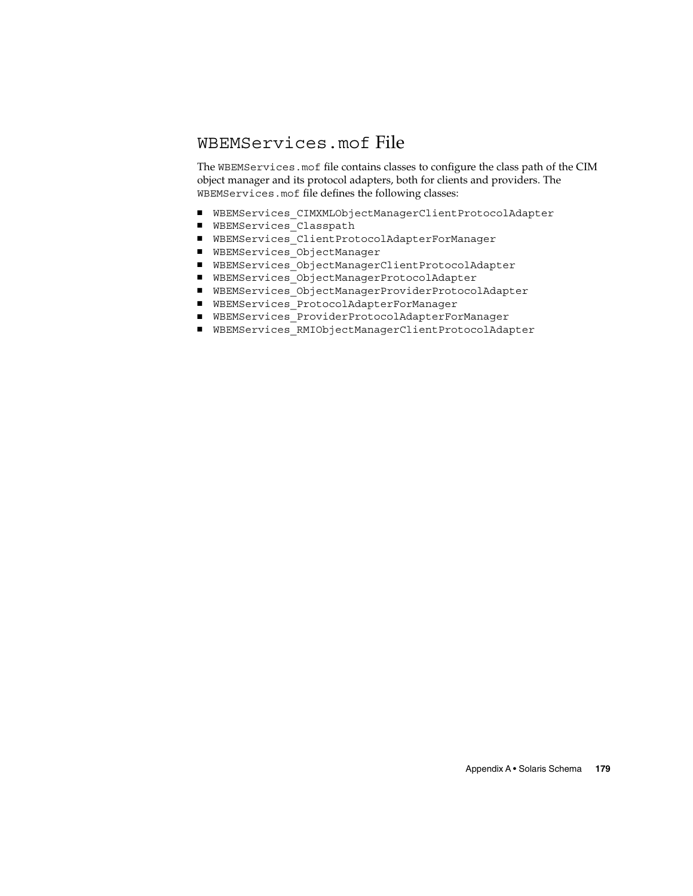## `WBEMServices.mof` File

The `WBEMServices.mof` file contains classes to configure the class path of the CIM object manager and its protocol adapters, both for clients and providers. The `WBEMServices.mof` file defines the following classes:

- `WBEMServices_CIMXMLObjectManagerClientProtocolAdapter`
- `WBEMServices_Classpath`
- `WBEMServices_ClientProtocolAdapterForManager`
- `WBEMServices_ObjectManager`
- `WBEMServices_ObjectManagerClientProtocolAdapter`
- `WBEMServices_ObjectManagerProtocolAdapter`
- `WBEMServices_ObjectManagerProviderProtocolAdapter`
- `WBEMServices_ProtocolAdapterForManager`
- `WBEMServices_ProviderProtocolAdapterForManager`
- `WBEMServices_RMIObjectManagerClientProtocolAdapter`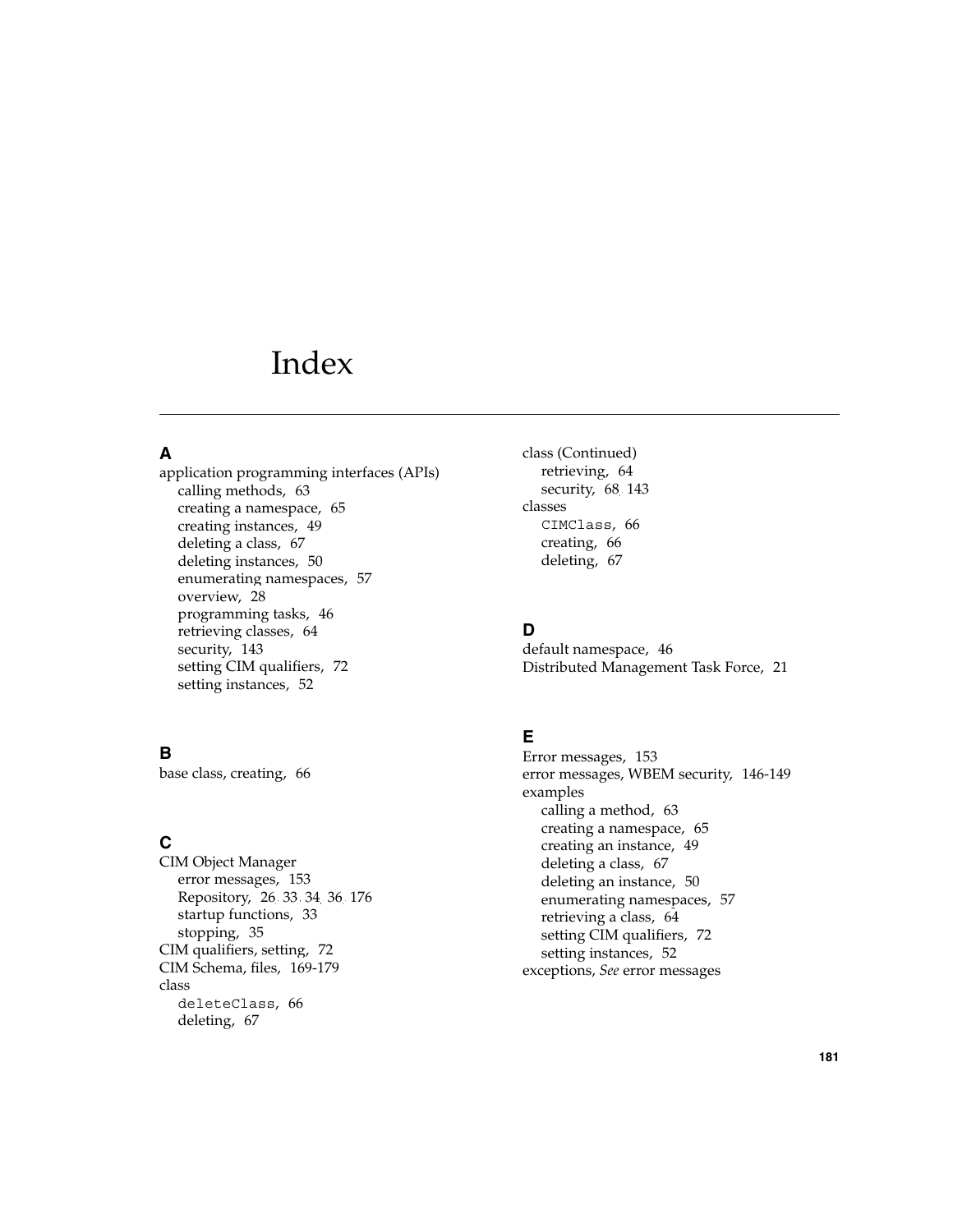# Index

## A

application programming interfaces (APIs)
- calling methods, 63
- creating a namespace, 65
- creating instances, 49
- deleting a class, 67
- deleting instances, 50
- enumerating namespaces, 57
- overview, 28
- programming tasks, 46
- retrieving classes, 64
- security, 143
- setting CIM qualifiers, 72
- setting instances, 52

## B

base class, creating, 66

## C

CIM Object Manager
- error messages, 153
- Repository, 26, 33, 34, 36, 176
- startup functions, 33
- stopping, 35

CIM qualifiers, setting, 72

CIM Schema, files, 169-179

class
- `deleteClass`, 66
- deleting, 67

class (Continued)
- retrieving, 64
- security, 68, 143

classes
- `CIMClass`, 66
- creating, 66
- deleting, 67

## D

default namespace, 46

Distributed Management Task Force, 21

## E

Error messages, 153

error messages, WBEM security, 146-149

examples
- calling a method, 63
- creating a namespace, 65
- creating an instance, 49
- deleting a class, 67
- deleting an instance, 50
- enumerating namespaces, 57
- retrieving a class, 64
- setting CIM qualifiers, 72
- setting instances, 52

exceptions, *See* error messages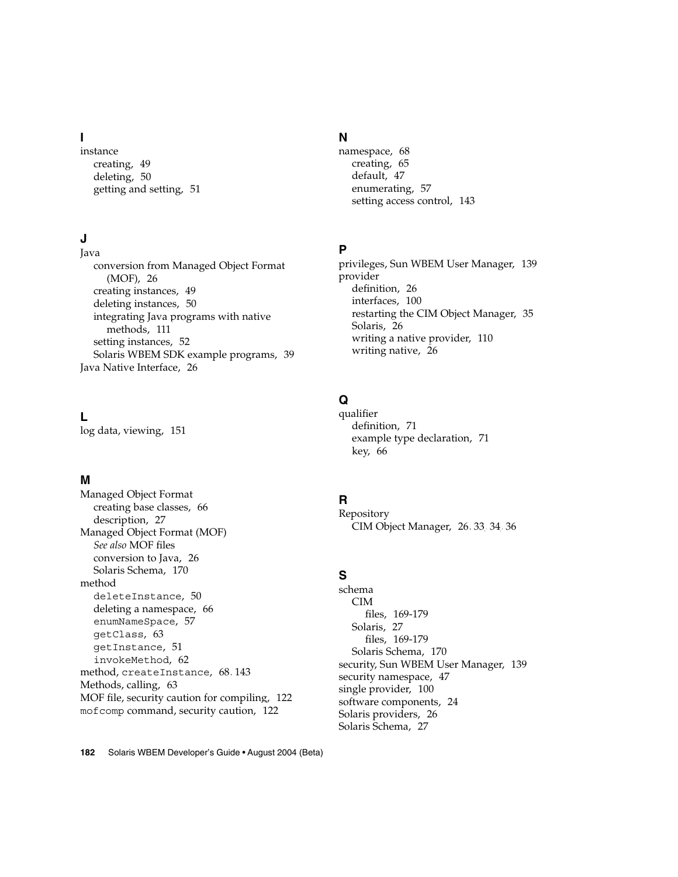## I

instance
- creating, 49
- deleting, 50
- getting and setting, 51

## J

Java
- conversion from Managed Object Format (MOF), 26
- creating instances, 49
- deleting instances, 50
- integrating Java programs with native methods, 111
- setting instances, 52
- Solaris WBEM SDK example programs, 39

Java Native Interface, 26

## L

log data, viewing, 151

## M

Managed Object Format
- creating base classes, 66
- description, 27

Managed Object Format (MOF)
- *See also* MOF files
- conversion to Java, 26
- Solaris Schema, 170

method
- `deleteInstance`, 50
- deleting a namespace, 66
- `enumNameSpace`, 57
- `getClass`, 63
- `getInstance`, 51
- `invokeMethod`, 62

method, `createInstance`, 68, 143

Methods, calling, 63

MOF file, security caution for compiling, 122

`mofcomp` command, security caution, 122

## N

namespace, 68
- creating, 65
- default, 47
- enumerating, 57
- setting access control, 143

## P

privileges, Sun WBEM User Manager, 139

provider
- definition, 26
- interfaces, 100
- restarting the CIM Object Manager, 35
- Solaris, 26
- writing a native provider, 110
- writing native, 26

## Q

qualifier
- definition, 71
- example type declaration, 71
- key, 66

## R

Repository
- CIM Object Manager, 26, 33, 34, 36

## S

schema
- CIM
  - files, 169-179
- Solaris, 27
  - files, 169-179
- Solaris Schema, 170

security, Sun WBEM User Manager, 139

security namespace, 47

single provider, 100

software components, 24

Solaris providers, 26

Solaris Schema, 27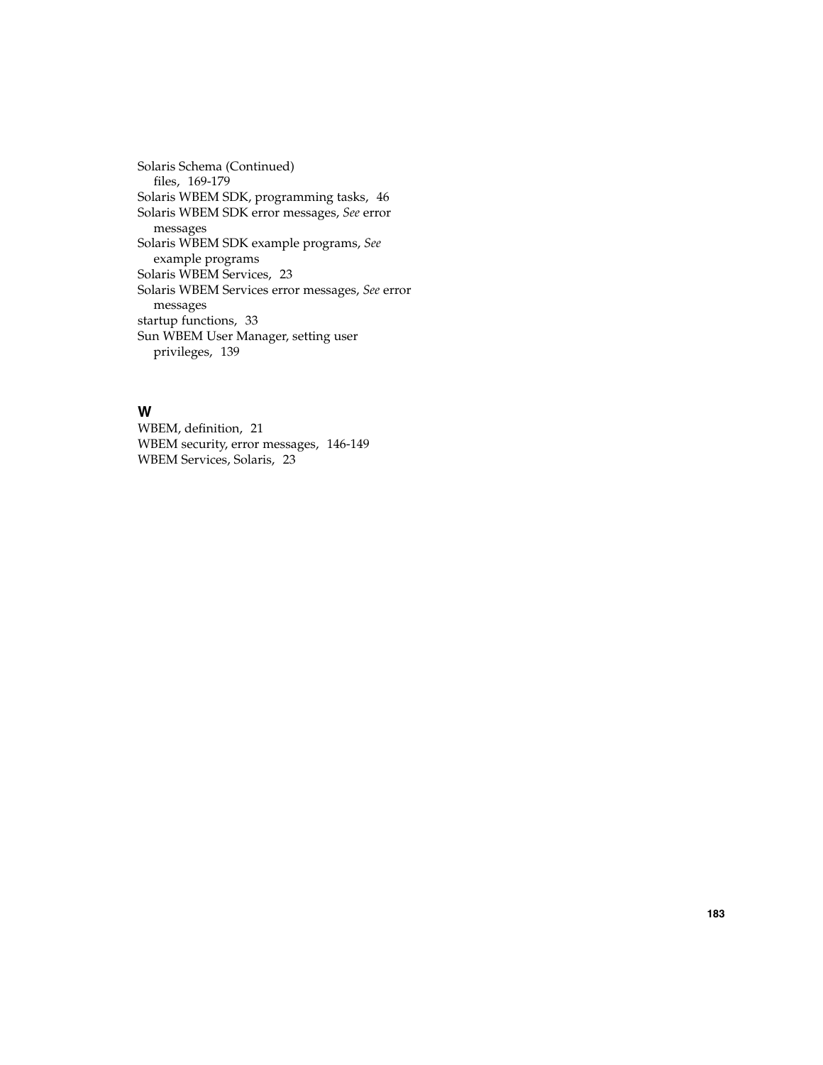Solaris Schema (Continued)
  files, 169-179

Solaris WBEM SDK, programming tasks, 46

Solaris WBEM SDK error messages, *See* error messages

Solaris WBEM SDK example programs, *See* example programs

Solaris WBEM Services, 23

Solaris WBEM Services error messages, *See* error messages

startup functions, 33

Sun WBEM User Manager, setting user privileges, 139

## W

WBEM, definition, 21

WBEM security, error messages, 146-149

WBEM Services, Solaris, 23